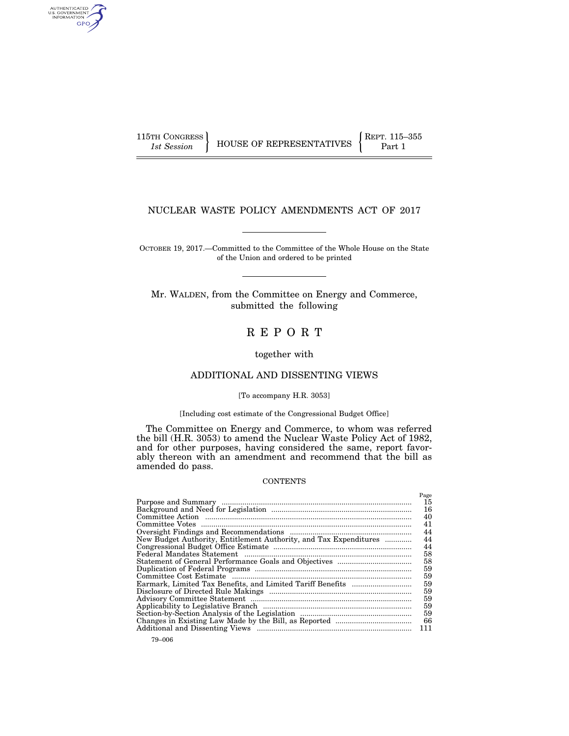115TH CONGRESS
*1st Session*

HOUSE OF REPRESENTATIVES

REPT. 115–355
Part 1

# NUCLEAR WASTE POLICY AMENDMENTS ACT OF 2017

OCTOBER 19, 2017.—Committed to the Committee of the Whole House on the State of the Union and ordered to be printed

Mr. WALDEN, from the Committee on Energy and Commerce, submitted the following

# R E P O R T

together with

## ADDITIONAL AND DISSENTING VIEWS

[To accompany H.R. 3053]

[Including cost estimate of the Congressional Budget Office]

The Committee on Energy and Commerce, to whom was referred the bill (H.R. 3053) to amend the Nuclear Waste Policy Act of 1982, and for other purposes, having considered the same, report favorably thereon with an amendment and recommend that the bill as amended do pass.

CONTENTS

| | Page |
|---|---|
| Purpose and Summary | 15 |
| Background and Need for Legislation | 16 |
| Committee Action | 40 |
| Committee Votes | 41 |
| Oversight Findings and Recommendations | 44 |
| New Budget Authority, Entitlement Authority, and Tax Expenditures | 44 |
| Congressional Budget Office Estimate | 44 |
| Federal Mandates Statement | 58 |
| Statement of General Performance Goals and Objectives | 58 |
| Duplication of Federal Programs | 59 |
| Committee Cost Estimate | 59 |
| Earmark, Limited Tax Benefits, and Limited Tariff Benefits | 59 |
| Disclosure of Directed Rule Makings | 59 |
| Advisory Committee Statement | 59 |
| Applicability to Legislative Branch | 59 |
| Section-by-Section Analysis of the Legislation | 59 |
| Changes in Existing Law Made by the Bill, as Reported | 66 |
| Additional and Dissenting Views | 111 |

79–006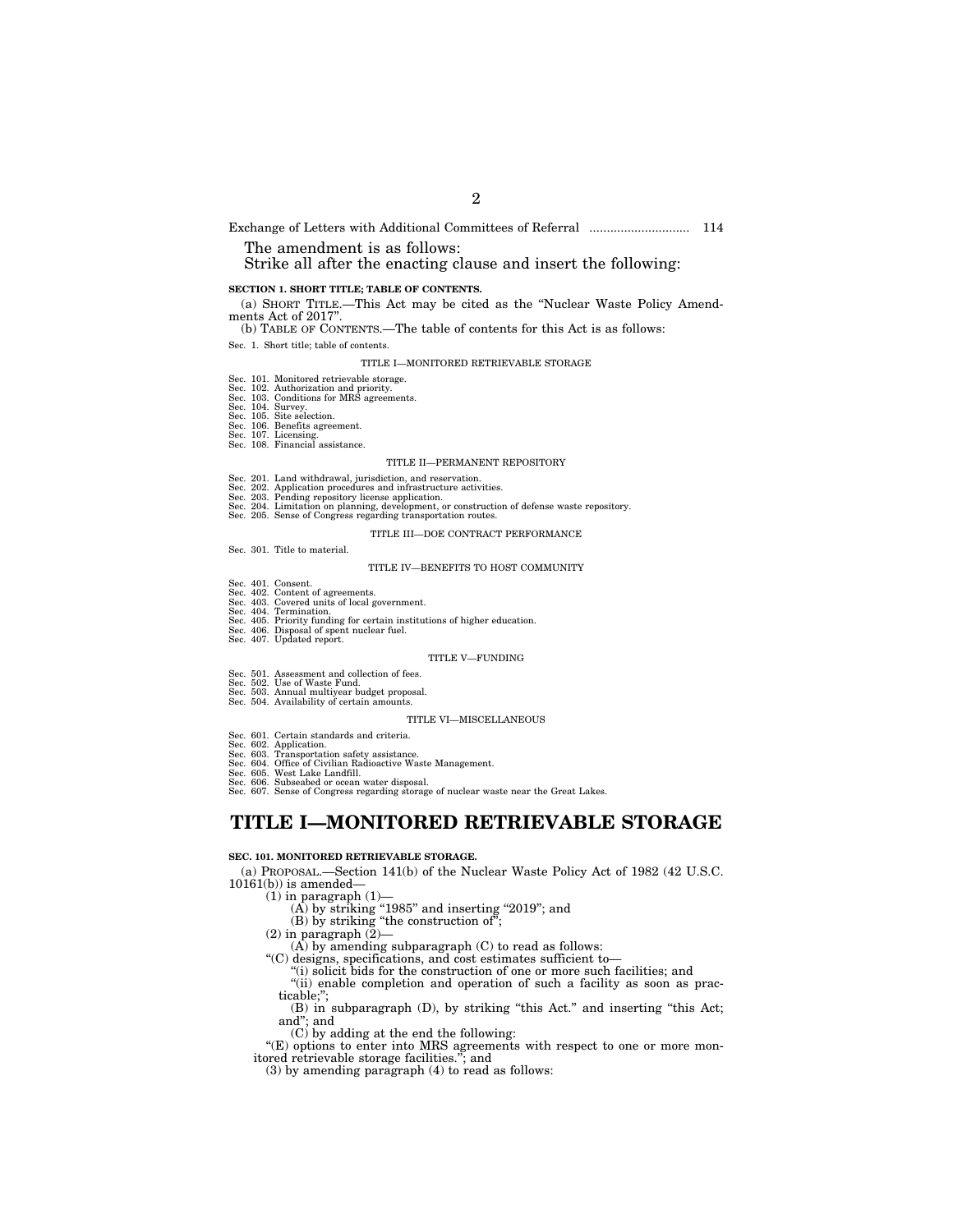Exchange of Letters with Additional Committees of Referral ............................ 114

The amendment is as follows:

Strike all after the enacting clause and insert the following:

**SECTION 1. SHORT TITLE; TABLE OF CONTENTS.**

(a) SHORT TITLE.—This Act may be cited as the "Nuclear Waste Policy Amendments Act of 2017".

(b) TABLE OF CONTENTS.—The table of contents for this Act is as follows:

Sec. 1. Short title; table of contents.

TITLE I—MONITORED RETRIEVABLE STORAGE

Sec. 101. Monitored retrievable storage.
Sec. 102. Authorization and priority.
Sec. 103. Conditions for MRS agreements.
Sec. 104. Survey.
Sec. 105. Site selection.
Sec. 106. Benefits agreement.
Sec. 107. Licensing.
Sec. 108. Financial assistance.

TITLE II—PERMANENT REPOSITORY

Sec. 201. Land withdrawal, jurisdiction, and reservation.
Sec. 202. Application procedures and infrastructure activities.
Sec. 203. Pending repository license application.
Sec. 204. Limitation on planning, development, or construction of defense waste repository.
Sec. 205. Sense of Congress regarding transportation routes.

TITLE III—DOE CONTRACT PERFORMANCE

Sec. 301. Title to material.

TITLE IV—BENEFITS TO HOST COMMUNITY

Sec. 401. Consent.
Sec. 402. Content of agreements.
Sec. 403. Covered units of local government.
Sec. 404. Termination.
Sec. 405. Priority funding for certain institutions of higher education.
Sec. 406. Disposal of spent nuclear fuel.
Sec. 407. Updated report.

TITLE V—FUNDING

Sec. 501. Assessment and collection of fees.
Sec. 502. Use of Waste Fund.
Sec. 503. Annual multiyear budget proposal.
Sec. 504. Availability of certain amounts.

TITLE VI—MISCELLANEOUS

Sec. 601. Certain standards and criteria.
Sec. 602. Application.
Sec. 603. Transportation safety assistance.
Sec. 604. Office of Civilian Radioactive Waste Management.
Sec. 605. West Lake Landfill.
Sec. 606. Subseabed or ocean water disposal.
Sec. 607. Sense of Congress regarding storage of nuclear waste near the Great Lakes.

# TITLE I—MONITORED RETRIEVABLE STORAGE

**SEC. 101. MONITORED RETRIEVABLE STORAGE.**

(a) PROPOSAL.—Section 141(b) of the Nuclear Waste Policy Act of 1982 (42 U.S.C. 10161(b)) is amended—

(1) in paragraph (1)—

(A) by striking "1985" and inserting "2019"; and

(B) by striking "the construction of";

(2) in paragraph (2)—

(A) by amending subparagraph (C) to read as follows:

"(C) designs, specifications, and cost estimates sufficient to—

"(i) solicit bids for the construction of one or more such facilities; and

"(ii) enable completion and operation of such a facility as soon as practicable;";

(B) in subparagraph (D), by striking "this Act." and inserting "this Act; and"; and

(C) by adding at the end the following:

"(E) options to enter into MRS agreements with respect to one or more monitored retrievable storage facilities."; and

(3) by amending paragraph (4) to read as follows: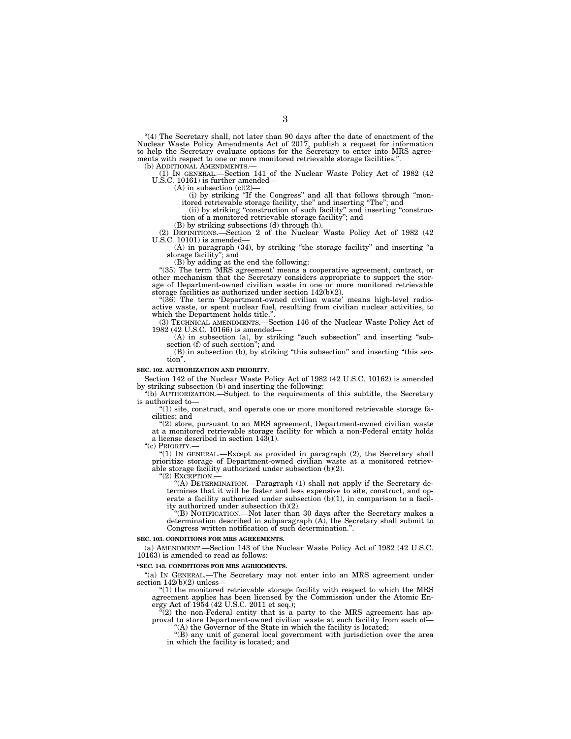"(4) The Secretary shall, not later than 90 days after the date of enactment of the Nuclear Waste Policy Amendments Act of 2017, publish a request for information to help the Secretary evaluate options for the Secretary to enter into MRS agreements with respect to one or more monitored retrievable storage facilities.".

(b) ADDITIONAL AMENDMENTS.—

(1) IN GENERAL.—Section 141 of the Nuclear Waste Policy Act of 1982 (42 U.S.C. 10161) is further amended—

(A) in subsection (c)(2)—

(i) by striking "If the Congress" and all that follows through "monitored retrievable storage facility, the" and inserting "The"; and

(ii) by striking "construction of such facility" and inserting "construction of a monitored retrievable storage facility"; and

(B) by striking subsections (d) through (h).

(2) DEFINITIONS.—Section 2 of the Nuclear Waste Policy Act of 1982 (42 U.S.C. 10101) is amended—

(A) in paragraph (34), by striking "the storage facility" and inserting "a storage facility"; and

(B) by adding at the end the following:

"(35) The term 'MRS agreement' means a cooperative agreement, contract, or other mechanism that the Secretary considers appropriate to support the storage of Department-owned civilian waste in one or more monitored retrievable storage facilities as authorized under section 142(b)(2).

"(36) The term 'Department-owned civilian waste' means high-level radioactive waste, or spent nuclear fuel, resulting from civilian nuclear activities, to which the Department holds title.".

(3) TECHNICAL AMENDMENTS.—Section 146 of the Nuclear Waste Policy Act of 1982 (42 U.S.C. 10166) is amended—

(A) in subsection (a), by striking "such subsection" and inserting "subsection (f) of such section"; and

(B) in subsection (b), by striking "this subsection" and inserting "this section".

**SEC. 102. AUTHORIZATION AND PRIORITY.**

Section 142 of the Nuclear Waste Policy Act of 1982 (42 U.S.C. 10162) is amended by striking subsection (b) and inserting the following:

"(b) AUTHORIZATION.—Subject to the requirements of this subtitle, the Secretary is authorized to—

"(1) site, construct, and operate one or more monitored retrievable storage facilities; and

"(2) store, pursuant to an MRS agreement, Department-owned civilian waste at a monitored retrievable storage facility for which a non-Federal entity holds a license described in section 143(1).

"(c) PRIORITY.—

"(1) IN GENERAL.—Except as provided in paragraph (2), the Secretary shall prioritize storage of Department-owned civilian waste at a monitored retrievable storage facility authorized under subsection (b)(2).

"(2) EXCEPTION.—

"(A) DETERMINATION.—Paragraph (1) shall not apply if the Secretary determines that it will be faster and less expensive to site, construct, and operate a facility authorized under subsection (b)(1), in comparison to a facility authorized under subsection (b)(2).

"(B) NOTIFICATION.—Not later than 30 days after the Secretary makes a determination described in subparagraph (A), the Secretary shall submit to Congress written notification of such determination.".

**SEC. 103. CONDITIONS FOR MRS AGREEMENTS.**

(a) AMENDMENT.—Section 143 of the Nuclear Waste Policy Act of 1982 (42 U.S.C. 10163) is amended to read as follows:

**"SEC. 143. CONDITIONS FOR MRS AGREEMENTS.**

"(a) IN GENERAL.—The Secretary may not enter into an MRS agreement under section 142(b)(2) unless—

"(1) the monitored retrievable storage facility with respect to which the MRS agreement applies has been licensed by the Commission under the Atomic Energy Act of 1954 (42 U.S.C. 2011 et seq.);

"(2) the non-Federal entity that is a party to the MRS agreement has approval to store Department-owned civilian waste at such facility from each of—

"(A) the Governor of the State in which the facility is located;

"(B) any unit of general local government with jurisdiction over the area in which the facility is located; and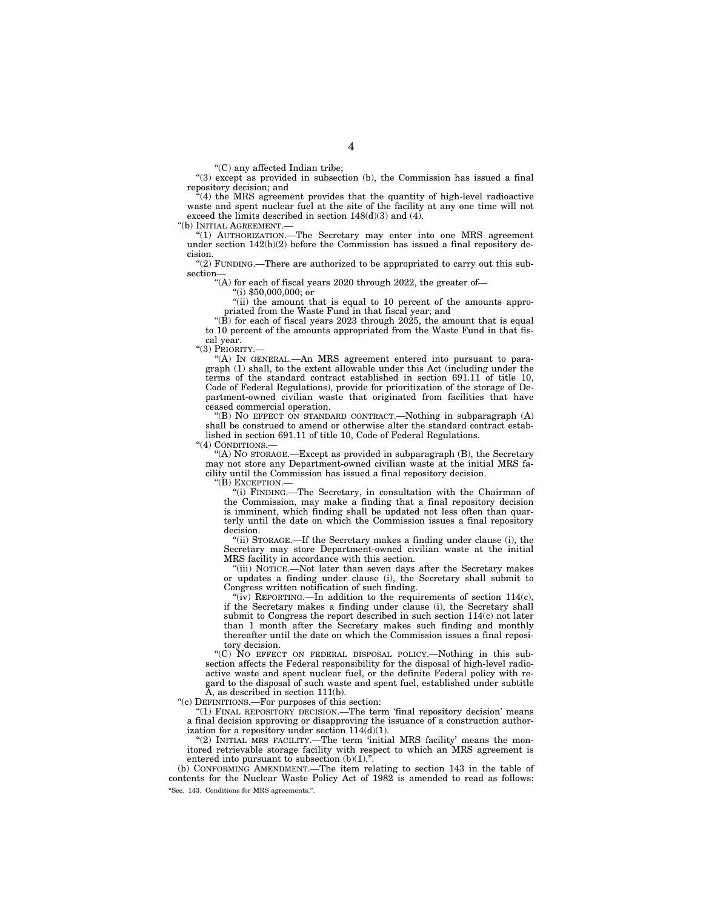"(C) any affected Indian tribe;

"(3) except as provided in subsection (b), the Commission has issued a final repository decision; and

"(4) the MRS agreement provides that the quantity of high-level radioactive waste and spent nuclear fuel at the site of the facility at any one time will not exceed the limits described in section 148(d)(3) and (4).

"(b) INITIAL AGREEMENT.—

"(1) AUTHORIZATION.—The Secretary may enter into one MRS agreement under section 142(b)(2) before the Commission has issued a final repository decision.

"(2) FUNDING.—There are authorized to be appropriated to carry out this subsection—

"(A) for each of fiscal years 2020 through 2022, the greater of—

"(i) $50,000,000; or

"(ii) the amount that is equal to 10 percent of the amounts appropriated from the Waste Fund in that fiscal year; and

"(B) for each of fiscal years 2023 through 2025, the amount that is equal to 10 percent of the amounts appropriated from the Waste Fund in that fiscal year.

"(3) PRIORITY.—

"(A) IN GENERAL.—An MRS agreement entered into pursuant to paragraph (1) shall, to the extent allowable under this Act (including under the terms of the standard contract established in section 691.11 of title 10, Code of Federal Regulations), provide for prioritization of the storage of Department-owned civilian waste that originated from facilities that have ceased commercial operation.

"(B) NO EFFECT ON STANDARD CONTRACT.—Nothing in subparagraph (A) shall be construed to amend or otherwise alter the standard contract established in section 691.11 of title 10, Code of Federal Regulations.

"(4) CONDITIONS.—

"(A) NO STORAGE.—Except as provided in subparagraph (B), the Secretary may not store any Department-owned civilian waste at the initial MRS facility until the Commission has issued a final repository decision.

"(B) EXCEPTION.—

"(i) FINDING.—The Secretary, in consultation with the Chairman of the Commission, may make a finding that a final repository decision is imminent, which finding shall be updated not less often than quarterly until the date on which the Commission issues a final repository decision.

"(ii) STORAGE.—If the Secretary makes a finding under clause (i), the Secretary may store Department-owned civilian waste at the initial MRS facility in accordance with this section.

"(iii) NOTICE.—Not later than seven days after the Secretary makes or updates a finding under clause (i), the Secretary shall submit to Congress written notification of such finding.

"(iv) REPORTING.—In addition to the requirements of section 114(c), if the Secretary makes a finding under clause (i), the Secretary shall submit to Congress the report described in such section 114(c) not later than 1 month after the Secretary makes such finding and monthly thereafter until the date on which the Commission issues a final repository decision.

"(C) NO EFFECT ON FEDERAL DISPOSAL POLICY.—Nothing in this subsection affects the Federal responsibility for the disposal of high-level radioactive waste and spent nuclear fuel, or the definite Federal policy with regard to the disposal of such waste and spent fuel, established under subtitle A, as described in section 111(b).

"(c) DEFINITIONS.—For purposes of this section:

"(1) FINAL REPOSITORY DECISION.—The term 'final repository decision' means a final decision approving or disapproving the issuance of a construction authorization for a repository under section 114(d)(1).

"(2) INITIAL MRS FACILITY.—The term 'initial MRS facility' means the monitored retrievable storage facility with respect to which an MRS agreement is entered into pursuant to subsection (b)(1).".

(b) CONFORMING AMENDMENT.—The item relating to section 143 in the table of contents for the Nuclear Waste Policy Act of 1982 is amended to read as follows:

"Sec. 143. Conditions for MRS agreements.".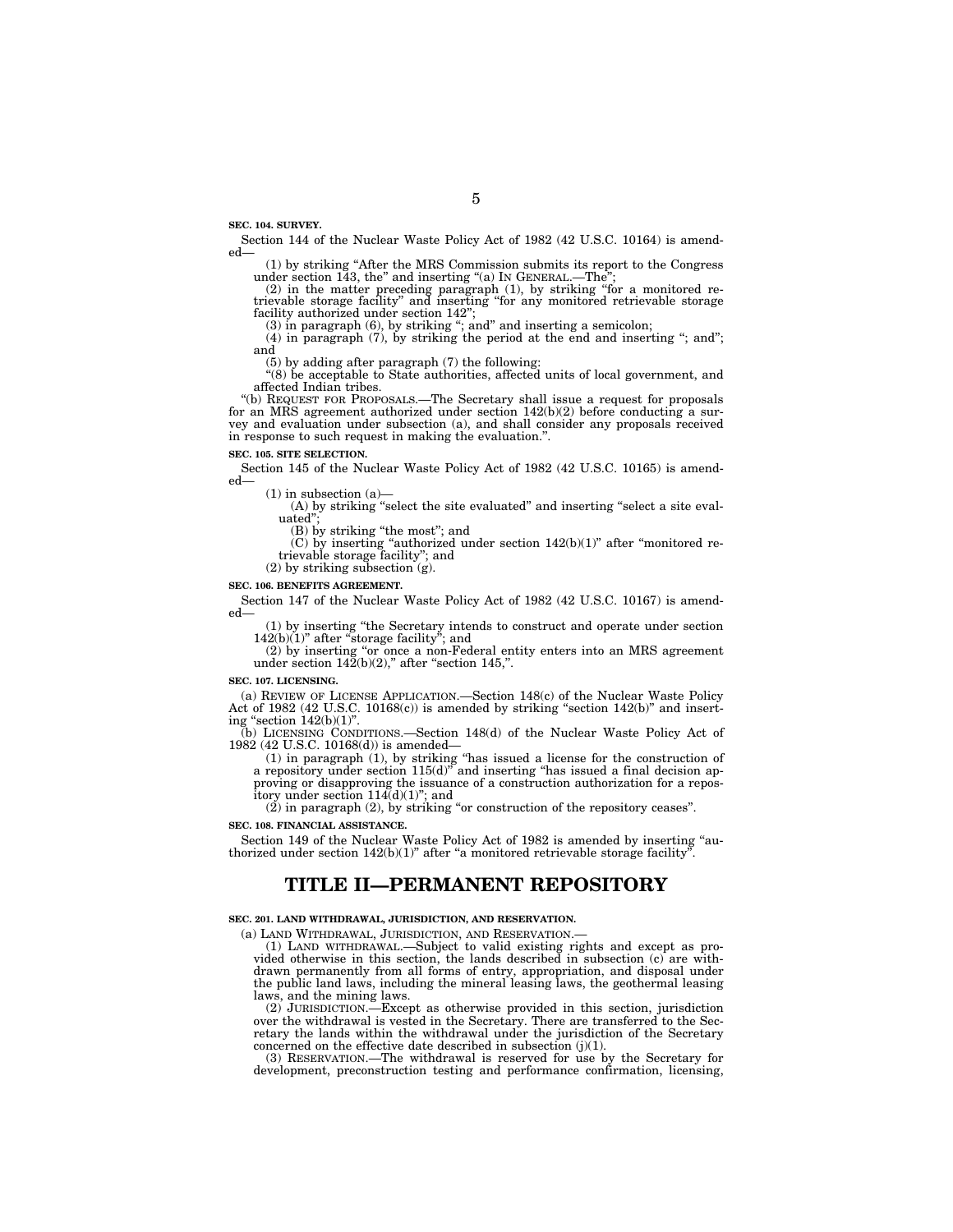**SEC. 104. SURVEY.**

Section 144 of the Nuclear Waste Policy Act of 1982 (42 U.S.C. 10164) is amended—

(1) by striking "After the MRS Commission submits its report to the Congress under section 143, the" and inserting "(a) IN GENERAL.—The";

(2) in the matter preceding paragraph (1), by striking "for a monitored retrievable storage facility" and inserting "for any monitored retrievable storage facility authorized under section 142";

(3) in paragraph (6), by striking "; and" and inserting a semicolon;

(4) in paragraph (7), by striking the period at the end and inserting "; and"; and

(5) by adding after paragraph (7) the following:

"(8) be acceptable to State authorities, affected units of local government, and affected Indian tribes.

"(b) REQUEST FOR PROPOSALS.—The Secretary shall issue a request for proposals for an MRS agreement authorized under section 142(b)(2) before conducting a survey and evaluation under subsection (a), and shall consider any proposals received in response to such request in making the evaluation.".

**SEC. 105. SITE SELECTION.**

Section 145 of the Nuclear Waste Policy Act of 1982 (42 U.S.C. 10165) is amended—

(1) in subsection (a)—

(A) by striking "select the site evaluated" and inserting "select a site evaluated";

(B) by striking "the most"; and

(C) by inserting "authorized under section 142(b)(1)" after "monitored retrievable storage facility"; and

(2) by striking subsection (g).

**SEC. 106. BENEFITS AGREEMENT.**

Section 147 of the Nuclear Waste Policy Act of 1982 (42 U.S.C. 10167) is amended—

(1) by inserting "the Secretary intends to construct and operate under section 142(b)(1)" after "storage facility"; and

(2) by inserting "or once a non-Federal entity enters into an MRS agreement under section 142(b)(2)," after "section 145,".

**SEC. 107. LICENSING.**

(a) REVIEW OF LICENSE APPLICATION.—Section 148(c) of the Nuclear Waste Policy Act of 1982 (42 U.S.C. 10168(c)) is amended by striking "section 142(b)" and inserting "section 142(b)(1)".

(b) LICENSING CONDITIONS.—Section 148(d) of the Nuclear Waste Policy Act of 1982 (42 U.S.C. 10168(d)) is amended—

(1) in paragraph (1), by striking "has issued a license for the construction of a repository under section 115(d)" and inserting "has issued a final decision approving or disapproving the issuance of a construction authorization for a repository under section 114(d)(1)"; and

(2) in paragraph (2), by striking "or construction of the repository ceases".

**SEC. 108. FINANCIAL ASSISTANCE.**

Section 149 of the Nuclear Waste Policy Act of 1982 is amended by inserting "authorized under section 142(b)(1)" after "a monitored retrievable storage facility".

# TITLE II—PERMANENT REPOSITORY

**SEC. 201. LAND WITHDRAWAL, JURISDICTION, AND RESERVATION.**

(a) LAND WITHDRAWAL, JURISDICTION, AND RESERVATION.—

(1) LAND WITHDRAWAL.—Subject to valid existing rights and except as provided otherwise in this section, the lands described in subsection (c) are withdrawn permanently from all forms of entry, appropriation, and disposal under the public land laws, including the mineral leasing laws, the geothermal leasing laws, and the mining laws.

(2) JURISDICTION.—Except as otherwise provided in this section, jurisdiction over the withdrawal is vested in the Secretary. There are transferred to the Secretary the lands within the withdrawal under the jurisdiction of the Secretary concerned on the effective date described in subsection (j)(1).

(3) RESERVATION.—The withdrawal is reserved for use by the Secretary for development, preconstruction testing and performance confirmation, licensing,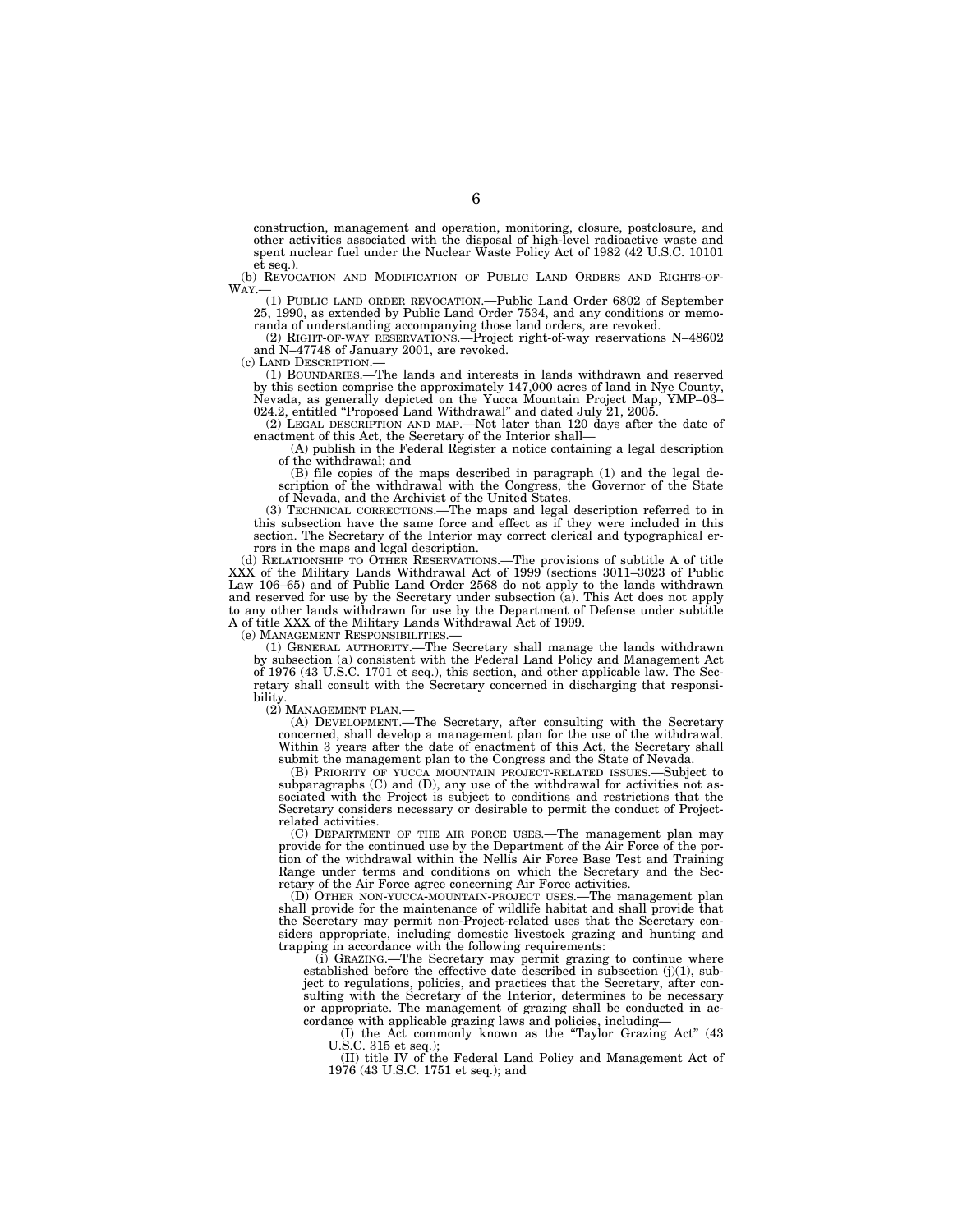construction, management and operation, monitoring, closure, postclosure, and other activities associated with the disposal of high-level radioactive waste and spent nuclear fuel under the Nuclear Waste Policy Act of 1982 (42 U.S.C. 10101 et seq.).

(b) REVOCATION AND MODIFICATION OF PUBLIC LAND ORDERS AND RIGHTS-OF-WAY.—

(1) PUBLIC LAND ORDER REVOCATION.—Public Land Order 6802 of September 25, 1990, as extended by Public Land Order 7534, and any conditions or memoranda of understanding accompanying those land orders, are revoked.

(2) RIGHT-OF-WAY RESERVATIONS.—Project right-of-way reservations N–48602 and N–47748 of January 2001, are revoked.

(c) LAND DESCRIPTION.—

(1) BOUNDARIES.—The lands and interests in lands withdrawn and reserved by this section comprise the approximately 147,000 acres of land in Nye County, Nevada, as generally depicted on the Yucca Mountain Project Map, YMP–03–024.2, entitled "Proposed Land Withdrawal" and dated July 21, 2005.

(2) LEGAL DESCRIPTION AND MAP.—Not later than 120 days after the date of enactment of this Act, the Secretary of the Interior shall—

(A) publish in the Federal Register a notice containing a legal description of the withdrawal; and

(B) file copies of the maps described in paragraph (1) and the legal description of the withdrawal with the Congress, the Governor of the State of Nevada, and the Archivist of the United States.

(3) TECHNICAL CORRECTIONS.—The maps and legal description referred to in this subsection have the same force and effect as if they were included in this section. The Secretary of the Interior may correct clerical and typographical errors in the maps and legal description.

(d) RELATIONSHIP TO OTHER RESERVATIONS.—The provisions of subtitle A of title XXX of the Military Lands Withdrawal Act of 1999 (sections 3011–3023 of Public Law 106–65) and of Public Land Order 2568 do not apply to the lands withdrawn and reserved for use by the Secretary under subsection (a). This Act does not apply to any other lands withdrawn for use by the Department of Defense under subtitle A of title XXX of the Military Lands Withdrawal Act of 1999.

(e) MANAGEMENT RESPONSIBILITIES.—

(1) GENERAL AUTHORITY.—The Secretary shall manage the lands withdrawn by subsection (a) consistent with the Federal Land Policy and Management Act of 1976 (43 U.S.C. 1701 et seq.), this section, and other applicable law. The Secretary shall consult with the Secretary concerned in discharging that responsibility.

(2) MANAGEMENT PLAN.—

(A) DEVELOPMENT.—The Secretary, after consulting with the Secretary concerned, shall develop a management plan for the use of the withdrawal. Within 3 years after the date of enactment of this Act, the Secretary shall submit the management plan to the Congress and the State of Nevada.

(B) PRIORITY OF YUCCA MOUNTAIN PROJECT-RELATED ISSUES.—Subject to subparagraphs (C) and (D), any use of the withdrawal for activities not associated with the Project is subject to conditions and restrictions that the Secretary considers necessary or desirable to permit the conduct of Project-related activities.

(C) DEPARTMENT OF THE AIR FORCE USES.—The management plan may provide for the continued use by the Department of the Air Force of the portion of the withdrawal within the Nellis Air Force Base Test and Training Range under terms and conditions on which the Secretary and the Secretary of the Air Force agree concerning Air Force activities.

(D) OTHER NON-YUCCA-MOUNTAIN-PROJECT USES.—The management plan shall provide for the maintenance of wildlife habitat and shall provide that the Secretary may permit non-Project-related uses that the Secretary considers appropriate, including domestic livestock grazing and hunting and trapping in accordance with the following requirements:

(i) GRAZING.—The Secretary may permit grazing to continue where established before the effective date described in subsection (j)(1), subject to regulations, policies, and practices that the Secretary, after consulting with the Secretary of the Interior, determines to be necessary or appropriate. The management of grazing shall be conducted in accordance with applicable grazing laws and policies, including—

(I) the Act commonly known as the "Taylor Grazing Act" (43 U.S.C. 315 et seq.);

(II) title IV of the Federal Land Policy and Management Act of 1976 (43 U.S.C. 1751 et seq.); and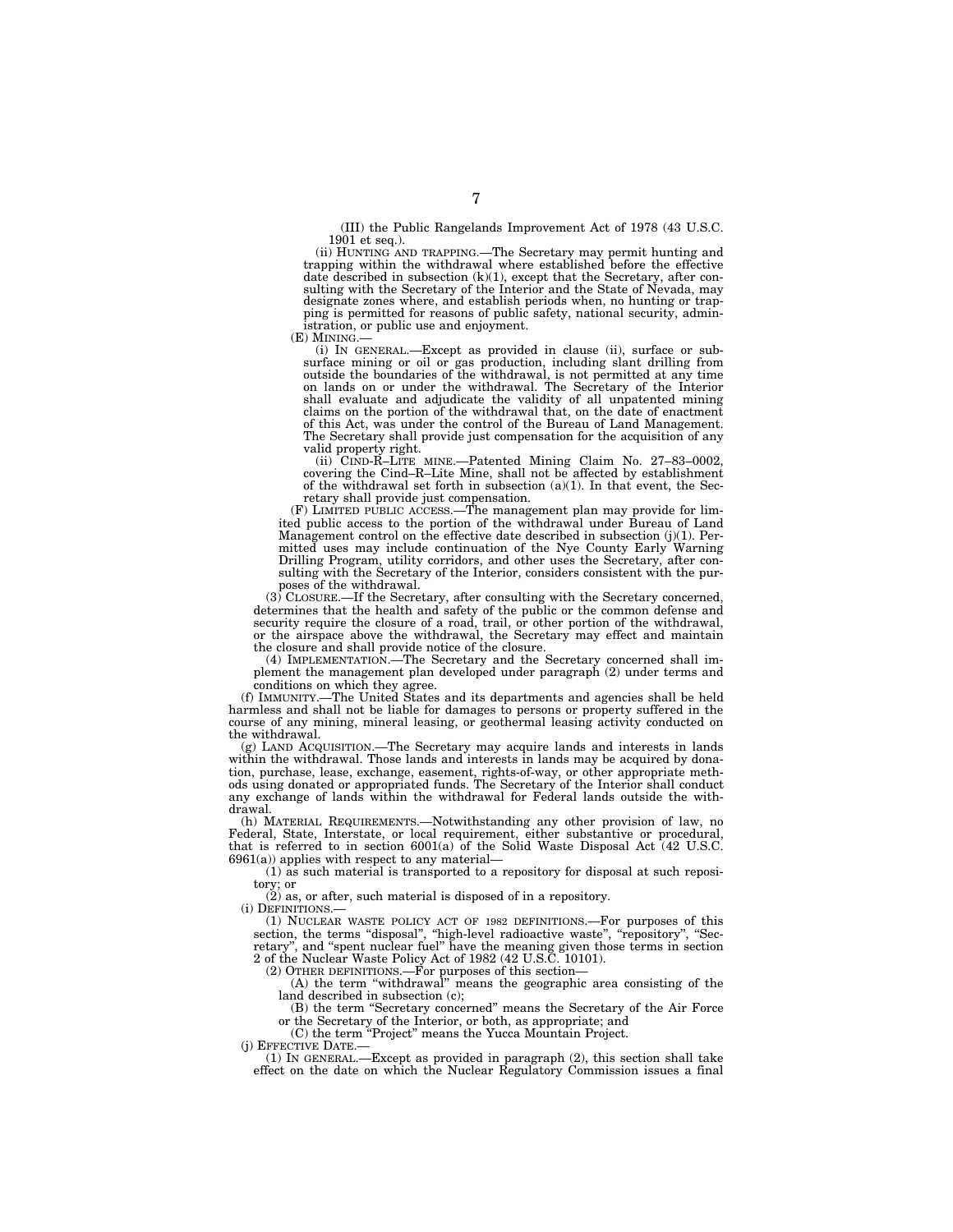(III) the Public Rangelands Improvement Act of 1978 (43 U.S.C. 1901 et seq.).

(ii) HUNTING AND TRAPPING.—The Secretary may permit hunting and trapping within the withdrawal where established before the effective date described in subsection (k)(1), except that the Secretary, after consulting with the Secretary of the Interior and the State of Nevada, may designate zones where, and establish periods when, no hunting or trapping is permitted for reasons of public safety, national security, administration, or public use and enjoyment.

(E) MINING.—

(i) IN GENERAL.—Except as provided in clause (ii), surface or subsurface mining or oil or gas production, including slant drilling from outside the boundaries of the withdrawal, is not permitted at any time on lands on or under the withdrawal. The Secretary of the Interior shall evaluate and adjudicate the validity of all unpatented mining claims on the portion of the withdrawal that, on the date of enactment of this Act, was under the control of the Bureau of Land Management. The Secretary shall provide just compensation for the acquisition of any valid property right.

(ii) CIND-R-LITE MINE.—Patented Mining Claim No. 27–83–0002, covering the Cind–R–Lite Mine, shall not be affected by establishment of the withdrawal set forth in subsection (a)(1). In that event, the Secretary shall provide just compensation.

(F) LIMITED PUBLIC ACCESS.—The management plan may provide for limited public access to the portion of the withdrawal under Bureau of Land Management control on the effective date described in subsection (j)(1). Permitted uses may include continuation of the Nye County Early Warning Drilling Program, utility corridors, and other uses the Secretary, after consulting with the Secretary of the Interior, considers consistent with the purposes of the withdrawal.

(3) CLOSURE.—If the Secretary, after consulting with the Secretary concerned, determines that the health and safety of the public or the common defense and security require the closure of a road, trail, or other portion of the withdrawal, or the airspace above the withdrawal, the Secretary may effect and maintain the closure and shall provide notice of the closure.

(4) IMPLEMENTATION.—The Secretary and the Secretary concerned shall implement the management plan developed under paragraph (2) under terms and conditions on which they agree.

(f) IMMUNITY.—The United States and its departments and agencies shall be held harmless and shall not be liable for damages to persons or property suffered in the course of any mining, mineral leasing, or geothermal leasing activity conducted on the withdrawal.

(g) LAND ACQUISITION.—The Secretary may acquire lands and interests in lands within the withdrawal. Those lands and interests in lands may be acquired by donation, purchase, lease, exchange, easement, rights-of-way, or other appropriate methods using donated or appropriated funds. The Secretary of the Interior shall conduct any exchange of lands within the withdrawal for Federal lands outside the withdrawal.

(h) MATERIAL REQUIREMENTS.—Notwithstanding any other provision of law, no Federal, State, Interstate, or local requirement, either substantive or procedural, that is referred to in section 6001(a) of the Solid Waste Disposal Act (42 U.S.C. 6961(a)) applies with respect to any material—

(1) as such material is transported to a repository for disposal at such repository; or

(2) as, or after, such material is disposed of in a repository.

(i) DEFINITIONS.—

(1) NUCLEAR WASTE POLICY ACT OF 1982 DEFINITIONS.—For purposes of this section, the terms "disposal", "high-level radioactive waste", "repository", "Secretary", and "spent nuclear fuel" have the meaning given those terms in section 2 of the Nuclear Waste Policy Act of 1982 (42 U.S.C. 10101).

(2) OTHER DEFINITIONS.—For purposes of this section—

(A) the term "withdrawal" means the geographic area consisting of the land described in subsection (c);

(B) the term "Secretary concerned" means the Secretary of the Air Force or the Secretary of the Interior, or both, as appropriate; and

(C) the term "Project" means the Yucca Mountain Project.

(j) EFFECTIVE DATE.—

(1) IN GENERAL.—Except as provided in paragraph (2), this section shall take effect on the date on which the Nuclear Regulatory Commission issues a final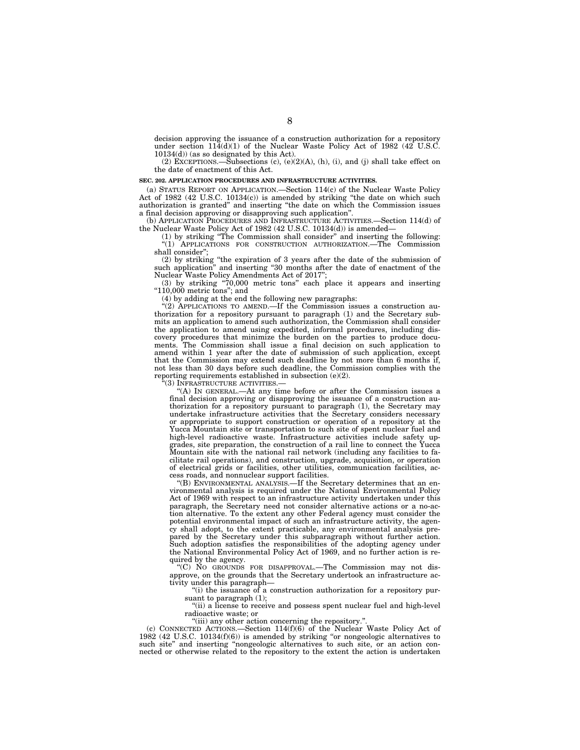decision approving the issuance of a construction authorization for a repository under section 114(d)(1) of the Nuclear Waste Policy Act of 1982 (42 U.S.C. 10134(d)) (as so designated by this Act).

(2) EXCEPTIONS.—Subsections (c), (e)(2)(A), (h), (i), and (j) shall take effect on the date of enactment of this Act.

**SEC. 202. APPLICATION PROCEDURES AND INFRASTRUCTURE ACTIVITIES.**

(a) STATUS REPORT ON APPLICATION.—Section 114(c) of the Nuclear Waste Policy Act of 1982 (42 U.S.C. 10134(c)) is amended by striking "the date on which such authorization is granted" and inserting "the date on which the Commission issues a final decision approving or disapproving such application".

(b) APPLICATION PROCEDURES AND INFRASTRUCTURE ACTIVITIES.—Section 114(d) of the Nuclear Waste Policy Act of 1982 (42 U.S.C. 10134(d)) is amended—

(1) by striking "The Commission shall consider" and inserting the following: "(1) APPLICATIONS FOR CONSTRUCTION AUTHORIZATION.—The Commission shall consider";

(2) by striking "the expiration of 3 years after the date of the submission of such application" and inserting "30 months after the date of enactment of the Nuclear Waste Policy Amendments Act of 2017";

(3) by striking "70,000 metric tons" each place it appears and inserting "110,000 metric tons"; and

(4) by adding at the end the following new paragraphs:

"(2) APPLICATIONS TO AMEND.—If the Commission issues a construction authorization for a repository pursuant to paragraph (1) and the Secretary submits an application to amend such authorization, the Commission shall consider the application to amend using expedited, informal procedures, including discovery procedures that minimize the burden on the parties to produce documents. The Commission shall issue a final decision on such application to amend within 1 year after the date of submission of such application, except that the Commission may extend such deadline by not more than 6 months if, not less than 30 days before such deadline, the Commission complies with the reporting requirements established in subsection (e)(2).

"(3) INFRASTRUCTURE ACTIVITIES.—

"(A) IN GENERAL.—At any time before or after the Commission issues a final decision approving or disapproving the issuance of a construction authorization for a repository pursuant to paragraph (1), the Secretary may undertake infrastructure activities that the Secretary considers necessary or appropriate to support construction or operation of a repository at the Yucca Mountain site or transportation to such site of spent nuclear fuel and high-level radioactive waste. Infrastructure activities include safety upgrades, site preparation, the construction of a rail line to connect the Yucca Mountain site with the national rail network (including any facilities to facilitate rail operations), and construction, upgrade, acquisition, or operation of electrical grids or facilities, other utilities, communication facilities, access roads, and nonnuclear support facilities.

"(B) ENVIRONMENTAL ANALYSIS.—If the Secretary determines that an environmental analysis is required under the National Environmental Policy Act of 1969 with respect to an infrastructure activity undertaken under this paragraph, the Secretary need not consider alternative actions or a no-action alternative. To the extent any other Federal agency must consider the potential environmental impact of such an infrastructure activity, the agency shall adopt, to the extent practicable, any environmental analysis prepared by the Secretary under this subparagraph without further action. Such adoption satisfies the responsibilities of the adopting agency under the National Environmental Policy Act of 1969, and no further action is required by the agency.

"(C) NO GROUNDS FOR DISAPPROVAL.—The Commission may not disapprove, on the grounds that the Secretary undertook an infrastructure activity under this paragraph—

"(i) the issuance of a construction authorization for a repository pursuant to paragraph (1);

"(ii) a license to receive and possess spent nuclear fuel and high-level radioactive waste; or

"(iii) any other action concerning the repository.".

(c) CONNECTED ACTIONS.—Section 114(f)(6) of the Nuclear Waste Policy Act of 1982 (42 U.S.C. 10134(f)(6)) is amended by striking "or nongeologic alternatives to such site" and inserting "nongeologic alternatives to such site, or an action connected or otherwise related to the repository to the extent the action is undertaken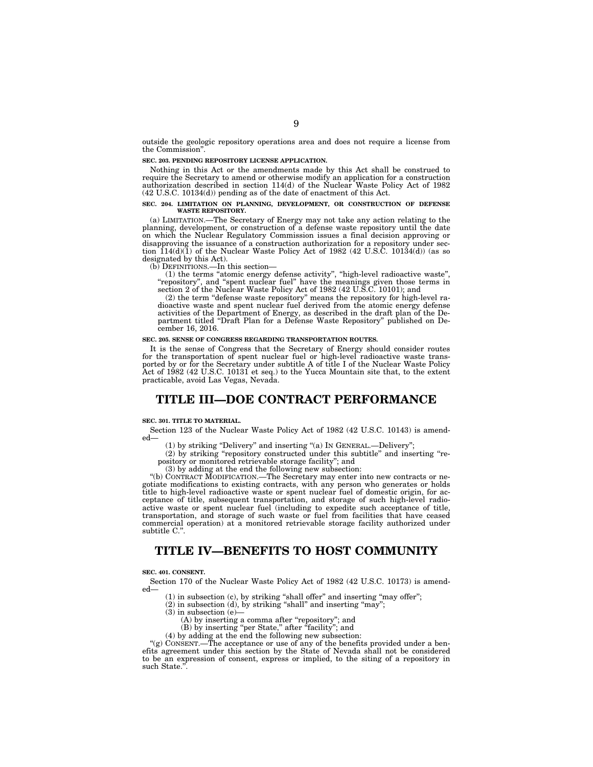outside the geologic repository operations area and does not require a license from the Commission".

**SEC. 203. PENDING REPOSITORY LICENSE APPLICATION.**

Nothing in this Act or the amendments made by this Act shall be construed to require the Secretary to amend or otherwise modify an application for a construction authorization described in section 114(d) of the Nuclear Waste Policy Act of 1982 (42 U.S.C. 10134(d)) pending as of the date of enactment of this Act.

**SEC. 204. LIMITATION ON PLANNING, DEVELOPMENT, OR CONSTRUCTION OF DEFENSE WASTE REPOSITORY.**

(a) LIMITATION.—The Secretary of Energy may not take any action relating to the planning, development, or construction of a defense waste repository until the date on which the Nuclear Regulatory Commission issues a final decision approving or disapproving the issuance of a construction authorization for a repository under section 114(d)(1) of the Nuclear Waste Policy Act of 1982 (42 U.S.C. 10134(d)) (as so designated by this Act).

(b) DEFINITIONS.—In this section—

(1) the terms "atomic energy defense activity", "high-level radioactive waste", "repository", and "spent nuclear fuel" have the meanings given those terms in section 2 of the Nuclear Waste Policy Act of 1982 (42 U.S.C. 10101); and

(2) the term "defense waste repository" means the repository for high-level radioactive waste and spent nuclear fuel derived from the atomic energy defense activities of the Department of Energy, as described in the draft plan of the Department titled "Draft Plan for a Defense Waste Repository" published on December 16, 2016.

**SEC. 205. SENSE OF CONGRESS REGARDING TRANSPORTATION ROUTES.**

It is the sense of Congress that the Secretary of Energy should consider routes for the transportation of spent nuclear fuel or high-level radioactive waste transported by or for the Secretary under subtitle A of title I of the Nuclear Waste Policy Act of 1982 (42 U.S.C. 10131 et seq.) to the Yucca Mountain site that, to the extent practicable, avoid Las Vegas, Nevada.

# TITLE III—DOE CONTRACT PERFORMANCE

**SEC. 301. TITLE TO MATERIAL.**

Section 123 of the Nuclear Waste Policy Act of 1982 (42 U.S.C. 10143) is amended—

(1) by striking "Delivery" and inserting "(a) IN GENERAL.—Delivery";

(2) by striking "repository constructed under this subtitle" and inserting "repository or monitored retrievable storage facility"; and

(3) by adding at the end the following new subsection:

"(b) CONTRACT MODIFICATION.—The Secretary may enter into new contracts or negotiate modifications to existing contracts, with any person who generates or holds title to high-level radioactive waste or spent nuclear fuel of domestic origin, for acceptance of title, subsequent transportation, and storage of such high-level radioactive waste or spent nuclear fuel (including to expedite such acceptance of title, transportation, and storage of such waste or fuel from facilities that have ceased commercial operation) at a monitored retrievable storage facility authorized under subtitle C.".

# TITLE IV—BENEFITS TO HOST COMMUNITY

**SEC. 401. CONSENT.**

Section 170 of the Nuclear Waste Policy Act of 1982 (42 U.S.C. 10173) is amended—

(1) in subsection (c), by striking "shall offer" and inserting "may offer";

(2) in subsection (d), by striking "shall" and inserting "may";

(3) in subsection (e)—

(A) by inserting a comma after "repository"; and

(B) by inserting "per State," after "facility"; and

(4) by adding at the end the following new subsection:

"(g) CONSENT.—The acceptance or use of any of the benefits provided under a benefits agreement under this section by the State of Nevada shall not be considered to be an expression of consent, express or implied, to the siting of a repository in such State.".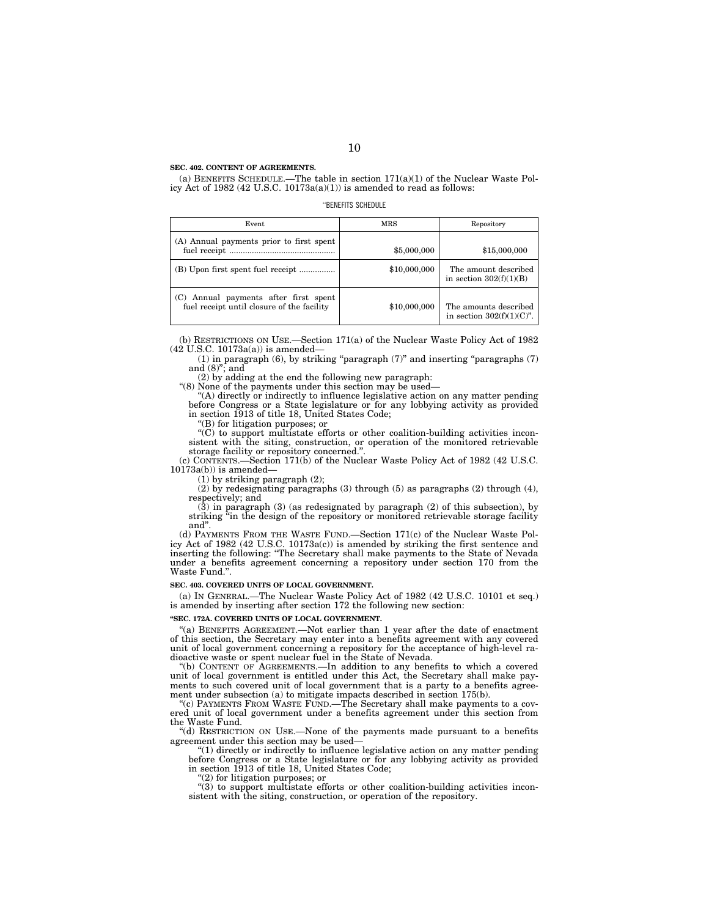**SEC. 402. CONTENT OF AGREEMENTS.**

(a) BENEFITS SCHEDULE.—The table in section 171(a)(1) of the Nuclear Waste Policy Act of 1982 (42 U.S.C. 10173a(a)(1)) is amended to read as follows:

"BENEFITS SCHEDULE

| Event | MRS | Repository |
|---|---|---|
| (A) Annual payments prior to first spent fuel receipt .............................................. | $5,000,000 | $15,000,000 |
| (B) Upon first spent fuel receipt ................ | $10,000,000 | The amount described in section 302(f)(1)(B) |
| (C) Annual payments after first spent fuel receipt until closure of the facility | $10,000,000 | The amounts described in section 302(f)(1)(C)". |

(b) RESTRICTIONS ON USE.—Section 171(a) of the Nuclear Waste Policy Act of 1982 (42 U.S.C. 10173a(a)) is amended—

(1) in paragraph (6), by striking "paragraph (7)" and inserting "paragraphs (7) and (8)"; and

(2) by adding at the end the following new paragraph:

"(8) None of the payments under this section may be used—

"(A) directly or indirectly to influence legislative action on any matter pending before Congress or a State legislature or for any lobbying activity as provided in section 1913 of title 18, United States Code;

"(B) for litigation purposes; or

"(C) to support multistate efforts or other coalition-building activities inconsistent with the siting, construction, or operation of the monitored retrievable storage facility or repository concerned.".

(c) CONTENTS.—Section 171(b) of the Nuclear Waste Policy Act of 1982 (42 U.S.C. 10173a(b)) is amended—

(1) by striking paragraph (2);

(2) by redesignating paragraphs (3) through (5) as paragraphs (2) through (4), respectively; and

(3) in paragraph (3) (as redesignated by paragraph (2) of this subsection), by striking "in the design of the repository or monitored retrievable storage facility and".

(d) PAYMENTS FROM THE WASTE FUND.—Section 171(c) of the Nuclear Waste Policy Act of 1982 (42 U.S.C. 10173a(c)) is amended by striking the first sentence and inserting the following: "The Secretary shall make payments to the State of Nevada under a benefits agreement concerning a repository under section 170 from the Waste Fund.".

**SEC. 403. COVERED UNITS OF LOCAL GOVERNMENT.**

(a) IN GENERAL.—The Nuclear Waste Policy Act of 1982 (42 U.S.C. 10101 et seq.) is amended by inserting after section 172 the following new section:

**"SEC. 172A. COVERED UNITS OF LOCAL GOVERNMENT.**

"(a) BENEFITS AGREEMENT.—Not earlier than 1 year after the date of enactment of this section, the Secretary may enter into a benefits agreement with any covered unit of local government concerning a repository for the acceptance of high-level radioactive waste or spent nuclear fuel in the State of Nevada.

"(b) CONTENT OF AGREEMENTS.—In addition to any benefits to which a covered unit of local government is entitled under this Act, the Secretary shall make payments to such covered unit of local government that is a party to a benefits agreement under subsection (a) to mitigate impacts described in section 175(b).

"(c) PAYMENTS FROM WASTE FUND.—The Secretary shall make payments to a covered unit of local government under a benefits agreement under this section from the Waste Fund.

"(d) RESTRICTION ON USE.—None of the payments made pursuant to a benefits agreement under this section may be used—

"(1) directly or indirectly to influence legislative action on any matter pending before Congress or a State legislature or for any lobbying activity as provided in section 1913 of title 18, United States Code;

"(2) for litigation purposes; or

"(3) to support multistate efforts or other coalition-building activities inconsistent with the siting, construction, or operation of the repository.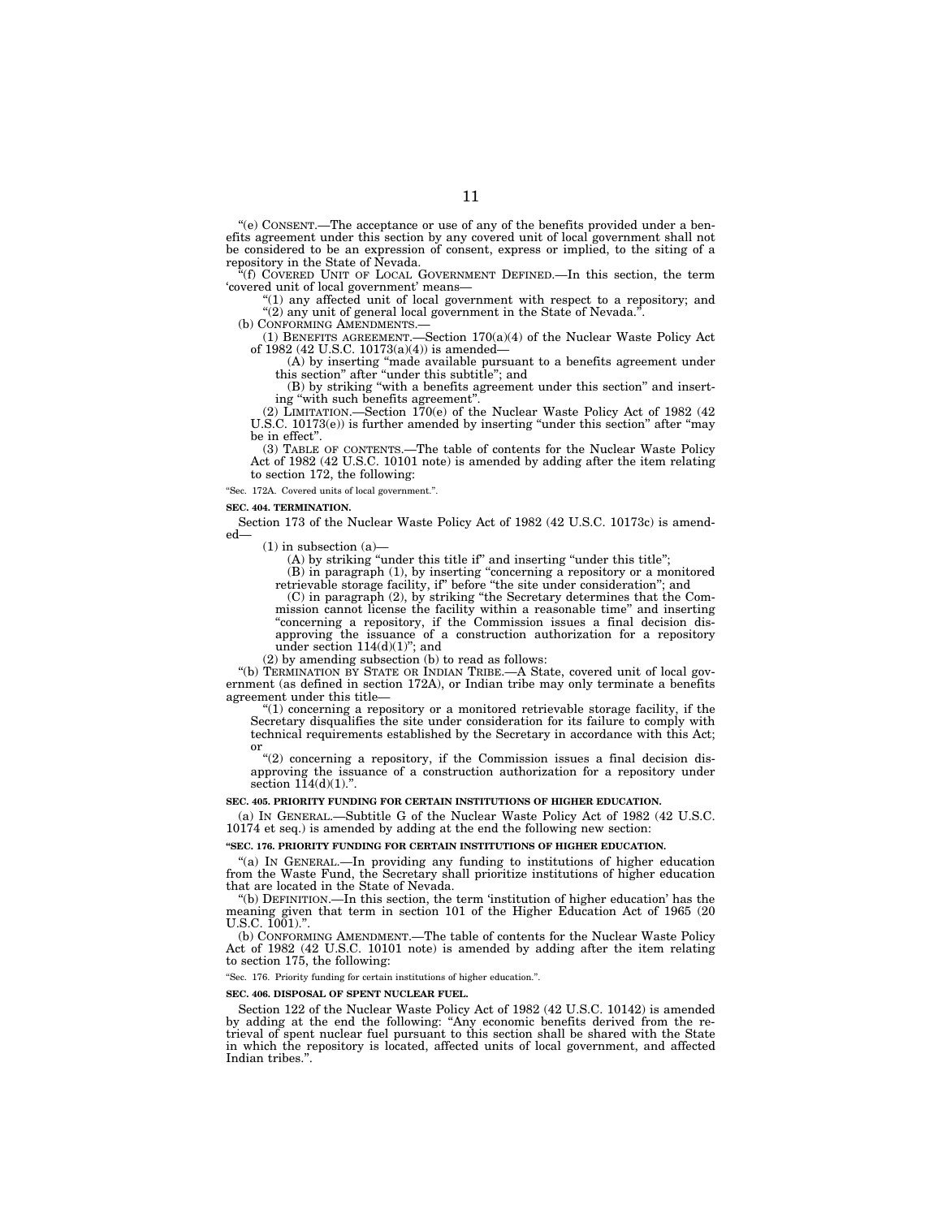"(e) CONSENT.—The acceptance or use of any of the benefits provided under a benefits agreement under this section by any covered unit of local government shall not be considered to be an expression of consent, express or implied, to the siting of a repository in the State of Nevada.

"(f) COVERED UNIT OF LOCAL GOVERNMENT DEFINED.—In this section, the term 'covered unit of local government' means—

"(1) any affected unit of local government with respect to a repository; and

"(2) any unit of general local government in the State of Nevada.".

(b) CONFORMING AMENDMENTS.—

(1) BENEFITS AGREEMENT.—Section 170(a)(4) of the Nuclear Waste Policy Act of 1982 (42 U.S.C. 10173(a)(4)) is amended—

(A) by inserting "made available pursuant to a benefits agreement under this section" after "under this subtitle"; and

(B) by striking "with a benefits agreement under this section" and inserting "with such benefits agreement".

(2) LIMITATION.—Section 170(e) of the Nuclear Waste Policy Act of 1982 (42 U.S.C. 10173(e)) is further amended by inserting "under this section" after "may be in effect".

(3) TABLE OF CONTENTS.—The table of contents for the Nuclear Waste Policy Act of 1982 (42 U.S.C. 10101 note) is amended by adding after the item relating to section 172, the following:

"Sec. 172A. Covered units of local government.".

**SEC. 404. TERMINATION.**

Section 173 of the Nuclear Waste Policy Act of 1982 (42 U.S.C. 10173c) is amended—

(1) in subsection (a)—

(A) by striking "under this title if" and inserting "under this title";

(B) in paragraph (1), by inserting "concerning a repository or a monitored retrievable storage facility, if" before "the site under consideration"; and

(C) in paragraph (2), by striking "the Secretary determines that the Commission cannot license the facility within a reasonable time" and inserting "concerning a repository, if the Commission issues a final decision disapproving the issuance of a construction authorization for a repository under section 114(d)(1)"; and

(2) by amending subsection (b) to read as follows:

"(b) TERMINATION BY STATE OR INDIAN TRIBE.—A State, covered unit of local government (as defined in section 172A), or Indian tribe may only terminate a benefits agreement under this title—

"(1) concerning a repository or a monitored retrievable storage facility, if the Secretary disqualifies the site under consideration for its failure to comply with technical requirements established by the Secretary in accordance with this Act; or

"(2) concerning a repository, if the Commission issues a final decision disapproving the issuance of a construction authorization for a repository under section 114(d)(1).".

**SEC. 405. PRIORITY FUNDING FOR CERTAIN INSTITUTIONS OF HIGHER EDUCATION.**

(a) IN GENERAL.—Subtitle G of the Nuclear Waste Policy Act of 1982 (42 U.S.C. 10174 et seq.) is amended by adding at the end the following new section:

**"SEC. 176. PRIORITY FUNDING FOR CERTAIN INSTITUTIONS OF HIGHER EDUCATION.**

"(a) IN GENERAL.—In providing any funding to institutions of higher education from the Waste Fund, the Secretary shall prioritize institutions of higher education that are located in the State of Nevada.

"(b) DEFINITION.—In this section, the term 'institution of higher education' has the meaning given that term in section 101 of the Higher Education Act of 1965 (20 U.S.C. 1001).".

(b) CONFORMING AMENDMENT.—The table of contents for the Nuclear Waste Policy Act of 1982 (42 U.S.C. 10101 note) is amended by adding after the item relating to section 175, the following:

"Sec. 176. Priority funding for certain institutions of higher education.".

**SEC. 406. DISPOSAL OF SPENT NUCLEAR FUEL.**

Section 122 of the Nuclear Waste Policy Act of 1982 (42 U.S.C. 10142) is amended by adding at the end the following: "Any economic benefits derived from the retrieval of spent nuclear fuel pursuant to this section shall be shared with the State in which the repository is located, affected units of local government, and affected Indian tribes.".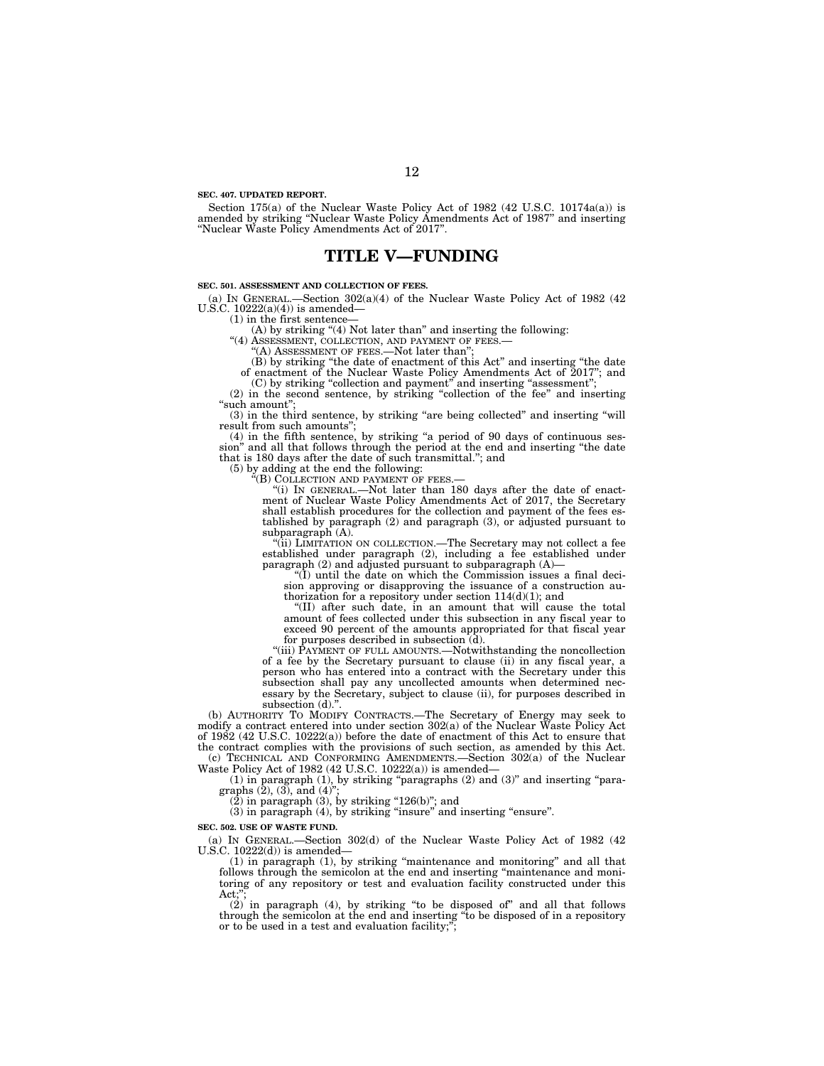**SEC. 407. UPDATED REPORT.**

Section 175(a) of the Nuclear Waste Policy Act of 1982 (42 U.S.C. 10174a(a)) is amended by striking "Nuclear Waste Policy Amendments Act of 1987" and inserting "Nuclear Waste Policy Amendments Act of 2017".

# TITLE V—FUNDING

**SEC. 501. ASSESSMENT AND COLLECTION OF FEES.**

(a) IN GENERAL.—Section 302(a)(4) of the Nuclear Waste Policy Act of 1982 (42 U.S.C. 10222(a)(4)) is amended—

(1) in the first sentence—

(A) by striking "(4) Not later than" and inserting the following:

"(4) ASSESSMENT, COLLECTION, AND PAYMENT OF FEES.—

"(A) ASSESSMENT OF FEES.—Not later than";

(B) by striking "the date of enactment of this Act" and inserting "the date of enactment of the Nuclear Waste Policy Amendments Act of 2017"; and

(C) by striking "collection and payment" and inserting "assessment";

(2) in the second sentence, by striking "collection of the fee" and inserting "such amount";

(3) in the third sentence, by striking "are being collected" and inserting "will result from such amounts";

(4) in the fifth sentence, by striking "a period of 90 days of continuous session" and all that follows through the period at the end and inserting "the date that is 180 days after the date of such transmittal."; and

(5) by adding at the end the following:

"(B) COLLECTION AND PAYMENT OF FEES.—

"(i) IN GENERAL.—Not later than 180 days after the date of enactment of Nuclear Waste Policy Amendments Act of 2017, the Secretary shall establish procedures for the collection and payment of the fees established by paragraph (2) and paragraph (3), or adjusted pursuant to subparagraph (A).

"(ii) LIMITATION ON COLLECTION.—The Secretary may not collect a fee established under paragraph (2), including a fee established under paragraph (2) and adjusted pursuant to subparagraph (A)—

"(I) until the date on which the Commission issues a final decision approving or disapproving the issuance of a construction authorization for a repository under section 114(d)(1); and

"(II) after such date, in an amount that will cause the total amount of fees collected under this subsection in any fiscal year to exceed 90 percent of the amounts appropriated for that fiscal year for purposes described in subsection (d).

"(iii) PAYMENT OF FULL AMOUNTS.—Notwithstanding the noncollection of a fee by the Secretary pursuant to clause (ii) in any fiscal year, a person who has entered into a contract with the Secretary under this subsection shall pay any uncollected amounts when determined necessary by the Secretary, subject to clause (ii), for purposes described in subsection (d).".

(b) AUTHORITY TO MODIFY CONTRACTS.—The Secretary of Energy may seek to modify a contract entered into under section 302(a) of the Nuclear Waste Policy Act of 1982 (42 U.S.C. 10222(a)) before the date of enactment of this Act to ensure that the contract complies with the provisions of such section, as amended by this Act.

(c) TECHNICAL AND CONFORMING AMENDMENTS.—Section 302(a) of the Nuclear Waste Policy Act of 1982 (42 U.S.C. 10222(a)) is amended—

(1) in paragraph (1), by striking "paragraphs (2) and (3)" and inserting "paragraphs (2), (3), and (4)";

(2) in paragraph (3), by striking "126(b)"; and

(3) in paragraph (4), by striking "insure" and inserting "ensure".

**SEC. 502. USE OF WASTE FUND.**

(a) IN GENERAL.—Section 302(d) of the Nuclear Waste Policy Act of 1982 (42 U.S.C. 10222(d)) is amended—

(1) in paragraph (1), by striking "maintenance and monitoring" and all that follows through the semicolon at the end and inserting "maintenance and monitoring of any repository or test and evaluation facility constructed under this Act;";

(2) in paragraph (4), by striking "to be disposed of" and all that follows through the semicolon at the end and inserting "to be disposed of in a repository or to be used in a test and evaluation facility;";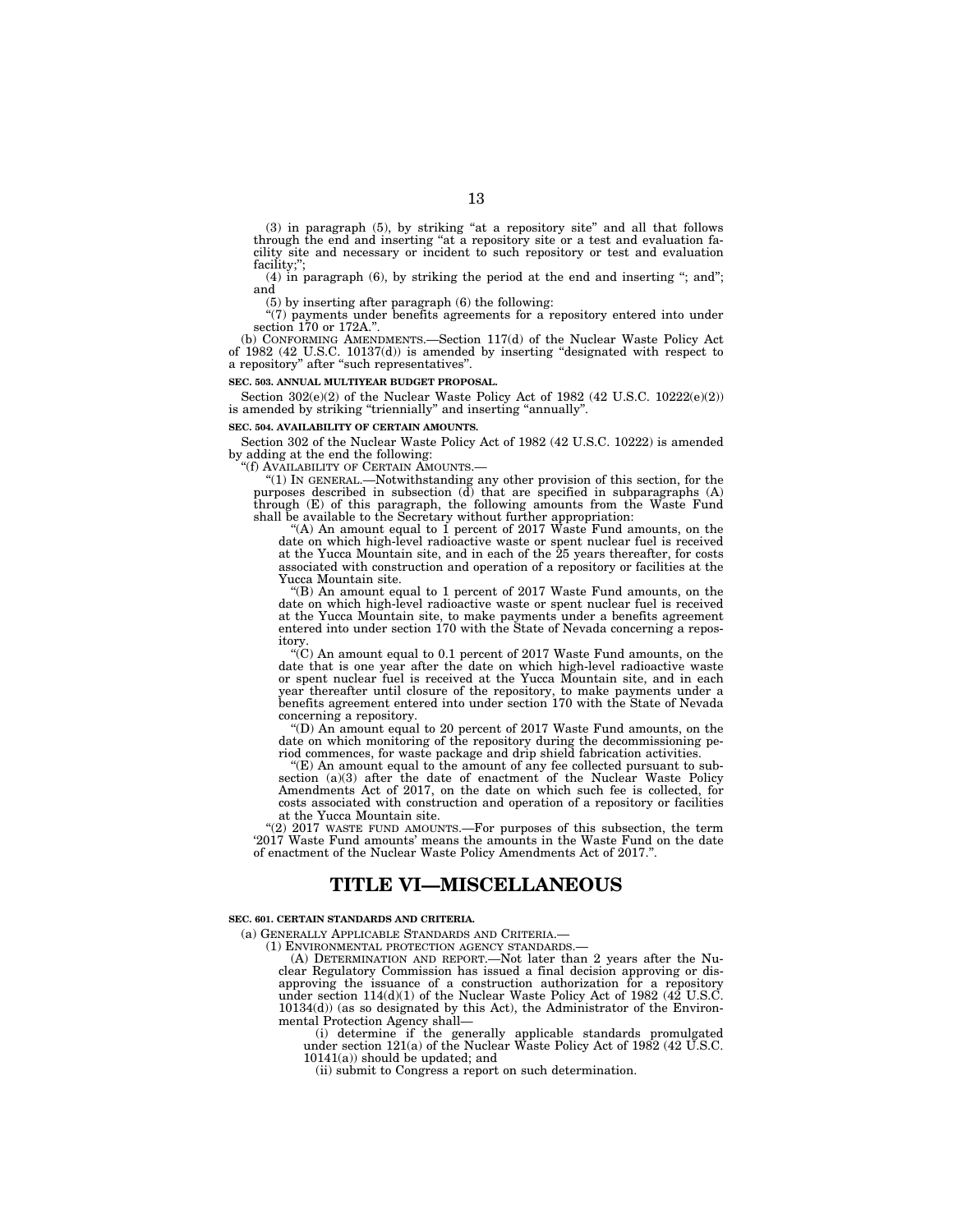(3) in paragraph (5), by striking "at a repository site" and all that follows through the end and inserting "at a repository site or a test and evaluation facility site and necessary or incident to such repository or test and evaluation facility;";

(4) in paragraph (6), by striking the period at the end and inserting "; and"; and

(5) by inserting after paragraph (6) the following:

"(7) payments under benefits agreements for a repository entered into under section 170 or 172A.".

(b) CONFORMING AMENDMENTS.—Section 117(d) of the Nuclear Waste Policy Act of 1982 (42 U.S.C. 10137(d)) is amended by inserting "designated with respect to a repository" after "such representatives".

**SEC. 503. ANNUAL MULTIYEAR BUDGET PROPOSAL.**

Section 302(e)(2) of the Nuclear Waste Policy Act of 1982 (42 U.S.C. 10222(e)(2)) is amended by striking "triennially" and inserting "annually".

**SEC. 504. AVAILABILITY OF CERTAIN AMOUNTS.**

Section 302 of the Nuclear Waste Policy Act of 1982 (42 U.S.C. 10222) is amended by adding at the end the following:

"(f) AVAILABILITY OF CERTAIN AMOUNTS.—

"(1) IN GENERAL.—Notwithstanding any other provision of this section, for the purposes described in subsection (d) that are specified in subparagraphs (A) through (E) of this paragraph, the following amounts from the Waste Fund shall be available to the Secretary without further appropriation:

"(A) An amount equal to 1 percent of 2017 Waste Fund amounts, on the date on which high-level radioactive waste or spent nuclear fuel is received at the Yucca Mountain site, and in each of the 25 years thereafter, for costs associated with construction and operation of a repository or facilities at the Yucca Mountain site.

"(B) An amount equal to 1 percent of 2017 Waste Fund amounts, on the date on which high-level radioactive waste or spent nuclear fuel is received at the Yucca Mountain site, to make payments under a benefits agreement entered into under section 170 with the State of Nevada concerning a repository.

"(C) An amount equal to 0.1 percent of 2017 Waste Fund amounts, on the date that is one year after the date on which high-level radioactive waste or spent nuclear fuel is received at the Yucca Mountain site, and in each year thereafter until closure of the repository, to make payments under a benefits agreement entered into under section 170 with the State of Nevada concerning a repository.

"(D) An amount equal to 20 percent of 2017 Waste Fund amounts, on the date on which monitoring of the repository during the decommissioning period commences, for waste package and drip shield fabrication activities.

"(E) An amount equal to the amount of any fee collected pursuant to subsection (a)(3) after the date of enactment of the Nuclear Waste Policy Amendments Act of 2017, on the date on which such fee is collected, for costs associated with construction and operation of a repository or facilities at the Yucca Mountain site.

"(2) 2017 WASTE FUND AMOUNTS.—For purposes of this subsection, the term '2017 Waste Fund amounts' means the amounts in the Waste Fund on the date of enactment of the Nuclear Waste Policy Amendments Act of 2017.".

# TITLE VI—MISCELLANEOUS

**SEC. 601. CERTAIN STANDARDS AND CRITERIA.**

(a) GENERALLY APPLICABLE STANDARDS AND CRITERIA.—

(1) ENVIRONMENTAL PROTECTION AGENCY STANDARDS.—

(A) DETERMINATION AND REPORT.—Not later than 2 years after the Nuclear Regulatory Commission has issued a final decision approving or disapproving the issuance of a construction authorization for a repository under section 114(d)(1) of the Nuclear Waste Policy Act of 1982 (42 U.S.C. 10134(d)) (as so designated by this Act), the Administrator of the Environmental Protection Agency shall—

(i) determine if the generally applicable standards promulgated under section 121(a) of the Nuclear Waste Policy Act of 1982 (42 U.S.C. 10141(a)) should be updated; and

(ii) submit to Congress a report on such determination.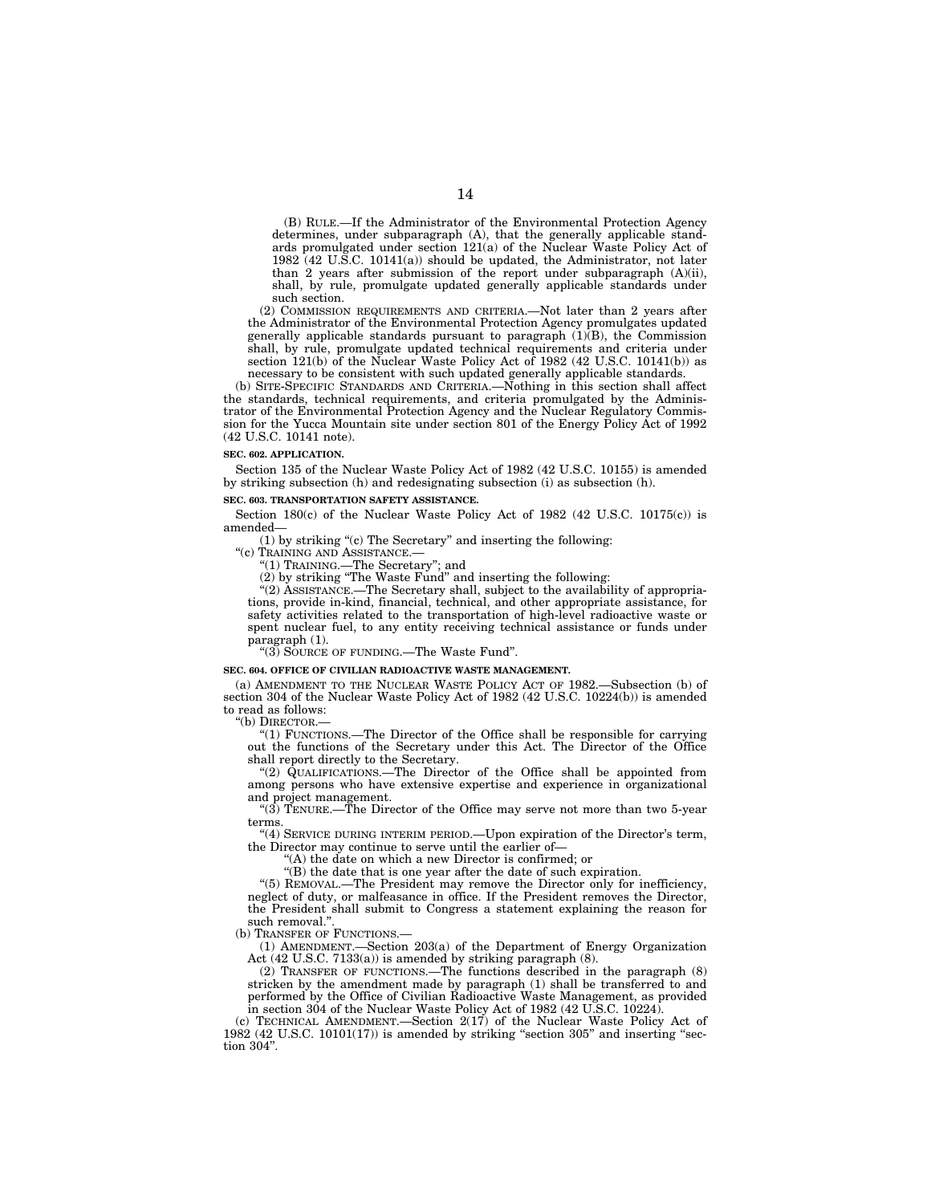(B) RULE.—If the Administrator of the Environmental Protection Agency determines, under subparagraph (A), that the generally applicable standards promulgated under section 121(a) of the Nuclear Waste Policy Act of 1982 (42 U.S.C. 10141(a)) should be updated, the Administrator, not later than 2 years after submission of the report under subparagraph (A)(ii), shall, by rule, promulgate updated generally applicable standards under such section.

(2) COMMISSION REQUIREMENTS AND CRITERIA.—Not later than 2 years after the Administrator of the Environmental Protection Agency promulgates updated generally applicable standards pursuant to paragraph (1)(B), the Commission shall, by rule, promulgate updated technical requirements and criteria under section 121(b) of the Nuclear Waste Policy Act of 1982 (42 U.S.C. 10141(b)) as necessary to be consistent with such updated generally applicable standards.

(b) SITE-SPECIFIC STANDARDS AND CRITERIA.—Nothing in this section shall affect the standards, technical requirements, and criteria promulgated by the Administrator of the Environmental Protection Agency and the Nuclear Regulatory Commission for the Yucca Mountain site under section 801 of the Energy Policy Act of 1992 (42 U.S.C. 10141 note).

**SEC. 602. APPLICATION.**

Section 135 of the Nuclear Waste Policy Act of 1982 (42 U.S.C. 10155) is amended by striking subsection (h) and redesignating subsection (i) as subsection (h).

**SEC. 603. TRANSPORTATION SAFETY ASSISTANCE.**

Section 180(c) of the Nuclear Waste Policy Act of 1982 (42 U.S.C. 10175(c)) is amended—

(1) by striking "(c) The Secretary" and inserting the following:

"(c) TRAINING AND ASSISTANCE.—

"(1) TRAINING.—The Secretary"; and

(2) by striking "The Waste Fund" and inserting the following:

"(2) ASSISTANCE.—The Secretary shall, subject to the availability of appropriations, provide in-kind, financial, technical, and other appropriate assistance, for safety activities related to the transportation of high-level radioactive waste or spent nuclear fuel, to any entity receiving technical assistance or funds under paragraph (1).

"(3) SOURCE OF FUNDING.—The Waste Fund".

**SEC. 604. OFFICE OF CIVILIAN RADIOACTIVE WASTE MANAGEMENT.**

(a) AMENDMENT TO THE NUCLEAR WASTE POLICY ACT OF 1982.—Subsection (b) of section 304 of the Nuclear Waste Policy Act of 1982 (42 U.S.C. 10224(b)) is amended to read as follows:

"(b) DIRECTOR.—

"(1) FUNCTIONS.—The Director of the Office shall be responsible for carrying out the functions of the Secretary under this Act. The Director of the Office shall report directly to the Secretary.

"(2) QUALIFICATIONS.—The Director of the Office shall be appointed from among persons who have extensive expertise and experience in organizational and project management.

"(3) TENURE.—The Director of the Office may serve not more than two 5-year terms.

"(4) SERVICE DURING INTERIM PERIOD.—Upon expiration of the Director's term, the Director may continue to serve until the earlier of—

"(A) the date on which a new Director is confirmed; or

"(B) the date that is one year after the date of such expiration.

"(5) REMOVAL.—The President may remove the Director only for inefficiency, neglect of duty, or malfeasance in office. If the President removes the Director, the President shall submit to Congress a statement explaining the reason for such removal.".

(b) TRANSFER OF FUNCTIONS.—

(1) AMENDMENT.—Section 203(a) of the Department of Energy Organization Act (42 U.S.C. 7133(a)) is amended by striking paragraph (8).

(2) TRANSFER OF FUNCTIONS.—The functions described in the paragraph (8) stricken by the amendment made by paragraph (1) shall be transferred to and performed by the Office of Civilian Radioactive Waste Management, as provided in section 304 of the Nuclear Waste Policy Act of 1982 (42 U.S.C. 10224).

(c) TECHNICAL AMENDMENT.—Section 2(17) of the Nuclear Waste Policy Act of 1982 (42 U.S.C. 10101(17)) is amended by striking "section 305" and inserting "section 304".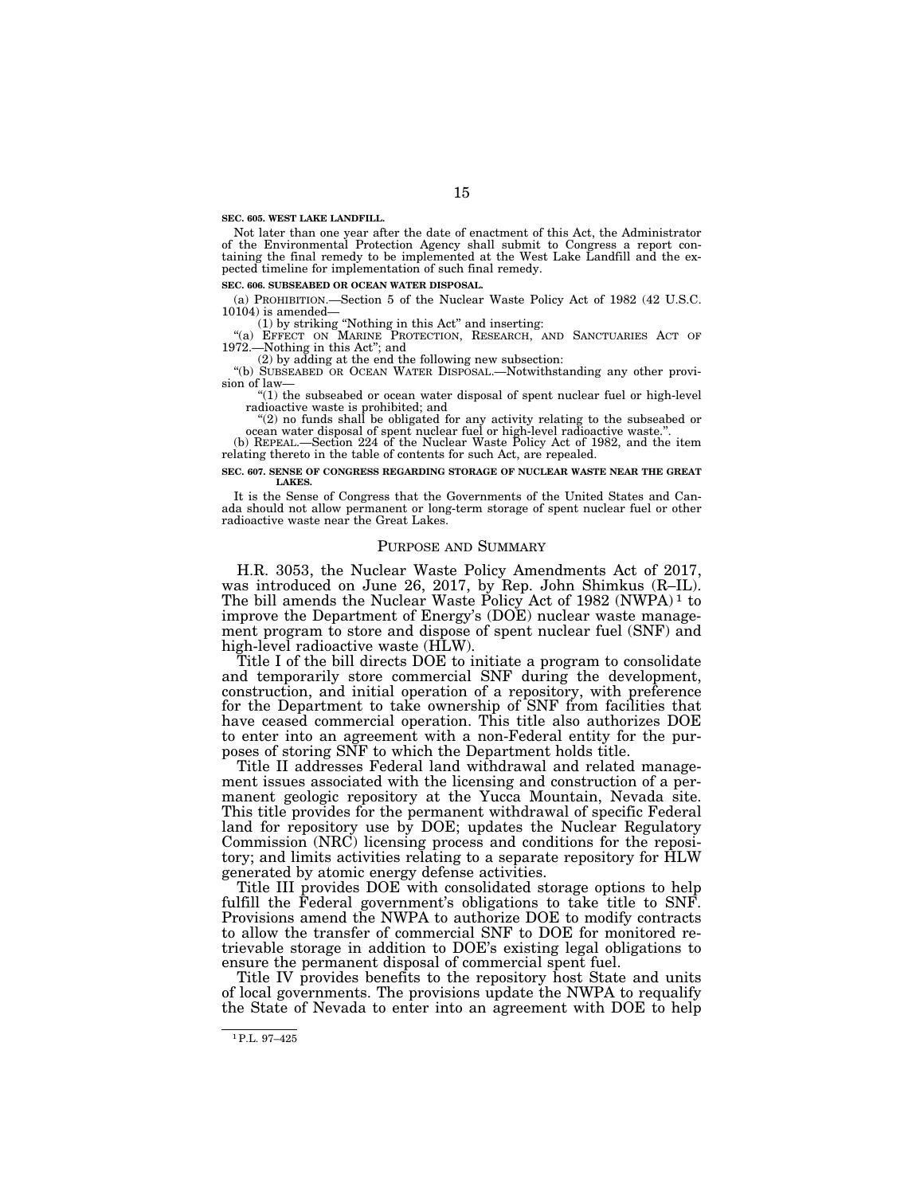**SEC. 605. WEST LAKE LANDFILL.**

Not later than one year after the date of enactment of this Act, the Administrator of the Environmental Protection Agency shall submit to Congress a report containing the final remedy to be implemented at the West Lake Landfill and the expected timeline for implementation of such final remedy.

**SEC. 606. SUBSEABED OR OCEAN WATER DISPOSAL.**

(a) PROHIBITION.—Section 5 of the Nuclear Waste Policy Act of 1982 (42 U.S.C. 10104) is amended—

(1) by striking "Nothing in this Act" and inserting:

"(a) EFFECT ON MARINE PROTECTION, RESEARCH, AND SANCTUARIES ACT OF 1972.—Nothing in this Act"; and

(2) by adding at the end the following new subsection:

"(b) SUBSEABED OR OCEAN WATER DISPOSAL.—Notwithstanding any other provision of law—

"(1) the subseabed or ocean water disposal of spent nuclear fuel or high-level radioactive waste is prohibited; and

"(2) no funds shall be obligated for any activity relating to the subseabed or ocean water disposal of spent nuclear fuel or high-level radioactive waste.".

(b) REPEAL.—Section 224 of the Nuclear Waste Policy Act of 1982, and the item relating thereto in the table of contents for such Act, are repealed.

**SEC. 607. SENSE OF CONGRESS REGARDING STORAGE OF NUCLEAR WASTE NEAR THE GREAT LAKES.**

It is the Sense of Congress that the Governments of the United States and Canada should not allow permanent or long-term storage of spent nuclear fuel or other radioactive waste near the Great Lakes.

## PURPOSE AND SUMMARY

H.R. 3053, the Nuclear Waste Policy Amendments Act of 2017, was introduced on June 26, 2017, by Rep. John Shimkus (R–IL). The bill amends the Nuclear Waste Policy Act of 1982 (NWPA) [1] to improve the Department of Energy's (DOE) nuclear waste management program to store and dispose of spent nuclear fuel (SNF) and high-level radioactive waste (HLW).

Title I of the bill directs DOE to initiate a program to consolidate and temporarily store commercial SNF during the development, construction, and initial operation of a repository, with preference for the Department to take ownership of SNF from facilities that have ceased commercial operation. This title also authorizes DOE to enter into an agreement with a non-Federal entity for the purposes of storing SNF to which the Department holds title.

Title II addresses Federal land withdrawal and related management issues associated with the licensing and construction of a permanent geologic repository at the Yucca Mountain, Nevada site. This title provides for the permanent withdrawal of specific Federal land for repository use by DOE; updates the Nuclear Regulatory Commission (NRC) licensing process and conditions for the repository; and limits activities relating to a separate repository for HLW generated by atomic energy defense activities.

Title III provides DOE with consolidated storage options to help fulfill the Federal government's obligations to take title to SNF. Provisions amend the NWPA to authorize DOE to modify contracts to allow the transfer of commercial SNF to DOE for monitored retrievable storage in addition to DOE's existing legal obligations to ensure the permanent disposal of commercial spent fuel.

Title IV provides benefits to the repository host State and units of local governments. The provisions update the NWPA to requalify the State of Nevada to enter into an agreement with DOE to help

[1] P.L. 97–425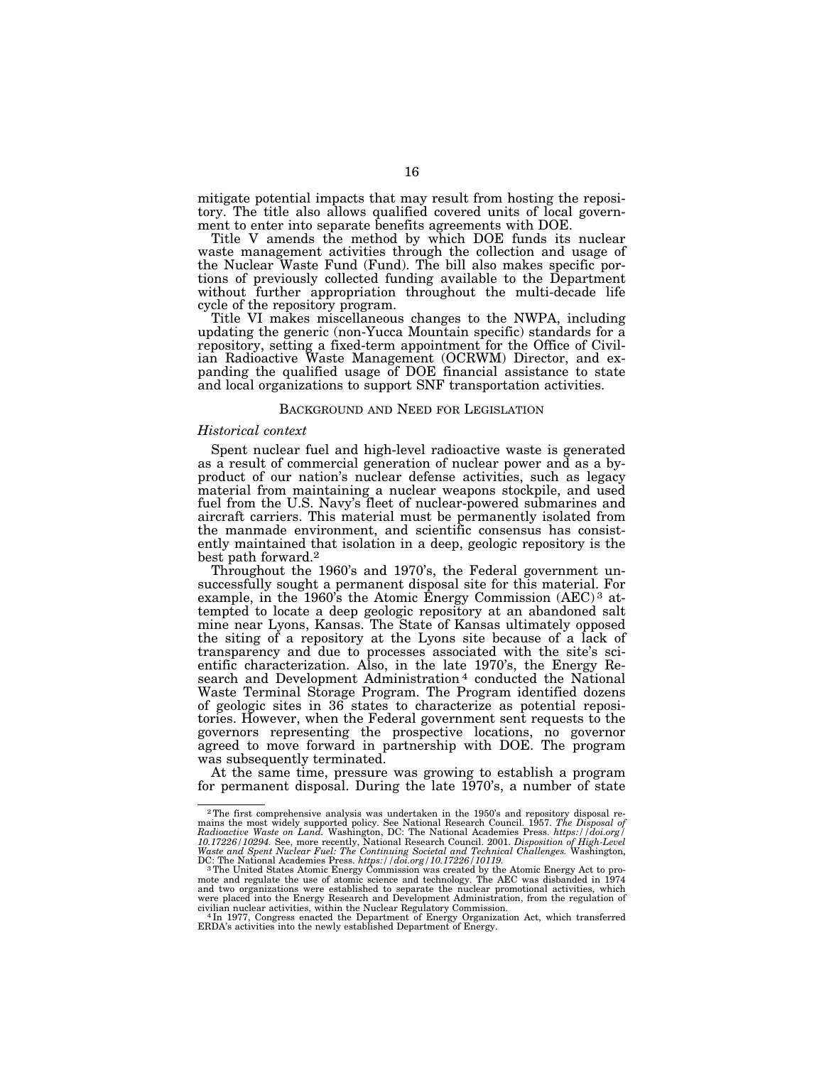mitigate potential impacts that may result from hosting the repository. The title also allows qualified covered units of local government to enter into separate benefits agreements with DOE.

Title V amends the method by which DOE funds its nuclear waste management activities through the collection and usage of the Nuclear Waste Fund (Fund). The bill also makes specific portions of previously collected funding available to the Department without further appropriation throughout the multi-decade life cycle of the repository program.

Title VI makes miscellaneous changes to the NWPA, including updating the generic (non-Yucca Mountain specific) standards for a repository, setting a fixed-term appointment for the Office of Civilian Radioactive Waste Management (OCRWM) Director, and expanding the qualified usage of DOE financial assistance to state and local organizations to support SNF transportation activities.

## BACKGROUND AND NEED FOR LEGISLATION

### *Historical context*

Spent nuclear fuel and high-level radioactive waste is generated as a result of commercial generation of nuclear power and as a byproduct of our nation's nuclear defense activities, such as legacy material from maintaining a nuclear weapons stockpile, and used fuel from the U.S. Navy's fleet of nuclear-powered submarines and aircraft carriers. This material must be permanently isolated from the manmade environment, and scientific consensus has consistently maintained that isolation in a deep, geologic repository is the best path forward.[2]

Throughout the 1960's and 1970's, the Federal government unsuccessfully sought a permanent disposal site for this material. For example, in the 1960's the Atomic Energy Commission (AEC)[3] attempted to locate a deep geologic repository at an abandoned salt mine near Lyons, Kansas. The State of Kansas ultimately opposed the siting of a repository at the Lyons site because of a lack of transparency and due to processes associated with the site's scientific characterization. Also, in the late 1970's, the Energy Research and Development Administration[4] conducted the National Waste Terminal Storage Program. The Program identified dozens of geologic sites in 36 states to characterize as potential repositories. However, when the Federal government sent requests to the governors representing the prospective locations, no governor agreed to move forward in partnership with DOE. The program was subsequently terminated.

At the same time, pressure was growing to establish a program for permanent disposal. During the late 1970's, a number of state

---

[2] The first comprehensive analysis was undertaken in the 1950's and repository disposal remains the most widely supported policy. See National Research Council. 1957. *The Disposal of Radioactive Waste on Land.* Washington, DC: The National Academies Press. *https://doi.org/10.17226/10294.* See, more recently, National Research Council. 2001. *Disposition of High-Level Waste and Spent Nuclear Fuel: The Continuing Societal and Technical Challenges.* Washington, DC: The National Academies Press. *https://doi.org/10.17226/10119.*

[3] The United States Atomic Energy Commission was created by the Atomic Energy Act to promote and regulate the use of atomic science and technology. The AEC was disbanded in 1974 and two organizations were established to separate the nuclear promotional activities, which were placed into the Energy Research and Development Administration, from the regulation of civilian nuclear activities, within the Nuclear Regulatory Commission.

[4] In 1977, Congress enacted the Department of Energy Organization Act, which transferred ERDA's activities into the newly established Department of Energy.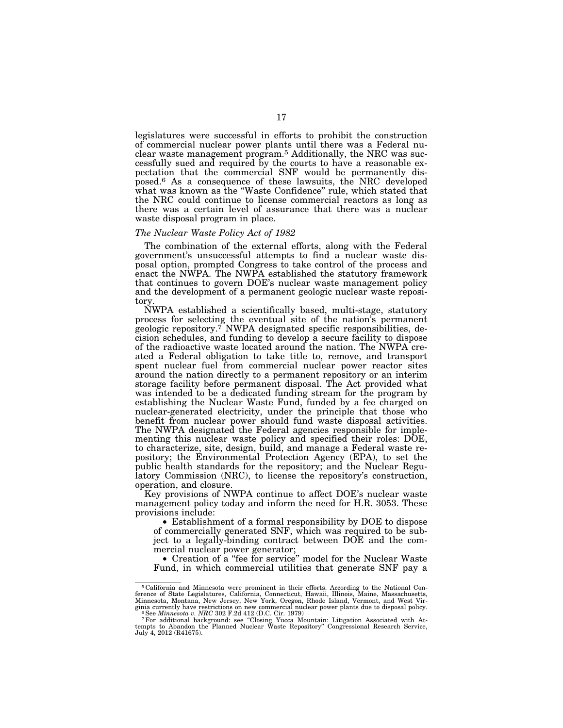legislatures were successful in efforts to prohibit the construction of commercial nuclear power plants until there was a Federal nuclear waste management program.[5] Additionally, the NRC was successfully sued and required by the courts to have a reasonable expectation that the commercial SNF would be permanently disposed.[6] As a consequence of these lawsuits, the NRC developed what was known as the "Waste Confidence" rule, which stated that the NRC could continue to license commercial reactors as long as there was a certain level of assurance that there was a nuclear waste disposal program in place.

*The Nuclear Waste Policy Act of 1982*

The combination of the external efforts, along with the Federal government's unsuccessful attempts to find a nuclear waste disposal option, prompted Congress to take control of the process and enact the NWPA. The NWPA established the statutory framework that continues to govern DOE's nuclear waste management policy and the development of a permanent geologic nuclear waste repository.

NWPA established a scientifically based, multi-stage, statutory process for selecting the eventual site of the nation's permanent geologic repository.[7] NWPA designated specific responsibilities, decision schedules, and funding to develop a secure facility to dispose of the radioactive waste located around the nation. The NWPA created a Federal obligation to take title to, remove, and transport spent nuclear fuel from commercial nuclear power reactor sites around the nation directly to a permanent repository or an interim storage facility before permanent disposal. The Act provided what was intended to be a dedicated funding stream for the program by establishing the Nuclear Waste Fund, funded by a fee charged on nuclear-generated electricity, under the principle that those who benefit from nuclear power should fund waste disposal activities. The NWPA designated the Federal agencies responsible for implementing this nuclear waste policy and specified their roles: DOE, to characterize, site, design, build, and manage a Federal waste repository; the Environmental Protection Agency (EPA), to set the public health standards for the repository; and the Nuclear Regulatory Commission (NRC), to license the repository's construction, operation, and closure.

Key provisions of NWPA continue to affect DOE's nuclear waste management policy today and inform the need for H.R. 3053. These provisions include:

- Establishment of a formal responsibility by DOE to dispose of commercially generated SNF, which was required to be subject to a legally-binding contract between DOE and the commercial nuclear power generator;
- Creation of a "fee for service" model for the Nuclear Waste Fund, in which commercial utilities that generate SNF pay a

---

[5] California and Minnesota were prominent in their efforts. According to the National Conference of State Legislatures, California, Connecticut, Hawaii, Illinois, Maine, Massachusetts, Minnesota, Montana, New Jersey, New York, Oregon, Rhode Island, Vermont, and West Virginia currently have restrictions on new commercial nuclear power plants due to disposal policy.

[6] See *Minnesota v. NRC* 302 F.2d 412 (D.C. Cir. 1979)

[7] For additional background: see "Closing Yucca Mountain: Litigation Associated with Attempts to Abandon the Planned Nuclear Waste Repository" Congressional Research Service, July 4, 2012 (R41675).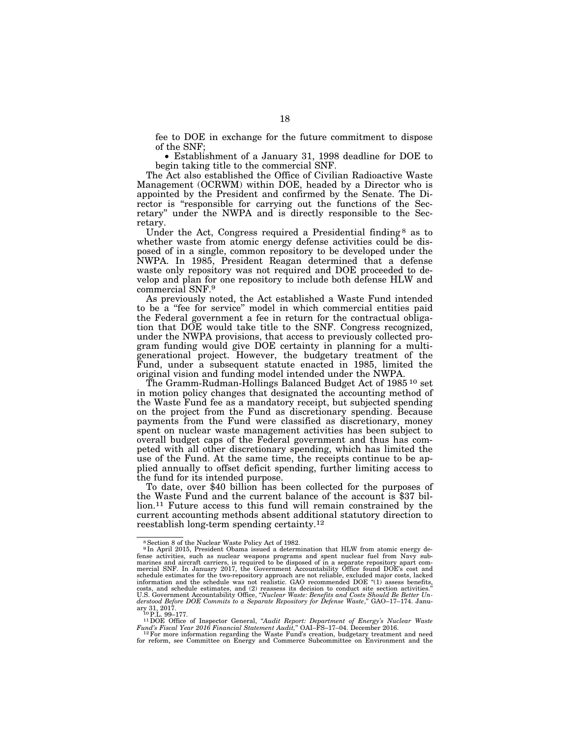fee to DOE in exchange for the future commitment to dispose of the SNF;

- Establishment of a January 31, 1998 deadline for DOE to begin taking title to the commercial SNF.

The Act also established the Office of Civilian Radioactive Waste Management (OCRWM) within DOE, headed by a Director who is appointed by the President and confirmed by the Senate. The Director is "responsible for carrying out the functions of the Secretary" under the NWPA and is directly responsible to the Secretary.

Under the Act, Congress required a Presidential finding[8] as to whether waste from atomic energy defense activities could be disposed of in a single, common repository to be developed under the NWPA. In 1985, President Reagan determined that a defense waste only repository was not required and DOE proceeded to develop and plan for one repository to include both defense HLW and commercial SNF.[9]

As previously noted, the Act established a Waste Fund intended to be a "fee for service" model in which commercial entities paid the Federal government a fee in return for the contractual obligation that DOE would take title to the SNF. Congress recognized, under the NWPA provisions, that access to previously collected program funding would give DOE certainty in planning for a multi-generational project. However, the budgetary treatment of the Fund, under a subsequent statute enacted in 1985, limited the original vision and funding model intended under the NWPA.

The Gramm-Rudman-Hollings Balanced Budget Act of 1985[10] set in motion policy changes that designated the accounting method of the Waste Fund fee as a mandatory receipt, but subjected spending on the project from the Fund as discretionary spending. Because payments from the Fund were classified as discretionary, money spent on nuclear waste management activities has been subject to overall budget caps of the Federal government and thus has competed with all other discretionary spending, which has limited the use of the Fund. At the same time, the receipts continue to be applied annually to offset deficit spending, further limiting access to the fund for its intended purpose.

To date, over $40 billion has been collected for the purposes of the Waste Fund and the current balance of the account is $37 billion.[11] Future access to this fund will remain constrained by the current accounting methods absent additional statutory direction to reestablish long-term spending certainty.[12]

---

[8] Section 8 of the Nuclear Waste Policy Act of 1982.

[9] In April 2015, President Obama issued a determination that HLW from atomic energy defense activities, such as nuclear weapons programs and spent nuclear fuel from Navy submarines and aircraft carriers, is required to be disposed of in a separate repository apart commercial SNF. In January 2017, the Government Accountability Office found DOE's cost and schedule estimates for the two-repository approach are not reliable, excluded major costs, lacked information and the schedule was not realistic. GAO recommended DOE "(1) assess benefits, costs, and schedule estimates, and (2) reassess its decision to conduct site section activities." U.S. Government Accountability Office, "*Nuclear Waste: Benefits and Costs Should Be Better Understood Before DOE Commits to a Separate Repository for Defense Waste*," GAO–17–174. January 31, 2017.

[10] P.L. 99–177.

[11] DOE Office of Inspector General, "*Audit Report: Department of Energy's Nuclear Waste Fund's Fiscal Year 2016 Financial Statement Audit,*" OAI–FS–17–04. December 2016.

[12] For more information regarding the Waste Fund's creation, budgetary treatment and need for reform, see Committee on Energy and Commerce Subcommittee on Environment and the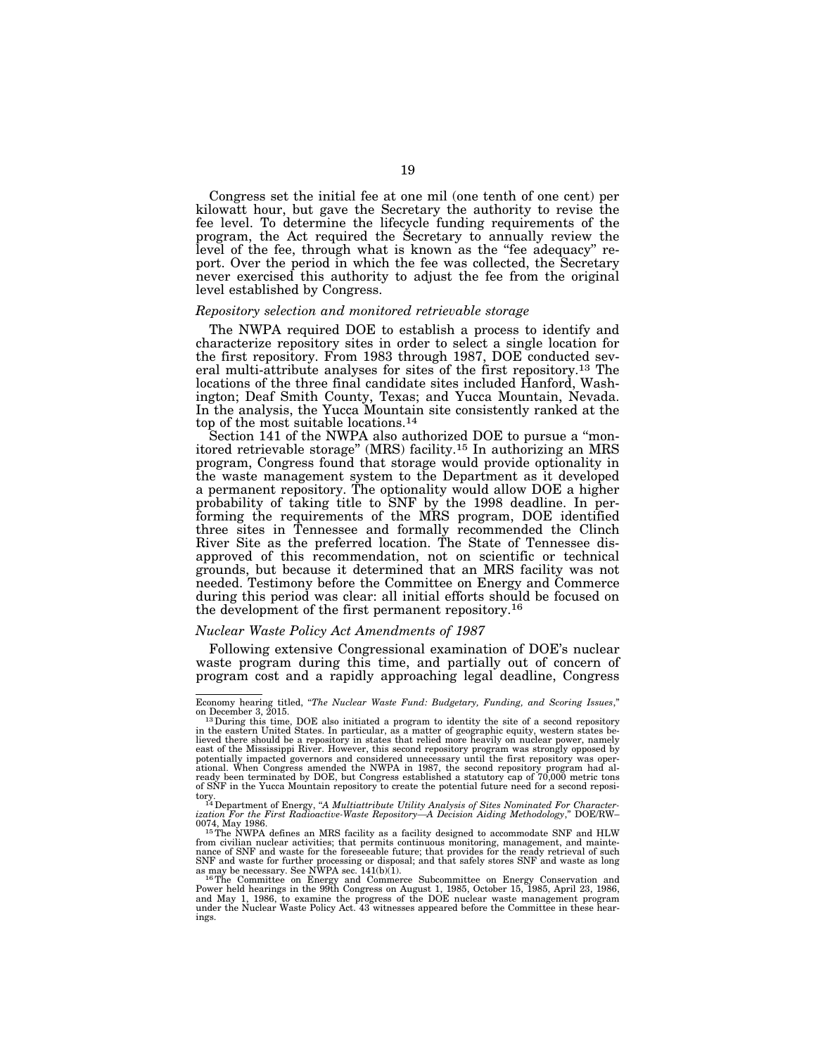Congress set the initial fee at one mil (one tenth of one cent) per kilowatt hour, but gave the Secretary the authority to revise the fee level. To determine the lifecycle funding requirements of the program, the Act required the Secretary to annually review the level of the fee, through what is known as the "fee adequacy" report. Over the period in which the fee was collected, the Secretary never exercised this authority to adjust the fee from the original level established by Congress.

*Repository selection and monitored retrievable storage*

The NWPA required DOE to establish a process to identify and characterize repository sites in order to select a single location for the first repository. From 1983 through 1987, DOE conducted several multi-attribute analyses for sites of the first repository.[13] The locations of the three final candidate sites included Hanford, Washington; Deaf Smith County, Texas; and Yucca Mountain, Nevada. In the analysis, the Yucca Mountain site consistently ranked at the top of the most suitable locations.[14]

Section 141 of the NWPA also authorized DOE to pursue a "monitored retrievable storage" (MRS) facility.[15] In authorizing an MRS program, Congress found that storage would provide optionality in the waste management system to the Department as it developed a permanent repository. The optionality would allow DOE a higher probability of taking title to SNF by the 1998 deadline. In performing the requirements of the MRS program, DOE identified three sites in Tennessee and formally recommended the Clinch River Site as the preferred location. The State of Tennessee disapproved of this recommendation, not on scientific or technical grounds, but because it determined that an MRS facility was not needed. Testimony before the Committee on Energy and Commerce during this period was clear: all initial efforts should be focused on the development of the first permanent repository.[16]

*Nuclear Waste Policy Act Amendments of 1987*

Following extensive Congressional examination of DOE's nuclear waste program during this time, and partially out of concern of program cost and a rapidly approaching legal deadline, Congress

---

Economy hearing titled, "*The Nuclear Waste Fund: Budgetary, Funding, and Scoring Issues*," on December 3, 2015.

[13] During this time, DOE also initiated a program to identity the site of a second repository in the eastern United States. In particular, as a matter of geographic equity, western states believed there should be a repository in states that relied more heavily on nuclear power, namely east of the Mississippi River. However, this second repository program was strongly opposed by potentially impacted governors and considered unnecessary until the first repository was operational. When Congress amended the NWPA in 1987, the second repository program had already been terminated by DOE, but Congress established a statutory cap of 70,000 metric tons of SNF in the Yucca Mountain repository to create the potential future need for a second repository.

[14] Department of Energy, "*A Multiattribute Utility Analysis of Sites Nominated For Characterization For the First Radioactive-Waste Repository—A Decision Aiding Methodology*," DOE/RW–0074, May 1986.

[15] The NWPA defines an MRS facility as a facility designed to accommodate SNF and HLW from civilian nuclear activities; that permits continuous monitoring, management, and maintenance of SNF and waste for the foreseeable future; that provides for the ready retrieval of such SNF and waste for further processing or disposal; and that safely stores SNF and waste as long as may be necessary. See NWPA sec. 141(b)(1).

[16] The Committee on Energy and Commerce Subcommittee on Energy Conservation and Power held hearings in the 99th Congress on August 1, 1985, October 15, 1985, April 23, 1986, and May 1, 1986, to examine the progress of the DOE nuclear waste management program under the Nuclear Waste Policy Act. 43 witnesses appeared before the Committee in these hearings.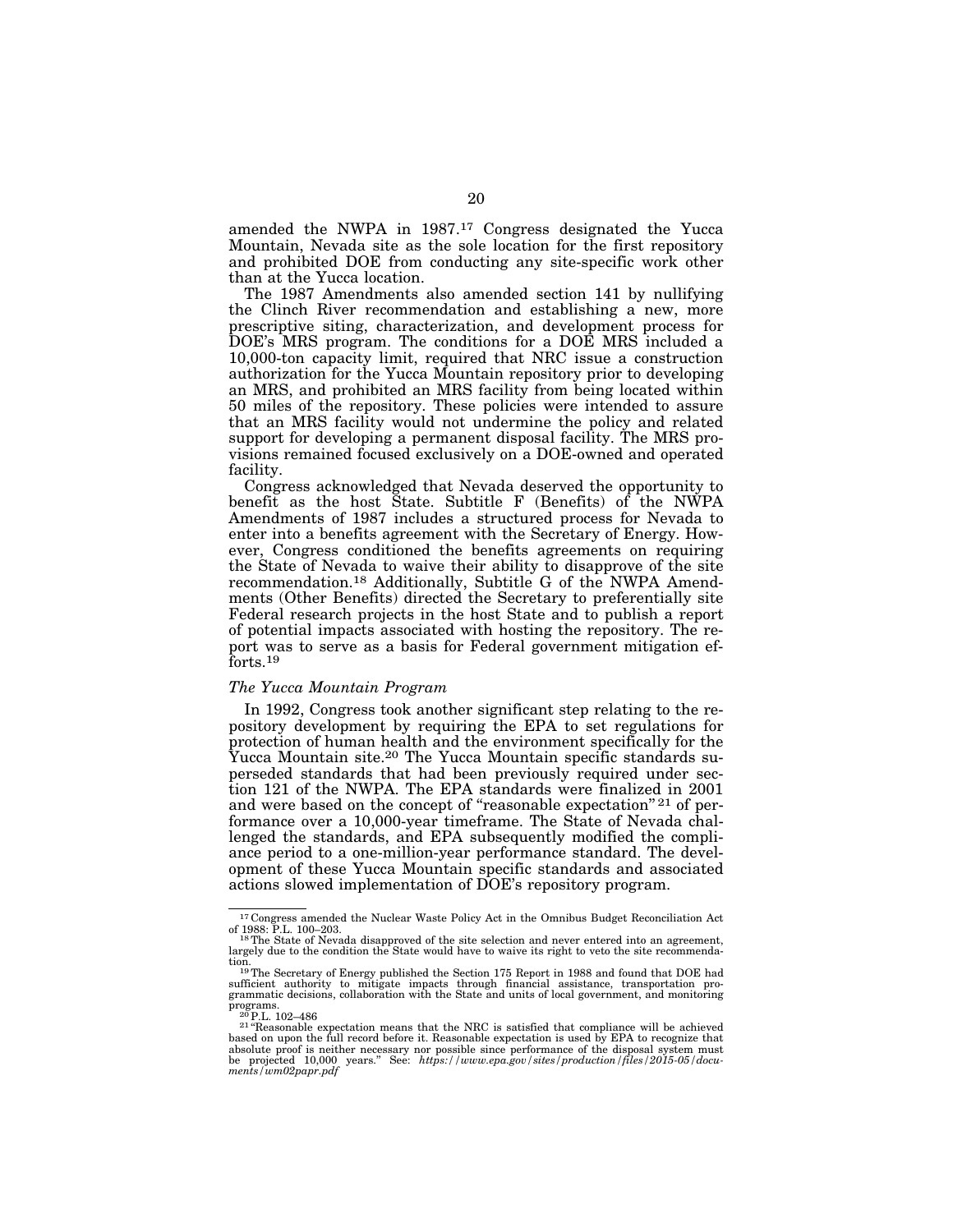amended the NWPA in 1987.[17] Congress designated the Yucca Mountain, Nevada site as the sole location for the first repository and prohibited DOE from conducting any site-specific work other than at the Yucca location.

The 1987 Amendments also amended section 141 by nullifying the Clinch River recommendation and establishing a new, more prescriptive siting, characterization, and development process for DOE's MRS program. The conditions for a DOE MRS included a 10,000-ton capacity limit, required that NRC issue a construction authorization for the Yucca Mountain repository prior to developing an MRS, and prohibited an MRS facility from being located within 50 miles of the repository. These policies were intended to assure that an MRS facility would not undermine the policy and related support for developing a permanent disposal facility. The MRS provisions remained focused exclusively on a DOE-owned and operated facility.

Congress acknowledged that Nevada deserved the opportunity to benefit as the host State. Subtitle F (Benefits) of the NWPA Amendments of 1987 includes a structured process for Nevada to enter into a benefits agreement with the Secretary of Energy. However, Congress conditioned the benefits agreements on requiring the State of Nevada to waive their ability to disapprove of the site recommendation.[18] Additionally, Subtitle G of the NWPA Amendments (Other Benefits) directed the Secretary to preferentially site Federal research projects in the host State and to publish a report of potential impacts associated with hosting the repository. The report was to serve as a basis for Federal government mitigation efforts.[19]

*The Yucca Mountain Program*

In 1992, Congress took another significant step relating to the repository development by requiring the EPA to set regulations for protection of human health and the environment specifically for the Yucca Mountain site.[20] The Yucca Mountain specific standards superseded standards that had been previously required under section 121 of the NWPA. The EPA standards were finalized in 2001 and were based on the concept of "reasonable expectation"[21] of performance over a 10,000-year timeframe. The State of Nevada challenged the standards, and EPA subsequently modified the compliance period to a one-million-year performance standard. The development of these Yucca Mountain specific standards and associated actions slowed implementation of DOE's repository program.

---

[17] Congress amended the Nuclear Waste Policy Act in the Omnibus Budget Reconciliation Act of 1988: P.L. 100–203.

[18] The State of Nevada disapproved of the site selection and never entered into an agreement, largely due to the condition the State would have to waive its right to veto the site recommendation.

[19] The Secretary of Energy published the Section 175 Report in 1988 and found that DOE had sufficient authority to mitigate impacts through financial assistance, transportation programmatic decisions, collaboration with the State and units of local government, and monitoring programs.

[20] P.L. 102–486

[21] "Reasonable expectation means that the NRC is satisfied that compliance will be achieved based on upon the full record before it. Reasonable expectation is used by EPA to recognize that absolute proof is neither necessary nor possible since performance of the disposal system must be projected 10,000 years." See: *https://www.epa.gov/sites/production/files/2015-05/documents/wm02papr.pdf*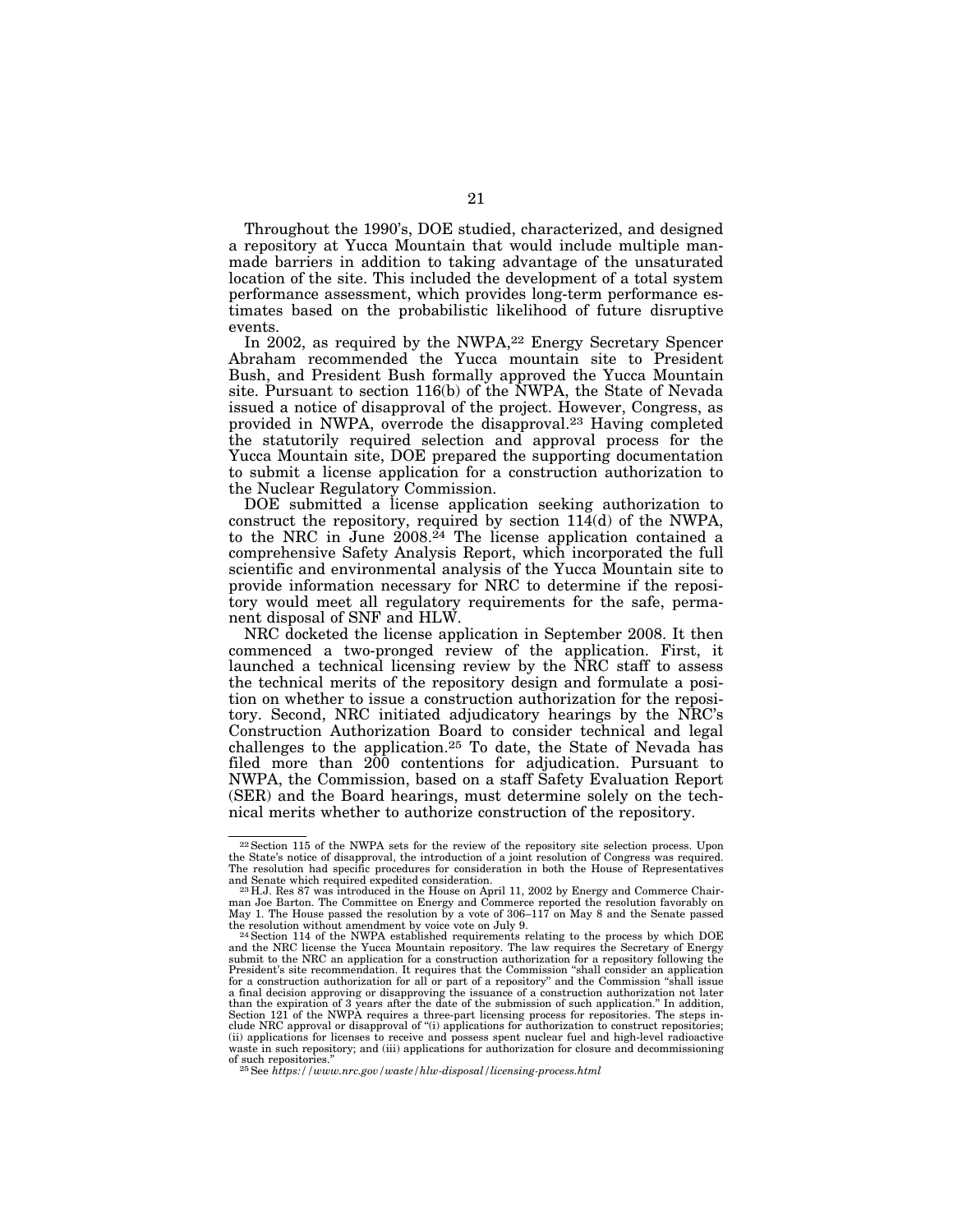Throughout the 1990's, DOE studied, characterized, and designed a repository at Yucca Mountain that would include multiple man-made barriers in addition to taking advantage of the unsaturated location of the site. This included the development of a total system performance assessment, which provides long-term performance estimates based on the probabilistic likelihood of future disruptive events.

In 2002, as required by the NWPA,[22] Energy Secretary Spencer Abraham recommended the Yucca mountain site to President Bush, and President Bush formally approved the Yucca Mountain site. Pursuant to section 116(b) of the NWPA, the State of Nevada issued a notice of disapproval of the project. However, Congress, as provided in NWPA, overrode the disapproval.[23] Having completed the statutorily required selection and approval process for the Yucca Mountain site, DOE prepared the supporting documentation to submit a license application for a construction authorization to the Nuclear Regulatory Commission.

DOE submitted a license application seeking authorization to construct the repository, required by section 114(d) of the NWPA, to the NRC in June 2008.[24] The license application contained a comprehensive Safety Analysis Report, which incorporated the full scientific and environmental analysis of the Yucca Mountain site to provide information necessary for NRC to determine if the repository would meet all regulatory requirements for the safe, permanent disposal of SNF and HLW.

NRC docketed the license application in September 2008. It then commenced a two-pronged review of the application. First, it launched a technical licensing review by the NRC staff to assess the technical merits of the repository design and formulate a position on whether to issue a construction authorization for the repository. Second, NRC initiated adjudicatory hearings by the NRC's Construction Authorization Board to consider technical and legal challenges to the application.[25] To date, the State of Nevada has filed more than 200 contentions for adjudication. Pursuant to NWPA, the Commission, based on a staff Safety Evaluation Report (SER) and the Board hearings, must determine solely on the technical merits whether to authorize construction of the repository.

---

[22] Section 115 of the NWPA sets for the review of the repository site selection process. Upon the State's notice of disapproval, the introduction of a joint resolution of Congress was required. The resolution had specific procedures for consideration in both the House of Representatives and Senate which required expedited consideration.

[23] H.J. Res 87 was introduced in the House on April 11, 2002 by Energy and Commerce Chairman Joe Barton. The Committee on Energy and Commerce reported the resolution favorably on May 1. The House passed the resolution by a vote of 306–117 on May 8 and the Senate passed the resolution without amendment by voice vote on July 9.

[24] Section 114 of the NWPA established requirements relating to the process by which DOE and the NRC license the Yucca Mountain repository. The law requires the Secretary of Energy submit to the NRC an application for a construction authorization for a repository following the President's site recommendation. It requires that the Commission "shall consider an application for a construction authorization for all or part of a repository" and the Commission "shall issue a final decision approving or disapproving the issuance of a construction authorization not later than the expiration of 3 years after the date of the submission of such application." In addition, Section 121 of the NWPA requires a three-part licensing process for repositories. The steps include NRC approval or disapproval of "(i) applications for authorization to construct repositories; (ii) applications for licenses to receive and possess spent nuclear fuel and high-level radioactive waste in such repository; and (iii) applications for authorization for closure and decommissioning of such repositories."

[25] See *https://www.nrc.gov/waste/hlw-disposal/licensing-process.html*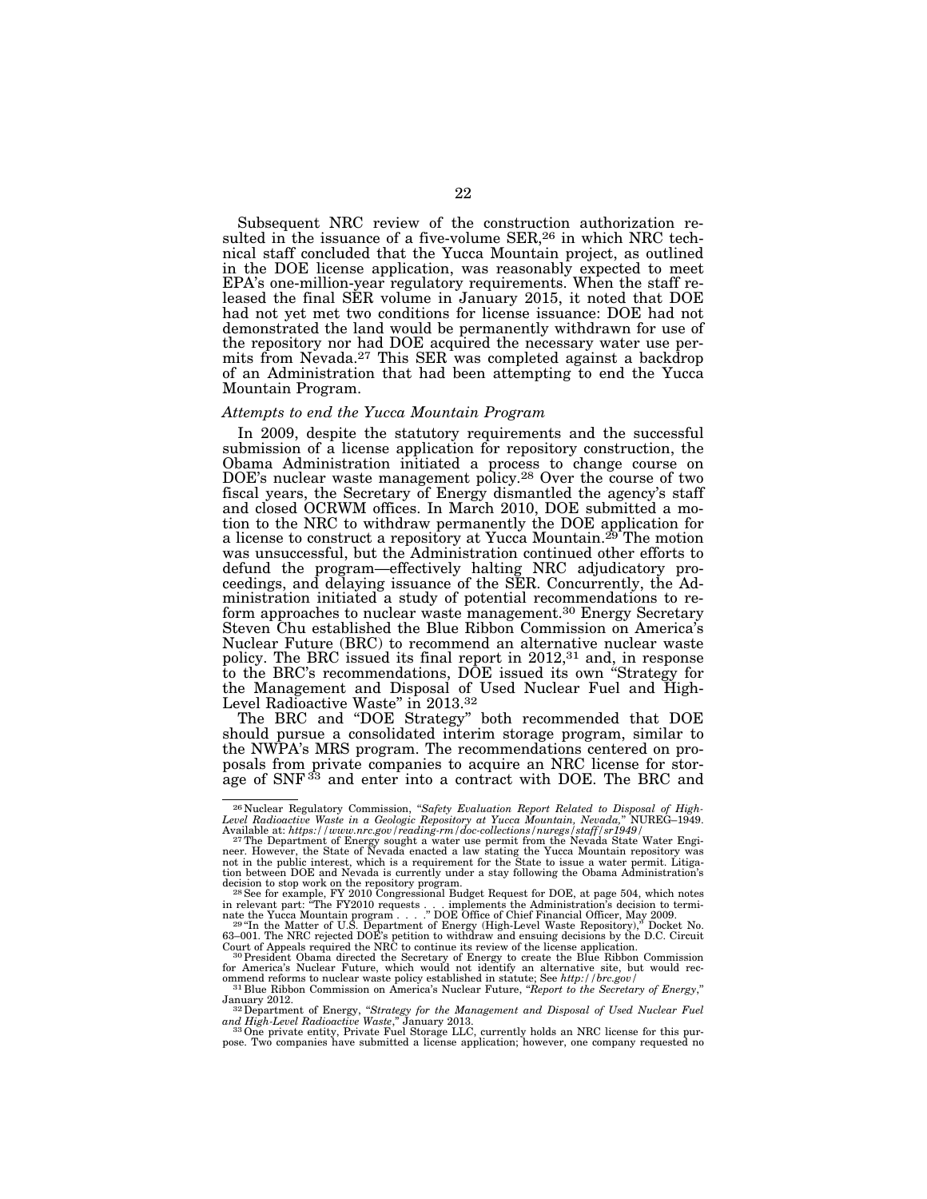Subsequent NRC review of the construction authorization resulted in the issuance of a five-volume SER,[26] in which NRC technical staff concluded that the Yucca Mountain project, as outlined in the DOE license application, was reasonably expected to meet EPA's one-million-year regulatory requirements. When the staff released the final SER volume in January 2015, it noted that DOE had not yet met two conditions for license issuance: DOE had not demonstrated the land would be permanently withdrawn for use of the repository nor had DOE acquired the necessary water use permits from Nevada.[27] This SER was completed against a backdrop of an Administration that had been attempting to end the Yucca Mountain Program.

*Attempts to end the Yucca Mountain Program*

In 2009, despite the statutory requirements and the successful submission of a license application for repository construction, the Obama Administration initiated a process to change course on DOE's nuclear waste management policy.[28] Over the course of two fiscal years, the Secretary of Energy dismantled the agency's staff and closed OCRWM offices. In March 2010, DOE submitted a motion to the NRC to withdraw permanently the DOE application for a license to construct a repository at Yucca Mountain.[29] The motion was unsuccessful, but the Administration continued other efforts to defund the program—effectively halting NRC adjudicatory proceedings, and delaying issuance of the SER. Concurrently, the Administration initiated a study of potential recommendations to reform approaches to nuclear waste management.[30] Energy Secretary Steven Chu established the Blue Ribbon Commission on America's Nuclear Future (BRC) to recommend an alternative nuclear waste policy. The BRC issued its final report in 2012,[31] and, in response to the BRC's recommendations, DOE issued its own "Strategy for the Management and Disposal of Used Nuclear Fuel and High-Level Radioactive Waste" in 2013.[32]

The BRC and "DOE Strategy" both recommended that DOE should pursue a consolidated interim storage program, similar to the NWPA's MRS program. The recommendations centered on proposals from private companies to acquire an NRC license for storage of SNF[33] and enter into a contract with DOE. The BRC and

---

[26] Nuclear Regulatory Commission, "*Safety Evaluation Report Related to Disposal of High-Level Radioactive Waste in a Geologic Repository at Yucca Mountain, Nevada,*" NUREG–1949. Available at: *https://www.nrc.gov/reading-rm/doc-collections/nuregs/staff/sr1949/*

[27] The Department of Energy sought a water use permit from the Nevada State Water Engineer. However, the State of Nevada enacted a law stating the Yucca Mountain repository was not in the public interest, which is a requirement for the State to issue a water permit. Litigation between DOE and Nevada is currently under a stay following the Obama Administration's decision to stop work on the repository program.

[28] See for example, FY 2010 Congressional Budget Request for DOE, at page 504, which notes in relevant part: "The FY2010 requests . . . implements the Administration's decision to terminate the Yucca Mountain program . . . ." DOE Office of Chief Financial Officer, May 2009.

[29] "In the Matter of U.S. Department of Energy (High-Level Waste Repository)," Docket No. 63–001. The NRC rejected DOE's petition to withdraw and ensuing decisions by the D.C. Circuit Court of Appeals required the NRC to continue its review of the license application.

[30] President Obama directed the Secretary of Energy to create the Blue Ribbon Commission for America's Nuclear Future, which would not identify an alternative site, but would recommend reforms to nuclear waste policy established in statute; See *http://brc.gov/*

[31] Blue Ribbon Commission on America's Nuclear Future, "*Report to the Secretary of Energy*," January 2012.

[32] Department of Energy, "*Strategy for the Management and Disposal of Used Nuclear Fuel and High-Level Radioactive Waste*," January 2013.

[33] One private entity, Private Fuel Storage LLC, currently holds an NRC license for this purpose. Two companies have submitted a license application; however, one company requested no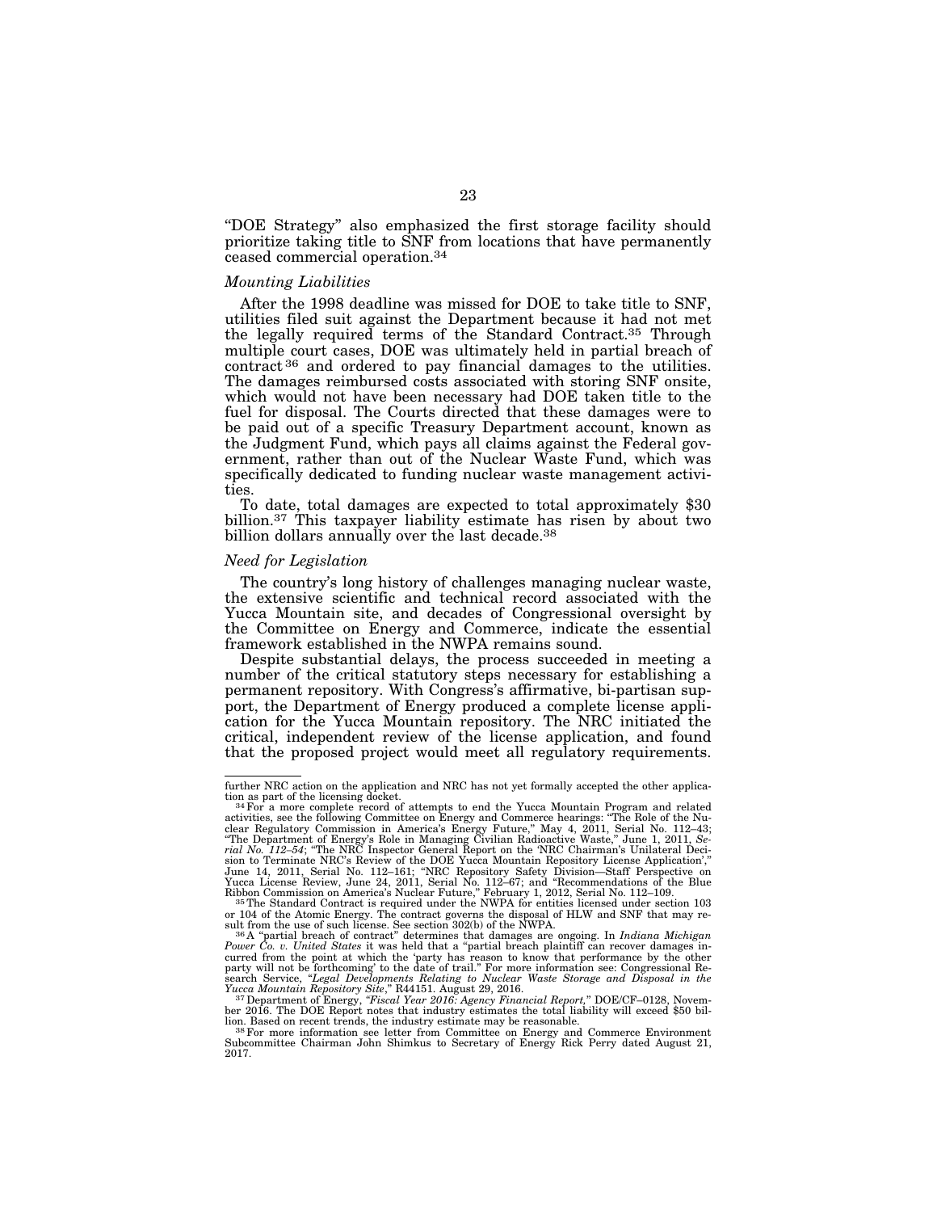"DOE Strategy" also emphasized the first storage facility should prioritize taking title to SNF from locations that have permanently ceased commercial operation.[34]

### *Mounting Liabilities*

After the 1998 deadline was missed for DOE to take title to SNF, utilities filed suit against the Department because it had not met the legally required terms of the Standard Contract.[35] Through multiple court cases, DOE was ultimately held in partial breach of contract[36] and ordered to pay financial damages to the utilities. The damages reimbursed costs associated with storing SNF onsite, which would not have been necessary had DOE taken title to the fuel for disposal. The Courts directed that these damages were to be paid out of a specific Treasury Department account, known as the Judgment Fund, which pays all claims against the Federal government, rather than out of the Nuclear Waste Fund, which was specifically dedicated to funding nuclear waste management activities.

To date, total damages are expected to total approximately $30 billion.[37] This taxpayer liability estimate has risen by about two billion dollars annually over the last decade.[38]

### *Need for Legislation*

The country's long history of challenges managing nuclear waste, the extensive scientific and technical record associated with the Yucca Mountain site, and decades of Congressional oversight by the Committee on Energy and Commerce, indicate the essential framework established in the NWPA remains sound.

Despite substantial delays, the process succeeded in meeting a number of the critical statutory steps necessary for establishing a permanent repository. With Congress's affirmative, bi-partisan support, the Department of Energy produced a complete license application for the Yucca Mountain repository. The NRC initiated the critical, independent review of the license application, and found that the proposed project would meet all regulatory requirements.

---

further NRC action on the application and NRC has not yet formally accepted the other application as part of the licensing docket.

[34] For a more complete record of attempts to end the Yucca Mountain Program and related activities, see the following Committee on Energy and Commerce hearings: "The Role of the Nuclear Regulatory Commission in America's Energy Future," May 4, 2011, Serial No. 112–43; "The Department of Energy's Role in Managing Civilian Radioactive Waste," June 1, 2011, *Serial No. 112–54*; "The NRC Inspector General Report on the 'NRC Chairman's Unilateral Decision to Terminate NRC's Review of the DOE Yucca Mountain Repository License Application'," June 14, 2011, Serial No. 112–161; "NRC Repository Safety Division—Staff Perspective on Yucca License Review, June 24, 2011, Serial No. 112–67; and "Recommendations of the Blue Ribbon Commission on America's Nuclear Future," February 1, 2012, Serial No. 112–109.

[35] The Standard Contract is required under the NWPA for entities licensed under section 103 or 104 of the Atomic Energy. The contract governs the disposal of HLW and SNF that may result from the use of such license. See section 302(b) of the NWPA.

[36] A "partial breach of contract" determines that damages are ongoing. In *Indiana Michigan Power Co. v. United States* it was held that a "partial breach plaintiff can recover damages incurred from the point at which the 'party has reason to know that performance by the other party will not be forthcoming' to the date of trail." For more information see: Congressional Research Service, "*Legal Developments Relating to Nuclear Waste Storage and Disposal in the Yucca Mountain Repository Site*," R44151. August 29, 2016.

[37] Department of Energy, *"Fiscal Year 2016: Agency Financial Report,"* DOE/CF–0128, November 2016. The DOE Report notes that industry estimates the total liability will exceed $50 billion. Based on recent trends, the industry estimate may be reasonable.

[38] For more information see letter from Committee on Energy and Commerce Environment Subcommittee Chairman John Shimkus to Secretary of Energy Rick Perry dated August 21, 2017.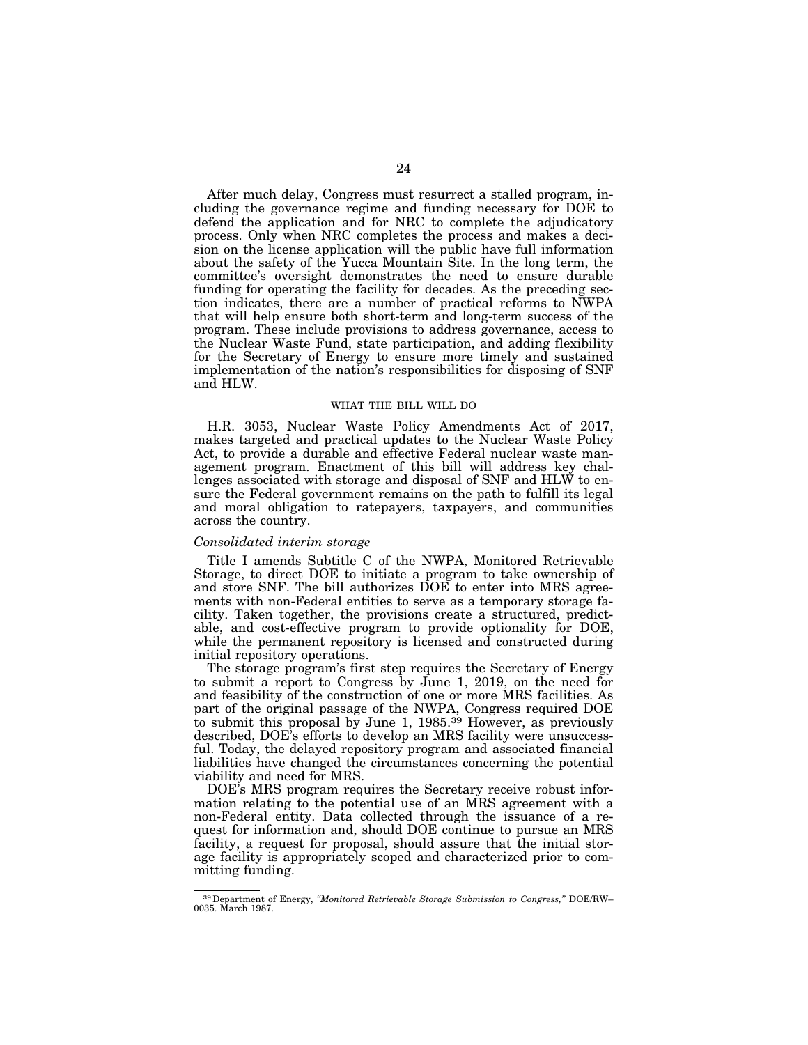After much delay, Congress must resurrect a stalled program, including the governance regime and funding necessary for DOE to defend the application and for NRC to complete the adjudicatory process. Only when NRC completes the process and makes a decision on the license application will the public have full information about the safety of the Yucca Mountain Site. In the long term, the committee's oversight demonstrates the need to ensure durable funding for operating the facility for decades. As the preceding section indicates, there are a number of practical reforms to NWPA that will help ensure both short-term and long-term success of the program. These include provisions to address governance, access to the Nuclear Waste Fund, state participation, and adding flexibility for the Secretary of Energy to ensure more timely and sustained implementation of the nation's responsibilities for disposing of SNF and HLW.

## WHAT THE BILL WILL DO

H.R. 3053, Nuclear Waste Policy Amendments Act of 2017, makes targeted and practical updates to the Nuclear Waste Policy Act, to provide a durable and effective Federal nuclear waste management program. Enactment of this bill will address key challenges associated with storage and disposal of SNF and HLW to ensure the Federal government remains on the path to fulfill its legal and moral obligation to ratepayers, taxpayers, and communities across the country.

### *Consolidated interim storage*

Title I amends Subtitle C of the NWPA, Monitored Retrievable Storage, to direct DOE to initiate a program to take ownership of and store SNF. The bill authorizes DOE to enter into MRS agreements with non-Federal entities to serve as a temporary storage facility. Taken together, the provisions create a structured, predictable, and cost-effective program to provide optionality for DOE, while the permanent repository is licensed and constructed during initial repository operations.

The storage program's first step requires the Secretary of Energy to submit a report to Congress by June 1, 2019, on the need for and feasibility of the construction of one or more MRS facilities. As part of the original passage of the NWPA, Congress required DOE to submit this proposal by June 1, 1985.[39] However, as previously described, DOE's efforts to develop an MRS facility were unsuccessful. Today, the delayed repository program and associated financial liabilities have changed the circumstances concerning the potential viability and need for MRS.

DOE's MRS program requires the Secretary receive robust information relating to the potential use of an MRS agreement with a non-Federal entity. Data collected through the issuance of a request for information and, should DOE continue to pursue an MRS facility, a request for proposal, should assure that the initial storage facility is appropriately scoped and characterized prior to committing funding.

[39] Department of Energy, *"Monitored Retrievable Storage Submission to Congress,"* DOE/RW–0035. March 1987.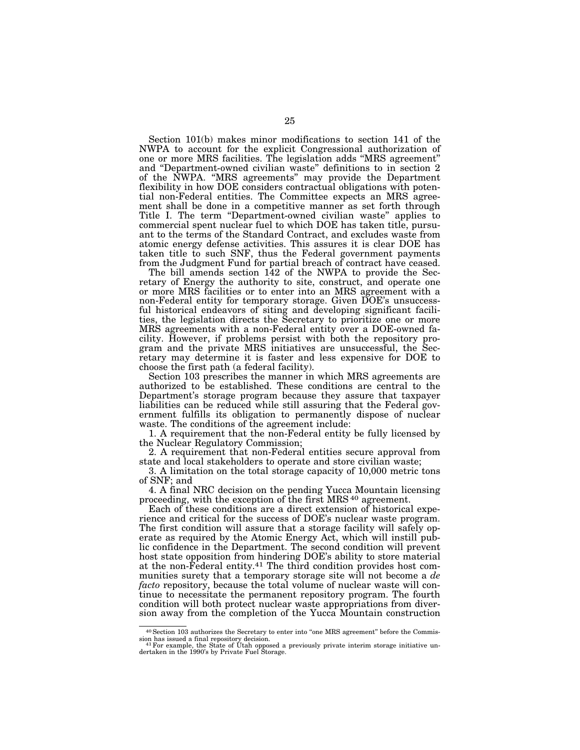Section 101(b) makes minor modifications to section 141 of the NWPA to account for the explicit Congressional authorization of one or more MRS facilities. The legislation adds "MRS agreement" and "Department-owned civilian waste" definitions to in section 2 of the NWPA. "MRS agreements" may provide the Department flexibility in how DOE considers contractual obligations with potential non-Federal entities. The Committee expects an MRS agreement shall be done in a competitive manner as set forth through Title I. The term "Department-owned civilian waste" applies to commercial spent nuclear fuel to which DOE has taken title, pursuant to the terms of the Standard Contract, and excludes waste from atomic energy defense activities. This assures it is clear DOE has taken title to such SNF, thus the Federal government payments from the Judgment Fund for partial breach of contract have ceased.

The bill amends section 142 of the NWPA to provide the Secretary of Energy the authority to site, construct, and operate one or more MRS facilities or to enter into an MRS agreement with a non-Federal entity for temporary storage. Given DOE's unsuccessful historical endeavors of siting and developing significant facilities, the legislation directs the Secretary to prioritize one or more MRS agreements with a non-Federal entity over a DOE-owned facility. However, if problems persist with both the repository program and the private MRS initiatives are unsuccessful, the Secretary may determine it is faster and less expensive for DOE to choose the first path (a federal facility).

Section 103 prescribes the manner in which MRS agreements are authorized to be established. These conditions are central to the Department's storage program because they assure that taxpayer liabilities can be reduced while still assuring that the Federal government fulfills its obligation to permanently dispose of nuclear waste. The conditions of the agreement include:

1. A requirement that the non-Federal entity be fully licensed by the Nuclear Regulatory Commission;
2. A requirement that non-Federal entities secure approval from state and local stakeholders to operate and store civilian waste;
3. A limitation on the total storage capacity of 10,000 metric tons of SNF; and
4. A final NRC decision on the pending Yucca Mountain licensing proceeding, with the exception of the first MRS[40] agreement.

Each of these conditions are a direct extension of historical experience and critical for the success of DOE's nuclear waste program. The first condition will assure that a storage facility will safely operate as required by the Atomic Energy Act, which will instill public confidence in the Department. The second condition will prevent host state opposition from hindering DOE's ability to store material at the non-Federal entity.[41] The third condition provides host communities surety that a temporary storage site will not become a *de facto* repository, because the total volume of nuclear waste will continue to necessitate the permanent repository program. The fourth condition will both protect nuclear waste appropriations from diversion away from the completion of the Yucca Mountain construction

[40] Section 103 authorizes the Secretary to enter into "one MRS agreement" before the Commission has issued a final repository decision.

[41] For example, the State of Utah opposed a previously private interim storage initiative undertaken in the 1990's by Private Fuel Storage.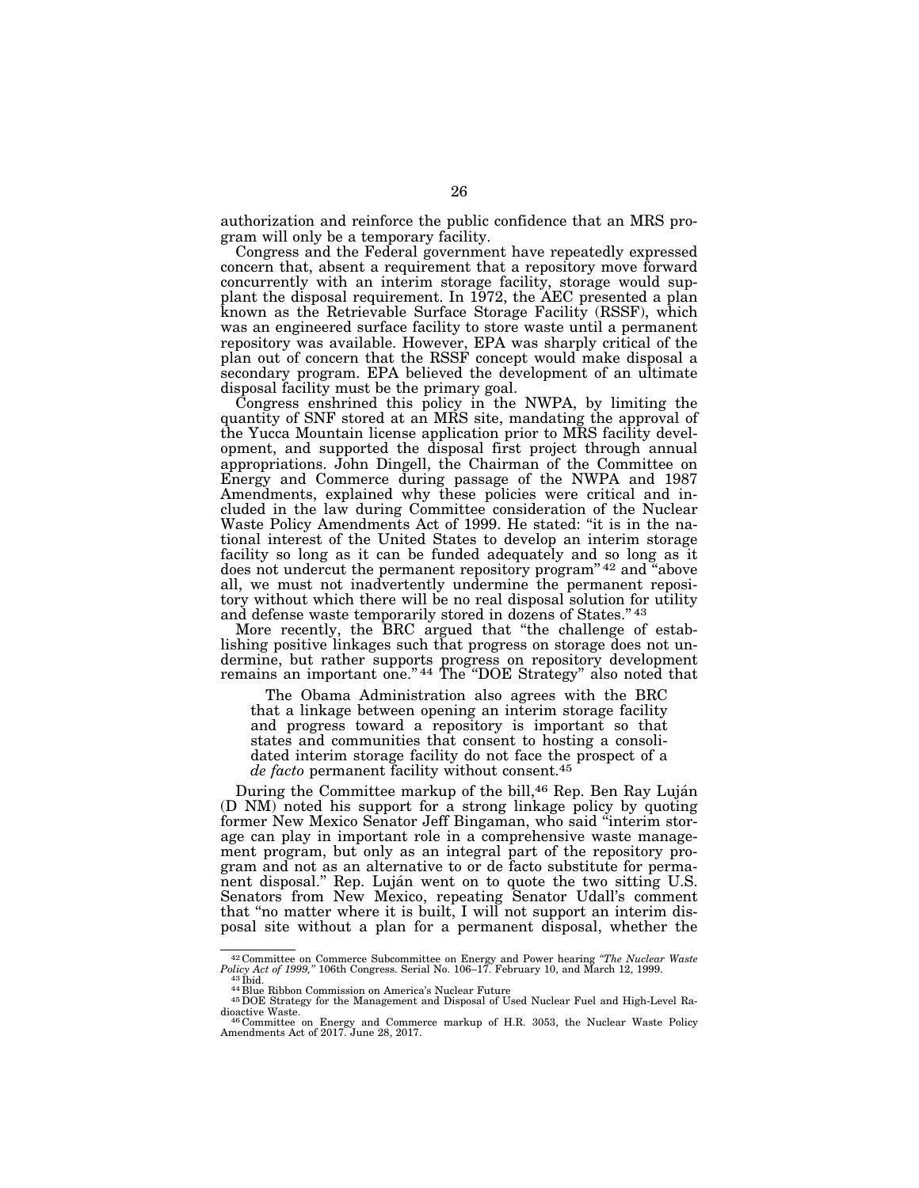authorization and reinforce the public confidence that an MRS program will only be a temporary facility.

Congress and the Federal government have repeatedly expressed concern that, absent a requirement that a repository move forward concurrently with an interim storage facility, storage would supplant the disposal requirement. In 1972, the AEC presented a plan known as the Retrievable Surface Storage Facility (RSSF), which was an engineered surface facility to store waste until a permanent repository was available. However, EPA was sharply critical of the plan out of concern that the RSSF concept would make disposal a secondary program. EPA believed the development of an ultimate disposal facility must be the primary goal.

Congress enshrined this policy in the NWPA, by limiting the quantity of SNF stored at an MRS site, mandating the approval of the Yucca Mountain license application prior to MRS facility development, and supported the disposal first project through annual appropriations. John Dingell, the Chairman of the Committee on Energy and Commerce during passage of the NWPA and 1987 Amendments, explained why these policies were critical and included in the law during Committee consideration of the Nuclear Waste Policy Amendments Act of 1999. He stated: "it is in the national interest of the United States to develop an interim storage facility so long as it can be funded adequately and so long as it does not undercut the permanent repository program"[42] and "above all, we must not inadvertently undermine the permanent repository without which there will be no real disposal solution for utility and defense waste temporarily stored in dozens of States."[43]

More recently, the BRC argued that "the challenge of establishing positive linkages such that progress on storage does not undermine, but rather supports progress on repository development remains an important one."[44] The "DOE Strategy" also noted that

> The Obama Administration also agrees with the BRC that a linkage between opening an interim storage facility and progress toward a repository is important so that states and communities that consent to hosting a consolidated interim storage facility do not face the prospect of a *de facto* permanent facility without consent.[45]

During the Committee markup of the bill,[46] Rep. Ben Ray Luján (D NM) noted his support for a strong linkage policy by quoting former New Mexico Senator Jeff Bingaman, who said "interim storage can play in important role in a comprehensive waste management program, but only as an integral part of the repository program and not as an alternative to or de facto substitute for permanent disposal." Rep. Luján went on to quote the two sitting U.S. Senators from New Mexico, repeating Senator Udall's comment that "no matter where it is built, I will not support an interim disposal site without a plan for a permanent disposal, whether the

---

[42] Committee on Commerce Subcommittee on Energy and Power hearing *"The Nuclear Waste Policy Act of 1999,"* 106th Congress. Serial No. 106–17. February 10, and March 12, 1999.

[43] Ibid.

[44] Blue Ribbon Commission on America's Nuclear Future

[45] DOE Strategy for the Management and Disposal of Used Nuclear Fuel and High-Level Radioactive Waste.

[46] Committee on Energy and Commerce markup of H.R. 3053, the Nuclear Waste Policy Amendments Act of 2017. June 28, 2017.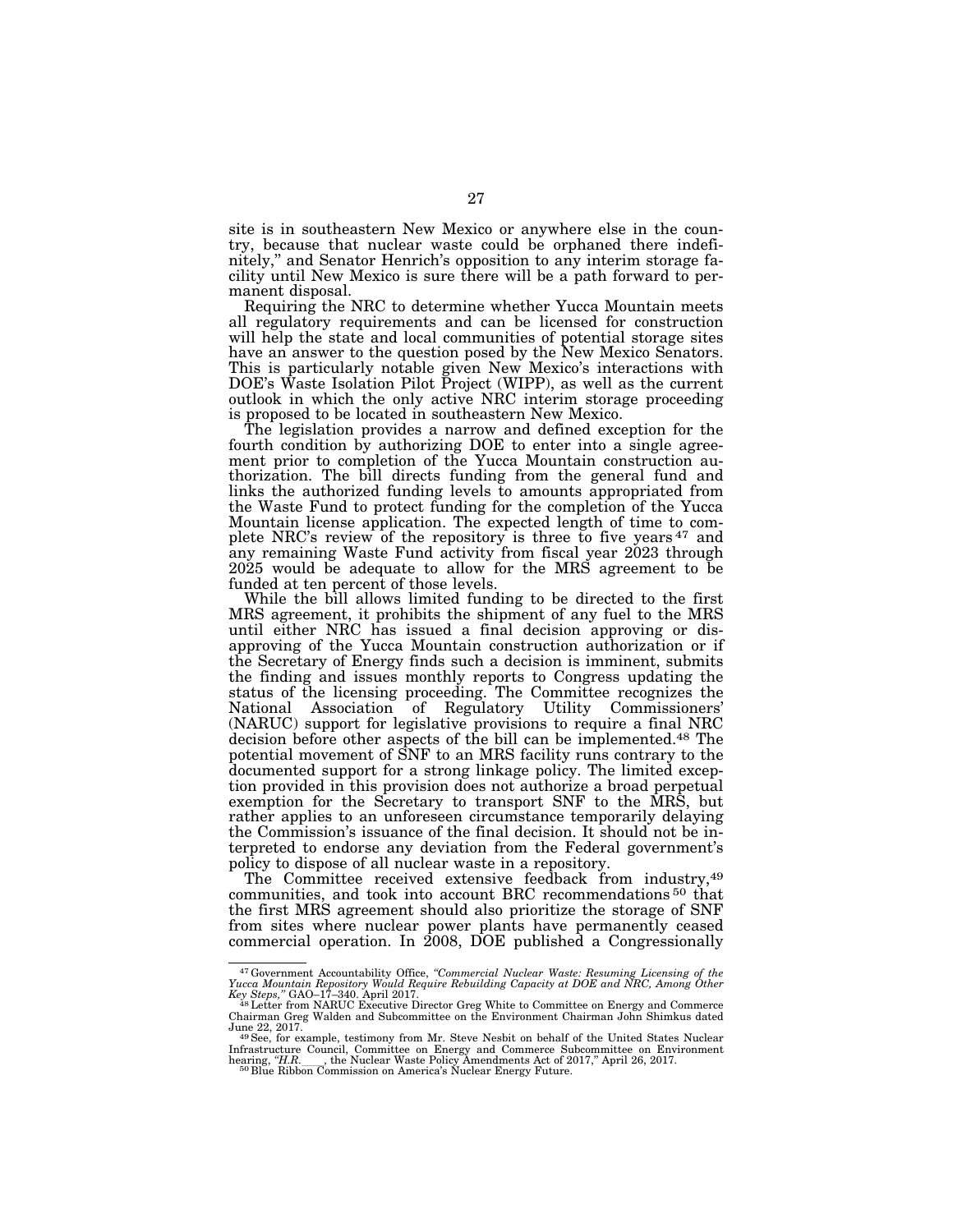site is in southeastern New Mexico or anywhere else in the country, because that nuclear waste could be orphaned there indefinitely," and Senator Henrich's opposition to any interim storage facility until New Mexico is sure there will be a path forward to permanent disposal.

Requiring the NRC to determine whether Yucca Mountain meets all regulatory requirements and can be licensed for construction will help the state and local communities of potential storage sites have an answer to the question posed by the New Mexico Senators. This is particularly notable given New Mexico's interactions with DOE's Waste Isolation Pilot Project (WIPP), as well as the current outlook in which the only active NRC interim storage proceeding is proposed to be located in southeastern New Mexico.

The legislation provides a narrow and defined exception for the fourth condition by authorizing DOE to enter into a single agreement prior to completion of the Yucca Mountain construction authorization. The bill directs funding from the general fund and links the authorized funding levels to amounts appropriated from the Waste Fund to protect funding for the completion of the Yucca Mountain license application. The expected length of time to complete NRC's review of the repository is three to five years[47] and any remaining Waste Fund activity from fiscal year 2023 through 2025 would be adequate to allow for the MRS agreement to be funded at ten percent of those levels.

While the bill allows limited funding to be directed to the first MRS agreement, it prohibits the shipment of any fuel to the MRS until either NRC has issued a final decision approving or disapproving of the Yucca Mountain construction authorization or if the Secretary of Energy finds such a decision is imminent, submits the finding and issues monthly reports to Congress updating the status of the licensing proceeding. The Committee recognizes the National Association of Regulatory Utility Commissioners' (NARUC) support for legislative provisions to require a final NRC decision before other aspects of the bill can be implemented.[48] The potential movement of SNF to an MRS facility runs contrary to the documented support for a strong linkage policy. The limited exception provided in this provision does not authorize a broad perpetual exemption for the Secretary to transport SNF to the MRS, but rather applies to an unforeseen circumstance temporarily delaying the Commission's issuance of the final decision. It should not be interpreted to endorse any deviation from the Federal government's policy to dispose of all nuclear waste in a repository.

The Committee received extensive feedback from industry,[49] communities, and took into account BRC recommendations[50] that the first MRS agreement should also prioritize the storage of SNF from sites where nuclear power plants have permanently ceased commercial operation. In 2008, DOE published a Congressionally

---

[47] Government Accountability Office, *"Commercial Nuclear Waste: Resuming Licensing of the Yucca Mountain Repository Would Require Rebuilding Capacity at DOE and NRC, Among Other Key Steps,"* GAO–17–340. April 2017.

[48] Letter from NARUC Executive Director Greg White to Committee on Energy and Commerce Chairman Greg Walden and Subcommittee on the Environment Chairman John Shimkus dated June 22, 2017.

[49] See, for example, testimony from Mr. Steve Nesbit on behalf of the United States Nuclear Infrastructure Council, Committee on Energy and Commerce Subcommittee on Environment hearing, "*H.R.* ___, the Nuclear Waste Policy Amendments Act of 2017," April 26, 2017.

[50] Blue Ribbon Commission on America's Nuclear Energy Future.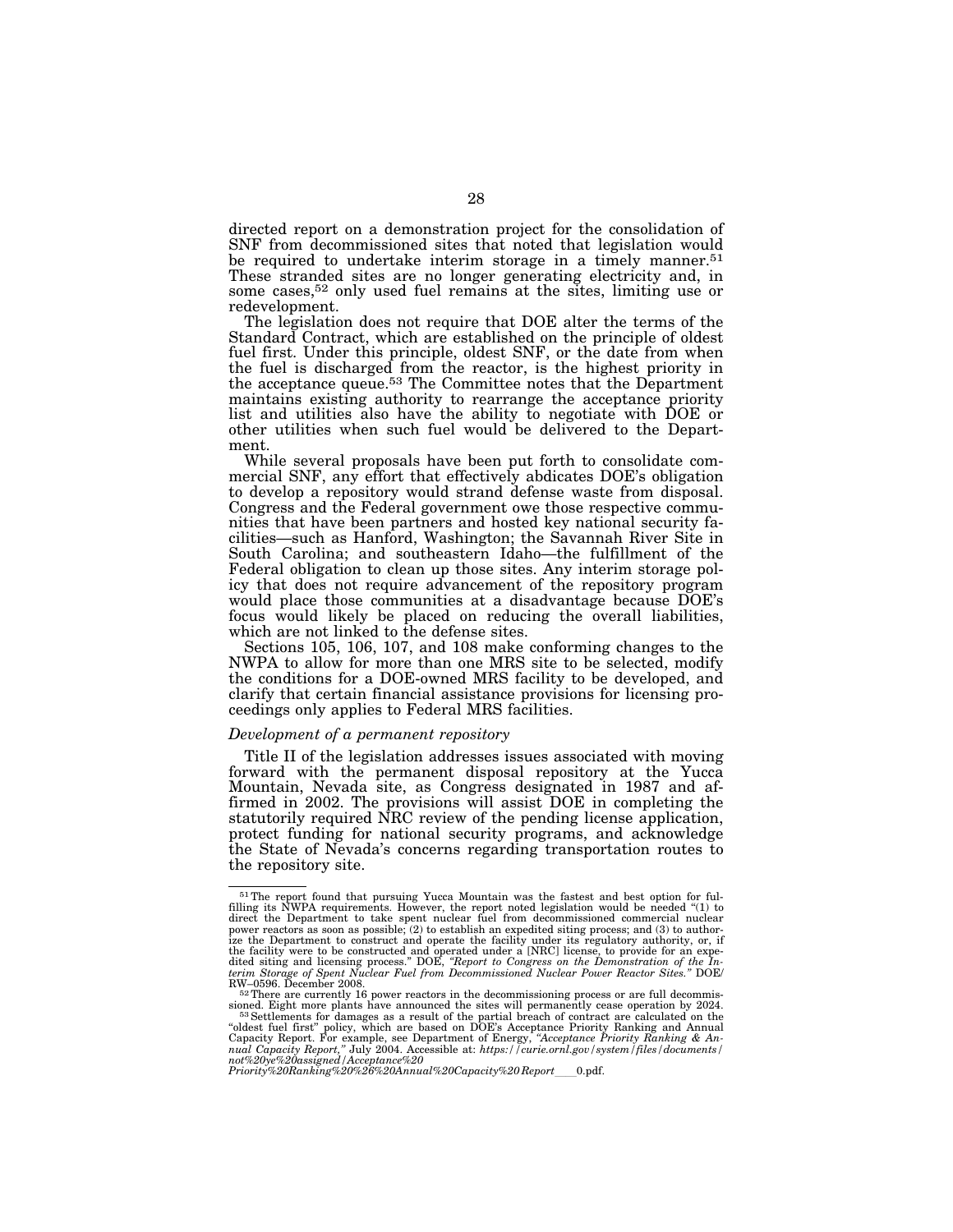directed report on a demonstration project for the consolidation of SNF from decommissioned sites that noted that legislation would be required to undertake interim storage in a timely manner.[51] These stranded sites are no longer generating electricity and, in some cases,[52] only used fuel remains at the sites, limiting use or redevelopment.

The legislation does not require that DOE alter the terms of the Standard Contract, which are established on the principle of oldest fuel first. Under this principle, oldest SNF, or the date from when the fuel is discharged from the reactor, is the highest priority in the acceptance queue.[53] The Committee notes that the Department maintains existing authority to rearrange the acceptance priority list and utilities also have the ability to negotiate with DOE or other utilities when such fuel would be delivered to the Department.

While several proposals have been put forth to consolidate commercial SNF, any effort that effectively abdicates DOE's obligation to develop a repository would strand defense waste from disposal. Congress and the Federal government owe those respective communities that have been partners and hosted key national security facilities—such as Hanford, Washington; the Savannah River Site in South Carolina; and southeastern Idaho—the fulfillment of the Federal obligation to clean up those sites. Any interim storage policy that does not require advancement of the repository program would place those communities at a disadvantage because DOE's focus would likely be placed on reducing the overall liabilities, which are not linked to the defense sites.

Sections 105, 106, 107, and 108 make conforming changes to the NWPA to allow for more than one MRS site to be selected, modify the conditions for a DOE-owned MRS facility to be developed, and clarify that certain financial assistance provisions for licensing proceedings only applies to Federal MRS facilities.

*Development of a permanent repository*

Title II of the legislation addresses issues associated with moving forward with the permanent disposal repository at the Yucca Mountain, Nevada site, as Congress designated in 1987 and affirmed in 2002. The provisions will assist DOE in completing the statutorily required NRC review of the pending license application, protect funding for national security programs, and acknowledge the State of Nevada's concerns regarding transportation routes to the repository site.

---

[51] The report found that pursuing Yucca Mountain was the fastest and best option for fulfilling its NWPA requirements. However, the report noted legislation would be needed "(1) to direct the Department to take spent nuclear fuel from decommissioned commercial nuclear power reactors as soon as possible; (2) to establish an expedited siting process; and (3) to authorize the Department to construct and operate the facility under its regulatory authority, or, if the facility were to be constructed and operated under a [NRC] license, to provide for an expedited siting and licensing process." DOE, *"Report to Congress on the Demonstration of the Interim Storage of Spent Nuclear Fuel from Decommissioned Nuclear Power Reactor Sites."* DOE/RW–0596. December 2008.

[52] There are currently 16 power reactors in the decommissioning process or are full decommissioned. Eight more plants have announced the sites will permanently cease operation by 2024.

[53] Settlements for damages as a result of the partial breach of contract are calculated on the "oldest fuel first" policy, which are based on DOE's Acceptance Priority Ranking and Annual Capacity Report. For example, see Department of Energy, *"Acceptance Priority Ranking & Annual Capacity Report,"* July 2004. Accessible at: *https://curie.ornl.gov/system/files/documents/not%20ye%20assigned/Acceptance%20 Priority%20Ranking%20%26%20Annual%20Capacity%20Report*___0.pdf.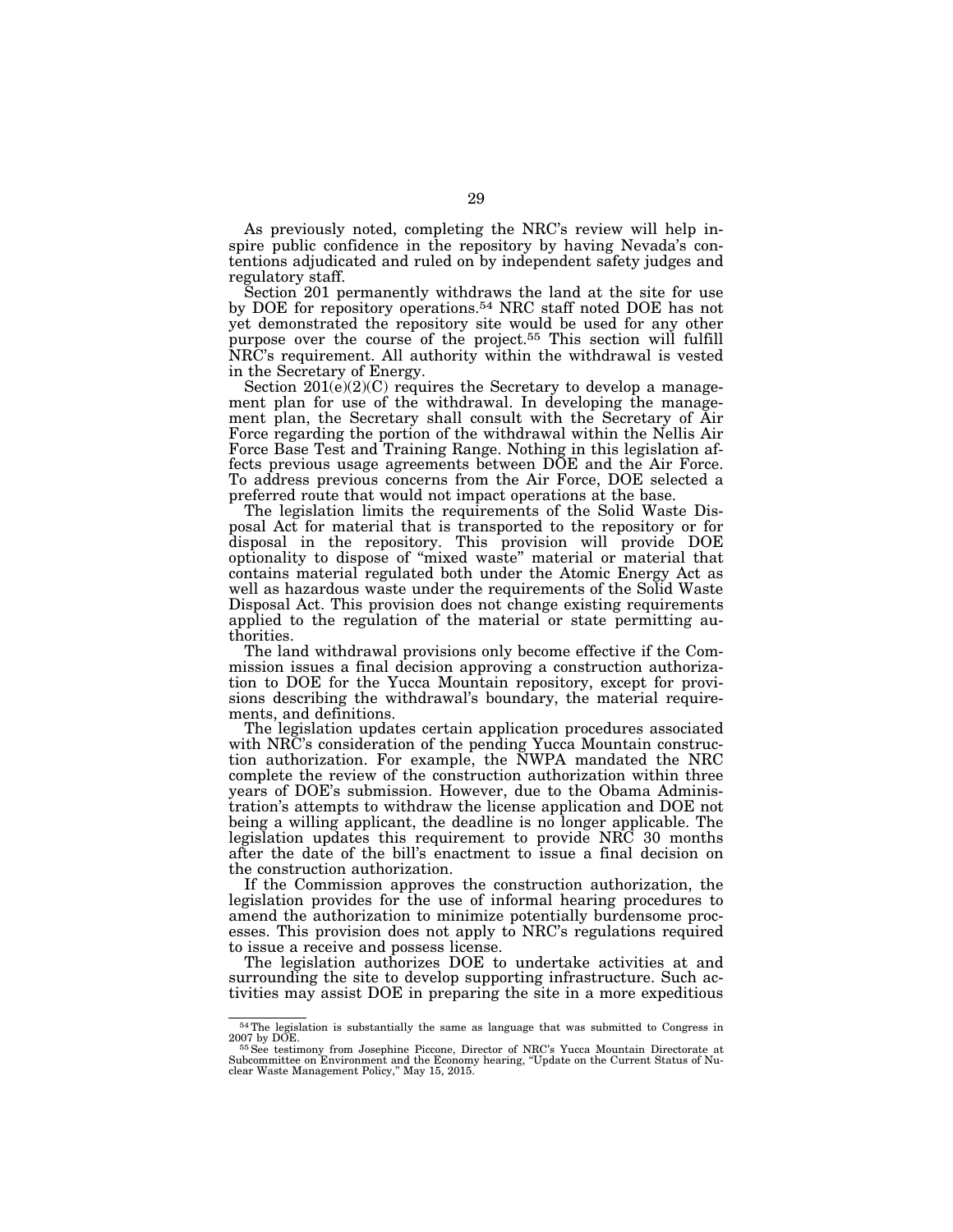As previously noted, completing the NRC's review will help inspire public confidence in the repository by having Nevada's contentions adjudicated and ruled on by independent safety judges and regulatory staff.

Section 201 permanently withdraws the land at the site for use by DOE for repository operations.[54] NRC staff noted DOE has not yet demonstrated the repository site would be used for any other purpose over the course of the project.[55] This section will fulfill NRC's requirement. All authority within the withdrawal is vested in the Secretary of Energy.

Section 201(e)(2)(C) requires the Secretary to develop a management plan for use of the withdrawal. In developing the management plan, the Secretary shall consult with the Secretary of Air Force regarding the portion of the withdrawal within the Nellis Air Force Base Test and Training Range. Nothing in this legislation affects previous usage agreements between DOE and the Air Force. To address previous concerns from the Air Force, DOE selected a preferred route that would not impact operations at the base.

The legislation limits the requirements of the Solid Waste Disposal Act for material that is transported to the repository or for disposal in the repository. This provision will provide DOE optionality to dispose of "mixed waste" material or material that contains material regulated both under the Atomic Energy Act as well as hazardous waste under the requirements of the Solid Waste Disposal Act. This provision does not change existing requirements applied to the regulation of the material or state permitting authorities.

The land withdrawal provisions only become effective if the Commission issues a final decision approving a construction authorization to DOE for the Yucca Mountain repository, except for provisions describing the withdrawal's boundary, the material requirements, and definitions.

The legislation updates certain application procedures associated with NRC's consideration of the pending Yucca Mountain construction authorization. For example, the NWPA mandated the NRC complete the review of the construction authorization within three years of DOE's submission. However, due to the Obama Administration's attempts to withdraw the license application and DOE not being a willing applicant, the deadline is no longer applicable. The legislation updates this requirement to provide NRC 30 months after the date of the bill's enactment to issue a final decision on the construction authorization.

If the Commission approves the construction authorization, the legislation provides for the use of informal hearing procedures to amend the authorization to minimize potentially burdensome processes. This provision does not apply to NRC's regulations required to issue a receive and possess license.

The legislation authorizes DOE to undertake activities at and surrounding the site to develop supporting infrastructure. Such activities may assist DOE in preparing the site in a more expeditious

---

[54] The legislation is substantially the same as language that was submitted to Congress in 2007 by DOE.

[55] See testimony from Josephine Piccone, Director of NRC's Yucca Mountain Directorate at Subcommittee on Environment and the Economy hearing, "Update on the Current Status of Nuclear Waste Management Policy," May 15, 2015.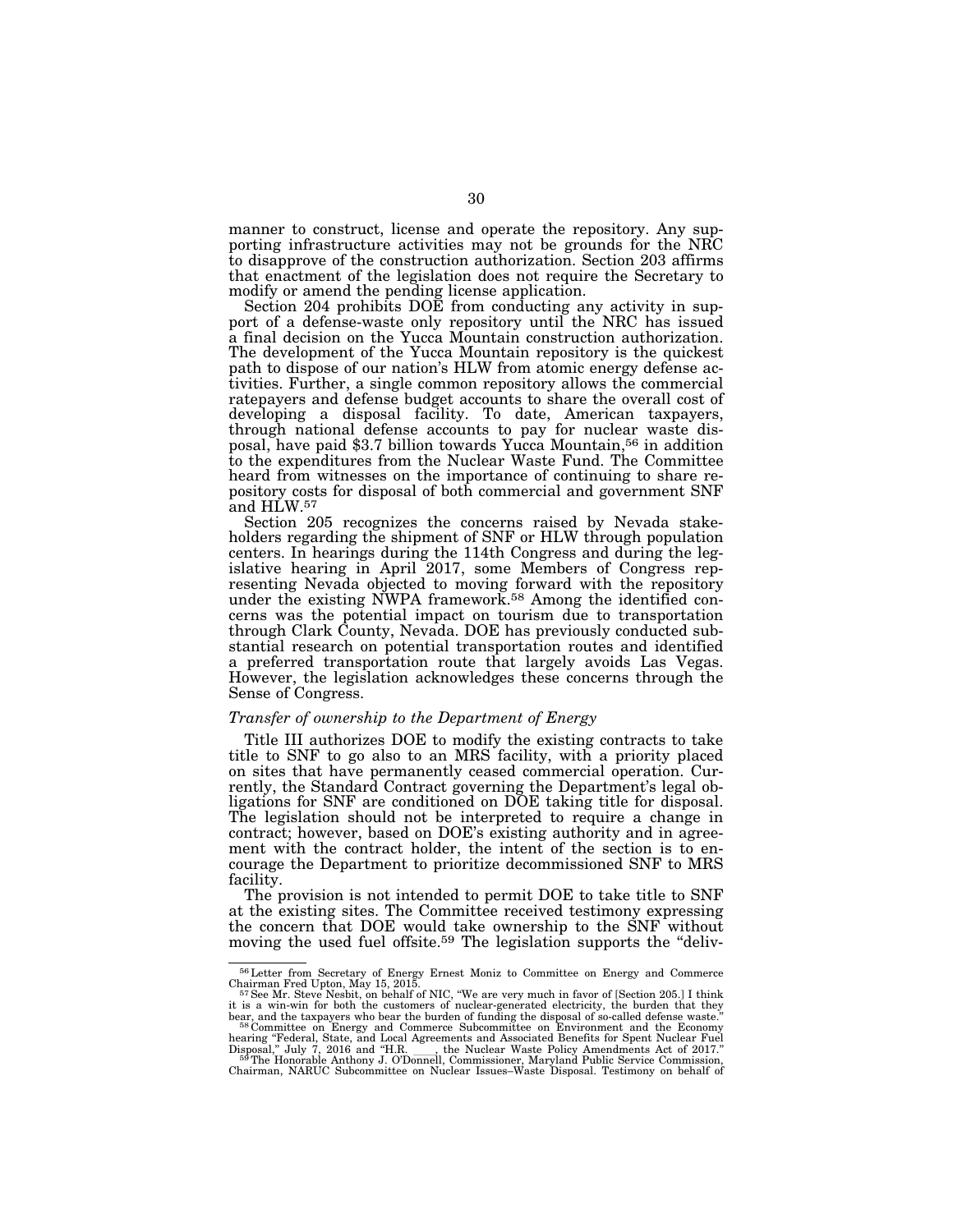manner to construct, license and operate the repository. Any supporting infrastructure activities may not be grounds for the NRC to disapprove of the construction authorization. Section 203 affirms that enactment of the legislation does not require the Secretary to modify or amend the pending license application.

Section 204 prohibits DOE from conducting any activity in support of a defense-waste only repository until the NRC has issued a final decision on the Yucca Mountain construction authorization. The development of the Yucca Mountain repository is the quickest path to dispose of our nation's HLW from atomic energy defense activities. Further, a single common repository allows the commercial ratepayers and defense budget accounts to share the overall cost of developing a disposal facility. To date, American taxpayers, through national defense accounts to pay for nuclear waste disposal, have paid $3.7 billion towards Yucca Mountain,[56] in addition to the expenditures from the Nuclear Waste Fund. The Committee heard from witnesses on the importance of continuing to share repository costs for disposal of both commercial and government SNF and HLW.[57]

Section 205 recognizes the concerns raised by Nevada stakeholders regarding the shipment of SNF or HLW through population centers. In hearings during the 114th Congress and during the legislative hearing in April 2017, some Members of Congress representing Nevada objected to moving forward with the repository under the existing NWPA framework.[58] Among the identified concerns was the potential impact on tourism due to transportation through Clark County, Nevada. DOE has previously conducted substantial research on potential transportation routes and identified a preferred transportation route that largely avoids Las Vegas. However, the legislation acknowledges these concerns through the Sense of Congress.

*Transfer of ownership to the Department of Energy*

Title III authorizes DOE to modify the existing contracts to take title to SNF to go also to an MRS facility, with a priority placed on sites that have permanently ceased commercial operation. Currently, the Standard Contract governing the Department's legal obligations for SNF are conditioned on DOE taking title for disposal. The legislation should not be interpreted to require a change in contract; however, based on DOE's existing authority and in agreement with the contract holder, the intent of the section is to encourage the Department to prioritize decommissioned SNF to MRS facility.

The provision is not intended to permit DOE to take title to SNF at the existing sites. The Committee received testimony expressing the concern that DOE would take ownership to the SNF without moving the used fuel offsite.[59] The legislation supports the "deliv-

---

[56] Letter from Secretary of Energy Ernest Moniz to Committee on Energy and Commerce Chairman Fred Upton, May 15, 2015.

[57] See Mr. Steve Nesbit, on behalf of NIC, "We are very much in favor of [Section 205.] I think it is a win-win for both the customers of nuclear-generated electricity, the burden that they bear, and the taxpayers who bear the burden of funding the disposal of so-called defense waste."

[58] Committee on Energy and Commerce Subcommittee on Environment and the Economy hearing "Federal, State, and Local Agreements and Associated Benefits for Spent Nuclear Fuel Disposal," July 7, 2016 and "H.R. ____, the Nuclear Waste Policy Amendments Act of 2017."

[59] The Honorable Anthony J. O'Donnell, Commissioner, Maryland Public Service Commission, Chairman, NARUC Subcommittee on Nuclear Issues–Waste Disposal. Testimony on behalf of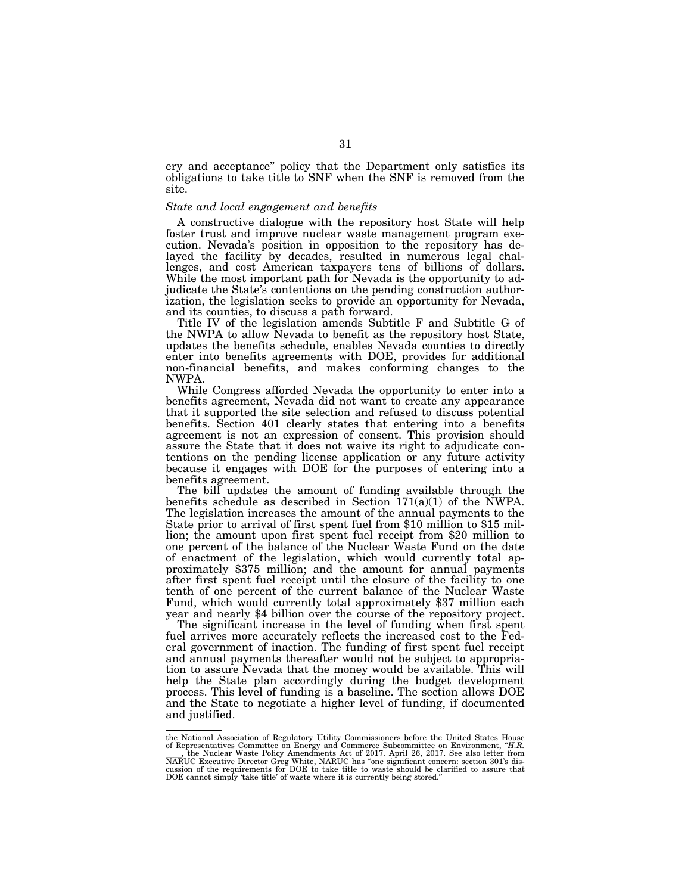ery and acceptance" policy that the Department only satisfies its obligations to take title to SNF when the SNF is removed from the site.

*State and local engagement and benefits*

A constructive dialogue with the repository host State will help foster trust and improve nuclear waste management program execution. Nevada's position in opposition to the repository has delayed the facility by decades, resulted in numerous legal challenges, and cost American taxpayers tens of billions of dollars. While the most important path for Nevada is the opportunity to adjudicate the State's contentions on the pending construction authorization, the legislation seeks to provide an opportunity for Nevada, and its counties, to discuss a path forward.

Title IV of the legislation amends Subtitle F and Subtitle G of the NWPA to allow Nevada to benefit as the repository host State, updates the benefits schedule, enables Nevada counties to directly enter into benefits agreements with DOE, provides for additional non-financial benefits, and makes conforming changes to the NWPA.

While Congress afforded Nevada the opportunity to enter into a benefits agreement, Nevada did not want to create any appearance that it supported the site selection and refused to discuss potential benefits. Section 401 clearly states that entering into a benefits agreement is not an expression of consent. This provision should assure the State that it does not waive its right to adjudicate contentions on the pending license application or any future activity because it engages with DOE for the purposes of entering into a benefits agreement.

The bill updates the amount of funding available through the benefits schedule as described in Section 171(a)(1) of the NWPA. The legislation increases the amount of the annual payments to the State prior to arrival of first spent fuel from \$10 million to \$15 million; the amount upon first spent fuel receipt from \$20 million to one percent of the balance of the Nuclear Waste Fund on the date of enactment of the legislation, which would currently total approximately \$375 million; and the amount for annual payments after first spent fuel receipt until the closure of the facility to one tenth of one percent of the current balance of the Nuclear Waste Fund, which would currently total approximately \$37 million each year and nearly \$4 billion over the course of the repository project.

The significant increase in the level of funding when first spent fuel arrives more accurately reflects the increased cost to the Federal government of inaction. The funding of first spent fuel receipt and annual payments thereafter would not be subject to appropriation to assure Nevada that the money would be available. This will help the State plan accordingly during the budget development process. This level of funding is a baseline. The section allows DOE and the State to negotiate a higher level of funding, if documented and justified.

---

the National Association of Regulatory Utility Commissioners before the United States House of Representatives Committee on Energy and Commerce Subcommittee on Environment, *"H.R. \_\_\_\_, the Nuclear Waste Policy Amendments Act of 2017.* April 26, 2017. See also letter from NARUC Executive Director Greg White, NARUC has "one significant concern: section 301's discussion of the requirements for DOE to take title to waste should be clarified to assure that DOE cannot simply 'take title' of waste where it is currently being stored."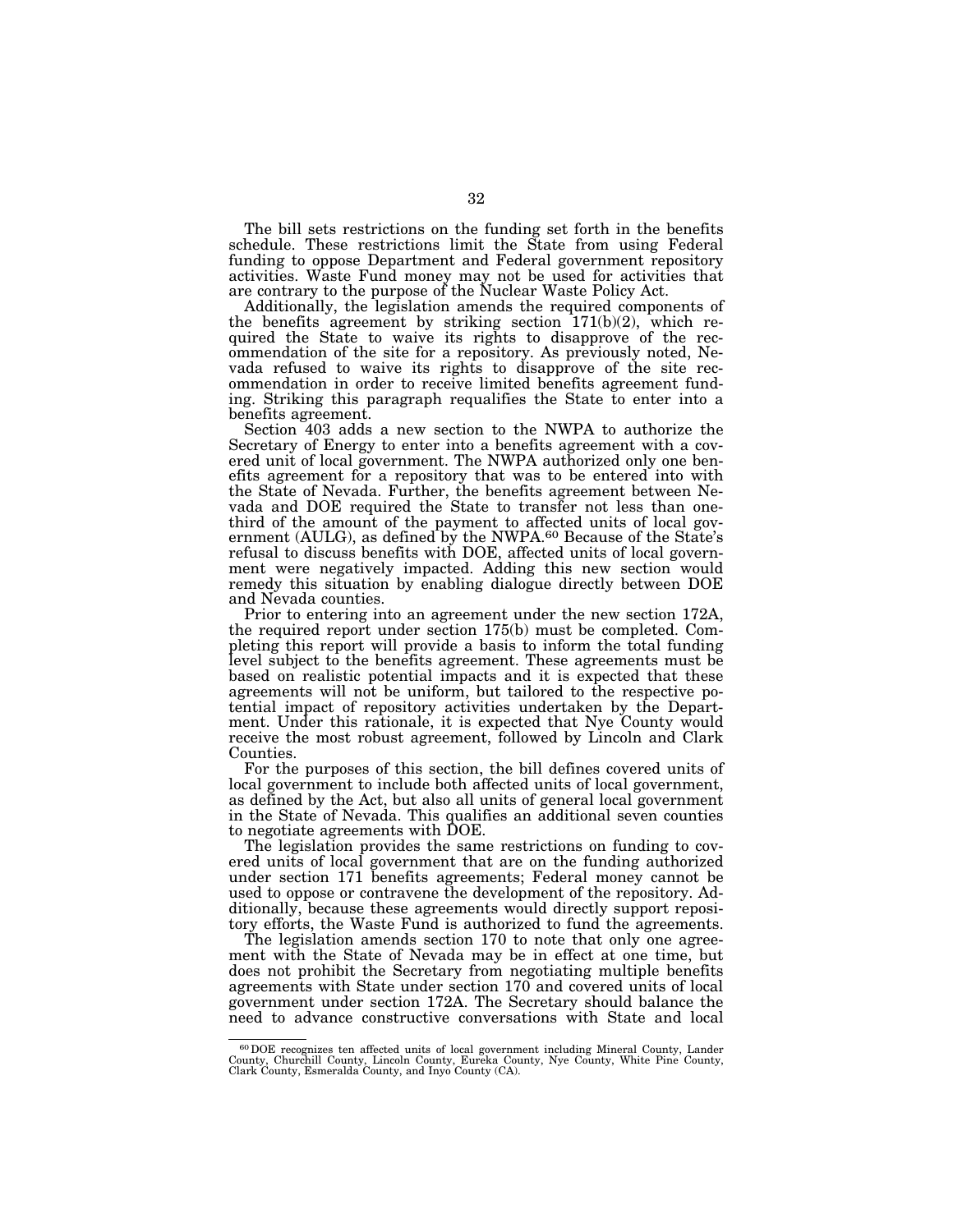The bill sets restrictions on the funding set forth in the benefits schedule. These restrictions limit the State from using Federal funding to oppose Department and Federal government repository activities. Waste Fund money may not be used for activities that are contrary to the purpose of the Nuclear Waste Policy Act.

Additionally, the legislation amends the required components of the benefits agreement by striking section 171(b)(2), which required the State to waive its rights to disapprove of the recommendation of the site for a repository. As previously noted, Nevada refused to waive its rights to disapprove of the site recommendation in order to receive limited benefits agreement funding. Striking this paragraph requalifies the State to enter into a benefits agreement.

Section 403 adds a new section to the NWPA to authorize the Secretary of Energy to enter into a benefits agreement with a covered unit of local government. The NWPA authorized only one benefits agreement for a repository that was to be entered into with the State of Nevada. Further, the benefits agreement between Nevada and DOE required the State to transfer not less than one-third of the amount of the payment to affected units of local government (AULG), as defined by the NWPA.[60] Because of the State's refusal to discuss benefits with DOE, affected units of local government were negatively impacted. Adding this new section would remedy this situation by enabling dialogue directly between DOE and Nevada counties.

Prior to entering into an agreement under the new section 172A, the required report under section 175(b) must be completed. Completing this report will provide a basis to inform the total funding level subject to the benefits agreement. These agreements must be based on realistic potential impacts and it is expected that these agreements will not be uniform, but tailored to the respective potential impact of repository activities undertaken by the Department. Under this rationale, it is expected that Nye County would receive the most robust agreement, followed by Lincoln and Clark Counties.

For the purposes of this section, the bill defines covered units of local government to include both affected units of local government, as defined by the Act, but also all units of general local government in the State of Nevada. This qualifies an additional seven counties to negotiate agreements with DOE.

The legislation provides the same restrictions on funding to covered units of local government that are on the funding authorized under section 171 benefits agreements; Federal money cannot be used to oppose or contravene the development of the repository. Additionally, because these agreements would directly support repository efforts, the Waste Fund is authorized to fund the agreements.

The legislation amends section 170 to note that only one agreement with the State of Nevada may be in effect at one time, but does not prohibit the Secretary from negotiating multiple benefits agreements with State under section 170 and covered units of local government under section 172A. The Secretary should balance the need to advance constructive conversations with State and local

---

[60] DOE recognizes ten affected units of local government including Mineral County, Lander County, Churchill County, Lincoln County, Eureka County, Nye County, White Pine County, Clark County, Esmeralda County, and Inyo County (CA).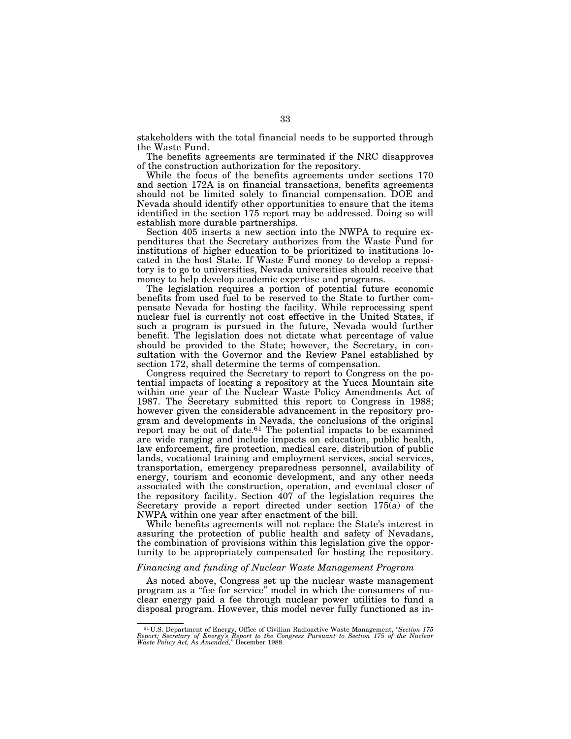stakeholders with the total financial needs to be supported through the Waste Fund.

The benefits agreements are terminated if the NRC disapproves of the construction authorization for the repository.

While the focus of the benefits agreements under sections 170 and section 172A is on financial transactions, benefits agreements should not be limited solely to financial compensation. DOE and Nevada should identify other opportunities to ensure that the items identified in the section 175 report may be addressed. Doing so will establish more durable partnerships.

Section 405 inserts a new section into the NWPA to require expenditures that the Secretary authorizes from the Waste Fund for institutions of higher education to be prioritized to institutions located in the host State. If Waste Fund money to develop a repository is to go to universities, Nevada universities should receive that money to help develop academic expertise and programs.

The legislation requires a portion of potential future economic benefits from used fuel to be reserved to the State to further compensate Nevada for hosting the facility. While reprocessing spent nuclear fuel is currently not cost effective in the United States, if such a program is pursued in the future, Nevada would further benefit. The legislation does not dictate what percentage of value should be provided to the State; however, the Secretary, in consultation with the Governor and the Review Panel established by section 172, shall determine the terms of compensation.

Congress required the Secretary to report to Congress on the potential impacts of locating a repository at the Yucca Mountain site within one year of the Nuclear Waste Policy Amendments Act of 1987. The Secretary submitted this report to Congress in 1988; however given the considerable advancement in the repository program and developments in Nevada, the conclusions of the original report may be out of date.[61] The potential impacts to be examined are wide ranging and include impacts on education, public health, law enforcement, fire protection, medical care, distribution of public lands, vocational training and employment services, social services, transportation, emergency preparedness personnel, availability of energy, tourism and economic development, and any other needs associated with the construction, operation, and eventual closer of the repository facility. Section 407 of the legislation requires the Secretary provide a report directed under section 175(a) of the NWPA within one year after enactment of the bill.

While benefits agreements will not replace the State's interest in assuring the protection of public health and safety of Nevadans, the combination of provisions within this legislation give the opportunity to be appropriately compensated for hosting the repository.

*Financing and funding of Nuclear Waste Management Program*

As noted above, Congress set up the nuclear waste management program as a "fee for service" model in which the consumers of nuclear energy paid a fee through nuclear power utilities to fund a disposal program. However, this model never fully functioned as in-

---

[61] U.S. Department of Energy, Office of Civilian Radioactive Waste Management, *"Section 175 Report; Secretary of Energy's Report to the Congress Pursuant to Section 175 of the Nuclear Waste Policy Act, As Amended,"* December 1988.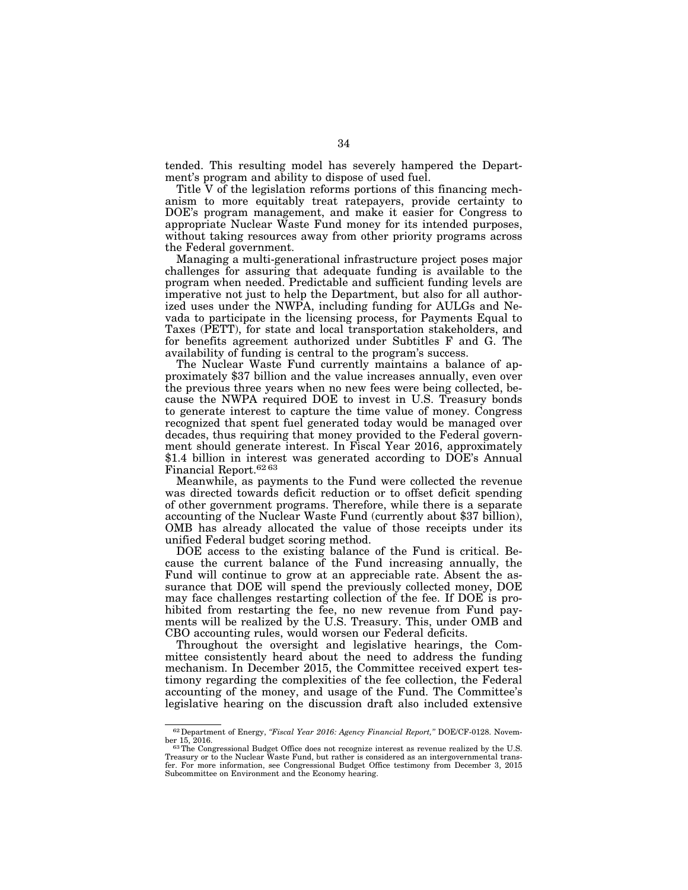tended. This resulting model has severely hampered the Department's program and ability to dispose of used fuel.

Title V of the legislation reforms portions of this financing mechanism to more equitably treat ratepayers, provide certainty to DOE's program management, and make it easier for Congress to appropriate Nuclear Waste Fund money for its intended purposes, without taking resources away from other priority programs across the Federal government.

Managing a multi-generational infrastructure project poses major challenges for assuring that adequate funding is available to the program when needed. Predictable and sufficient funding levels are imperative not just to help the Department, but also for all authorized uses under the NWPA, including funding for AULGs and Nevada to participate in the licensing process, for Payments Equal to Taxes (PETT), for state and local transportation stakeholders, and for benefits agreement authorized under Subtitles F and G. The availability of funding is central to the program's success.

The Nuclear Waste Fund currently maintains a balance of approximately $37 billion and the value increases annually, even over the previous three years when no new fees were being collected, because the NWPA required DOE to invest in U.S. Treasury bonds to generate interest to capture the time value of money. Congress recognized that spent fuel generated today would be managed over decades, thus requiring that money provided to the Federal government should generate interest. In Fiscal Year 2016, approximately $1.4 billion in interest was generated according to DOE's Annual Financial Report.[62] [63]

Meanwhile, as payments to the Fund were collected the revenue was directed towards deficit reduction or to offset deficit spending of other government programs. Therefore, while there is a separate accounting of the Nuclear Waste Fund (currently about $37 billion), OMB has already allocated the value of those receipts under its unified Federal budget scoring method.

DOE access to the existing balance of the Fund is critical. Because the current balance of the Fund increasing annually, the Fund will continue to grow at an appreciable rate. Absent the assurance that DOE will spend the previously collected money, DOE may face challenges restarting collection of the fee. If DOE is prohibited from restarting the fee, no new revenue from Fund payments will be realized by the U.S. Treasury. This, under OMB and CBO accounting rules, would worsen our Federal deficits.

Throughout the oversight and legislative hearings, the Committee consistently heard about the need to address the funding mechanism. In December 2015, the Committee received expert testimony regarding the complexities of the fee collection, the Federal accounting of the money, and usage of the Fund. The Committee's legislative hearing on the discussion draft also included extensive

---

[62] Department of Energy, *"Fiscal Year 2016: Agency Financial Report,"* DOE/CF-0128. November 15, 2016.

[63] The Congressional Budget Office does not recognize interest as revenue realized by the U.S. Treasury or to the Nuclear Waste Fund, but rather is considered as an intergovernmental transfer. For more information, see Congressional Budget Office testimony from December 3, 2015 Subcommittee on Environment and the Economy hearing.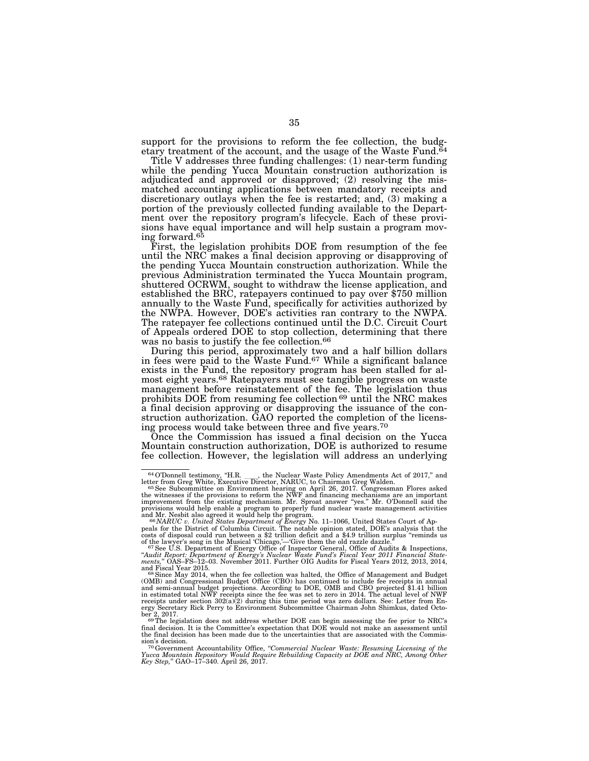support for the provisions to reform the fee collection, the budgetary treatment of the account, and the usage of the Waste Fund.[64]

Title V addresses three funding challenges: (1) near-term funding while the pending Yucca Mountain construction authorization is adjudicated and approved or disapproved; (2) resolving the mismatched accounting applications between mandatory receipts and discretionary outlays when the fee is restarted; and, (3) making a portion of the previously collected funding available to the Department over the repository program's lifecycle. Each of these provisions have equal importance and will help sustain a program moving forward.[65]

First, the legislation prohibits DOE from resumption of the fee until the NRC makes a final decision approving or disapproving of the pending Yucca Mountain construction authorization. While the previous Administration terminated the Yucca Mountain program, shuttered OCRWM, sought to withdraw the license application, and established the BRC, ratepayers continued to pay over $750 million annually to the Waste Fund, specifically for activities authorized by the NWPA. However, DOE's activities ran contrary to the NWPA. The ratepayer fee collections continued until the D.C. Circuit Court of Appeals ordered DOE to stop collection, determining that there was no basis to justify the fee collection.[66]

During this period, approximately two and a half billion dollars in fees were paid to the Waste Fund.[67] While a significant balance exists in the Fund, the repository program has been stalled for almost eight years.[68] Ratepayers must see tangible progress on waste management before reinstatement of the fee. The legislation thus prohibits DOE from resuming fee collection[69] until the NRC makes a final decision approving or disapproving the issuance of the construction authorization. GAO reported the completion of the licensing process would take between three and five years.[70]

Once the Commission has issued a final decision on the Yucca Mountain construction authorization, DOE is authorized to resume fee collection. However, the legislation will address an underlying

---

[64] O'Donnell testimony, "H.R. ____, the Nuclear Waste Policy Amendments Act of 2017," and letter from Greg White, Executive Director, NARUC, to Chairman Greg Walden.

[65] See Subcommittee on Environment hearing on April 26, 2017. Congressman Flores asked the witnesses if the provisions to reform the NWF and financing mechanisms are an important improvement from the existing mechanism. Mr. Sproat answer "yes." Mr. O'Donnell said the provisions would help enable a program to properly fund nuclear waste management activities and Mr. Nesbit also agreed it would help the program.

[66] *NARUC v. United States Department of Energy* No. 11–1066, United States Court of Appeals for the District of Columbia Circuit. The notable opinion stated, DOE's analysis that the costs of disposal could run between a $2 trillion deficit and a $4.9 trillion surplus "reminds us of the lawyer's song in the Musical 'Chicago,'—'Give them the old razzle dazzle.'"

[67] See U.S. Department of Energy Office of Inspector General, Office of Audits & Inspections, "*Audit Report: Department of Energy's Nuclear Waste Fund's Fiscal Year 2011 Financial Statements,*" OAS–FS–12–03. November 2011. Further OIG Audits for Fiscal Years 2012, 2013, 2014, and Fiscal Year 2015.

[68] Since May 2014, when the fee collection was halted, the Office of Management and Budget (OMB) and Congressional Budget Office (CBO) has continued to include fee receipts in annual and semi-annual budget projections. According to DOE, OMB and CBO projected $1.41 billion in estimated total NWF receipts since the fee was set to zero in 2014. The actual level of NWF receipts under section 302(a)(2) during this time period was zero dollars. See: Letter from Energy Secretary Rick Perry to Environment Subcommittee Chairman John Shimkus, dated October 2, 2017.

[69] The legislation does not address whether DOE can begin assessing the fee prior to NRC's final decision. It is the Committee's expectation that DOE would not make an assessment until the final decision has been made due to the uncertainties that are associated with the Commission's decision.

[70] Government Accountability Office, "*Commercial Nuclear Waste: Resuming Licensing of the Yucca Mountain Repository Would Require Rebuilding Capacity at DOE and NRC, Among Other Key Step,*" GAO–17–340. April 26, 2017.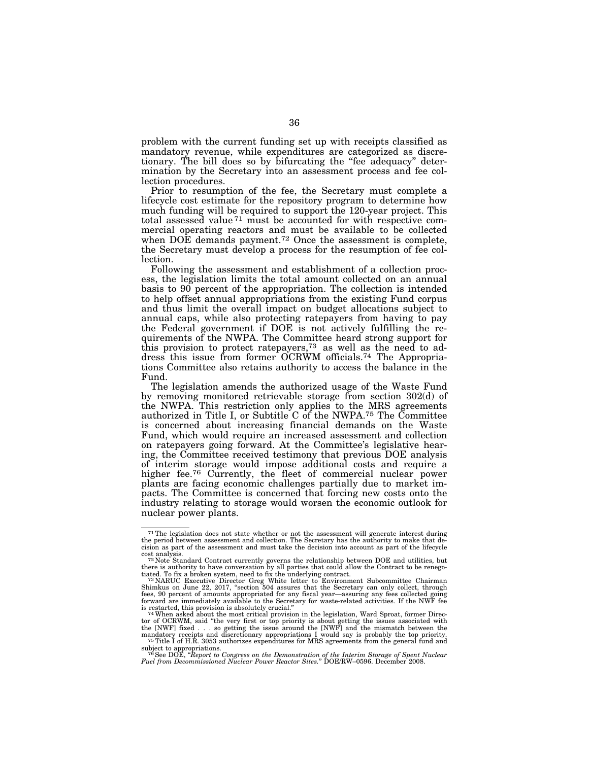problem with the current funding set up with receipts classified as mandatory revenue, while expenditures are categorized as discretionary. The bill does so by bifurcating the "fee adequacy" determination by the Secretary into an assessment process and fee collection procedures.

Prior to resumption of the fee, the Secretary must complete a lifecycle cost estimate for the repository program to determine how much funding will be required to support the 120-year project. This total assessed value [71] must be accounted for with respective commercial operating reactors and must be available to be collected when DOE demands payment.[72] Once the assessment is complete, the Secretary must develop a process for the resumption of fee collection.

Following the assessment and establishment of a collection process, the legislation limits the total amount collected on an annual basis to 90 percent of the appropriation. The collection is intended to help offset annual appropriations from the existing Fund corpus and thus limit the overall impact on budget allocations subject to annual caps, while also protecting ratepayers from having to pay the Federal government if DOE is not actively fulfilling the requirements of the NWPA. The Committee heard strong support for this provision to protect ratepayers,[73] as well as the need to address this issue from former OCRWM officials.[74] The Appropriations Committee also retains authority to access the balance in the Fund.

The legislation amends the authorized usage of the Waste Fund by removing monitored retrievable storage from section 302(d) of the NWPA. This restriction only applies to the MRS agreements authorized in Title I, or Subtitle C of the NWPA.[75] The Committee is concerned about increasing financial demands on the Waste Fund, which would require an increased assessment and collection on ratepayers going forward. At the Committee's legislative hearing, the Committee received testimony that previous DOE analysis of interim storage would impose additional costs and require a higher fee.[76] Currently, the fleet of commercial nuclear power plants are facing economic challenges partially due to market impacts. The Committee is concerned that forcing new costs onto the industry relating to storage would worsen the economic outlook for nuclear power plants.

---

[71] The legislation does not state whether or not the assessment will generate interest during the period between assessment and collection. The Secretary has the authority to make that decision as part of the assessment and must take the decision into account as part of the lifecycle cost analysis.

[72] Note Standard Contract currently governs the relationship between DOE and utilities, but there is authority to have conversation by all parties that could allow the Contract to be renegotiated. To fix a broken system, need to fix the underlying contract.

[73] NARUC Executive Director Greg White letter to Environment Subcommittee Chairman Shimkus on June 22, 2017, "section 504 assures that the Secretary can only collect, through fees, 90 percent of amounts appropriated for any fiscal year—assuring any fees collected going forward are immediately available to the Secretary for waste-related activities. If the NWF fee is restarted, this provision is absolutely crucial."

[74] When asked about the most critical provision in the legislation, Ward Sproat, former Director of OCRWM, said "the very first or top priority is about getting the issues associated with the [NWF] fixed . . . so getting the issue around the [NWF] and the mismatch between the mandatory receipts and discretionary appropriations I would say is probably the top priority.

[75] Title I of H.R. 3053 authorizes expenditures for MRS agreements from the general fund and subject to appropriations.

[76] See DOE, "*Report to Congress on the Demonstration of the Interim Storage of Spent Nuclear Fuel from Decommissioned Nuclear Power Reactor Sites.*" DOE/RW–0596. December 2008.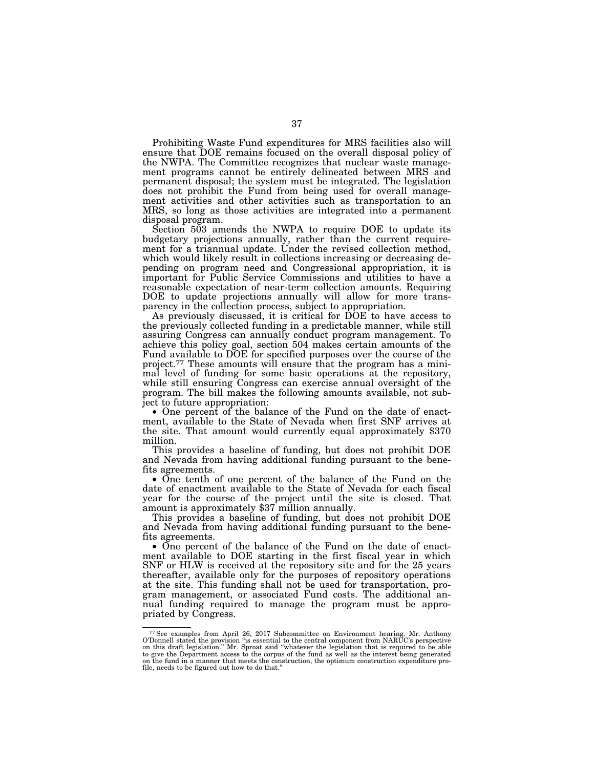Prohibiting Waste Fund expenditures for MRS facilities also will ensure that DOE remains focused on the overall disposal policy of the NWPA. The Committee recognizes that nuclear waste management programs cannot be entirely delineated between MRS and permanent disposal; the system must be integrated. The legislation does not prohibit the Fund from being used for overall management activities and other activities such as transportation to an MRS, so long as those activities are integrated into a permanent disposal program.

Section 503 amends the NWPA to require DOE to update its budgetary projections annually, rather than the current requirement for a triannual update. Under the revised collection method, which would likely result in collections increasing or decreasing depending on program need and Congressional appropriation, it is important for Public Service Commissions and utilities to have a reasonable expectation of near-term collection amounts. Requiring DOE to update projections annually will allow for more transparency in the collection process, subject to appropriation.

As previously discussed, it is critical for DOE to have access to the previously collected funding in a predictable manner, while still assuring Congress can annually conduct program management. To achieve this policy goal, section 504 makes certain amounts of the Fund available to DOE for specified purposes over the course of the project.[77] These amounts will ensure that the program has a minimal level of funding for some basic operations at the repository, while still ensuring Congress can exercise annual oversight of the program. The bill makes the following amounts available, not subject to future appropriation:

- One percent of the balance of the Fund on the date of enactment, available to the State of Nevada when first SNF arrives at the site. That amount would currently equal approximately $370 million.

This provides a baseline of funding, but does not prohibit DOE and Nevada from having additional funding pursuant to the benefits agreements.

- One tenth of one percent of the balance of the Fund on the date of enactment available to the State of Nevada for each fiscal year for the course of the project until the site is closed. That amount is approximately $37 million annually.

This provides a baseline of funding, but does not prohibit DOE and Nevada from having additional funding pursuant to the benefits agreements.

- One percent of the balance of the Fund on the date of enactment available to DOE starting in the first fiscal year in which SNF or HLW is received at the repository site and for the 25 years thereafter, available only for the purposes of repository operations at the site. This funding shall not be used for transportation, program management, or associated Fund costs. The additional annual funding required to manage the program must be appropriated by Congress.

---

[77] See examples from April 26, 2017 Subcommittee on Environment hearing. Mr. Anthony O'Donnell stated the provision "is essential to the central component from NARUC's perspective on this draft legislation." Mr. Sproat said "whatever the legislation that is required to be able to give the Department access to the corpus of the fund as well as the interest being generated on the fund in a manner that meets the construction, the optimum construction expenditure profile, needs to be figured out how to do that."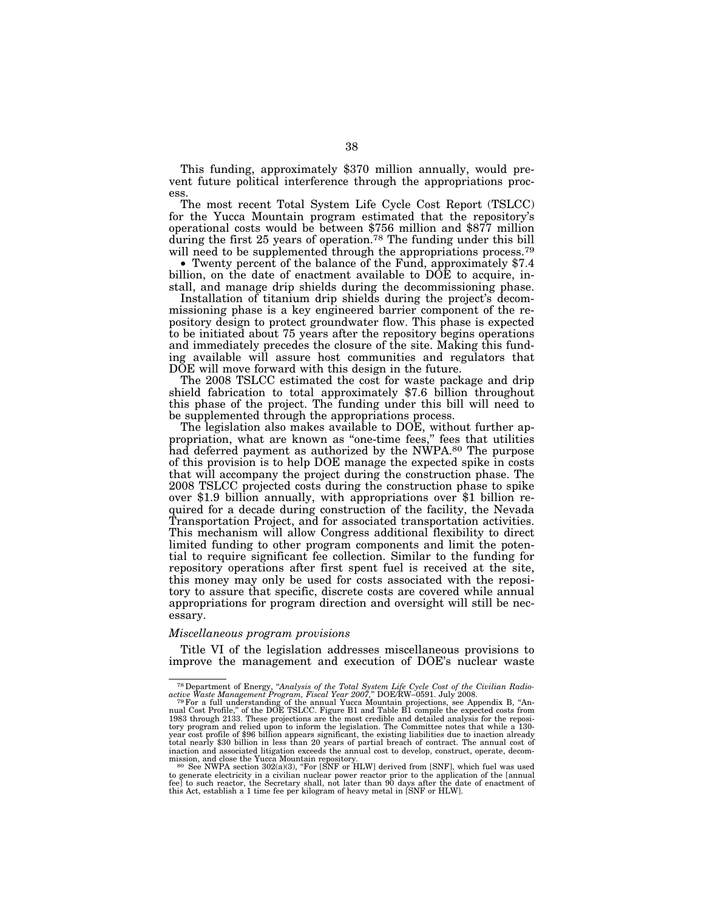This funding, approximately $370 million annually, would prevent future political interference through the appropriations process.

The most recent Total System Life Cycle Cost Report (TSLCC) for the Yucca Mountain program estimated that the repository's operational costs would be between $756 million and $877 million during the first 25 years of operation.[78] The funding under this bill will need to be supplemented through the appropriations process.[79]

- Twenty percent of the balance of the Fund, approximately $7.4 billion, on the date of enactment available to DOE to acquire, install, and manage drip shields during the decommissioning phase.

Installation of titanium drip shields during the project's decommissioning phase is a key engineered barrier component of the repository design to protect groundwater flow. This phase is expected to be initiated about 75 years after the repository begins operations and immediately precedes the closure of the site. Making this funding available will assure host communities and regulators that DOE will move forward with this design in the future.

The 2008 TSLCC estimated the cost for waste package and drip shield fabrication to total approximately $7.6 billion throughout this phase of the project. The funding under this bill will need to be supplemented through the appropriations process.

The legislation also makes available to DOE, without further appropriation, what are known as "one-time fees," fees that utilities had deferred payment as authorized by the NWPA.[80] The purpose of this provision is to help DOE manage the expected spike in costs that will accompany the project during the construction phase. The 2008 TSLCC projected costs during the construction phase to spike over $1.9 billion annually, with appropriations over $1 billion required for a decade during construction of the facility, the Nevada Transportation Project, and for associated transportation activities. This mechanism will allow Congress additional flexibility to direct limited funding to other program components and limit the potential to require significant fee collection. Similar to the funding for repository operations after first spent fuel is received at the site, this money may only be used for costs associated with the repository to assure that specific, discrete costs are covered while annual appropriations for program direction and oversight will still be necessary.

*Miscellaneous program provisions*

Title VI of the legislation addresses miscellaneous provisions to improve the management and execution of DOE's nuclear waste

---

[78] Department of Energy, "*Analysis of the Total System Life Cycle Cost of the Civilian Radioactive Waste Management Program, Fiscal Year 2007*," DOE/RW–0591. July 2008.

[79] For a full understanding of the annual Yucca Mountain projections, see Appendix B, "Annual Cost Profile," of the DOE TSLCC. Figure B1 and Table B1 compile the expected costs from 1983 through 2133. These projections are the most credible and detailed analysis for the repository program and relied upon to inform the legislation. The Committee notes that while a 130-year cost profile of $96 billion appears significant, the existing liabilities due to inaction already total nearly $30 billion in less than 20 years of partial breach of contract. The annual cost of inaction and associated litigation exceeds the annual cost to develop, construct, operate, decommission, and close the Yucca Mountain repository.

[80] See NWPA section 302(a)(3), "For [SNF or HLW] derived from [SNF], which fuel was used to generate electricity in a civilian nuclear power reactor prior to the application of the [annual fee] to such reactor, the Secretary shall, not later than 90 days after the date of enactment of this Act, establish a 1 time fee per kilogram of heavy metal in [SNF or HLW].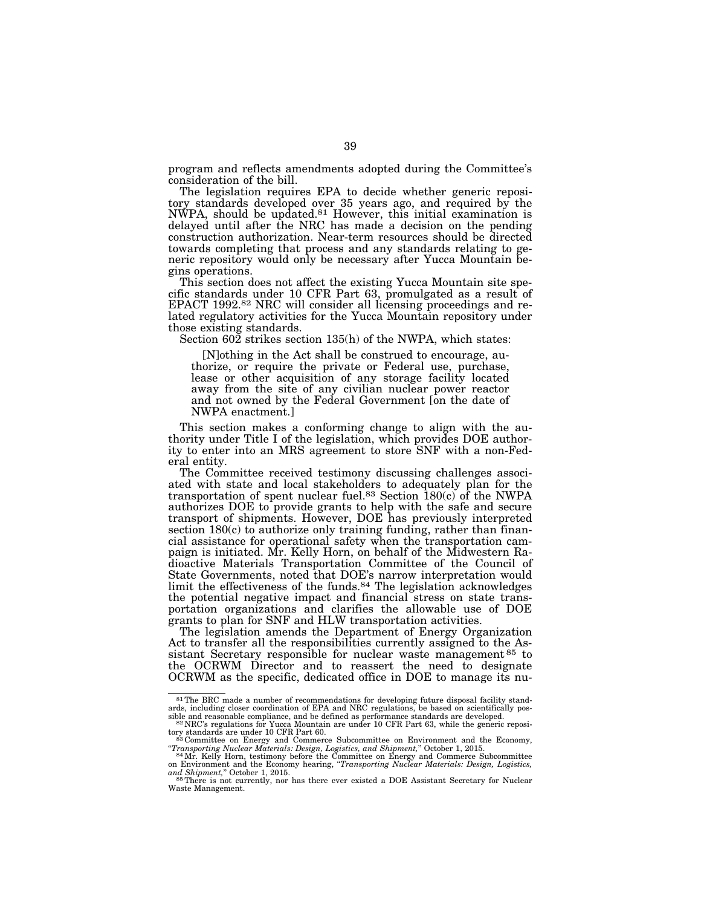program and reflects amendments adopted during the Committee's consideration of the bill.

The legislation requires EPA to decide whether generic repository standards developed over 35 years ago, and required by the NWPA, should be updated.[81] However, this initial examination is delayed until after the NRC has made a decision on the pending construction authorization. Near-term resources should be directed towards completing that process and any standards relating to generic repository would only be necessary after Yucca Mountain begins operations.

This section does not affect the existing Yucca Mountain site specific standards under 10 CFR Part 63, promulgated as a result of EPACT 1992.[82] NRC will consider all licensing proceedings and related regulatory activities for the Yucca Mountain repository under those existing standards.

Section 602 strikes section 135(h) of the NWPA, which states:

> [N]othing in the Act shall be construed to encourage, authorize, or require the private or Federal use, purchase, lease or other acquisition of any storage facility located away from the site of any civilian nuclear power reactor and not owned by the Federal Government [on the date of NWPA enactment.]

This section makes a conforming change to align with the authority under Title I of the legislation, which provides DOE authority to enter into an MRS agreement to store SNF with a non-Federal entity.

The Committee received testimony discussing challenges associated with state and local stakeholders to adequately plan for the transportation of spent nuclear fuel.[83] Section 180(c) of the NWPA authorizes DOE to provide grants to help with the safe and secure transport of shipments. However, DOE has previously interpreted section 180(c) to authorize only training funding, rather than financial assistance for operational safety when the transportation campaign is initiated. Mr. Kelly Horn, on behalf of the Midwestern Radioactive Materials Transportation Committee of the Council of State Governments, noted that DOE's narrow interpretation would limit the effectiveness of the funds.[84] The legislation acknowledges the potential negative impact and financial stress on state transportation organizations and clarifies the allowable use of DOE grants to plan for SNF and HLW transportation activities.

The legislation amends the Department of Energy Organization Act to transfer all the responsibilities currently assigned to the Assistant Secretary responsible for nuclear waste management[85] to the OCRWM Director and to reassert the need to designate OCRWM as the specific, dedicated office in DOE to manage its nu-

---

[81] The BRC made a number of recommendations for developing future disposal facility standards, including closer coordination of EPA and NRC regulations, be based on scientifically possible and reasonable compliance, and be defined as performance standards are developed.

[82] NRC's regulations for Yucca Mountain are under 10 CFR Part 63, while the generic repository standards are under 10 CFR Part 60.

[83] Committee on Energy and Commerce Subcommittee on Environment and the Economy, "*Transporting Nuclear Materials: Design, Logistics, and Shipment,*" October 1, 2015.

[84] Mr. Kelly Horn, testimony before the Committee on Energy and Commerce Subcommittee on Environment and the Economy hearing, "*Transporting Nuclear Materials: Design, Logistics, and Shipment,*" October 1, 2015.

[85] There is not currently, nor has there ever existed a DOE Assistant Secretary for Nuclear Waste Management.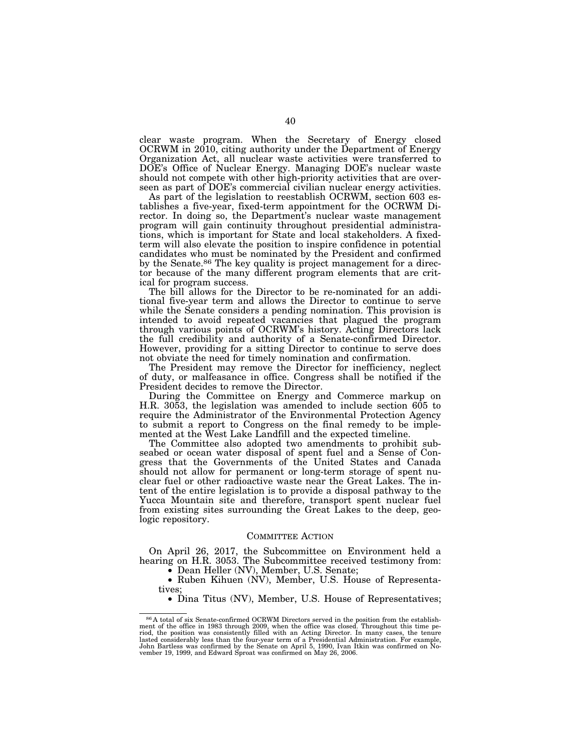clear waste program. When the Secretary of Energy closed OCRWM in 2010, citing authority under the Department of Energy Organization Act, all nuclear waste activities were transferred to DOE's Office of Nuclear Energy. Managing DOE's nuclear waste should not compete with other high-priority activities that are overseen as part of DOE's commercial civilian nuclear energy activities.

As part of the legislation to reestablish OCRWM, section 603 establishes a five-year, fixed-term appointment for the OCRWM Director. In doing so, the Department's nuclear waste management program will gain continuity throughout presidential administrations, which is important for State and local stakeholders. A fixed-term will also elevate the position to inspire confidence in potential candidates who must be nominated by the President and confirmed by the Senate.[86] The key quality is project management for a director because of the many different program elements that are critical for program success.

The bill allows for the Director to be re-nominated for an additional five-year term and allows the Director to continue to serve while the Senate considers a pending nomination. This provision is intended to avoid repeated vacancies that plagued the program through various points of OCRWM's history. Acting Directors lack the full credibility and authority of a Senate-confirmed Director. However, providing for a sitting Director to continue to serve does not obviate the need for timely nomination and confirmation.

The President may remove the Director for inefficiency, neglect of duty, or malfeasance in office. Congress shall be notified if the President decides to remove the Director.

During the Committee on Energy and Commerce markup on H.R. 3053, the legislation was amended to include section 605 to require the Administrator of the Environmental Protection Agency to submit a report to Congress on the final remedy to be implemented at the West Lake Landfill and the expected timeline.

The Committee also adopted two amendments to prohibit sub-seabed or ocean water disposal of spent fuel and a Sense of Congress that the Governments of the United States and Canada should not allow for permanent or long-term storage of spent nuclear fuel or other radioactive waste near the Great Lakes. The intent of the entire legislation is to provide a disposal pathway to the Yucca Mountain site and therefore, transport spent nuclear fuel from existing sites surrounding the Great Lakes to the deep, geologic repository.

## COMMITTEE ACTION

On April 26, 2017, the Subcommittee on Environment held a hearing on H.R. 3053. The Subcommittee received testimony from:

- Dean Heller (NV), Member, U.S. Senate;
- Ruben Kihuen (NV), Member, U.S. House of Representatives;
- Dina Titus (NV), Member, U.S. House of Representatives;

[86] A total of six Senate-confirmed OCRWM Directors served in the position from the establishment of the office in 1983 through 2009, when the office was closed. Throughout this time period, the position was consistently filled with an Acting Director. In many cases, the tenure lasted considerably less than the four-year term of a Presidential Administration. For example, John Bartless was confirmed by the Senate on April 5, 1990, Ivan Itkin was confirmed on November 19, 1999, and Edward Sproat was confirmed on May 26, 2006.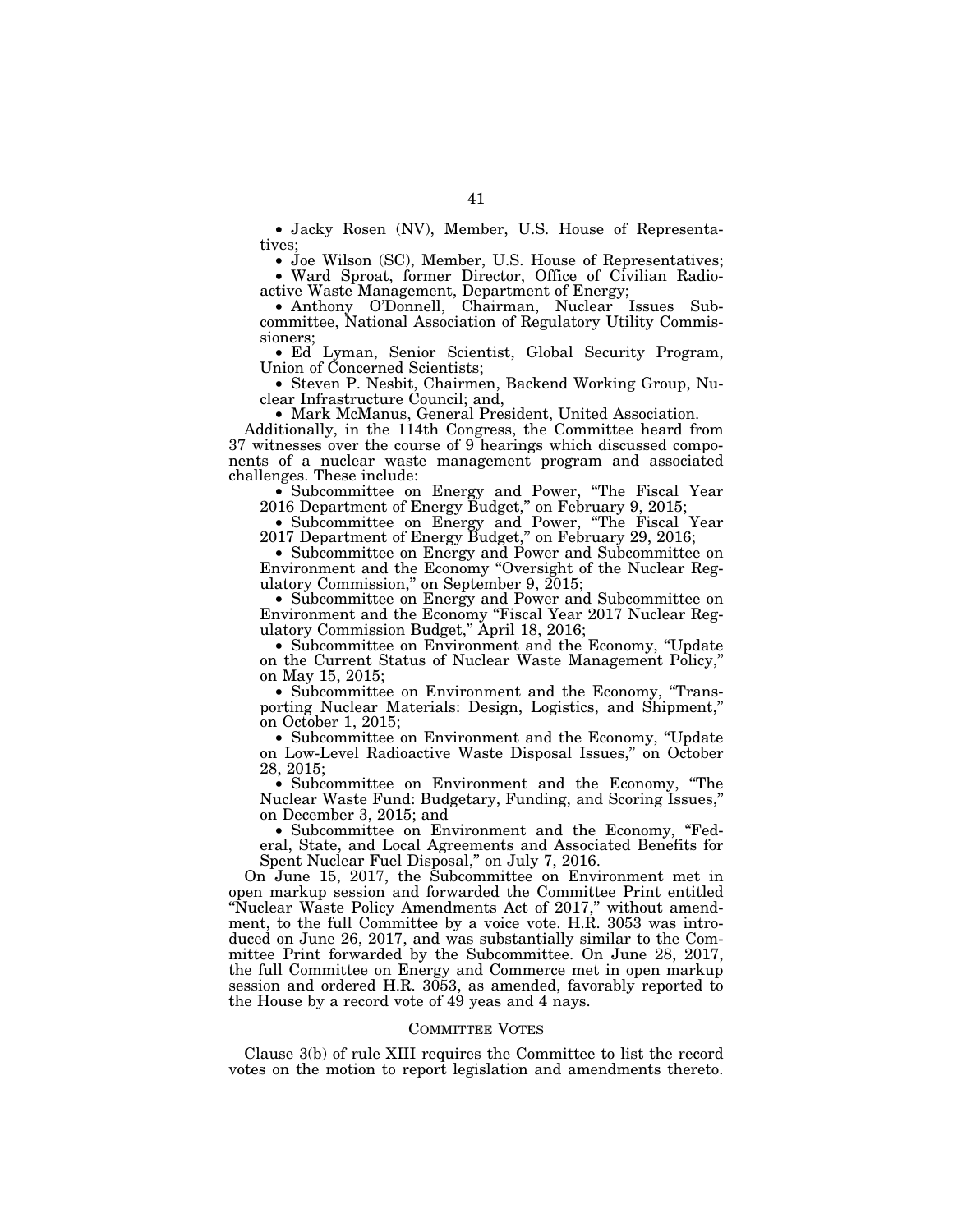- Jacky Rosen (NV), Member, U.S. House of Representatives;
- Joe Wilson (SC), Member, U.S. House of Representatives;
- Ward Sproat, former Director, Office of Civilian Radioactive Waste Management, Department of Energy;
- Anthony O'Donnell, Chairman, Nuclear Issues Subcommittee, National Association of Regulatory Utility Commissioners;
- Ed Lyman, Senior Scientist, Global Security Program, Union of Concerned Scientists;
- Steven P. Nesbit, Chairmen, Backend Working Group, Nuclear Infrastructure Council; and,
- Mark McManus, General President, United Association.

Additionally, in the 114th Congress, the Committee heard from 37 witnesses over the course of 9 hearings which discussed components of a nuclear waste management program and associated challenges. These include:

- Subcommittee on Energy and Power, "The Fiscal Year 2016 Department of Energy Budget," on February 9, 2015;
- Subcommittee on Energy and Power, "The Fiscal Year 2017 Department of Energy Budget," on February 29, 2016;
- Subcommittee on Energy and Power and Subcommittee on Environment and the Economy "Oversight of the Nuclear Regulatory Commission," on September 9, 2015;
- Subcommittee on Energy and Power and Subcommittee on Environment and the Economy "Fiscal Year 2017 Nuclear Regulatory Commission Budget," April 18, 2016;
- Subcommittee on Environment and the Economy, "Update on the Current Status of Nuclear Waste Management Policy," on May 15, 2015;
- Subcommittee on Environment and the Economy, "Transporting Nuclear Materials: Design, Logistics, and Shipment," on October 1, 2015;
- Subcommittee on Environment and the Economy, "Update on Low-Level Radioactive Waste Disposal Issues," on October 28, 2015;
- Subcommittee on Environment and the Economy, "The Nuclear Waste Fund: Budgetary, Funding, and Scoring Issues," on December 3, 2015; and
- Subcommittee on Environment and the Economy, "Federal, State, and Local Agreements and Associated Benefits for Spent Nuclear Fuel Disposal," on July 7, 2016.

On June 15, 2017, the Subcommittee on Environment met in open markup session and forwarded the Committee Print entitled "Nuclear Waste Policy Amendments Act of 2017," without amendment, to the full Committee by a voice vote. H.R. 3053 was introduced on June 26, 2017, and was substantially similar to the Committee Print forwarded by the Subcommittee. On June 28, 2017, the full Committee on Energy and Commerce met in open markup session and ordered H.R. 3053, as amended, favorably reported to the House by a record vote of 49 yeas and 4 nays.

## COMMITTEE VOTES

Clause 3(b) of rule XIII requires the Committee to list the record votes on the motion to report legislation and amendments thereto.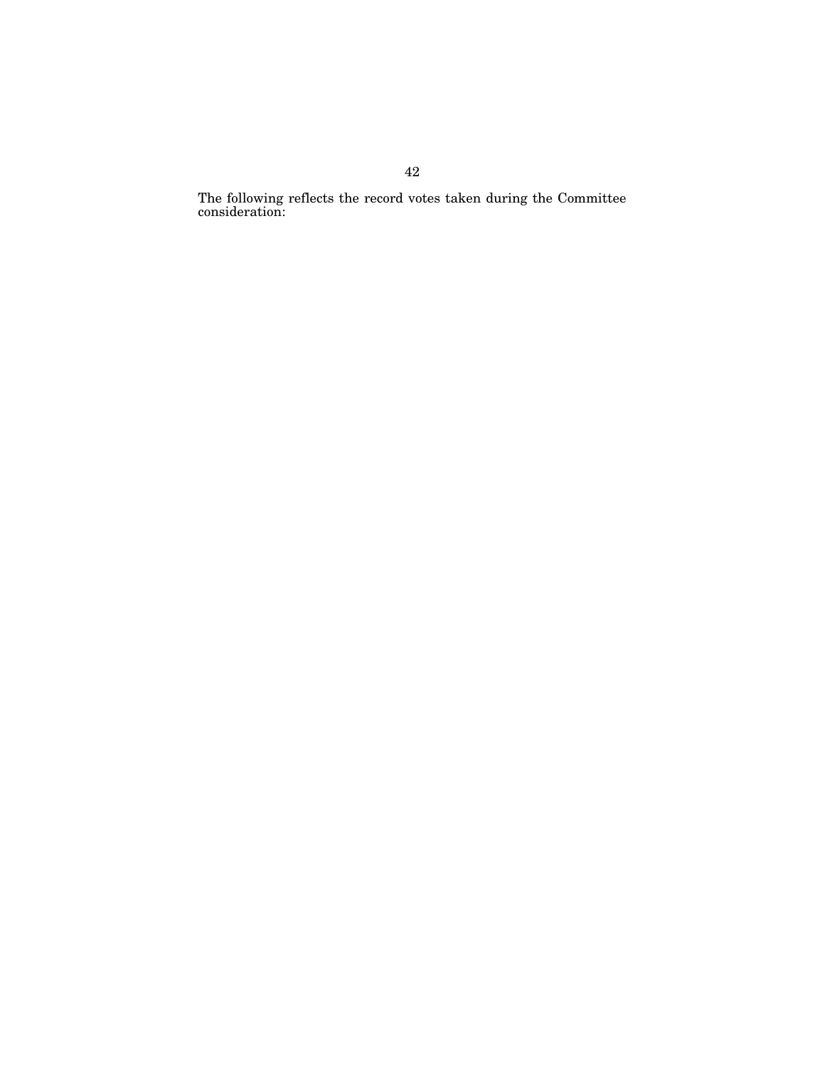The following reflects the record votes taken during the Committee consideration: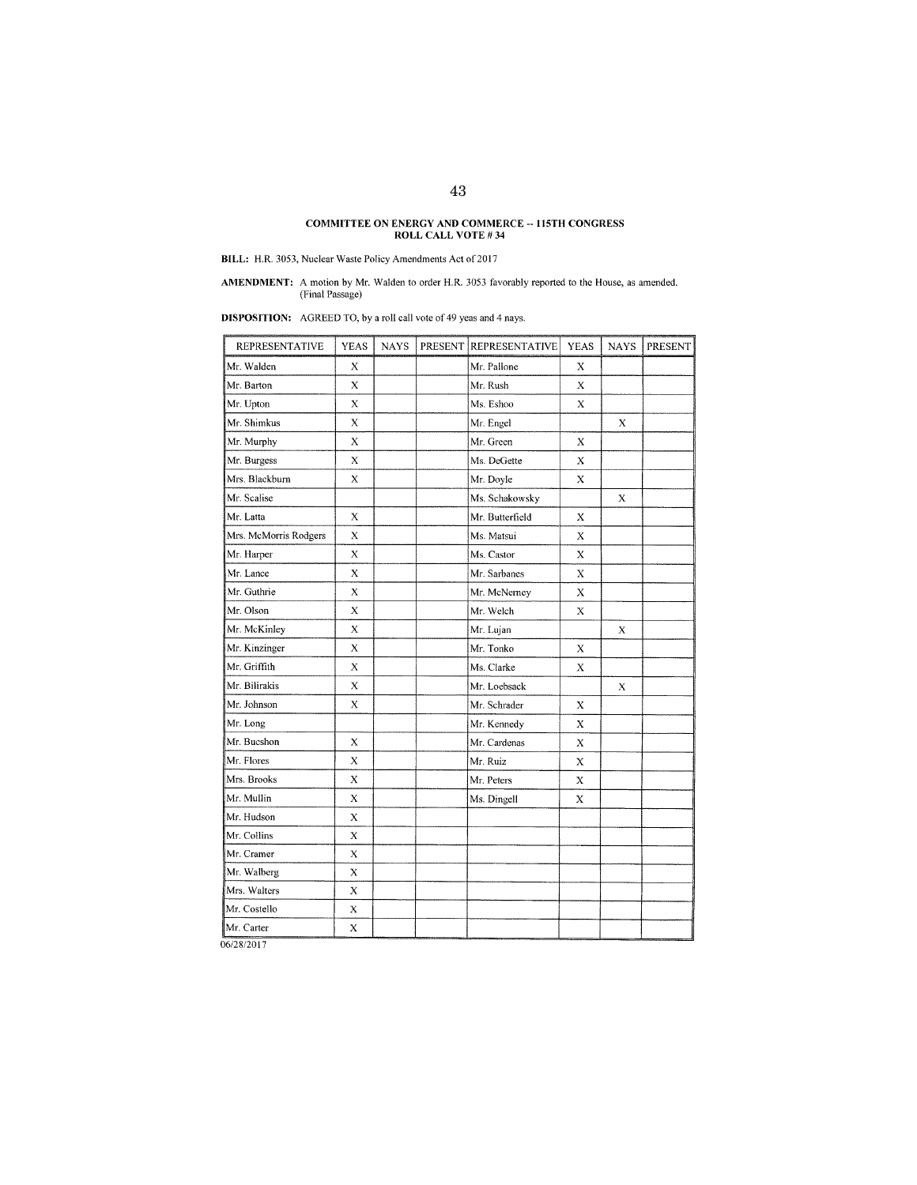**COMMITTEE ON ENERGY AND COMMERCE -- 115TH CONGRESS**
**ROLL CALL VOTE # 34**

**BILL:** H.R. 3053, Nuclear Waste Policy Amendments Act of 2017

**AMENDMENT:** A motion by Mr. Walden to order H.R. 3053 favorably reported to the House, as amended. (Final Passage)

**DISPOSITION:** AGREED TO, by a roll call vote of 49 yeas and 4 nays.

| REPRESENTATIVE | YEAS | NAYS | PRESENT | REPRESENTATIVE | YEAS | NAYS | PRESENT |
|---|---|---|---|---|---|---|---|
| Mr. Walden | X | | | Mr. Pallone | X | | |
| Mr. Barton | X | | | Mr. Rush | X | | |
| Mr. Upton | X | | | Ms. Eshoo | X | | |
| Mr. Shimkus | X | | | Mr. Engel | | X | |
| Mr. Murphy | X | | | Mr. Green | X | | |
| Mr. Burgess | X | | | Ms. DeGette | X | | |
| Mrs. Blackburn | X | | | Mr. Doyle | X | | |
| Mr. Scalise | | | | Ms. Schakowsky | | X | |
| Mr. Latta | X | | | Mr. Butterfield | X | | |
| Mrs. McMorris Rodgers | X | | | Ms. Matsui | X | | |
| Mr. Harper | X | | | Ms. Castor | X | | |
| Mr. Lance | X | | | Mr. Sarbanes | X | | |
| Mr. Guthrie | X | | | Mr. McNerney | X | | |
| Mr. Olson | X | | | Mr. Welch | X | | |
| Mr. McKinley | X | | | Mr. Lujan | | X | |
| Mr. Kinzinger | X | | | Mr. Tonko | X | | |
| Mr. Griffith | X | | | Ms. Clarke | X | | |
| Mr. Bilirakis | X | | | Mr. Loebsack | | X | |
| Mr. Johnson | X | | | Mr. Schrader | X | | |
| Mr. Long | | | | Mr. Kennedy | X | | |
| Mr. Bucshon | X | | | Mr. Cardenas | X | | |
| Mr. Flores | X | | | Mr. Ruiz | X | | |
| Mrs. Brooks | X | | | Mr. Peters | X | | |
| Mr. Mullin | X | | | Ms. Dingell | X | | |
| Mr. Hudson | X | | | | | | |
| Mr. Collins | X | | | | | | |
| Mr. Cramer | X | | | | | | |
| Mr. Walberg | X | | | | | | |
| Mrs. Walters | X | | | | | | |
| Mr. Costello | X | | | | | | |
| Mr. Carter | X | | | | | | |

06/28/2017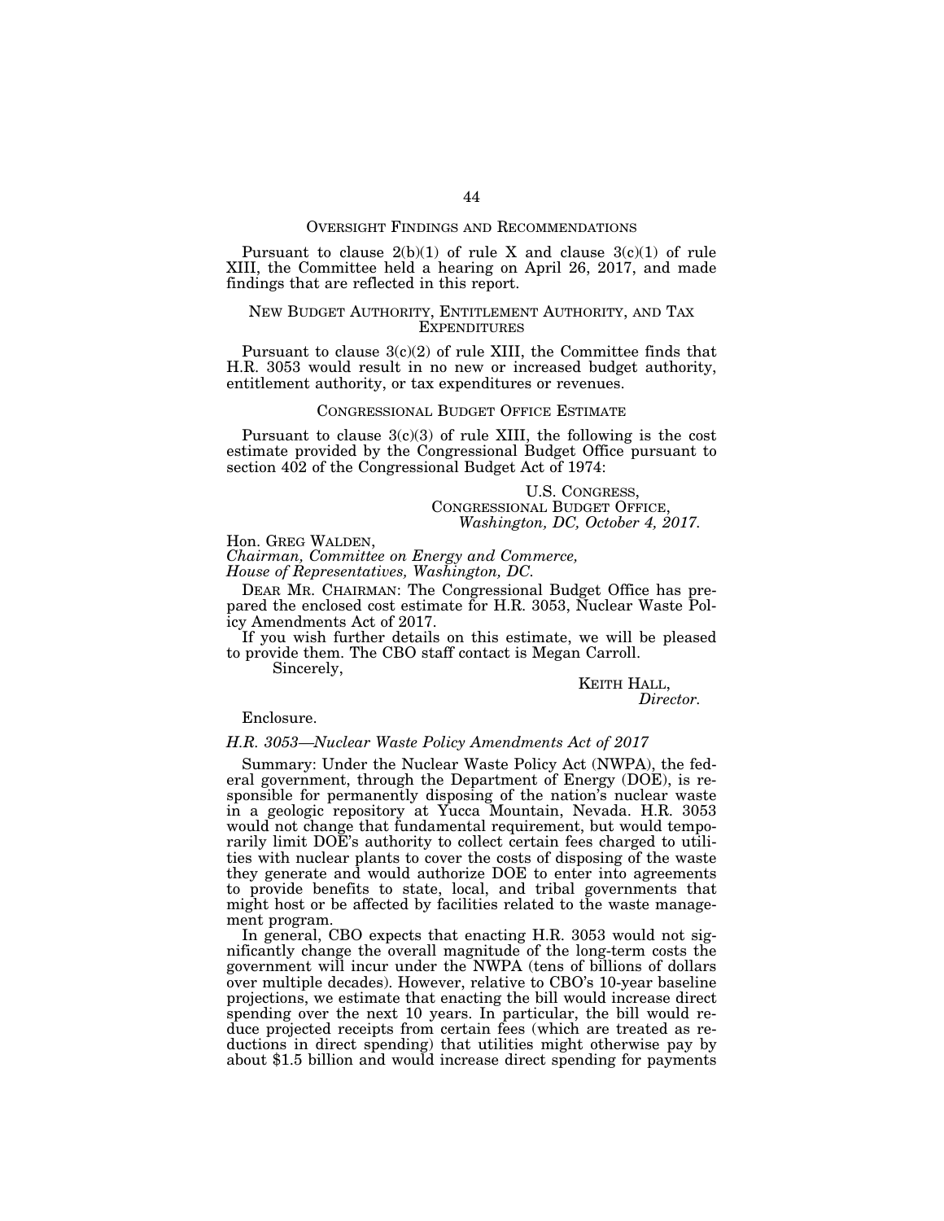## OVERSIGHT FINDINGS AND RECOMMENDATIONS

Pursuant to clause 2(b)(1) of rule X and clause 3(c)(1) of rule XIII, the Committee held a hearing on April 26, 2017, and made findings that are reflected in this report.

## NEW BUDGET AUTHORITY, ENTITLEMENT AUTHORITY, AND TAX EXPENDITURES

Pursuant to clause 3(c)(2) of rule XIII, the Committee finds that H.R. 3053 would result in no new or increased budget authority, entitlement authority, or tax expenditures or revenues.

## CONGRESSIONAL BUDGET OFFICE ESTIMATE

Pursuant to clause 3(c)(3) of rule XIII, the following is the cost estimate provided by the Congressional Budget Office pursuant to section 402 of the Congressional Budget Act of 1974:

U.S. CONGRESS,
CONGRESSIONAL BUDGET OFFICE,
*Washington, DC, October 4, 2017.*

Hon. GREG WALDEN,
*Chairman, Committee on Energy and Commerce,*
*House of Representatives, Washington, DC.*

DEAR MR. CHAIRMAN: The Congressional Budget Office has prepared the enclosed cost estimate for H.R. 3053, Nuclear Waste Policy Amendments Act of 2017.

If you wish further details on this estimate, we will be pleased to provide them. The CBO staff contact is Megan Carroll.

Sincerely,

KEITH HALL,
*Director.*

Enclosure.

*H.R. 3053—Nuclear Waste Policy Amendments Act of 2017*

Summary: Under the Nuclear Waste Policy Act (NWPA), the federal government, through the Department of Energy (DOE), is responsible for permanently disposing of the nation's nuclear waste in a geologic repository at Yucca Mountain, Nevada. H.R. 3053 would not change that fundamental requirement, but would temporarily limit DOE's authority to collect certain fees charged to utilities with nuclear plants to cover the costs of disposing of the waste they generate and would authorize DOE to enter into agreements to provide benefits to state, local, and tribal governments that might host or be affected by facilities related to the waste management program.

In general, CBO expects that enacting H.R. 3053 would not significantly change the overall magnitude of the long-term costs the government will incur under the NWPA (tens of billions of dollars over multiple decades). However, relative to CBO's 10-year baseline projections, we estimate that enacting the bill would increase direct spending over the next 10 years. In particular, the bill would reduce projected receipts from certain fees (which are treated as reductions in direct spending) that utilities might otherwise pay by about $1.5 billion and would increase direct spending for payments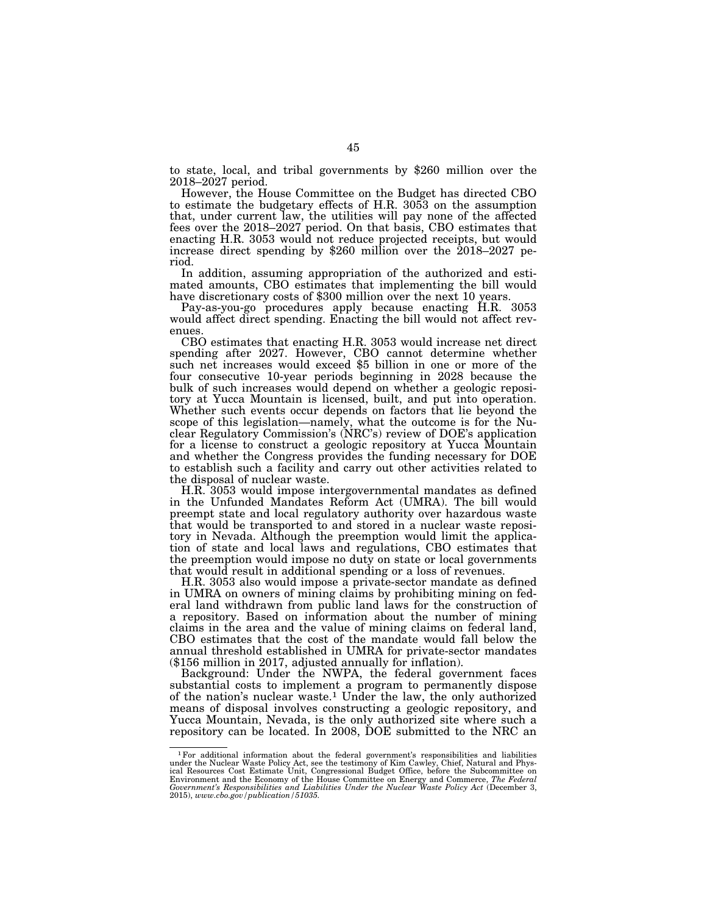to state, local, and tribal governments by $260 million over the 2018–2027 period.

However, the House Committee on the Budget has directed CBO to estimate the budgetary effects of H.R. 3053 on the assumption that, under current law, the utilities will pay none of the affected fees over the 2018–2027 period. On that basis, CBO estimates that enacting H.R. 3053 would not reduce projected receipts, but would increase direct spending by $260 million over the 2018–2027 period.

In addition, assuming appropriation of the authorized and estimated amounts, CBO estimates that implementing the bill would have discretionary costs of $300 million over the next 10 years.

Pay-as-you-go procedures apply because enacting H.R. 3053 would affect direct spending. Enacting the bill would not affect revenues.

CBO estimates that enacting H.R. 3053 would increase net direct spending after 2027. However, CBO cannot determine whether such net increases would exceed $5 billion in one or more of the four consecutive 10-year periods beginning in 2028 because the bulk of such increases would depend on whether a geologic repository at Yucca Mountain is licensed, built, and put into operation. Whether such events occur depends on factors that lie beyond the scope of this legislation—namely, what the outcome is for the Nuclear Regulatory Commission's (NRC's) review of DOE's application for a license to construct a geologic repository at Yucca Mountain and whether the Congress provides the funding necessary for DOE to establish such a facility and carry out other activities related to the disposal of nuclear waste.

H.R. 3053 would impose intergovernmental mandates as defined in the Unfunded Mandates Reform Act (UMRA). The bill would preempt state and local regulatory authority over hazardous waste that would be transported to and stored in a nuclear waste repository in Nevada. Although the preemption would limit the application of state and local laws and regulations, CBO estimates that the preemption would impose no duty on state or local governments that would result in additional spending or a loss of revenues.

H.R. 3053 also would impose a private-sector mandate as defined in UMRA on owners of mining claims by prohibiting mining on federal land withdrawn from public land laws for the construction of a repository. Based on information about the number of mining claims in the area and the value of mining claims on federal land, CBO estimates that the cost of the mandate would fall below the annual threshold established in UMRA for private-sector mandates ($156 million in 2017, adjusted annually for inflation).

Background: Under the NWPA, the federal government faces substantial costs to implement a program to permanently dispose of the nation's nuclear waste.[1] Under the law, the only authorized means of disposal involves constructing a geologic repository, and Yucca Mountain, Nevada, is the only authorized site where such a repository can be located. In 2008, DOE submitted to the NRC an

---

[1] For additional information about the federal government's responsibilities and liabilities under the Nuclear Waste Policy Act, see the testimony of Kim Cawley, Chief, Natural and Physical Resources Cost Estimate Unit, Congressional Budget Office, before the Subcommittee on Environment and the Economy of the House Committee on Energy and Commerce, *The Federal Government's Responsibilities and Liabilities Under the Nuclear Waste Policy Act* (December 3, 2015), *www.cbo.gov/publication/51035*.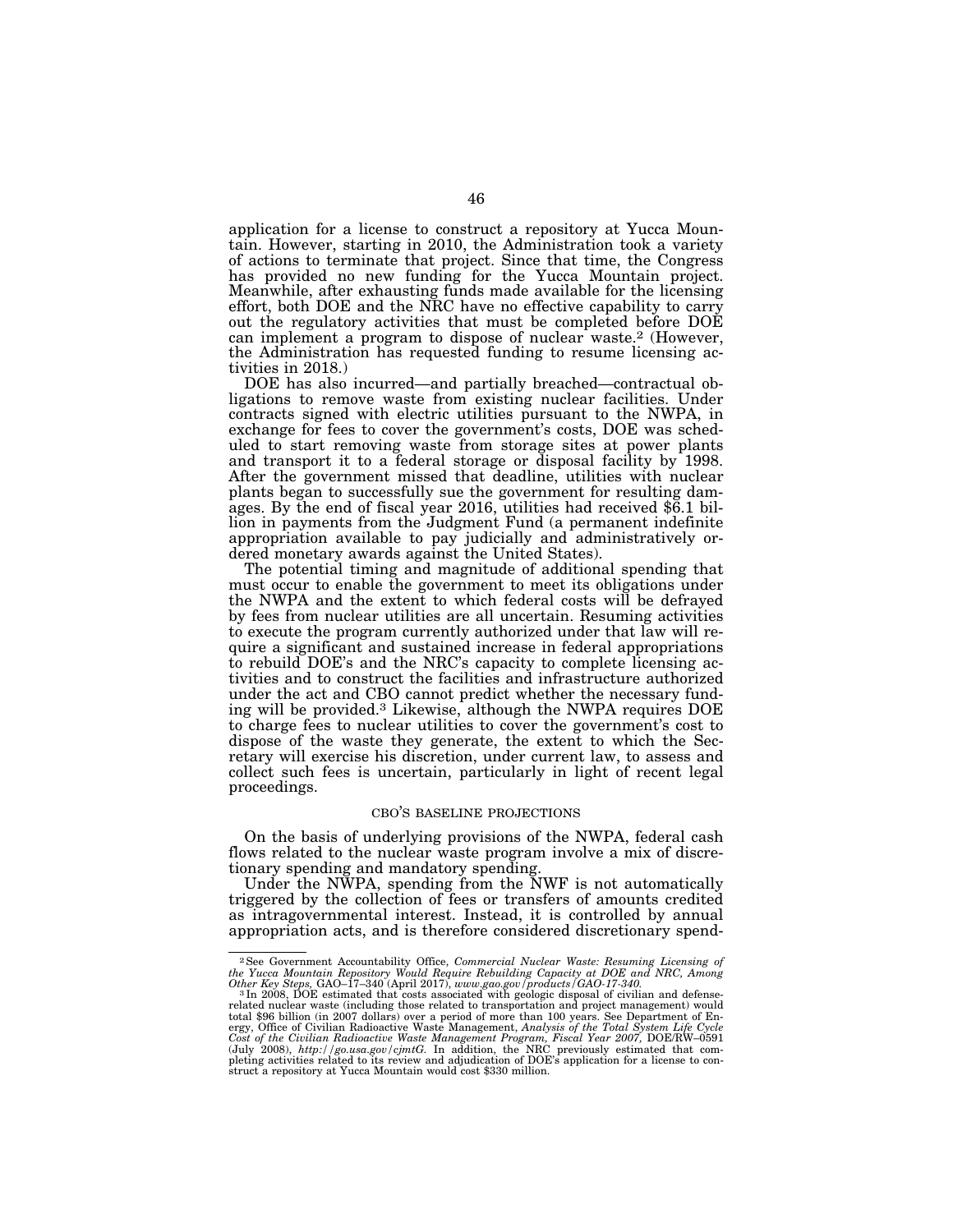application for a license to construct a repository at Yucca Mountain. However, starting in 2010, the Administration took a variety of actions to terminate that project. Since that time, the Congress has provided no new funding for the Yucca Mountain project. Meanwhile, after exhausting funds made available for the licensing effort, both DOE and the NRC have no effective capability to carry out the regulatory activities that must be completed before DOE can implement a program to dispose of nuclear waste.[2] (However, the Administration has requested funding to resume licensing activities in 2018.)

DOE has also incurred—and partially breached—contractual obligations to remove waste from existing nuclear facilities. Under contracts signed with electric utilities pursuant to the NWPA, in exchange for fees to cover the government's costs, DOE was scheduled to start removing waste from storage sites at power plants and transport it to a federal storage or disposal facility by 1998. After the government missed that deadline, utilities with nuclear plants began to successfully sue the government for resulting damages. By the end of fiscal year 2016, utilities had received $6.1 billion in payments from the Judgment Fund (a permanent indefinite appropriation available to pay judicially and administratively ordered monetary awards against the United States).

The potential timing and magnitude of additional spending that must occur to enable the government to meet its obligations under the NWPA and the extent to which federal costs will be defrayed by fees from nuclear utilities are all uncertain. Resuming activities to execute the program currently authorized under that law will require a significant and sustained increase in federal appropriations to rebuild DOE's and the NRC's capacity to complete licensing activities and to construct the facilities and infrastructure authorized under the act and CBO cannot predict whether the necessary funding will be provided.[3] Likewise, although the NWPA requires DOE to charge fees to nuclear utilities to cover the government's cost to dispose of the waste they generate, the extent to which the Secretary will exercise his discretion, under current law, to assess and collect such fees is uncertain, particularly in light of recent legal proceedings.

## CBO'S BASELINE PROJECTIONS

On the basis of underlying provisions of the NWPA, federal cash flows related to the nuclear waste program involve a mix of discretionary spending and mandatory spending.

Under the NWPA, spending from the NWF is not automatically triggered by the collection of fees or transfers of amounts credited as intragovernmental interest. Instead, it is controlled by annual appropriation acts, and is therefore considered discretionary spend-

---

[2] See Government Accountability Office, *Commercial Nuclear Waste: Resuming Licensing of the Yucca Mountain Repository Would Require Rebuilding Capacity at DOE and NRC, Among Other Key Steps,* GAO–17–340 (April 2017), *www.gao.gov/products/GAO-17-340.*

[3] In 2008, DOE estimated that costs associated with geologic disposal of civilian and defense-related nuclear waste (including those related to transportation and project management) would total $96 billion (in 2007 dollars) over a period of more than 100 years. See Department of Energy, Office of Civilian Radioactive Waste Management, *Analysis of the Total System Life Cycle Cost of the Civilian Radioactive Waste Management Program, Fiscal Year 2007,* DOE/RW–0591 (July 2008), *http://go.usa.gov/cjmtG.* In addition, the NRC previously estimated that completing activities related to its review and adjudication of DOE's application for a license to construct a repository at Yucca Mountain would cost $330 million.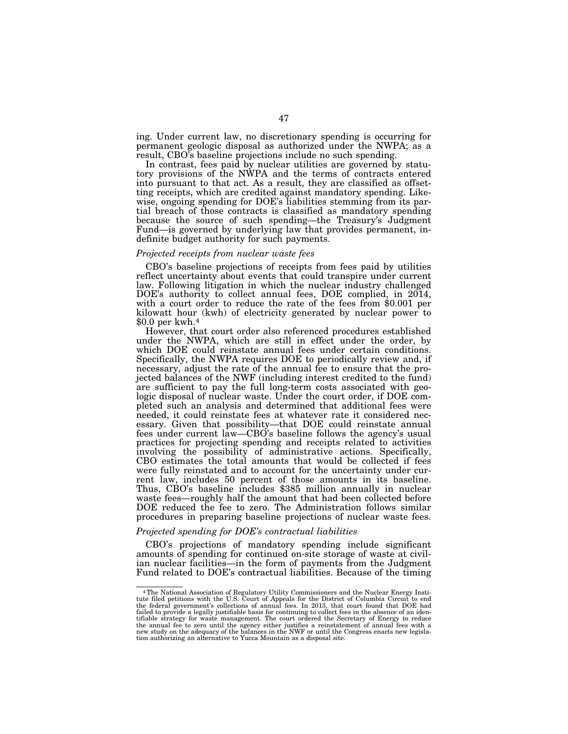ing. Under current law, no discretionary spending is occurring for permanent geologic disposal as authorized under the NWPA; as a result, CBO's baseline projections include no such spending.

In contrast, fees paid by nuclear utilities are governed by statutory provisions of the NWPA and the terms of contracts entered into pursuant to that act. As a result, they are classified as offsetting receipts, which are credited against mandatory spending. Likewise, ongoing spending for DOE's liabilities stemming from its partial breach of those contracts is classified as mandatory spending because the source of such spending—the Treasury's Judgment Fund—is governed by underlying law that provides permanent, indefinite budget authority for such payments.

*Projected receipts from nuclear waste fees*

CBO's baseline projections of receipts from fees paid by utilities reflect uncertainty about events that could transpire under current law. Following litigation in which the nuclear industry challenged DOE's authority to collect annual fees, DOE complied, in 2014, with a court order to reduce the rate of the fees from $0.001 per kilowatt hour (kwh) of electricity generated by nuclear power to $0.0 per kwh.[4]

However, that court order also referenced procedures established under the NWPA, which are still in effect under the order, by which DOE could reinstate annual fees under certain conditions. Specifically, the NWPA requires DOE to periodically review and, if necessary, adjust the rate of the annual fee to ensure that the projected balances of the NWF (including interest credited to the fund) are sufficient to pay the full long-term costs associated with geologic disposal of nuclear waste. Under the court order, if DOE completed such an analysis and determined that additional fees were needed, it could reinstate fees at whatever rate it considered necessary. Given that possibility—that DOE could reinstate annual fees under current law—CBO's baseline follows the agency's usual practices for projecting spending and receipts related to activities involving the possibility of administrative actions. Specifically, CBO estimates the total amounts that would be collected if fees were fully reinstated and to account for the uncertainty under current law, includes 50 percent of those amounts in its baseline. Thus, CBO's baseline includes $385 million annually in nuclear waste fees—roughly half the amount that had been collected before DOE reduced the fee to zero. The Administration follows similar procedures in preparing baseline projections of nuclear waste fees.

*Projected spending for DOE's contractual liabilities*

CBO's projections of mandatory spending include significant amounts of spending for continued on-site storage of waste at civilian nuclear facilities—in the form of payments from the Judgment Fund related to DOE's contractual liabilities. Because of the timing

---

[4] The National Association of Regulatory Utility Commissioners and the Nuclear Energy Institute filed petitions with the U.S. Court of Appeals for the District of Columbia Circuit to end the federal government's collections of annual fees. In 2013, that court found that DOE had failed to provide a legally justifiable basis for continuing to collect fees in the absence of an identifiable strategy for waste management. The court ordered the Secretary of Energy to reduce the annual fee to zero until the agency either justifies a reinstatement of annual fees with a new study on the adequacy of the balances in the NWF or until the Congress enacts new legislation authorizing an alternative to Yucca Mountain as a disposal site.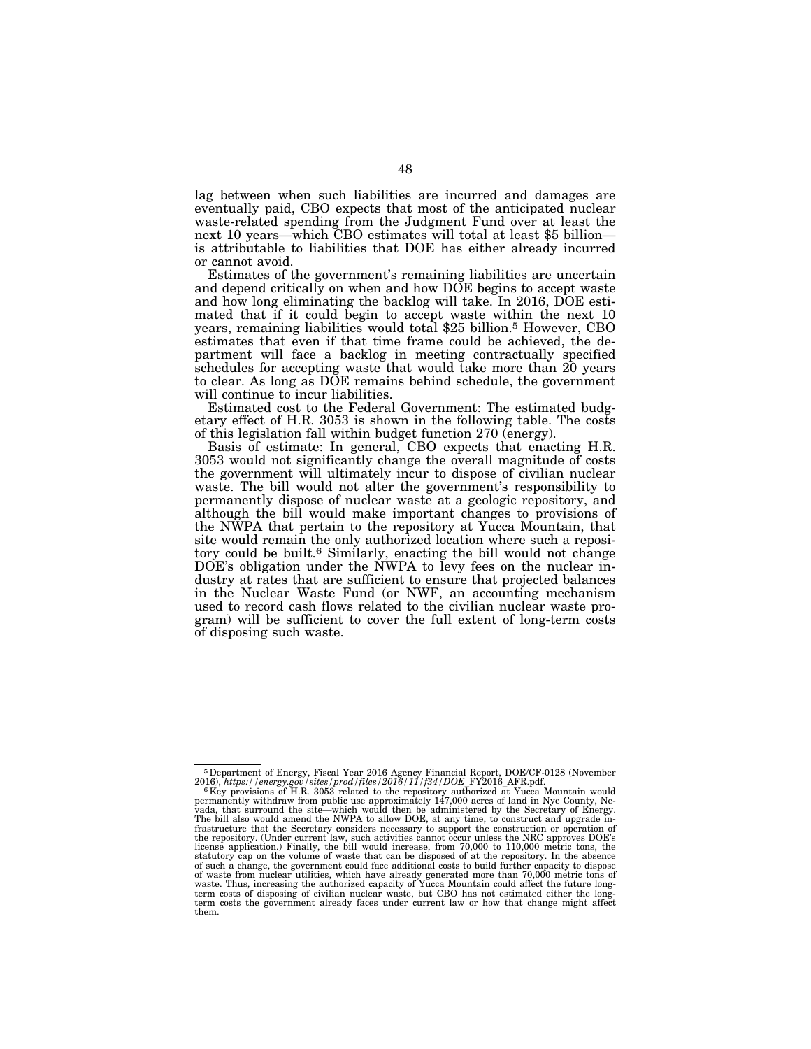lag between when such liabilities are incurred and damages are eventually paid, CBO expects that most of the anticipated nuclear waste-related spending from the Judgment Fund over at least the next 10 years—which CBO estimates will total at least $5 billion—is attributable to liabilities that DOE has either already incurred or cannot avoid.

Estimates of the government's remaining liabilities are uncertain and depend critically on when and how DOE begins to accept waste and how long eliminating the backlog will take. In 2016, DOE estimated that if it could begin to accept waste within the next 10 years, remaining liabilities would total $25 billion.[5] However, CBO estimates that even if that time frame could be achieved, the department will face a backlog in meeting contractually specified schedules for accepting waste that would take more than 20 years to clear. As long as DOE remains behind schedule, the government will continue to incur liabilities.

Estimated cost to the Federal Government: The estimated budgetary effect of H.R. 3053 is shown in the following table. The costs of this legislation fall within budget function 270 (energy).

Basis of estimate: In general, CBO expects that enacting H.R. 3053 would not significantly change the overall magnitude of costs the government will ultimately incur to dispose of civilian nuclear waste. The bill would not alter the government's responsibility to permanently dispose of nuclear waste at a geologic repository, and although the bill would make important changes to provisions of the NWPA that pertain to the repository at Yucca Mountain, that site would remain the only authorized location where such a repository could be built.[6] Similarly, enacting the bill would not change DOE's obligation under the NWPA to levy fees on the nuclear industry at rates that are sufficient to ensure that projected balances in the Nuclear Waste Fund (or NWF, an accounting mechanism used to record cash flows related to the civilian nuclear waste program) will be sufficient to cover the full extent of long-term costs of disposing such waste.

---

[5] Department of Energy, Fiscal Year 2016 Agency Financial Report, DOE/CF-0128 (November 2016), *https://energy.gov/sites/prod/files/2016/11/f34/DOE*_FY2016_AFR.pdf.

[6] Key provisions of H.R. 3053 related to the repository authorized at Yucca Mountain would permanently withdraw from public use approximately 147,000 acres of land in Nye County, Nevada, that surround the site—which would then be administered by the Secretary of Energy. The bill also would amend the NWPA to allow DOE, at any time, to construct and upgrade infrastructure that the Secretary considers necessary to support the construction or operation of the repository. (Under current law, such activities cannot occur unless the NRC approves DOE's license application.) Finally, the bill would increase, from 70,000 to 110,000 metric tons, the statutory cap on the volume of waste that can be disposed of at the repository. In the absence of such a change, the government could face additional costs to build further capacity to dispose of waste from nuclear utilities, which have already generated more than 70,000 metric tons of waste. Thus, increasing the authorized capacity of Yucca Mountain could affect the future long-term costs of disposing of civilian nuclear waste, but CBO has not estimated either the long-term costs the government already faces under current law or how that change might affect them.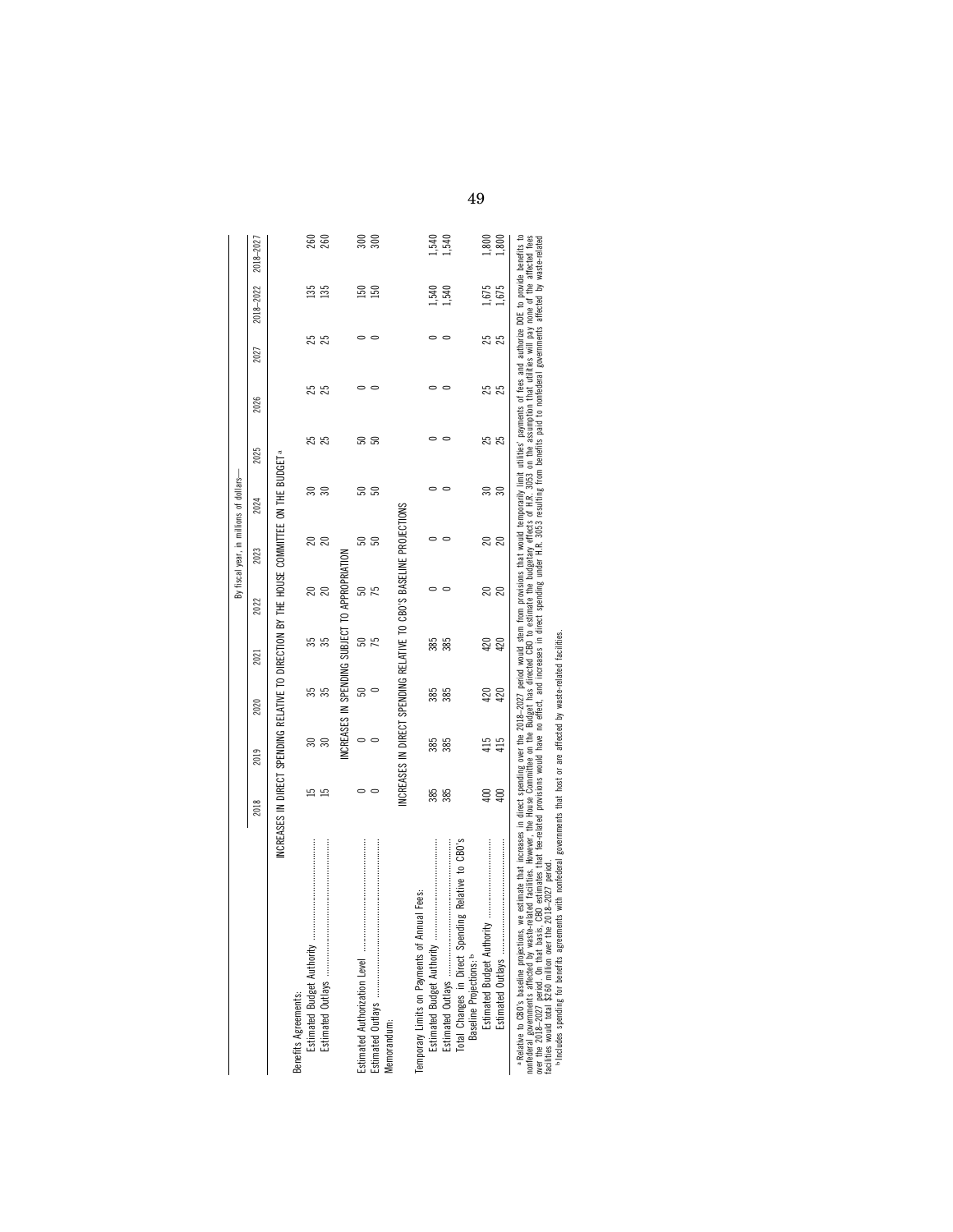| | By fiscal year, in millions of dollars— | | | | | | | | | | | |
|---|---|---|---|---|---|---|---|---|---|---|---|---|
| | 2018 | 2019 | 2020 | 2021 | 2022 | 2023 | 2024 | 2025 | 2026 | 2027 | 2018–2022 | 2018–2027 |
| INCREASES IN DIRECT SPENDING RELATIVE TO DIRECTION BY THE HOUSE COMMITTEE ON THE BUDGET [a] | | | | | | | | | | | | |
| Benefits Agreements: | | | | | | | | | | | | |
| Estimated Budget Authority | 15 | 30 | 35 | 35 | 20 | 20 | 30 | 25 | 25 | 25 | 135 | 260 |
| Estimated Outlays | 15 | 30 | 35 | 35 | 20 | 20 | 30 | 25 | 25 | 25 | 135 | 260 |
| INCREASES IN SPENDING SUBJECT TO APPROPRIATION | | | | | | | | | | | | |
| Estimated Authorization Level | 0 | 0 | 50 | 50 | 50 | 50 | 50 | 50 | 0 | 0 | 150 | 300 |
| Estimated Outlays | 0 | 0 | 0 | 75 | 75 | 50 | 50 | 50 | 0 | 0 | 150 | 300 |
| Memorandum: | | | | | | | | | | | | |
| INCREASES IN DIRECT SPENDING RELATIVE TO CBO'S BASELINE PROJECTIONS | | | | | | | | | | | | |
| Temporary Limits on Payments of Annual Fees: | | | | | | | | | | | | |
| Estimated Budget Authority | 385 | 385 | 385 | 385 | 0 | 0 | 0 | 0 | 0 | 0 | 1,540 | 1,540 |
| Estimated Outlays | 385 | 385 | 385 | 385 | 0 | 0 | 0 | 0 | 0 | 0 | 1,540 | 1,540 |
| Total Changes in Direct Spending Relative to CBO's Baseline Projections: [b] | | | | | | | | | | | | |
| Estimated Budget Authority | 400 | 415 | 420 | 420 | 20 | 20 | 30 | 25 | 25 | 25 | 1,675 | 1,800 |
| Estimated Outlays | 400 | 415 | 420 | 420 | 20 | 20 | 30 | 25 | 25 | 25 | 1,675 | 1,800 |

[a] Relative to CBO's baseline projections, we estimate that increases in direct spending over the 2018–2027 period would stem from provisions that would temporarily limit utilities' payments of fees and authorize DOE to provide benefits to nonfederal governments affected by waste-related facilities. However, the House Committee on the Budget has directed CBO to estimate the budgetary effects of H.R. 3053 on the assumption that utilities will pay none of the affected fees over the 2018–2027 period. On that basis, CBO estimates that fee-related provisions would have no effect, and increases in direct spending under H.R. 3053 resulting from benefits paid to nonfederal governments affected by waste-related facilities would total $260 million over the 2018–2027 period.

[b] Includes spending for benefits agreements with nonfederal governments that host or are affected by waste-related facilities.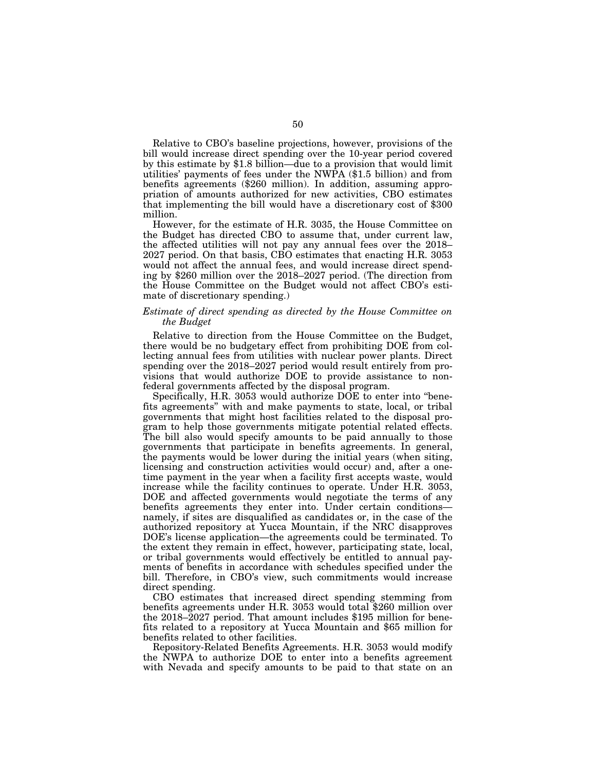Relative to CBO's baseline projections, however, provisions of the bill would increase direct spending over the 10-year period covered by this estimate by $1.8 billion—due to a provision that would limit utilities' payments of fees under the NWPA ($1.5 billion) and from benefits agreements ($260 million). In addition, assuming appropriation of amounts authorized for new activities, CBO estimates that implementing the bill would have a discretionary cost of $300 million.

However, for the estimate of H.R. 3035, the House Committee on the Budget has directed CBO to assume that, under current law, the affected utilities will not pay any annual fees over the 2018–2027 period. On that basis, CBO estimates that enacting H.R. 3053 would not affect the annual fees, and would increase direct spending by $260 million over the 2018–2027 period. (The direction from the House Committee on the Budget would not affect CBO's estimate of discretionary spending.)

*Estimate of direct spending as directed by the House Committee on the Budget*

Relative to direction from the House Committee on the Budget, there would be no budgetary effect from prohibiting DOE from collecting annual fees from utilities with nuclear power plants. Direct spending over the 2018–2027 period would result entirely from provisions that would authorize DOE to provide assistance to nonfederal governments affected by the disposal program.

Specifically, H.R. 3053 would authorize DOE to enter into "benefits agreements" with and make payments to state, local, or tribal governments that might host facilities related to the disposal program to help those governments mitigate potential related effects. The bill also would specify amounts to be paid annually to those governments that participate in benefits agreements. In general, the payments would be lower during the initial years (when siting, licensing and construction activities would occur) and, after a one-time payment in the year when a facility first accepts waste, would increase while the facility continues to operate. Under H.R. 3053, DOE and affected governments would negotiate the terms of any benefits agreements they enter into. Under certain conditions—namely, if sites are disqualified as candidates or, in the case of the authorized repository at Yucca Mountain, if the NRC disapproves DOE's license application—the agreements could be terminated. To the extent they remain in effect, however, participating state, local, or tribal governments would effectively be entitled to annual payments of benefits in accordance with schedules specified under the bill. Therefore, in CBO's view, such commitments would increase direct spending.

CBO estimates that increased direct spending stemming from benefits agreements under H.R. 3053 would total $260 million over the 2018–2027 period. That amount includes $195 million for benefits related to a repository at Yucca Mountain and $65 million for benefits related to other facilities.

Repository-Related Benefits Agreements. H.R. 3053 would modify the NWPA to authorize DOE to enter into a benefits agreement with Nevada and specify amounts to be paid to that state on an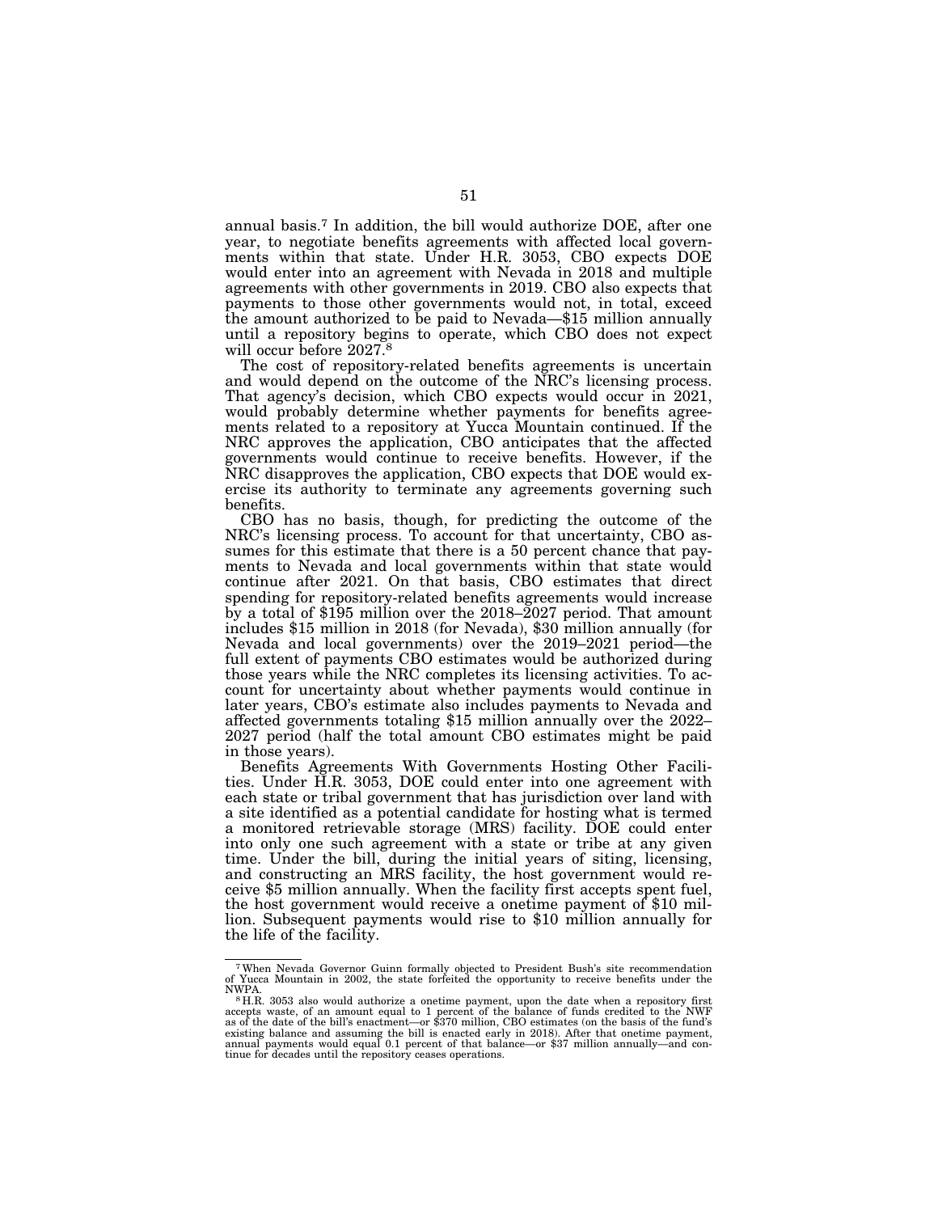annual basis.[7] In addition, the bill would authorize DOE, after one year, to negotiate benefits agreements with affected local governments within that state. Under H.R. 3053, CBO expects DOE would enter into an agreement with Nevada in 2018 and multiple agreements with other governments in 2019. CBO also expects that payments to those other governments would not, in total, exceed the amount authorized to be paid to Nevada—$15 million annually until a repository begins to operate, which CBO does not expect will occur before 2027.[8]

The cost of repository-related benefits agreements is uncertain and would depend on the outcome of the NRC's licensing process. That agency's decision, which CBO expects would occur in 2021, would probably determine whether payments for benefits agreements related to a repository at Yucca Mountain continued. If the NRC approves the application, CBO anticipates that the affected governments would continue to receive benefits. However, if the NRC disapproves the application, CBO expects that DOE would exercise its authority to terminate any agreements governing such benefits.

CBO has no basis, though, for predicting the outcome of the NRC's licensing process. To account for that uncertainty, CBO assumes for this estimate that there is a 50 percent chance that payments to Nevada and local governments within that state would continue after 2021. On that basis, CBO estimates that direct spending for repository-related benefits agreements would increase by a total of $195 million over the 2018–2027 period. That amount includes $15 million in 2018 (for Nevada), $30 million annually (for Nevada and local governments) over the 2019–2021 period—the full extent of payments CBO estimates would be authorized during those years while the NRC completes its licensing activities. To account for uncertainty about whether payments would continue in later years, CBO's estimate also includes payments to Nevada and affected governments totaling $15 million annually over the 2022–2027 period (half the total amount CBO estimates might be paid in those years).

Benefits Agreements With Governments Hosting Other Facilities. Under H.R. 3053, DOE could enter into one agreement with each state or tribal government that has jurisdiction over land with a site identified as a potential candidate for hosting what is termed a monitored retrievable storage (MRS) facility. DOE could enter into only one such agreement with a state or tribe at any given time. Under the bill, during the initial years of siting, licensing, and constructing an MRS facility, the host government would receive $5 million annually. When the facility first accepts spent fuel, the host government would receive a onetime payment of $10 million. Subsequent payments would rise to $10 million annually for the life of the facility.

---

[7] When Nevada Governor Guinn formally objected to President Bush's site recommendation of Yucca Mountain in 2002, the state forfeited the opportunity to receive benefits under the NWPA.

[8] H.R. 3053 also would authorize a onetime payment, upon the date when a repository first accepts waste, of an amount equal to 1 percent of the balance of funds credited to the NWF as of the date of the bill's enactment—or $370 million, CBO estimates (on the basis of the fund's existing balance and assuming the bill is enacted early in 2018). After that onetime payment, annual payments would equal 0.1 percent of that balance—or $37 million annually—and continue for decades until the repository ceases operations.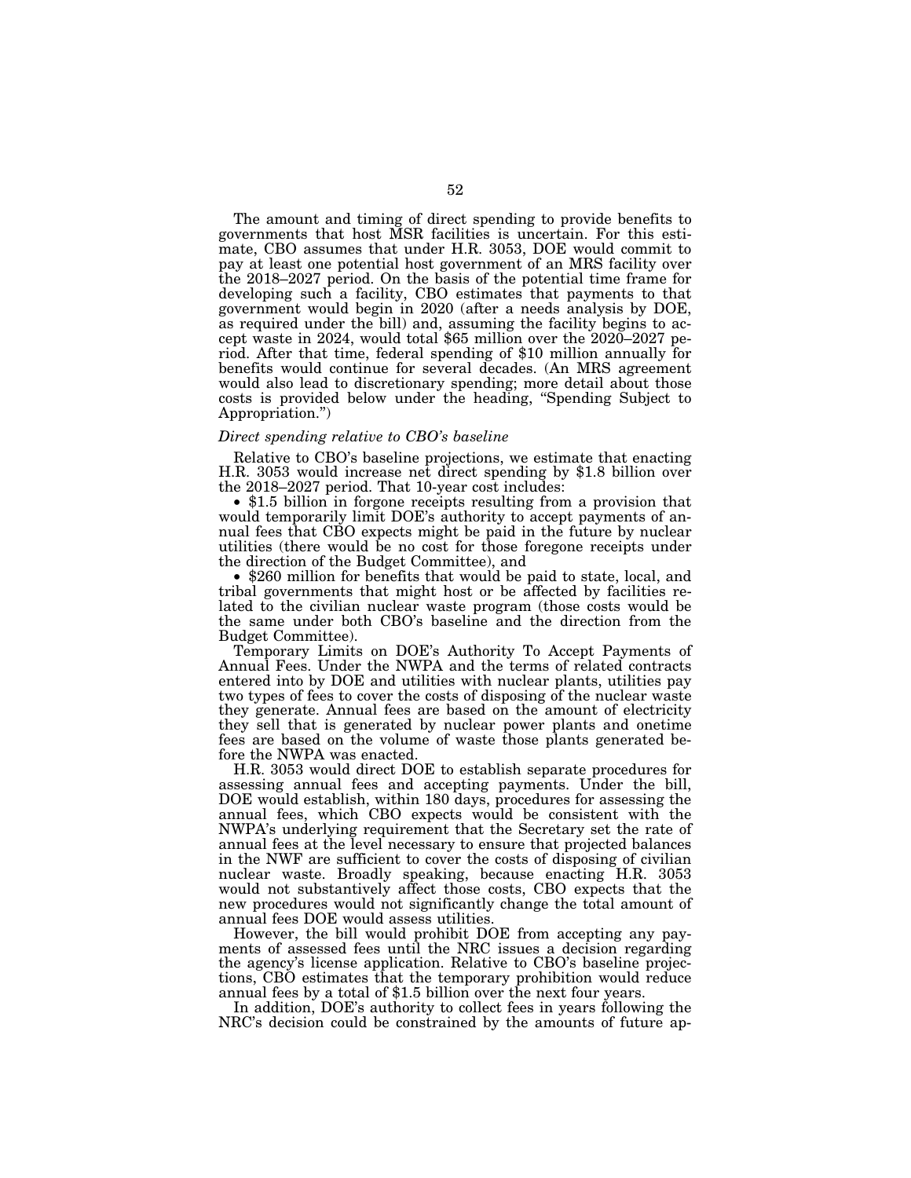The amount and timing of direct spending to provide benefits to governments that host MSR facilities is uncertain. For this estimate, CBO assumes that under H.R. 3053, DOE would commit to pay at least one potential host government of an MRS facility over the 2018–2027 period. On the basis of the potential time frame for developing such a facility, CBO estimates that payments to that government would begin in 2020 (after a needs analysis by DOE, as required under the bill) and, assuming the facility begins to accept waste in 2024, would total $65 million over the 2020–2027 period. After that time, federal spending of $10 million annually for benefits would continue for several decades. (An MRS agreement would also lead to discretionary spending; more detail about those costs is provided below under the heading, "Spending Subject to Appropriation.")

*Direct spending relative to CBO's baseline*

Relative to CBO's baseline projections, we estimate that enacting H.R. 3053 would increase net direct spending by $1.8 billion over the 2018–2027 period. That 10-year cost includes:

- $1.5 billion in forgone receipts resulting from a provision that would temporarily limit DOE's authority to accept payments of annual fees that CBO expects might be paid in the future by nuclear utilities (there would be no cost for those foregone receipts under the direction of the Budget Committee), and
- $260 million for benefits that would be paid to state, local, and tribal governments that might host or be affected by facilities related to the civilian nuclear waste program (those costs would be the same under both CBO's baseline and the direction from the Budget Committee).

Temporary Limits on DOE's Authority To Accept Payments of Annual Fees. Under the NWPA and the terms of related contracts entered into by DOE and utilities with nuclear plants, utilities pay two types of fees to cover the costs of disposing of the nuclear waste they generate. Annual fees are based on the amount of electricity they sell that is generated by nuclear power plants and onetime fees are based on the volume of waste those plants generated before the NWPA was enacted.

H.R. 3053 would direct DOE to establish separate procedures for assessing annual fees and accepting payments. Under the bill, DOE would establish, within 180 days, procedures for assessing the annual fees, which CBO expects would be consistent with the NWPA's underlying requirement that the Secretary set the rate of annual fees at the level necessary to ensure that projected balances in the NWF are sufficient to cover the costs of disposing of civilian nuclear waste. Broadly speaking, because enacting H.R. 3053 would not substantively affect those costs, CBO expects that the new procedures would not significantly change the total amount of annual fees DOE would assess utilities.

However, the bill would prohibit DOE from accepting any payments of assessed fees until the NRC issues a decision regarding the agency's license application. Relative to CBO's baseline projections, CBO estimates that the temporary prohibition would reduce annual fees by a total of $1.5 billion over the next four years.

In addition, DOE's authority to collect fees in years following the NRC's decision could be constrained by the amounts of future ap-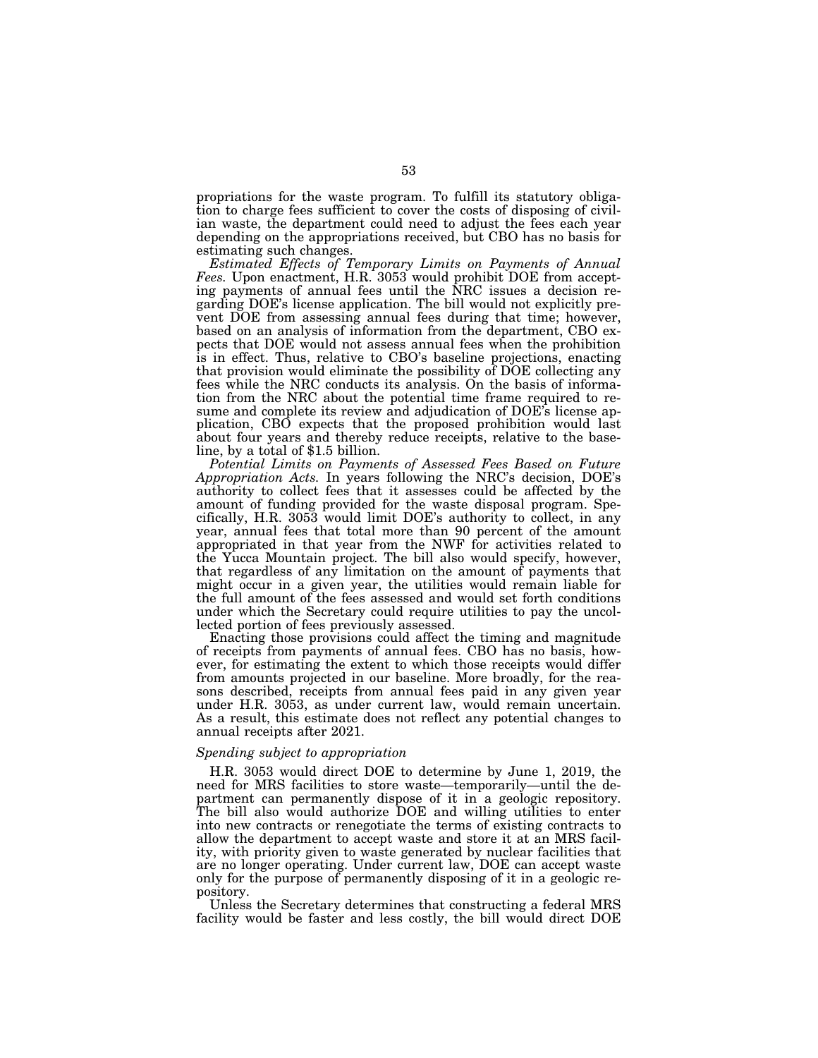propriations for the waste program. To fulfill its statutory obligation to charge fees sufficient to cover the costs of disposing of civilian waste, the department could need to adjust the fees each year depending on the appropriations received, but CBO has no basis for estimating such changes.

*Estimated Effects of Temporary Limits on Payments of Annual Fees.* Upon enactment, H.R. 3053 would prohibit DOE from accepting payments of annual fees until the NRC issues a decision regarding DOE's license application. The bill would not explicitly prevent DOE from assessing annual fees during that time; however, based on an analysis of information from the department, CBO expects that DOE would not assess annual fees when the prohibition is in effect. Thus, relative to CBO's baseline projections, enacting that provision would eliminate the possibility of DOE collecting any fees while the NRC conducts its analysis. On the basis of information from the NRC about the potential time frame required to resume and complete its review and adjudication of DOE's license application, CBO expects that the proposed prohibition would last about four years and thereby reduce receipts, relative to the baseline, by a total of $1.5 billion.

*Potential Limits on Payments of Assessed Fees Based on Future Appropriation Acts.* In years following the NRC's decision, DOE's authority to collect fees that it assesses could be affected by the amount of funding provided for the waste disposal program. Specifically, H.R. 3053 would limit DOE's authority to collect, in any year, annual fees that total more than 90 percent of the amount appropriated in that year from the NWF for activities related to the Yucca Mountain project. The bill also would specify, however, that regardless of any limitation on the amount of payments that might occur in a given year, the utilities would remain liable for the full amount of the fees assessed and would set forth conditions under which the Secretary could require utilities to pay the uncollected portion of fees previously assessed.

Enacting those provisions could affect the timing and magnitude of receipts from payments of annual fees. CBO has no basis, however, for estimating the extent to which those receipts would differ from amounts projected in our baseline. More broadly, for the reasons described, receipts from annual fees paid in any given year under H.R. 3053, as under current law, would remain uncertain. As a result, this estimate does not reflect any potential changes to annual receipts after 2021.

*Spending subject to appropriation*

H.R. 3053 would direct DOE to determine by June 1, 2019, the need for MRS facilities to store waste—temporarily—until the department can permanently dispose of it in a geologic repository. The bill also would authorize DOE and willing utilities to enter into new contracts or renegotiate the terms of existing contracts to allow the department to accept waste and store it at an MRS facility, with priority given to waste generated by nuclear facilities that are no longer operating. Under current law, DOE can accept waste only for the purpose of permanently disposing of it in a geologic repository.

Unless the Secretary determines that constructing a federal MRS facility would be faster and less costly, the bill would direct DOE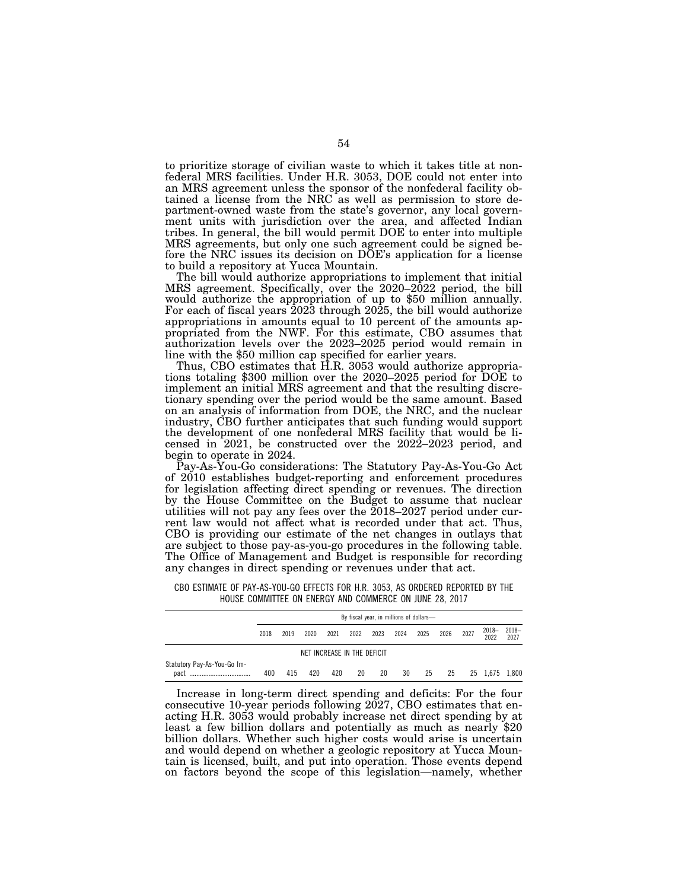to prioritize storage of civilian waste to which it takes title at nonfederal MRS facilities. Under H.R. 3053, DOE could not enter into an MRS agreement unless the sponsor of the nonfederal facility obtained a license from the NRC as well as permission to store department-owned waste from the state's governor, any local government units with jurisdiction over the area, and affected Indian tribes. In general, the bill would permit DOE to enter into multiple MRS agreements, but only one such agreement could be signed before the NRC issues its decision on DOE's application for a license to build a repository at Yucca Mountain.

The bill would authorize appropriations to implement that initial MRS agreement. Specifically, over the 2020–2022 period, the bill would authorize the appropriation of up to $50 million annually. For each of fiscal years 2023 through 2025, the bill would authorize appropriations in amounts equal to 10 percent of the amounts appropriated from the NWF. For this estimate, CBO assumes that authorization levels over the 2023–2025 period would remain in line with the $50 million cap specified for earlier years.

Thus, CBO estimates that H.R. 3053 would authorize appropriations totaling $300 million over the 2020–2025 period for DOE to implement an initial MRS agreement and that the resulting discretionary spending over the period would be the same amount. Based on an analysis of information from DOE, the NRC, and the nuclear industry, CBO further anticipates that such funding would support the development of one nonfederal MRS facility that would be licensed in 2021, be constructed over the 2022–2023 period, and begin to operate in 2024.

Pay-As-You-Go considerations: The Statutory Pay-As-You-Go Act of 2010 establishes budget-reporting and enforcement procedures for legislation affecting direct spending or revenues. The direction by the House Committee on the Budget to assume that nuclear utilities will not pay any fees over the 2018–2027 period under current law would not affect what is recorded under that act. Thus, CBO is providing our estimate of the net changes in outlays that are subject to those pay-as-you-go procedures in the following table. The Office of Management and Budget is responsible for recording any changes in direct spending or revenues under that act.

CBO ESTIMATE OF PAY-AS-YOU-GO EFFECTS FOR H.R. 3053, AS ORDERED REPORTED BY THE HOUSE COMMITTEE ON ENERGY AND COMMERCE ON JUNE 28, 2017

| | By fiscal year, in millions of dollars— | | | | | | | | | | | |
|---|---|---|---|---|---|---|---|---|---|---|---|---|
| | 2018 | 2019 | 2020 | 2021 | 2022 | 2023 | 2024 | 2025 | 2026 | 2027 | 2018–2022 | 2018–2027 |
| | NET INCREASE IN THE DEFICIT | | | | | | | | | | | |
| Statutory Pay-As-You-Go Impact | 400 | 415 | 420 | 420 | 20 | 20 | 30 | 25 | 25 | 25 | 1,675 | 1,800 |

Increase in long-term direct spending and deficits: For the four consecutive 10-year periods following 2027, CBO estimates that enacting H.R. 3053 would probably increase net direct spending by at least a few billion dollars and potentially as much as nearly $20 billion dollars. Whether such higher costs would arise is uncertain and would depend on whether a geologic repository at Yucca Mountain is licensed, built, and put into operation. Those events depend on factors beyond the scope of this legislation—namely, whether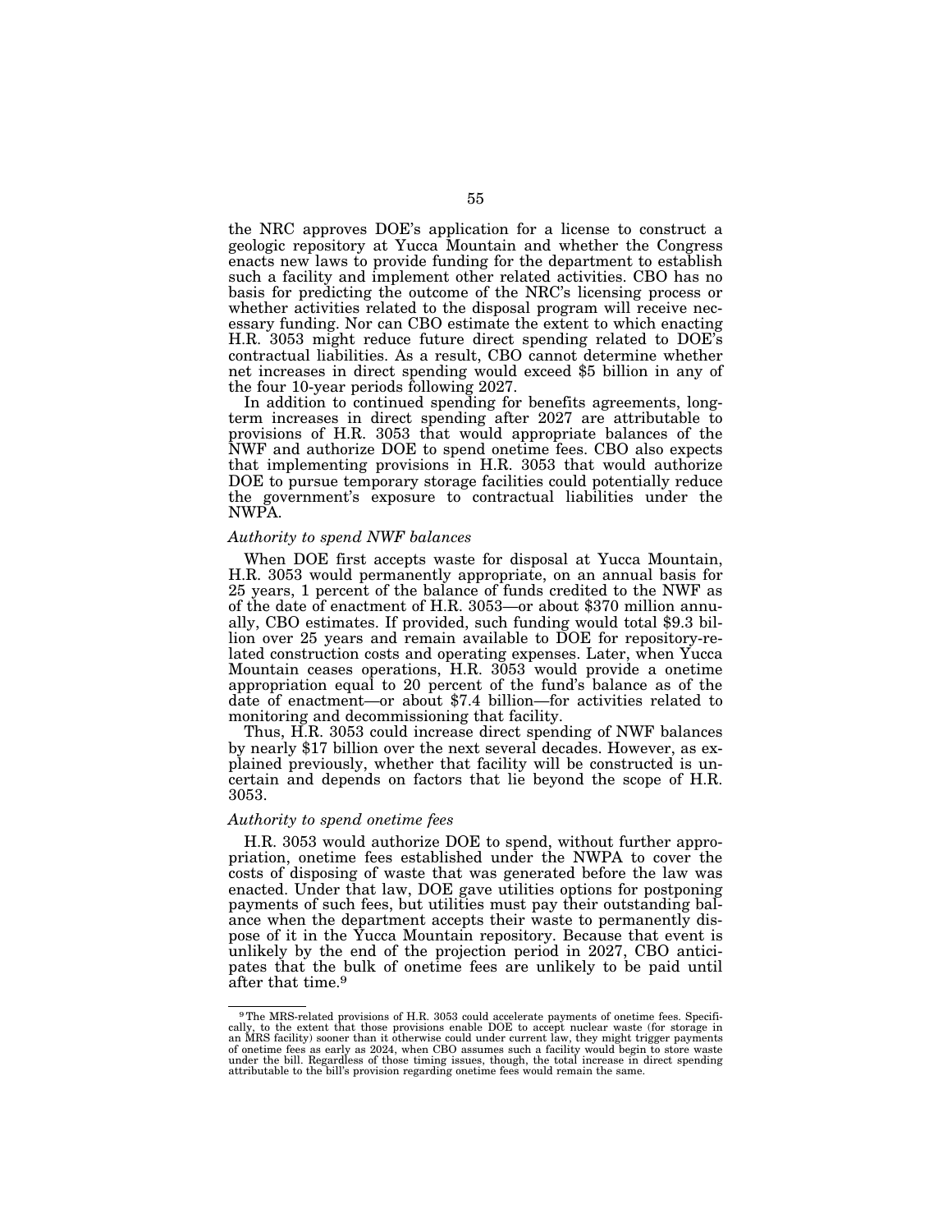the NRC approves DOE's application for a license to construct a geologic repository at Yucca Mountain and whether the Congress enacts new laws to provide funding for the department to establish such a facility and implement other related activities. CBO has no basis for predicting the outcome of the NRC's licensing process or whether activities related to the disposal program will receive necessary funding. Nor can CBO estimate the extent to which enacting H.R. 3053 might reduce future direct spending related to DOE's contractual liabilities. As a result, CBO cannot determine whether net increases in direct spending would exceed $5 billion in any of the four 10-year periods following 2027.

In addition to continued spending for benefits agreements, long-term increases in direct spending after 2027 are attributable to provisions of H.R. 3053 that would appropriate balances of the NWF and authorize DOE to spend onetime fees. CBO also expects that implementing provisions in H.R. 3053 that would authorize DOE to pursue temporary storage facilities could potentially reduce the government's exposure to contractual liabilities under the NWPA.

*Authority to spend NWF balances*

When DOE first accepts waste for disposal at Yucca Mountain, H.R. 3053 would permanently appropriate, on an annual basis for 25 years, 1 percent of the balance of funds credited to the NWF as of the date of enactment of H.R. 3053—or about $370 million annually, CBO estimates. If provided, such funding would total $9.3 billion over 25 years and remain available to DOE for repository-related construction costs and operating expenses. Later, when Yucca Mountain ceases operations, H.R. 3053 would provide a onetime appropriation equal to 20 percent of the fund's balance as of the date of enactment—or about $7.4 billion—for activities related to monitoring and decommissioning that facility.

Thus, H.R. 3053 could increase direct spending of NWF balances by nearly $17 billion over the next several decades. However, as explained previously, whether that facility will be constructed is uncertain and depends on factors that lie beyond the scope of H.R. 3053.

*Authority to spend onetime fees*

H.R. 3053 would authorize DOE to spend, without further appropriation, onetime fees established under the NWPA to cover the costs of disposing of waste that was generated before the law was enacted. Under that law, DOE gave utilities options for postponing payments of such fees, but utilities must pay their outstanding balance when the department accepts their waste to permanently dispose of it in the Yucca Mountain repository. Because that event is unlikely by the end of the projection period in 2027, CBO anticipates that the bulk of onetime fees are unlikely to be paid until after that time.[9]

[9] The MRS-related provisions of H.R. 3053 could accelerate payments of onetime fees. Specifically, to the extent that those provisions enable DOE to accept nuclear waste (for storage in an MRS facility) sooner than it otherwise could under current law, they might trigger payments of onetime fees as early as 2024, when CBO assumes such a facility would begin to store waste under the bill. Regardless of those timing issues, though, the total increase in direct spending attributable to the bill's provision regarding onetime fees would remain the same.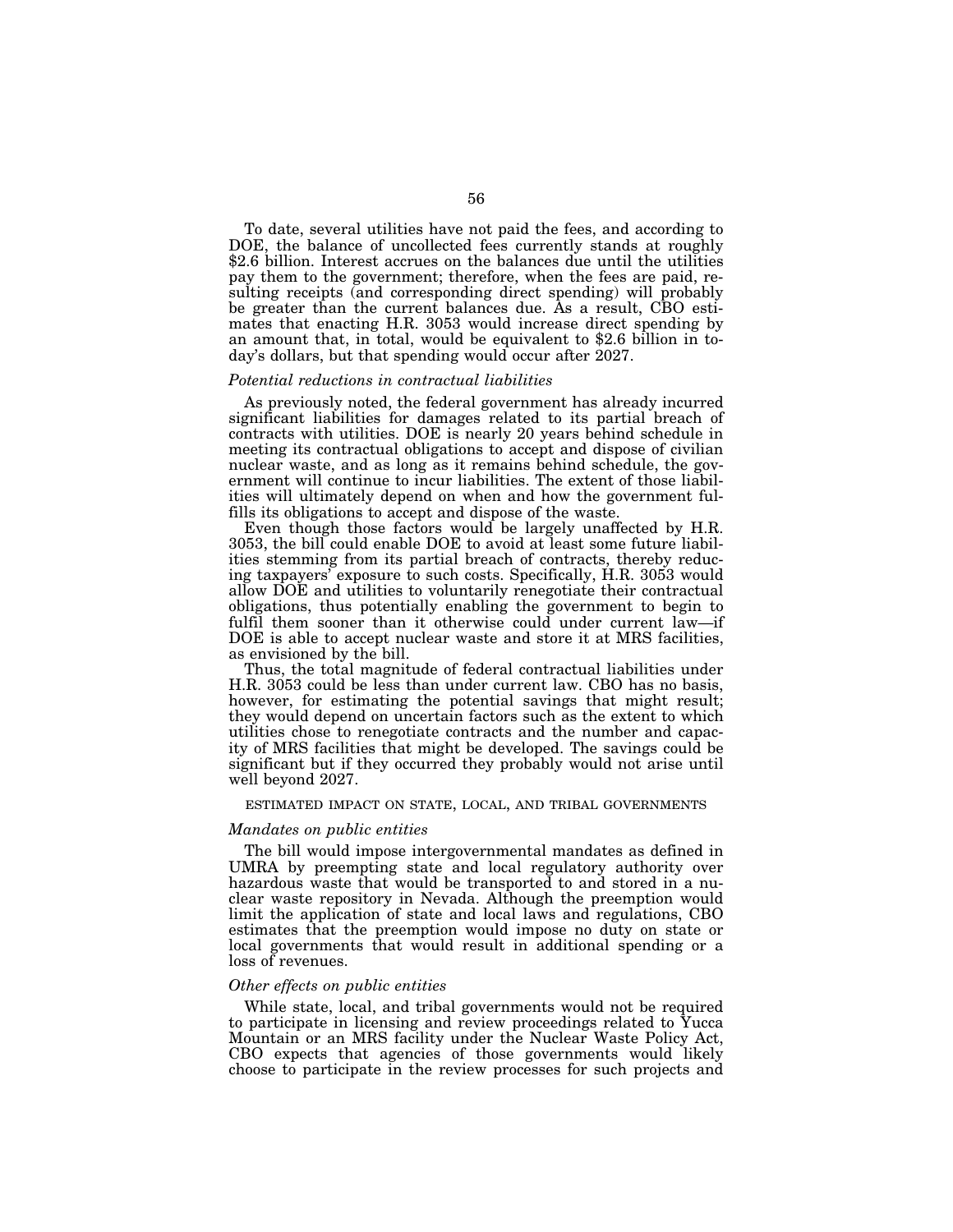To date, several utilities have not paid the fees, and according to DOE, the balance of uncollected fees currently stands at roughly $2.6 billion. Interest accrues on the balances due until the utilities pay them to the government; therefore, when the fees are paid, resulting receipts (and corresponding direct spending) will probably be greater than the current balances due. As a result, CBO estimates that enacting H.R. 3053 would increase direct spending by an amount that, in total, would be equivalent to $2.6 billion in today's dollars, but that spending would occur after 2027.

*Potential reductions in contractual liabilities*

As previously noted, the federal government has already incurred significant liabilities for damages related to its partial breach of contracts with utilities. DOE is nearly 20 years behind schedule in meeting its contractual obligations to accept and dispose of civilian nuclear waste, and as long as it remains behind schedule, the government will continue to incur liabilities. The extent of those liabilities will ultimately depend on when and how the government fulfills its obligations to accept and dispose of the waste.

Even though those factors would be largely unaffected by H.R. 3053, the bill could enable DOE to avoid at least some future liabilities stemming from its partial breach of contracts, thereby reducing taxpayers' exposure to such costs. Specifically, H.R. 3053 would allow DOE and utilities to voluntarily renegotiate their contractual obligations, thus potentially enabling the government to begin to fulfil them sooner than it otherwise could under current law—if DOE is able to accept nuclear waste and store it at MRS facilities, as envisioned by the bill.

Thus, the total magnitude of federal contractual liabilities under H.R. 3053 could be less than under current law. CBO has no basis, however, for estimating the potential savings that might result; they would depend on uncertain factors such as the extent to which utilities chose to renegotiate contracts and the number and capacity of MRS facilities that might be developed. The savings could be significant but if they occurred they probably would not arise until well beyond 2027.

ESTIMATED IMPACT ON STATE, LOCAL, AND TRIBAL GOVERNMENTS

*Mandates on public entities*

The bill would impose intergovernmental mandates as defined in UMRA by preempting state and local regulatory authority over hazardous waste that would be transported to and stored in a nuclear waste repository in Nevada. Although the preemption would limit the application of state and local laws and regulations, CBO estimates that the preemption would impose no duty on state or local governments that would result in additional spending or a loss of revenues.

*Other effects on public entities*

While state, local, and tribal governments would not be required to participate in licensing and review proceedings related to Yucca Mountain or an MRS facility under the Nuclear Waste Policy Act, CBO expects that agencies of those governments would likely choose to participate in the review processes for such projects and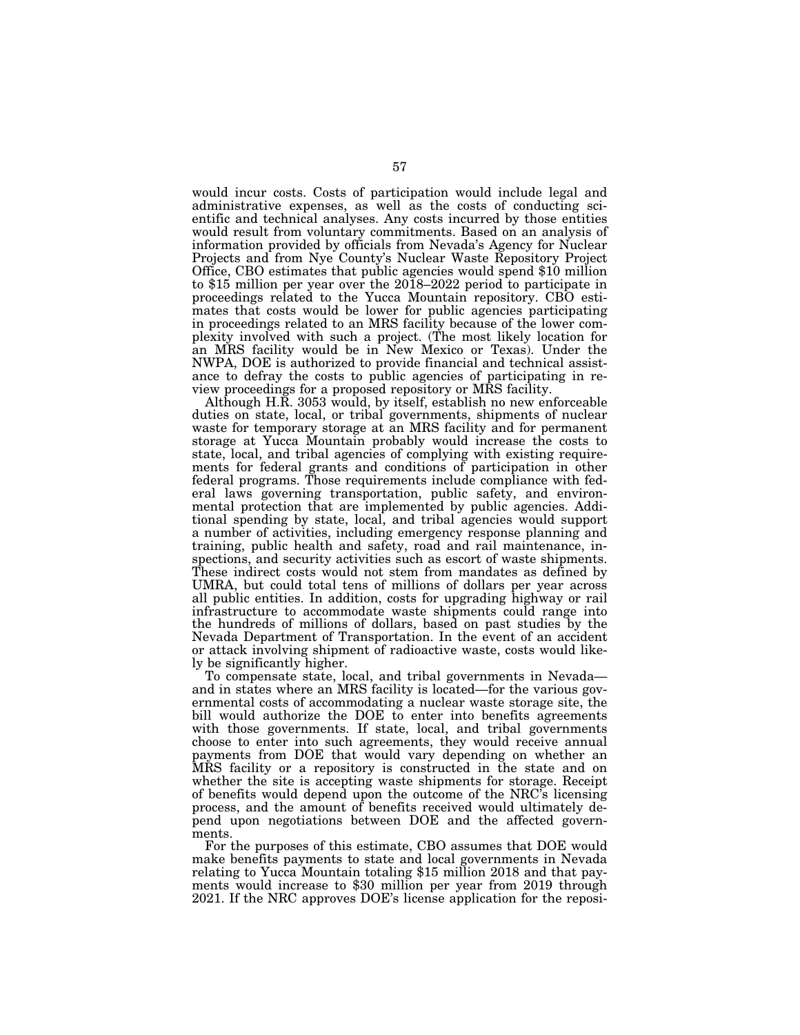would incur costs. Costs of participation would include legal and administrative expenses, as well as the costs of conducting scientific and technical analyses. Any costs incurred by those entities would result from voluntary commitments. Based on an analysis of information provided by officials from Nevada's Agency for Nuclear Projects and from Nye County's Nuclear Waste Repository Project Office, CBO estimates that public agencies would spend $10 million to $15 million per year over the 2018–2022 period to participate in proceedings related to the Yucca Mountain repository. CBO estimates that costs would be lower for public agencies participating in proceedings related to an MRS facility because of the lower complexity involved with such a project. (The most likely location for an MRS facility would be in New Mexico or Texas). Under the NWPA, DOE is authorized to provide financial and technical assistance to defray the costs to public agencies of participating in review proceedings for a proposed repository or MRS facility.

Although H.R. 3053 would, by itself, establish no new enforceable duties on state, local, or tribal governments, shipments of nuclear waste for temporary storage at an MRS facility and for permanent storage at Yucca Mountain probably would increase the costs to state, local, and tribal agencies of complying with existing requirements for federal grants and conditions of participation in other federal programs. Those requirements include compliance with federal laws governing transportation, public safety, and environmental protection that are implemented by public agencies. Additional spending by state, local, and tribal agencies would support a number of activities, including emergency response planning and training, public health and safety, road and rail maintenance, inspections, and security activities such as escort of waste shipments. These indirect costs would not stem from mandates as defined by UMRA, but could total tens of millions of dollars per year across all public entities. In addition, costs for upgrading highway or rail infrastructure to accommodate waste shipments could range into the hundreds of millions of dollars, based on past studies by the Nevada Department of Transportation. In the event of an accident or attack involving shipment of radioactive waste, costs would likely be significantly higher.

To compensate state, local, and tribal governments in Nevada—and in states where an MRS facility is located—for the various governmental costs of accommodating a nuclear waste storage site, the bill would authorize the DOE to enter into benefits agreements with those governments. If state, local, and tribal governments choose to enter into such agreements, they would receive annual payments from DOE that would vary depending on whether an MRS facility or a repository is constructed in the state and on whether the site is accepting waste shipments for storage. Receipt of benefits would depend upon the outcome of the NRC's licensing process, and the amount of benefits received would ultimately depend upon negotiations between DOE and the affected governments.

For the purposes of this estimate, CBO assumes that DOE would make benefits payments to state and local governments in Nevada relating to Yucca Mountain totaling $15 million 2018 and that payments would increase to $30 million per year from 2019 through 2021. If the NRC approves DOE's license application for the reposi-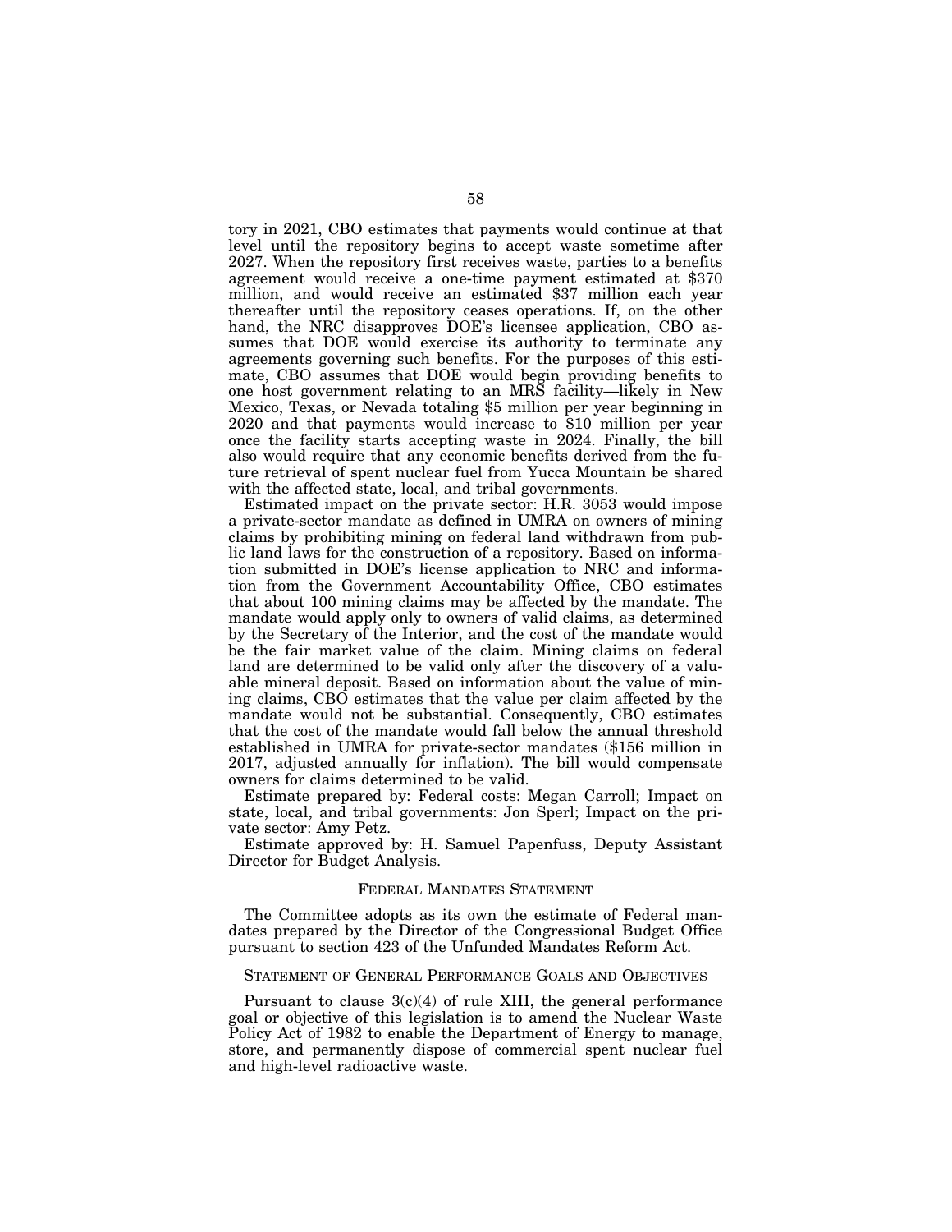tory in 2021, CBO estimates that payments would continue at that level until the repository begins to accept waste sometime after 2027. When the repository first receives waste, parties to a benefits agreement would receive a one-time payment estimated at $370 million, and would receive an estimated $37 million each year thereafter until the repository ceases operations. If, on the other hand, the NRC disapproves DOE's licensee application, CBO assumes that DOE would exercise its authority to terminate any agreements governing such benefits. For the purposes of this estimate, CBO assumes that DOE would begin providing benefits to one host government relating to an MRS facility—likely in New Mexico, Texas, or Nevada totaling $5 million per year beginning in 2020 and that payments would increase to $10 million per year once the facility starts accepting waste in 2024. Finally, the bill also would require that any economic benefits derived from the future retrieval of spent nuclear fuel from Yucca Mountain be shared with the affected state, local, and tribal governments.

Estimated impact on the private sector: H.R. 3053 would impose a private-sector mandate as defined in UMRA on owners of mining claims by prohibiting mining on federal land withdrawn from public land laws for the construction of a repository. Based on information submitted in DOE's license application to NRC and information from the Government Accountability Office, CBO estimates that about 100 mining claims may be affected by the mandate. The mandate would apply only to owners of valid claims, as determined by the Secretary of the Interior, and the cost of the mandate would be the fair market value of the claim. Mining claims on federal land are determined to be valid only after the discovery of a valuable mineral deposit. Based on information about the value of mining claims, CBO estimates that the value per claim affected by the mandate would not be substantial. Consequently, CBO estimates that the cost of the mandate would fall below the annual threshold established in UMRA for private-sector mandates ($156 million in 2017, adjusted annually for inflation). The bill would compensate owners for claims determined to be valid.

Estimate prepared by: Federal costs: Megan Carroll; Impact on state, local, and tribal governments: Jon Sperl; Impact on the private sector: Amy Petz.

Estimate approved by: H. Samuel Papenfuss, Deputy Assistant Director for Budget Analysis.

## FEDERAL MANDATES STATEMENT

The Committee adopts as its own the estimate of Federal mandates prepared by the Director of the Congressional Budget Office pursuant to section 423 of the Unfunded Mandates Reform Act.

## STATEMENT OF GENERAL PERFORMANCE GOALS AND OBJECTIVES

Pursuant to clause 3(c)(4) of rule XIII, the general performance goal or objective of this legislation is to amend the Nuclear Waste Policy Act of 1982 to enable the Department of Energy to manage, store, and permanently dispose of commercial spent nuclear fuel and high-level radioactive waste.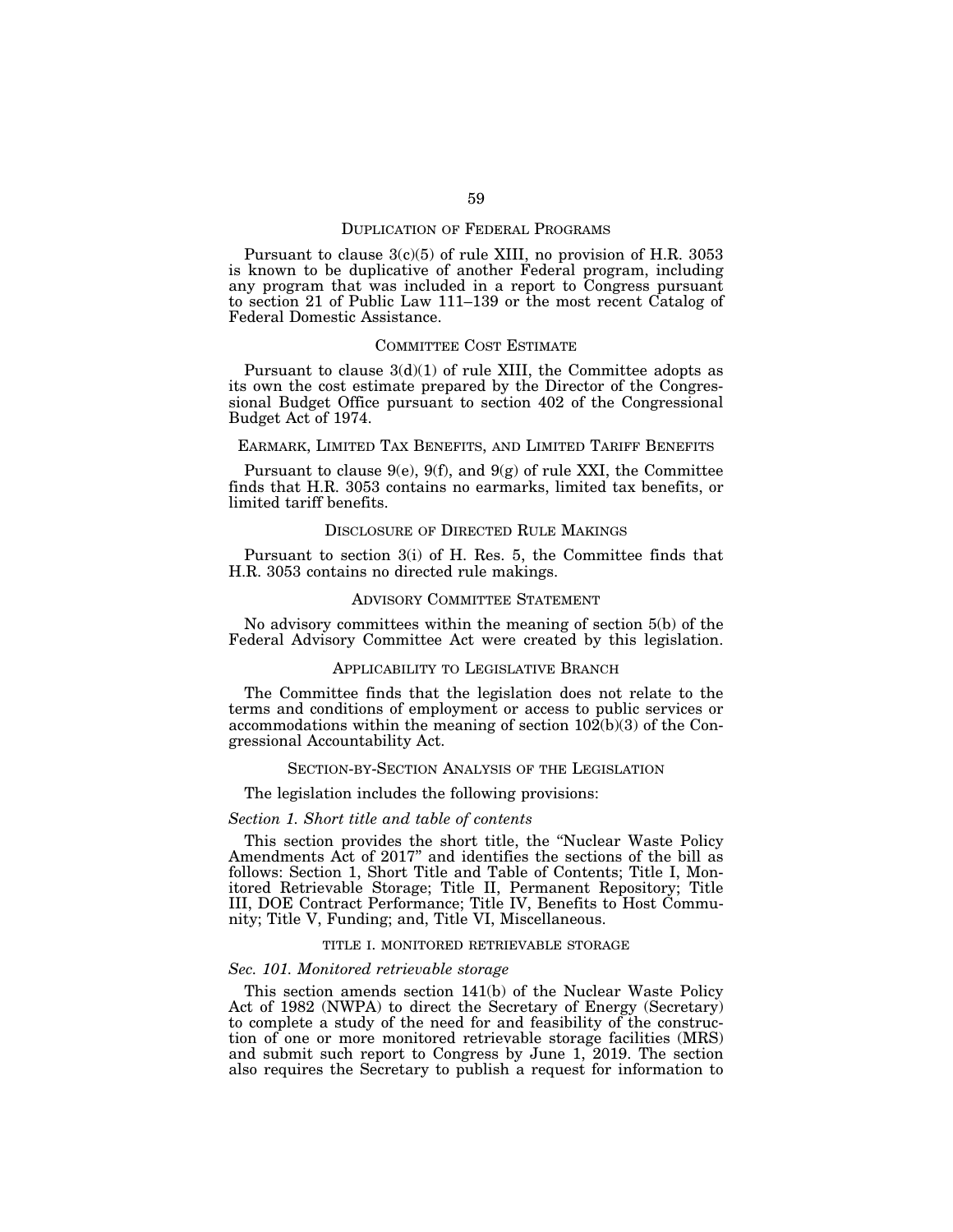## Duplication of Federal Programs

Pursuant to clause 3(c)(5) of rule XIII, no provision of H.R. 3053 is known to be duplicative of another Federal program, including any program that was included in a report to Congress pursuant to section 21 of Public Law 111–139 or the most recent Catalog of Federal Domestic Assistance.

## Committee Cost Estimate

Pursuant to clause 3(d)(1) of rule XIII, the Committee adopts as its own the cost estimate prepared by the Director of the Congressional Budget Office pursuant to section 402 of the Congressional Budget Act of 1974.

## Earmark, Limited Tax Benefits, and Limited Tariff Benefits

Pursuant to clause 9(e), 9(f), and 9(g) of rule XXI, the Committee finds that H.R. 3053 contains no earmarks, limited tax benefits, or limited tariff benefits.

## Disclosure of Directed Rule Makings

Pursuant to section 3(i) of H. Res. 5, the Committee finds that H.R. 3053 contains no directed rule makings.

## Advisory Committee Statement

No advisory committees within the meaning of section 5(b) of the Federal Advisory Committee Act were created by this legislation.

## Applicability to Legislative Branch

The Committee finds that the legislation does not relate to the terms and conditions of employment or access to public services or accommodations within the meaning of section 102(b)(3) of the Congressional Accountability Act.

## Section-by-Section Analysis of the Legislation

The legislation includes the following provisions:

*Section 1. Short title and table of contents*

This section provides the short title, the "Nuclear Waste Policy Amendments Act of 2017" and identifies the sections of the bill as follows: Section 1, Short Title and Table of Contents; Title I, Monitored Retrievable Storage; Title II, Permanent Repository; Title III, DOE Contract Performance; Title IV, Benefits to Host Community; Title V, Funding; and, Title VI, Miscellaneous.

### TITLE I. MONITORED RETRIEVABLE STORAGE

*Sec. 101. Monitored retrievable storage*

This section amends section 141(b) of the Nuclear Waste Policy Act of 1982 (NWPA) to direct the Secretary of Energy (Secretary) to complete a study of the need for and feasibility of the construction of one or more monitored retrievable storage facilities (MRS) and submit such report to Congress by June 1, 2019. The section also requires the Secretary to publish a request for information to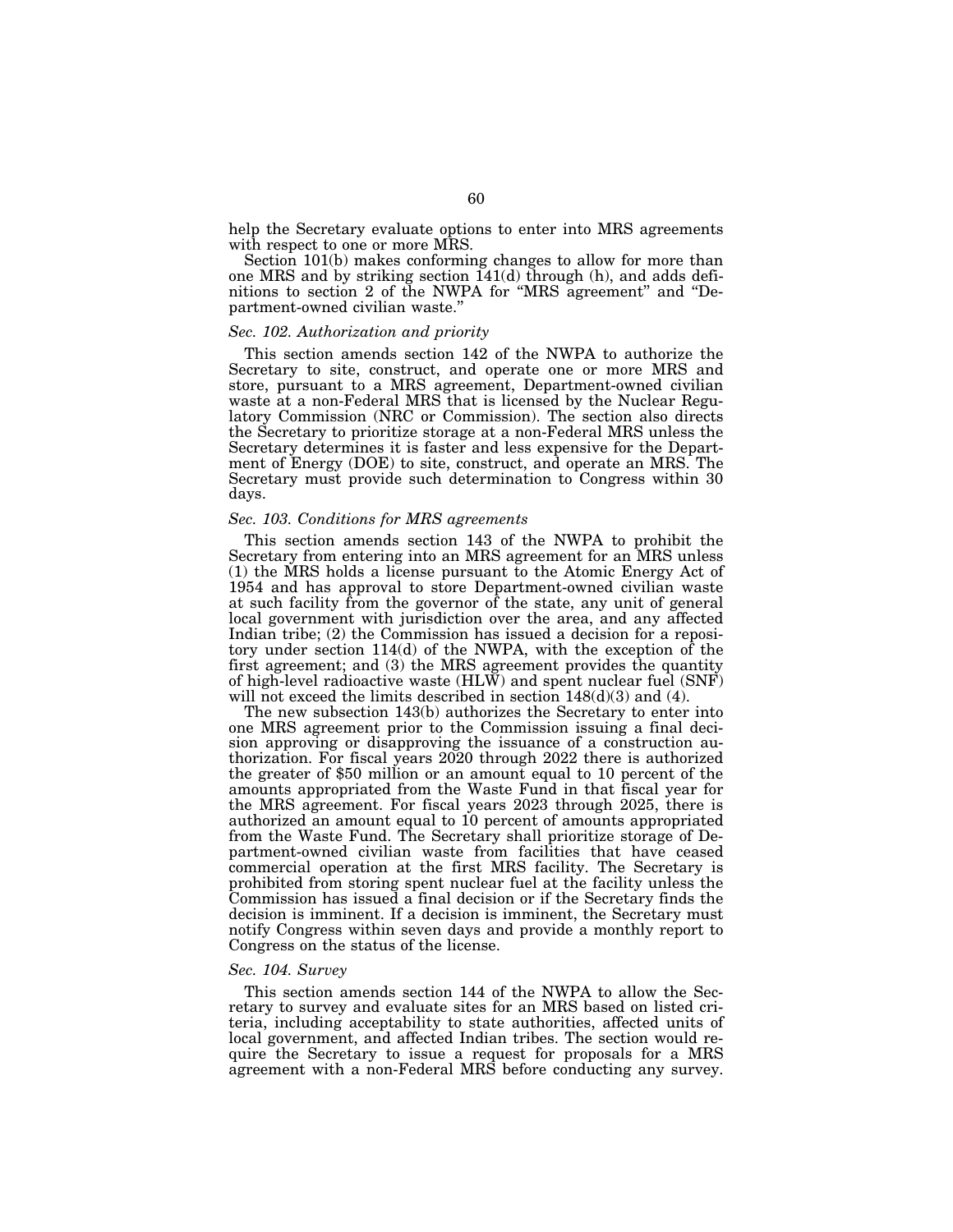help the Secretary evaluate options to enter into MRS agreements with respect to one or more MRS.

Section 101(b) makes conforming changes to allow for more than one MRS and by striking section 141(d) through (h), and adds definitions to section 2 of the NWPA for "MRS agreement" and "Department-owned civilian waste."

*Sec. 102. Authorization and priority*

This section amends section 142 of the NWPA to authorize the Secretary to site, construct, and operate one or more MRS and store, pursuant to a MRS agreement, Department-owned civilian waste at a non-Federal MRS that is licensed by the Nuclear Regulatory Commission (NRC or Commission). The section also directs the Secretary to prioritize storage at a non-Federal MRS unless the Secretary determines it is faster and less expensive for the Department of Energy (DOE) to site, construct, and operate an MRS. The Secretary must provide such determination to Congress within 30 days.

*Sec. 103. Conditions for MRS agreements*

This section amends section 143 of the NWPA to prohibit the Secretary from entering into an MRS agreement for an MRS unless (1) the MRS holds a license pursuant to the Atomic Energy Act of 1954 and has approval to store Department-owned civilian waste at such facility from the governor of the state, any unit of general local government with jurisdiction over the area, and any affected Indian tribe; (2) the Commission has issued a decision for a repository under section 114(d) of the NWPA, with the exception of the first agreement; and (3) the MRS agreement provides the quantity of high-level radioactive waste (HLW) and spent nuclear fuel (SNF) will not exceed the limits described in section 148(d)(3) and (4).

The new subsection 143(b) authorizes the Secretary to enter into one MRS agreement prior to the Commission issuing a final decision approving or disapproving the issuance of a construction authorization. For fiscal years 2020 through 2022 there is authorized the greater of $50 million or an amount equal to 10 percent of the amounts appropriated from the Waste Fund in that fiscal year for the MRS agreement. For fiscal years 2023 through 2025, there is authorized an amount equal to 10 percent of amounts appropriated from the Waste Fund. The Secretary shall prioritize storage of Department-owned civilian waste from facilities that have ceased commercial operation at the first MRS facility. The Secretary is prohibited from storing spent nuclear fuel at the facility unless the Commission has issued a final decision or if the Secretary finds the decision is imminent. If a decision is imminent, the Secretary must notify Congress within seven days and provide a monthly report to Congress on the status of the license.

*Sec. 104. Survey*

This section amends section 144 of the NWPA to allow the Secretary to survey and evaluate sites for an MRS based on listed criteria, including acceptability to state authorities, affected units of local government, and affected Indian tribes. The section would require the Secretary to issue a request for proposals for a MRS agreement with a non-Federal MRS before conducting any survey.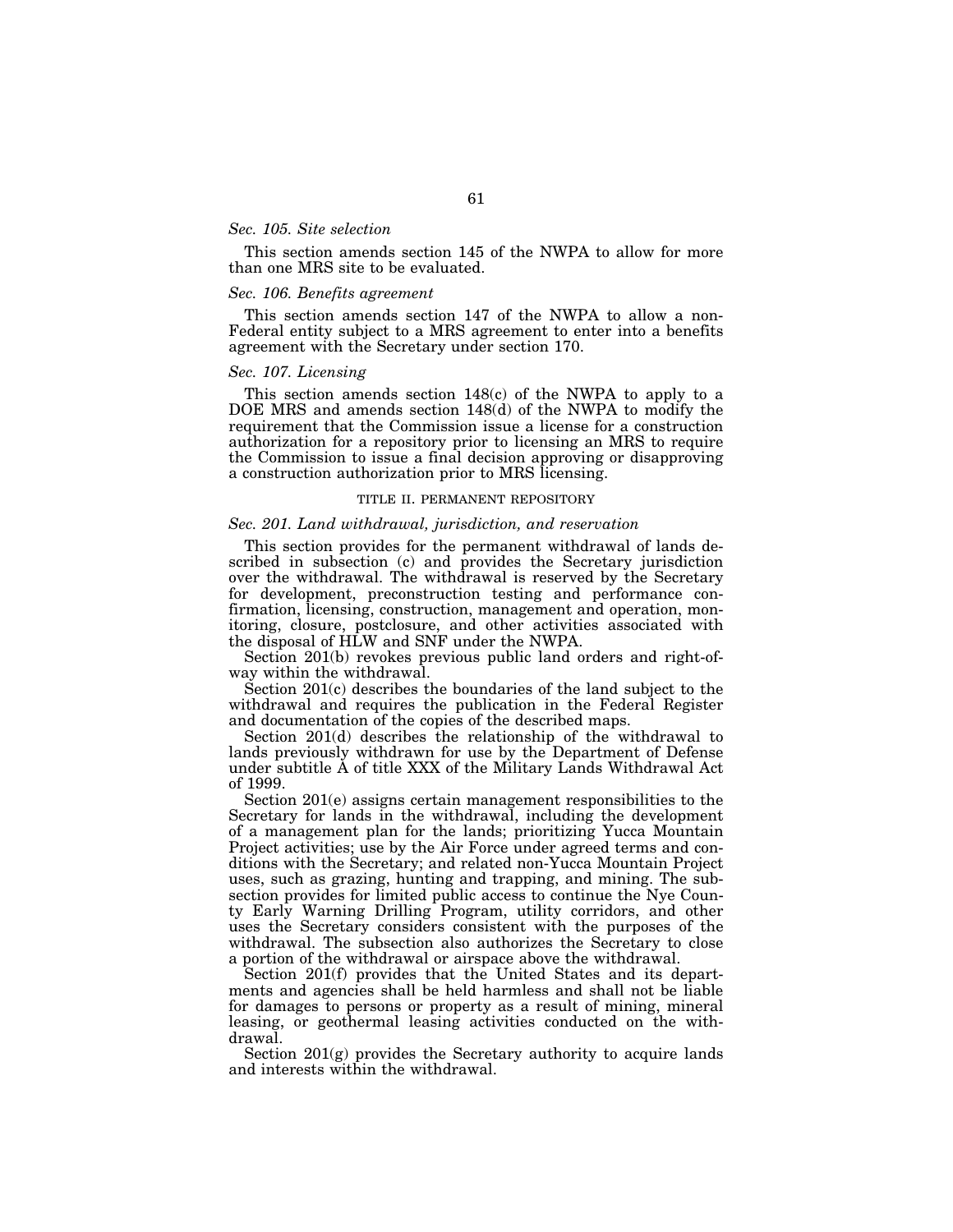*Sec. 105. Site selection*

This section amends section 145 of the NWPA to allow for more than one MRS site to be evaluated.

*Sec. 106. Benefits agreement*

This section amends section 147 of the NWPA to allow a non-Federal entity subject to a MRS agreement to enter into a benefits agreement with the Secretary under section 170.

*Sec. 107. Licensing*

This section amends section 148(c) of the NWPA to apply to a DOE MRS and amends section 148(d) of the NWPA to modify the requirement that the Commission issue a license for a construction authorization for a repository prior to licensing an MRS to require the Commission to issue a final decision approving or disapproving a construction authorization prior to MRS licensing.

TITLE II. PERMANENT REPOSITORY

*Sec. 201. Land withdrawal, jurisdiction, and reservation*

This section provides for the permanent withdrawal of lands described in subsection (c) and provides the Secretary jurisdiction over the withdrawal. The withdrawal is reserved by the Secretary for development, preconstruction testing and performance confirmation, licensing, construction, management and operation, monitoring, closure, postclosure, and other activities associated with the disposal of HLW and SNF under the NWPA.

Section 201(b) revokes previous public land orders and right-of-way within the withdrawal.

Section 201(c) describes the boundaries of the land subject to the withdrawal and requires the publication in the Federal Register and documentation of the copies of the described maps.

Section 201(d) describes the relationship of the withdrawal to lands previously withdrawn for use by the Department of Defense under subtitle A of title XXX of the Military Lands Withdrawal Act of 1999.

Section 201(e) assigns certain management responsibilities to the Secretary for lands in the withdrawal, including the development of a management plan for the lands; prioritizing Yucca Mountain Project activities; use by the Air Force under agreed terms and conditions with the Secretary; and related non-Yucca Mountain Project uses, such as grazing, hunting and trapping, and mining. The subsection provides for limited public access to continue the Nye County Early Warning Drilling Program, utility corridors, and other uses the Secretary considers consistent with the purposes of the withdrawal. The subsection also authorizes the Secretary to close a portion of the withdrawal or airspace above the withdrawal.

Section 201(f) provides that the United States and its departments and agencies shall be held harmless and shall not be liable for damages to persons or property as a result of mining, mineral leasing, or geothermal leasing activities conducted on the withdrawal.

Section 201(g) provides the Secretary authority to acquire lands and interests within the withdrawal.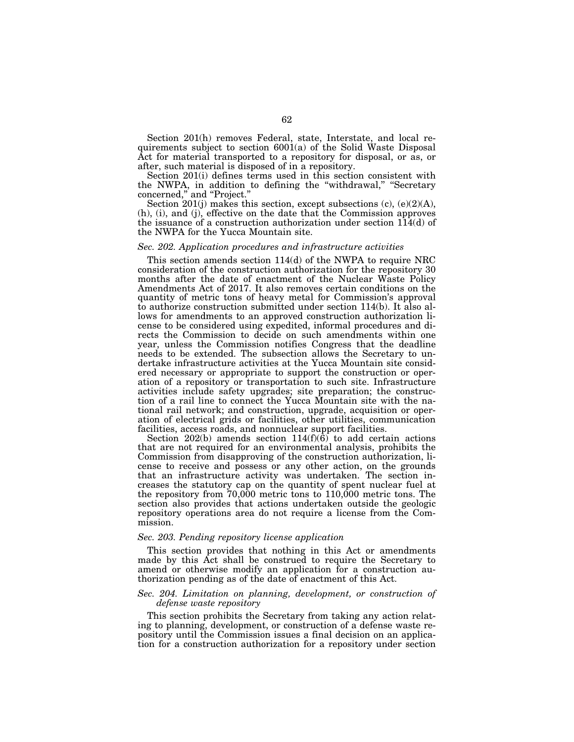Section 201(h) removes Federal, state, Interstate, and local requirements subject to section 6001(a) of the Solid Waste Disposal Act for material transported to a repository for disposal, or as, or after, such material is disposed of in a repository.

Section 201(i) defines terms used in this section consistent with the NWPA, in addition to defining the "withdrawal," "Secretary concerned," and "Project."

Section 201(j) makes this section, except subsections (c), (e)(2)(A), (h), (i), and (j), effective on the date that the Commission approves the issuance of a construction authorization under section 114(d) of the NWPA for the Yucca Mountain site.

*Sec. 202. Application procedures and infrastructure activities*

This section amends section 114(d) of the NWPA to require NRC consideration of the construction authorization for the repository 30 months after the date of enactment of the Nuclear Waste Policy Amendments Act of 2017. It also removes certain conditions on the quantity of metric tons of heavy metal for Commission's approval to authorize construction submitted under section 114(b). It also allows for amendments to an approved construction authorization license to be considered using expedited, informal procedures and directs the Commission to decide on such amendments within one year, unless the Commission notifies Congress that the deadline needs to be extended. The subsection allows the Secretary to undertake infrastructure activities at the Yucca Mountain site considered necessary or appropriate to support the construction or operation of a repository or transportation to such site. Infrastructure activities include safety upgrades; site preparation; the construction of a rail line to connect the Yucca Mountain site with the national rail network; and construction, upgrade, acquisition or operation of electrical grids or facilities, other utilities, communication facilities, access roads, and nonnuclear support facilities.

Section 202(b) amends section 114(f)(6) to add certain actions that are not required for an environmental analysis, prohibits the Commission from disapproving of the construction authorization, license to receive and possess or any other action, on the grounds that an infrastructure activity was undertaken. The section increases the statutory cap on the quantity of spent nuclear fuel at the repository from 70,000 metric tons to 110,000 metric tons. The section also provides that actions undertaken outside the geologic repository operations area do not require a license from the Commission.

*Sec. 203. Pending repository license application*

This section provides that nothing in this Act or amendments made by this Act shall be construed to require the Secretary to amend or otherwise modify an application for a construction authorization pending as of the date of enactment of this Act.

*Sec. 204. Limitation on planning, development, or construction of defense waste repository*

This section prohibits the Secretary from taking any action relating to planning, development, or construction of a defense waste repository until the Commission issues a final decision on an application for a construction authorization for a repository under section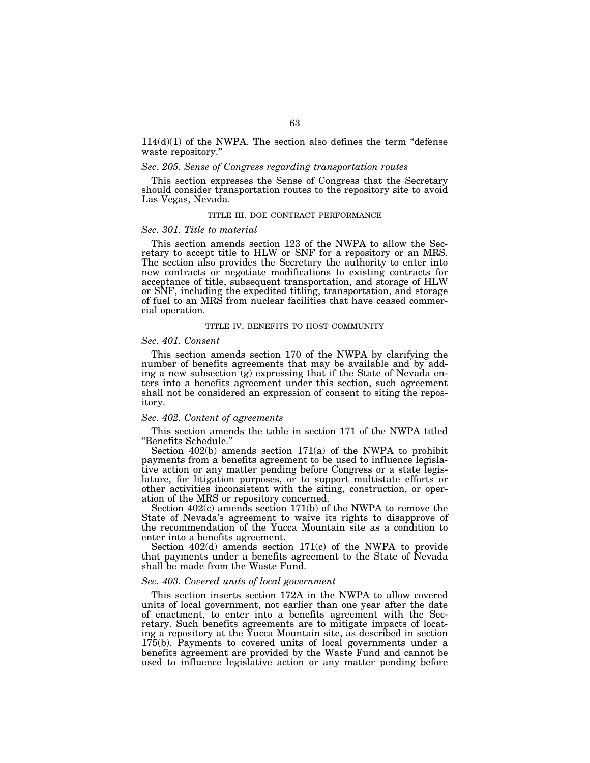114(d)(1) of the NWPA. The section also defines the term "defense waste repository."

*Sec. 205. Sense of Congress regarding transportation routes*

This section expresses the Sense of Congress that the Secretary should consider transportation routes to the repository site to avoid Las Vegas, Nevada.

## TITLE III. DOE CONTRACT PERFORMANCE

*Sec. 301. Title to material*

This section amends section 123 of the NWPA to allow the Secretary to accept title to HLW or SNF for a repository or an MRS. The section also provides the Secretary the authority to enter into new contracts or negotiate modifications to existing contracts for acceptance of title, subsequent transportation, and storage of HLW or SNF, including the expedited titling, transportation, and storage of fuel to an MRS from nuclear facilities that have ceased commercial operation.

## TITLE IV. BENEFITS TO HOST COMMUNITY

*Sec. 401. Consent*

This section amends section 170 of the NWPA by clarifying the number of benefits agreements that may be available and by adding a new subsection (g) expressing that if the State of Nevada enters into a benefits agreement under this section, such agreement shall not be considered an expression of consent to siting the repository.

*Sec. 402. Content of agreements*

This section amends the table in section 171 of the NWPA titled "Benefits Schedule."

Section 402(b) amends section 171(a) of the NWPA to prohibit payments from a benefits agreement to be used to influence legislative action or any matter pending before Congress or a state legislature, for litigation purposes, or to support multistate efforts or other activities inconsistent with the siting, construction, or operation of the MRS or repository concerned.

Section 402(c) amends section 171(b) of the NWPA to remove the State of Nevada's agreement to waive its rights to disapprove of the recommendation of the Yucca Mountain site as a condition to enter into a benefits agreement.

Section 402(d) amends section 171(c) of the NWPA to provide that payments under a benefits agreement to the State of Nevada shall be made from the Waste Fund.

*Sec. 403. Covered units of local government*

This section inserts section 172A in the NWPA to allow covered units of local government, not earlier than one year after the date of enactment, to enter into a benefits agreement with the Secretary. Such benefits agreements are to mitigate impacts of locating a repository at the Yucca Mountain site, as described in section 175(b). Payments to covered units of local governments under a benefits agreement are provided by the Waste Fund and cannot be used to influence legislative action or any matter pending before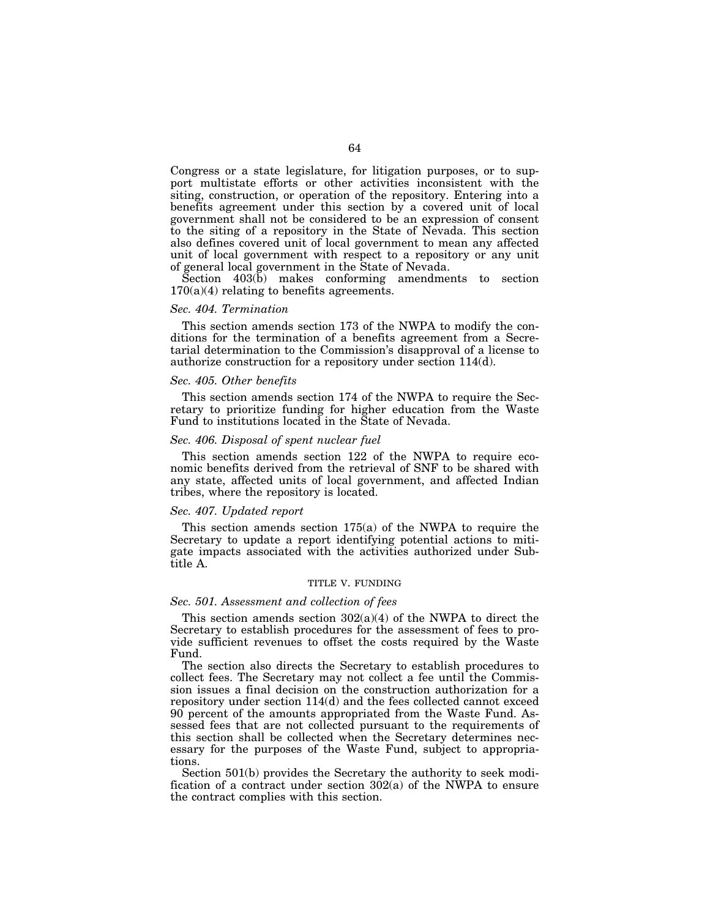Congress or a state legislature, for litigation purposes, or to support multistate efforts or other activities inconsistent with the siting, construction, or operation of the repository. Entering into a benefits agreement under this section by a covered unit of local government shall not be considered to be an expression of consent to the siting of a repository in the State of Nevada. This section also defines covered unit of local government to mean any affected unit of local government with respect to a repository or any unit of general local government in the State of Nevada.

Section 403(b) makes conforming amendments to section 170(a)(4) relating to benefits agreements.

*Sec. 404. Termination*

This section amends section 173 of the NWPA to modify the conditions for the termination of a benefits agreement from a Secretarial determination to the Commission's disapproval of a license to authorize construction for a repository under section 114(d).

*Sec. 405. Other benefits*

This section amends section 174 of the NWPA to require the Secretary to prioritize funding for higher education from the Waste Fund to institutions located in the State of Nevada.

*Sec. 406. Disposal of spent nuclear fuel*

This section amends section 122 of the NWPA to require economic benefits derived from the retrieval of SNF to be shared with any state, affected units of local government, and affected Indian tribes, where the repository is located.

*Sec. 407. Updated report*

This section amends section 175(a) of the NWPA to require the Secretary to update a report identifying potential actions to mitigate impacts associated with the activities authorized under Subtitle A.

TITLE V. FUNDING

*Sec. 501. Assessment and collection of fees*

This section amends section 302(a)(4) of the NWPA to direct the Secretary to establish procedures for the assessment of fees to provide sufficient revenues to offset the costs required by the Waste Fund.

The section also directs the Secretary to establish procedures to collect fees. The Secretary may not collect a fee until the Commission issues a final decision on the construction authorization for a repository under section 114(d) and the fees collected cannot exceed 90 percent of the amounts appropriated from the Waste Fund. Assessed fees that are not collected pursuant to the requirements of this section shall be collected when the Secretary determines necessary for the purposes of the Waste Fund, subject to appropriations.

Section 501(b) provides the Secretary the authority to seek modification of a contract under section 302(a) of the NWPA to ensure the contract complies with this section.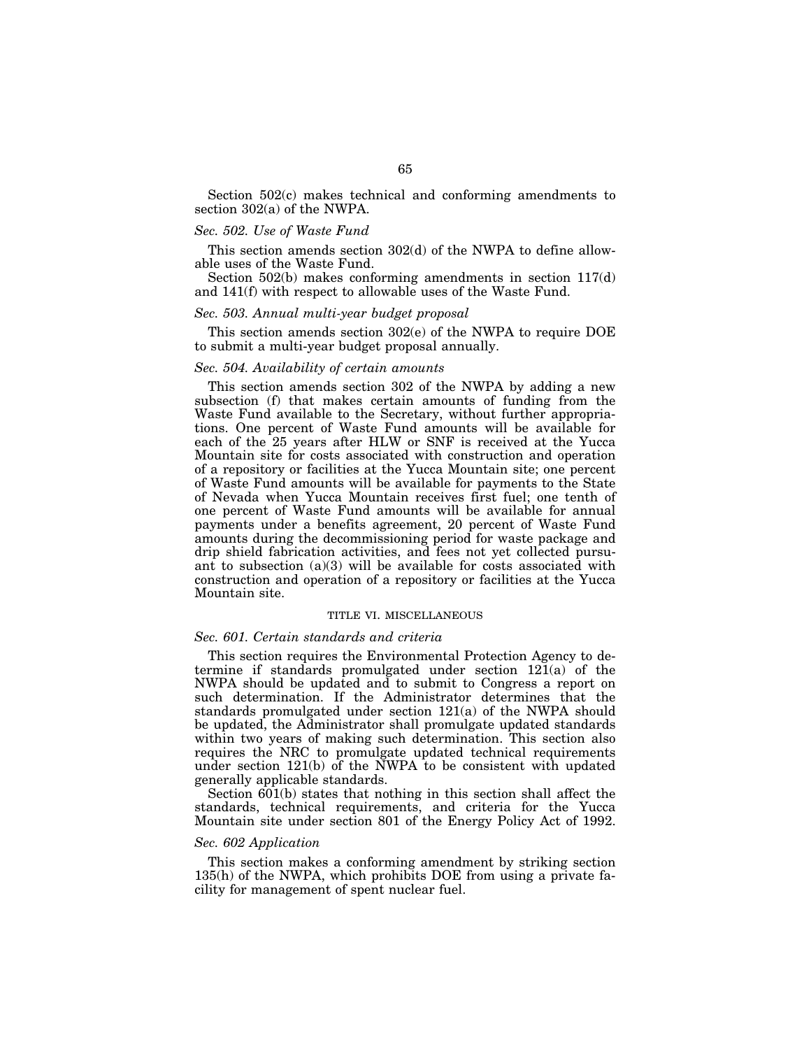Section 502(c) makes technical and conforming amendments to section 302(a) of the NWPA.

### *Sec. 502. Use of Waste Fund*

This section amends section 302(d) of the NWPA to define allowable uses of the Waste Fund.

Section 502(b) makes conforming amendments in section 117(d) and 141(f) with respect to allowable uses of the Waste Fund.

### *Sec. 503. Annual multi-year budget proposal*

This section amends section 302(e) of the NWPA to require DOE to submit a multi-year budget proposal annually.

### *Sec. 504. Availability of certain amounts*

This section amends section 302 of the NWPA by adding a new subsection (f) that makes certain amounts of funding from the Waste Fund available to the Secretary, without further appropriations. One percent of Waste Fund amounts will be available for each of the 25 years after HLW or SNF is received at the Yucca Mountain site for costs associated with construction and operation of a repository or facilities at the Yucca Mountain site; one percent of Waste Fund amounts will be available for payments to the State of Nevada when Yucca Mountain receives first fuel; one tenth of one percent of Waste Fund amounts will be available for annual payments under a benefits agreement, 20 percent of Waste Fund amounts during the decommissioning period for waste package and drip shield fabrication activities, and fees not yet collected pursuant to subsection (a)(3) will be available for costs associated with construction and operation of a repository or facilities at the Yucca Mountain site.

## TITLE VI. MISCELLANEOUS

### *Sec. 601. Certain standards and criteria*

This section requires the Environmental Protection Agency to determine if standards promulgated under section 121(a) of the NWPA should be updated and to submit to Congress a report on such determination. If the Administrator determines that the standards promulgated under section 121(a) of the NWPA should be updated, the Administrator shall promulgate updated standards within two years of making such determination. This section also requires the NRC to promulgate updated technical requirements under section 121(b) of the NWPA to be consistent with updated generally applicable standards.

Section 601(b) states that nothing in this section shall affect the standards, technical requirements, and criteria for the Yucca Mountain site under section 801 of the Energy Policy Act of 1992.

### *Sec. 602 Application*

This section makes a conforming amendment by striking section 135(h) of the NWPA, which prohibits DOE from using a private facility for management of spent nuclear fuel.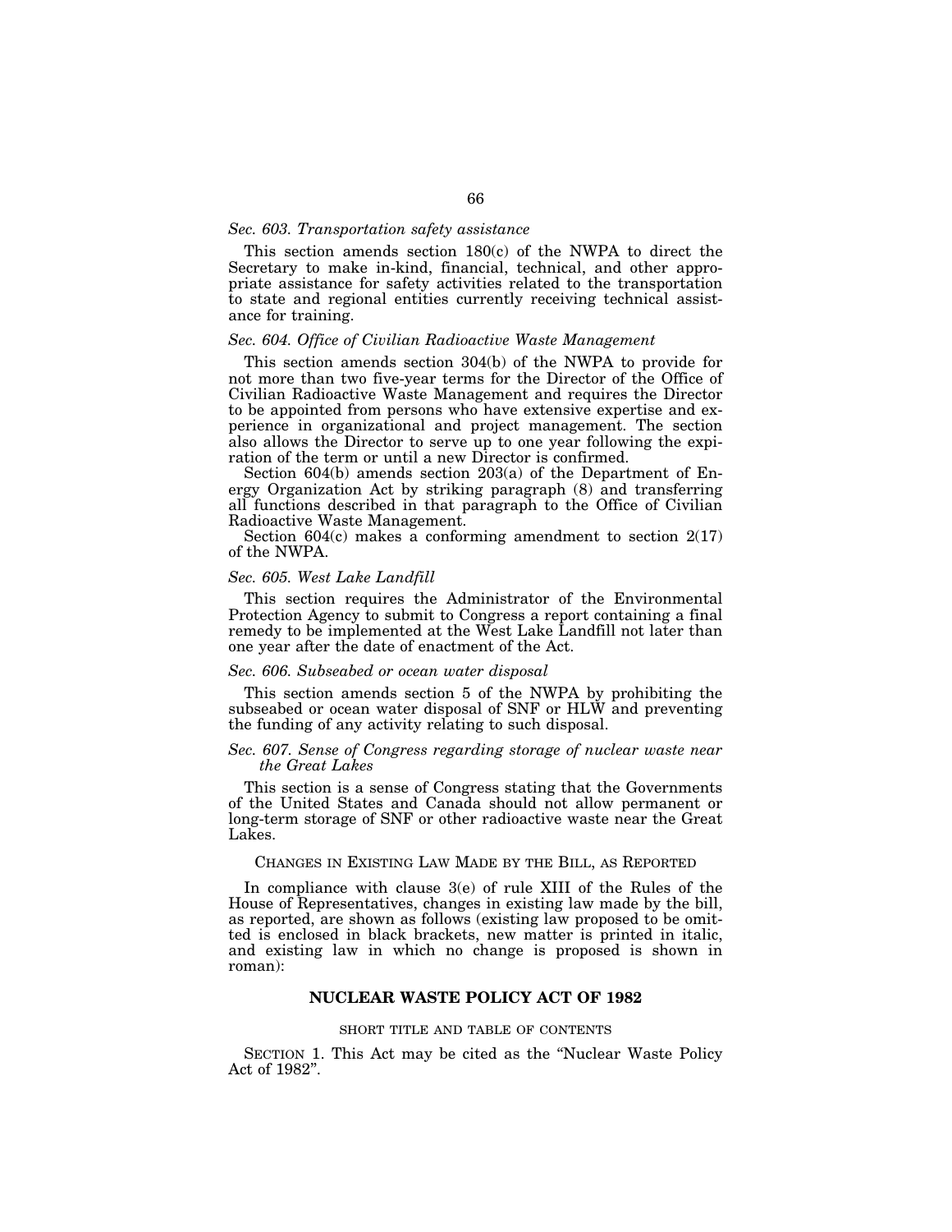*Sec. 603. Transportation safety assistance*

This section amends section 180(c) of the NWPA to direct the Secretary to make in-kind, financial, technical, and other appropriate assistance for safety activities related to the transportation to state and regional entities currently receiving technical assistance for training.

*Sec. 604. Office of Civilian Radioactive Waste Management*

This section amends section 304(b) of the NWPA to provide for not more than two five-year terms for the Director of the Office of Civilian Radioactive Waste Management and requires the Director to be appointed from persons who have extensive expertise and experience in organizational and project management. The section also allows the Director to serve up to one year following the expiration of the term or until a new Director is confirmed.

Section 604(b) amends section 203(a) of the Department of Energy Organization Act by striking paragraph (8) and transferring all functions described in that paragraph to the Office of Civilian Radioactive Waste Management.

Section 604(c) makes a conforming amendment to section 2(17) of the NWPA.

*Sec. 605. West Lake Landfill*

This section requires the Administrator of the Environmental Protection Agency to submit to Congress a report containing a final remedy to be implemented at the West Lake Landfill not later than one year after the date of enactment of the Act.

*Sec. 606. Subseabed or ocean water disposal*

This section amends section 5 of the NWPA by prohibiting the subseabed or ocean water disposal of SNF or HLW and preventing the funding of any activity relating to such disposal.

*Sec. 607. Sense of Congress regarding storage of nuclear waste near the Great Lakes*

This section is a sense of Congress stating that the Governments of the United States and Canada should not allow permanent or long-term storage of SNF or other radioactive waste near the Great Lakes.

CHANGES IN EXISTING LAW MADE BY THE BILL, AS REPORTED

In compliance with clause 3(e) of rule XIII of the Rules of the House of Representatives, changes in existing law made by the bill, as reported, are shown as follows (existing law proposed to be omitted is enclosed in black brackets, new matter is printed in italic, and existing law in which no change is proposed is shown in roman):

## NUCLEAR WASTE POLICY ACT OF 1982

SHORT TITLE AND TABLE OF CONTENTS

SECTION 1. This Act may be cited as the "Nuclear Waste Policy Act of 1982".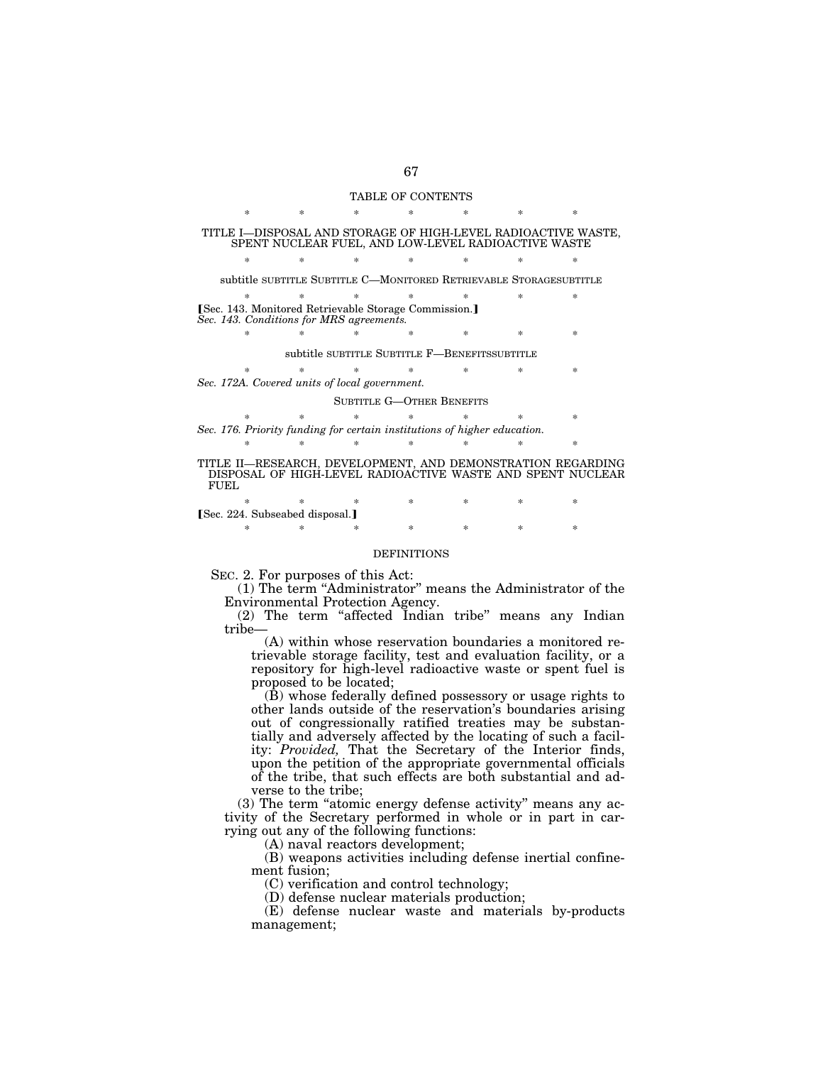TABLE OF CONTENTS

\* \* \* \* \* \* \*

TITLE I—DISPOSAL AND STORAGE OF HIGH-LEVEL RADIOACTIVE WASTE, SPENT NUCLEAR FUEL, AND LOW-LEVEL RADIOACTIVE WASTE

\* \* \* \* \* \* \*

subtitle SUBTITLE SUBTITLE C—MONITORED RETRIEVABLE STORAGESUBTITLE

\* \* \* \* \* \* \*

【Sec. 143. Monitored Retrievable Storage Commission.】
*Sec. 143. Conditions for MRS agreements.*

\* \* \* \* \* \* \*

subtitle SUBTITLE SUBTITLE F—BENEFITSSUBTITLE

\* \* \* \* \* \* \*

*Sec. 172A. Covered units of local government.*

SUBTITLE G—OTHER BENEFITS

\* \* \* \* \* \* \*

*Sec. 176. Priority funding for certain institutions of higher education.*

\* \* \* \* \* \* \*

TITLE II—RESEARCH, DEVELOPMENT, AND DEMONSTRATION REGARDING DISPOSAL OF HIGH-LEVEL RADIOACTIVE WASTE AND SPENT NUCLEAR FUEL

\* \* \* \* \* \* \*

【Sec. 224. Subseabed disposal.】

\* \* \* \* \* \* \*

DEFINITIONS

SEC. 2. For purposes of this Act:

(1) The term "Administrator" means the Administrator of the Environmental Protection Agency.

(2) The term "affected Indian tribe" means any Indian tribe—

(A) within whose reservation boundaries a monitored retrievable storage facility, test and evaluation facility, or a repository for high-level radioactive waste or spent fuel is proposed to be located;

(B) whose federally defined possessory or usage rights to other lands outside of the reservation's boundaries arising out of congressionally ratified treaties may be substantially and adversely affected by the locating of such a facility: *Provided,* That the Secretary of the Interior finds, upon the petition of the appropriate governmental officials of the tribe, that such effects are both substantial and adverse to the tribe;

(3) The term "atomic energy defense activity" means any activity of the Secretary performed in whole or in part in carrying out any of the following functions:

(A) naval reactors development;

(B) weapons activities including defense inertial confinement fusion;

(C) verification and control technology;

(D) defense nuclear materials production;

(E) defense nuclear waste and materials by-products management;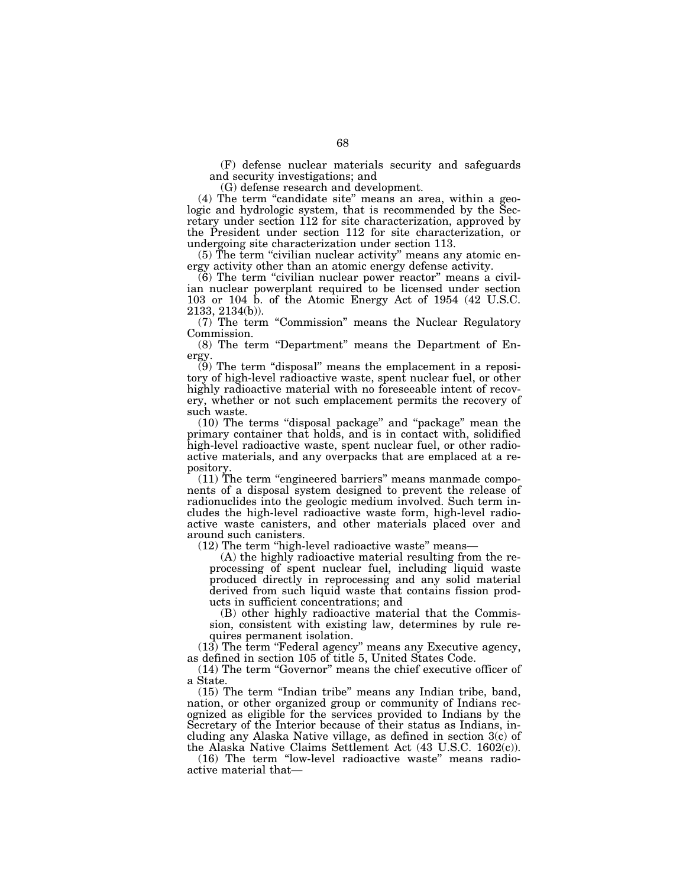(F) defense nuclear materials security and safeguards and security investigations; and

(G) defense research and development.

(4) The term "candidate site" means an area, within a geologic and hydrologic system, that is recommended by the Secretary under section 112 for site characterization, approved by the President under section 112 for site characterization, or undergoing site characterization under section 113.

(5) The term "civilian nuclear activity" means any atomic energy activity other than an atomic energy defense activity.

(6) The term "civilian nuclear power reactor" means a civilian nuclear powerplant required to be licensed under section 103 or 104 b. of the Atomic Energy Act of 1954 (42 U.S.C. 2133, 2134(b)).

(7) The term "Commission" means the Nuclear Regulatory Commission.

(8) The term "Department" means the Department of Energy.

(9) The term "disposal" means the emplacement in a repository of high-level radioactive waste, spent nuclear fuel, or other highly radioactive material with no foreseeable intent of recovery, whether or not such emplacement permits the recovery of such waste.

(10) The terms "disposal package" and "package" mean the primary container that holds, and is in contact with, solidified high-level radioactive waste, spent nuclear fuel, or other radioactive materials, and any overpacks that are emplaced at a repository.

(11) The term "engineered barriers" means manmade components of a disposal system designed to prevent the release of radionuclides into the geologic medium involved. Such term includes the high-level radioactive waste form, high-level radioactive waste canisters, and other materials placed over and around such canisters.

(12) The term "high-level radioactive waste" means—

(A) the highly radioactive material resulting from the reprocessing of spent nuclear fuel, including liquid waste produced directly in reprocessing and any solid material derived from such liquid waste that contains fission products in sufficient concentrations; and

(B) other highly radioactive material that the Commission, consistent with existing law, determines by rule requires permanent isolation.

(13) The term "Federal agency" means any Executive agency, as defined in section 105 of title 5, United States Code.

(14) The term "Governor" means the chief executive officer of a State.

(15) The term "Indian tribe" means any Indian tribe, band, nation, or other organized group or community of Indians recognized as eligible for the services provided to Indians by the Secretary of the Interior because of their status as Indians, including any Alaska Native village, as defined in section 3(c) of the Alaska Native Claims Settlement Act (43 U.S.C. 1602(c)).

(16) The term "low-level radioactive waste" means radioactive material that—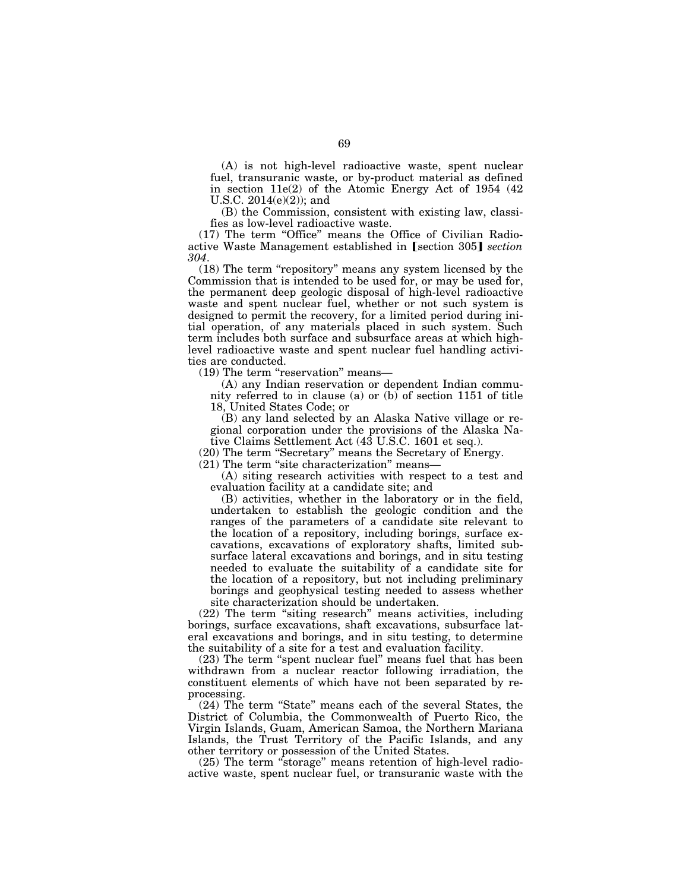(A) is not high-level radioactive waste, spent nuclear fuel, transuranic waste, or by-product material as defined in section 11e(2) of the Atomic Energy Act of 1954 (42 U.S.C. 2014(e)(2)); and

(B) the Commission, consistent with existing law, classifies as low-level radioactive waste.

(17) The term "Office" means the Office of Civilian Radioactive Waste Management established in ⟦section 305⟧ *section 304*.

(18) The term "repository" means any system licensed by the Commission that is intended to be used for, or may be used for, the permanent deep geologic disposal of high-level radioactive waste and spent nuclear fuel, whether or not such system is designed to permit the recovery, for a limited period during initial operation, of any materials placed in such system. Such term includes both surface and subsurface areas at which high-level radioactive waste and spent nuclear fuel handling activities are conducted.

(19) The term "reservation" means—

(A) any Indian reservation or dependent Indian community referred to in clause (a) or (b) of section 1151 of title 18, United States Code; or

(B) any land selected by an Alaska Native village or regional corporation under the provisions of the Alaska Native Claims Settlement Act (43 U.S.C. 1601 et seq.).

(20) The term "Secretary" means the Secretary of Energy.

(21) The term "site characterization" means—

(A) siting research activities with respect to a test and evaluation facility at a candidate site; and

(B) activities, whether in the laboratory or in the field, undertaken to establish the geologic condition and the ranges of the parameters of a candidate site relevant to the location of a repository, including borings, surface excavations, excavations of exploratory shafts, limited subsurface lateral excavations and borings, and in situ testing needed to evaluate the suitability of a candidate site for the location of a repository, but not including preliminary borings and geophysical testing needed to assess whether site characterization should be undertaken.

(22) The term "siting research" means activities, including borings, surface excavations, shaft excavations, subsurface lateral excavations and borings, and in situ testing, to determine the suitability of a site for a test and evaluation facility.

(23) The term "spent nuclear fuel" means fuel that has been withdrawn from a nuclear reactor following irradiation, the constituent elements of which have not been separated by reprocessing.

(24) The term "State" means each of the several States, the District of Columbia, the Commonwealth of Puerto Rico, the Virgin Islands, Guam, American Samoa, the Northern Mariana Islands, the Trust Territory of the Pacific Islands, and any other territory or possession of the United States.

(25) The term "storage" means retention of high-level radioactive waste, spent nuclear fuel, or transuranic waste with the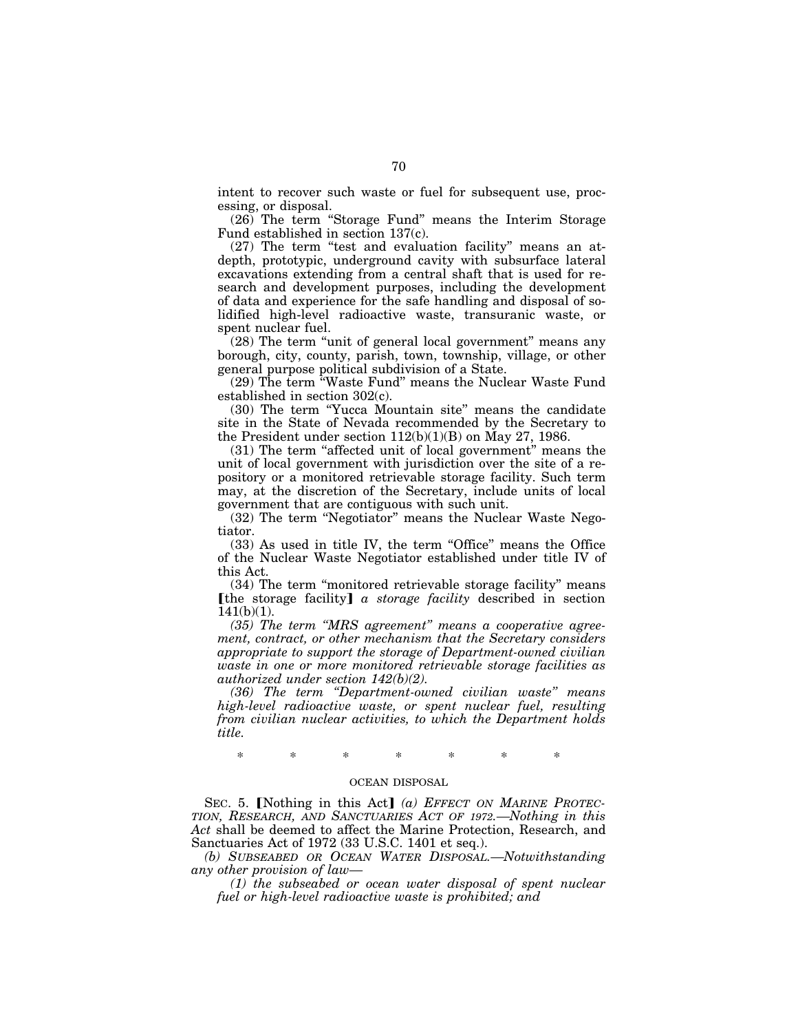intent to recover such waste or fuel for subsequent use, processing, or disposal.

(26) The term "Storage Fund" means the Interim Storage Fund established in section 137(c).

(27) The term "test and evaluation facility" means an at-depth, prototypic, underground cavity with subsurface lateral excavations extending from a central shaft that is used for research and development purposes, including the development of data and experience for the safe handling and disposal of solidified high-level radioactive waste, transuranic waste, or spent nuclear fuel.

(28) The term "unit of general local government" means any borough, city, county, parish, town, township, village, or other general purpose political subdivision of a State.

(29) The term "Waste Fund" means the Nuclear Waste Fund established in section 302(c).

(30) The term "Yucca Mountain site" means the candidate site in the State of Nevada recommended by the Secretary to the President under section 112(b)(1)(B) on May 27, 1986.

(31) The term "affected unit of local government" means the unit of local government with jurisdiction over the site of a repository or a monitored retrievable storage facility. Such term may, at the discretion of the Secretary, include units of local government that are contiguous with such unit.

(32) The term "Negotiator" means the Nuclear Waste Negotiator.

(33) As used in title IV, the term "Office" means the Office of the Nuclear Waste Negotiator established under title IV of this Act.

(34) The term "monitored retrievable storage facility" means ⟦the storage facility⟧ *a storage facility* described in section 141(b)(1).

*(35) The term "MRS agreement" means a cooperative agreement, contract, or other mechanism that the Secretary considers appropriate to support the storage of Department-owned civilian waste in one or more monitored retrievable storage facilities as authorized under section 142(b)(2).*

*(36) The term "Department-owned civilian waste" means high-level radioactive waste, or spent nuclear fuel, resulting from civilian nuclear activities, to which the Department holds title.*

\* \* \* \* \* \* \*

OCEAN DISPOSAL

SEC. 5. ⟦Nothing in this Act⟧ *(a) EFFECT ON MARINE PROTECTION, RESEARCH, AND SANCTUARIES ACT OF 1972.—Nothing in this Act* shall be deemed to affect the Marine Protection, Research, and Sanctuaries Act of 1972 (33 U.S.C. 1401 et seq.).

*(b) SUBSEABED OR OCEAN WATER DISPOSAL.—Notwithstanding any other provision of law—*

*(1) the subseabed or ocean water disposal of spent nuclear fuel or high-level radioactive waste is prohibited; and*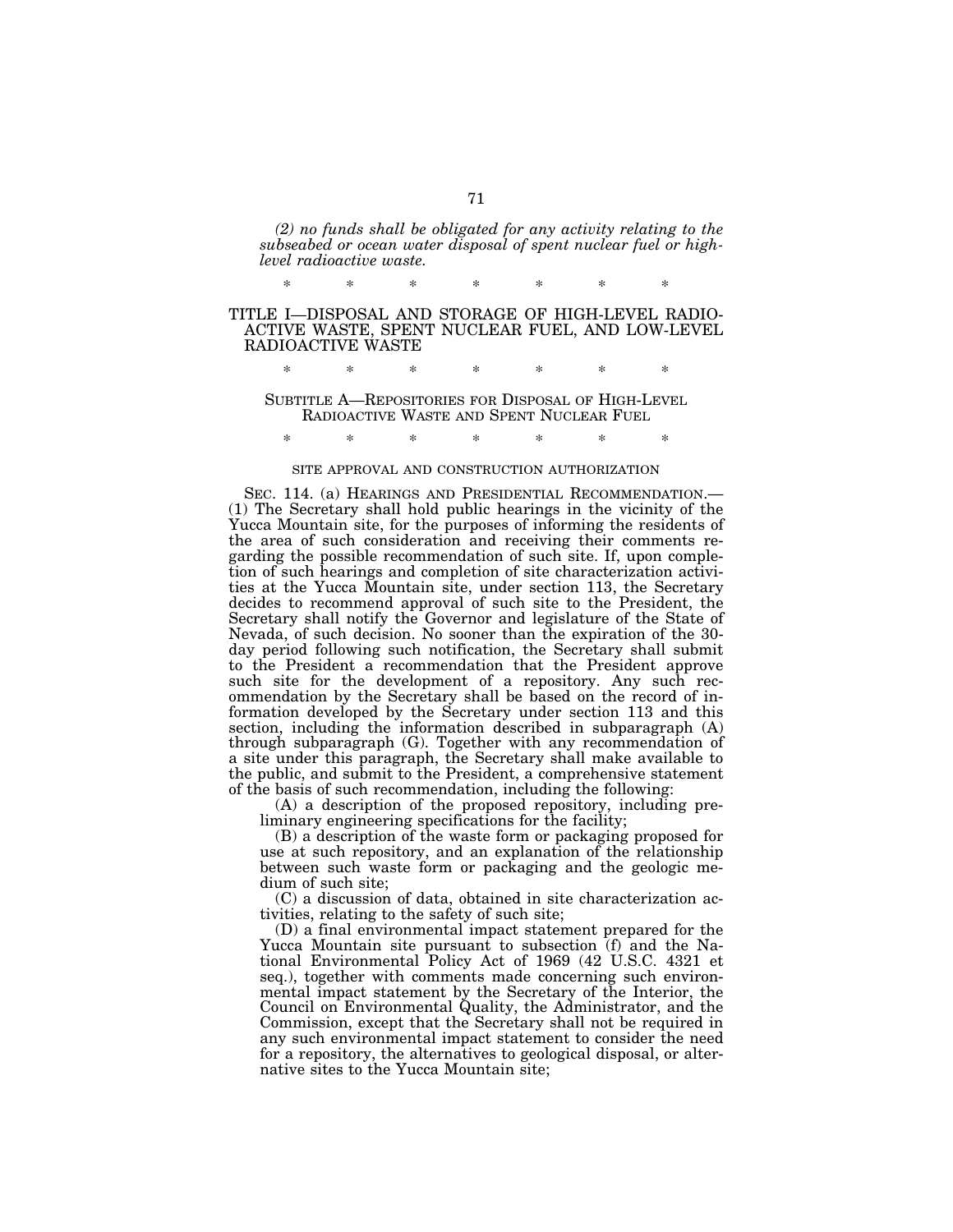*(2) no funds shall be obligated for any activity relating to the subseabed or ocean water disposal of spent nuclear fuel or high-level radioactive waste.*

\* \* \* \* \* \* \*

## TITLE I—DISPOSAL AND STORAGE OF HIGH-LEVEL RADIOACTIVE WASTE, SPENT NUCLEAR FUEL, AND LOW-LEVEL RADIOACTIVE WASTE

\* \* \* \* \* \* \*

### SUBTITLE A—REPOSITORIES FOR DISPOSAL OF HIGH-LEVEL RADIOACTIVE WASTE AND SPENT NUCLEAR FUEL

\* \* \* \* \* \* \*

#### SITE APPROVAL AND CONSTRUCTION AUTHORIZATION

SEC. 114. (a) HEARINGS AND PRESIDENTIAL RECOMMENDATION.—(1) The Secretary shall hold public hearings in the vicinity of the Yucca Mountain site, for the purposes of informing the residents of the area of such consideration and receiving their comments regarding the possible recommendation of such site. If, upon completion of such hearings and completion of site characterization activities at the Yucca Mountain site, under section 113, the Secretary decides to recommend approval of such site to the President, the Secretary shall notify the Governor and legislature of the State of Nevada, of such decision. No sooner than the expiration of the 30-day period following such notification, the Secretary shall submit to the President a recommendation that the President approve such site for the development of a repository. Any such recommendation by the Secretary shall be based on the record of information developed by the Secretary under section 113 and this section, including the information described in subparagraph (A) through subparagraph (G). Together with any recommendation of a site under this paragraph, the Secretary shall make available to the public, and submit to the President, a comprehensive statement of the basis of such recommendation, including the following:

(A) a description of the proposed repository, including preliminary engineering specifications for the facility;

(B) a description of the waste form or packaging proposed for use at such repository, and an explanation of the relationship between such waste form or packaging and the geologic medium of such site;

(C) a discussion of data, obtained in site characterization activities, relating to the safety of such site;

(D) a final environmental impact statement prepared for the Yucca Mountain site pursuant to subsection (f) and the National Environmental Policy Act of 1969 (42 U.S.C. 4321 et seq.), together with comments made concerning such environmental impact statement by the Secretary of the Interior, the Council on Environmental Quality, the Administrator, and the Commission, except that the Secretary shall not be required in any such environmental impact statement to consider the need for a repository, the alternatives to geological disposal, or alternative sites to the Yucca Mountain site;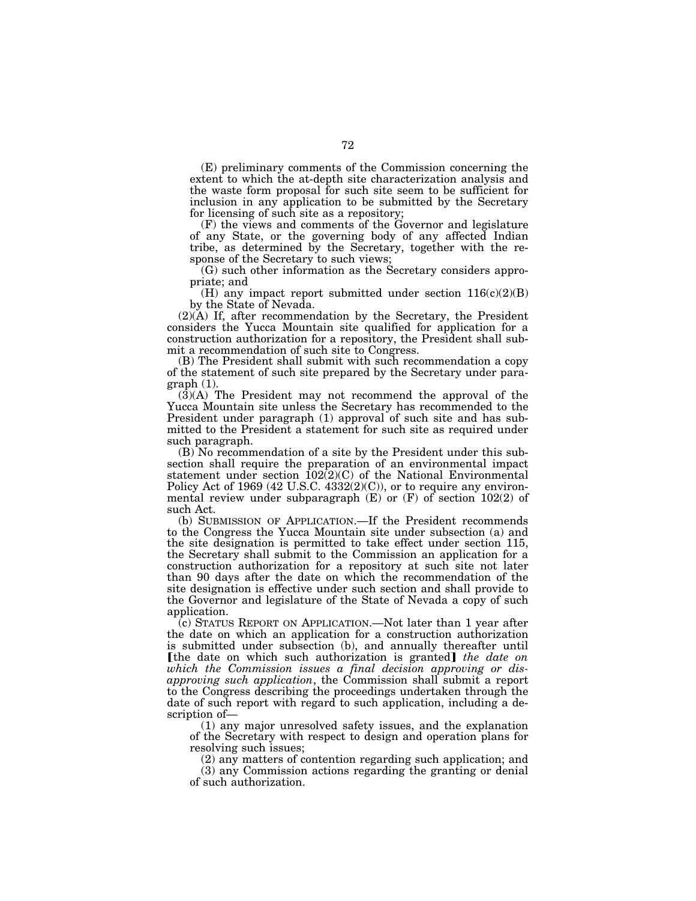(E) preliminary comments of the Commission concerning the extent to which the at-depth site characterization analysis and the waste form proposal for such site seem to be sufficient for inclusion in any application to be submitted by the Secretary for licensing of such site as a repository;

(F) the views and comments of the Governor and legislature of any State, or the governing body of any affected Indian tribe, as determined by the Secretary, together with the response of the Secretary to such views;

(G) such other information as the Secretary considers appropriate; and

(H) any impact report submitted under section 116(c)(2)(B) by the State of Nevada.

(2)(A) If, after recommendation by the Secretary, the President considers the Yucca Mountain site qualified for application for a construction authorization for a repository, the President shall submit a recommendation of such site to Congress.

(B) The President shall submit with such recommendation a copy of the statement of such site prepared by the Secretary under paragraph (1).

(3)(A) The President may not recommend the approval of the Yucca Mountain site unless the Secretary has recommended to the President under paragraph (1) approval of such site and has submitted to the President a statement for such site as required under such paragraph.

(B) No recommendation of a site by the President under this subsection shall require the preparation of an environmental impact statement under section 102(2)(C) of the National Environmental Policy Act of 1969 (42 U.S.C. 4332(2)(C)), or to require any environmental review under subparagraph (E) or (F) of section 102(2) of such Act.

(b) SUBMISSION OF APPLICATION.—If the President recommends to the Congress the Yucca Mountain site under subsection (a) and the site designation is permitted to take effect under section 115, the Secretary shall submit to the Commission an application for a construction authorization for a repository at such site not later than 90 days after the date on which the recommendation of the site designation is effective under such section and shall provide to the Governor and legislature of the State of Nevada a copy of such application.

(c) STATUS REPORT ON APPLICATION.—Not later than 1 year after the date on which an application for a construction authorization is submitted under subsection (b), and annually thereafter until ⟦the date on which such authorization is granted⟧ *the date on which the Commission issues a final decision approving or disapproving such application*, the Commission shall submit a report to the Congress describing the proceedings undertaken through the date of such report with regard to such application, including a description of—

(1) any major unresolved safety issues, and the explanation of the Secretary with respect to design and operation plans for resolving such issues;

(2) any matters of contention regarding such application; and

(3) any Commission actions regarding the granting or denial of such authorization.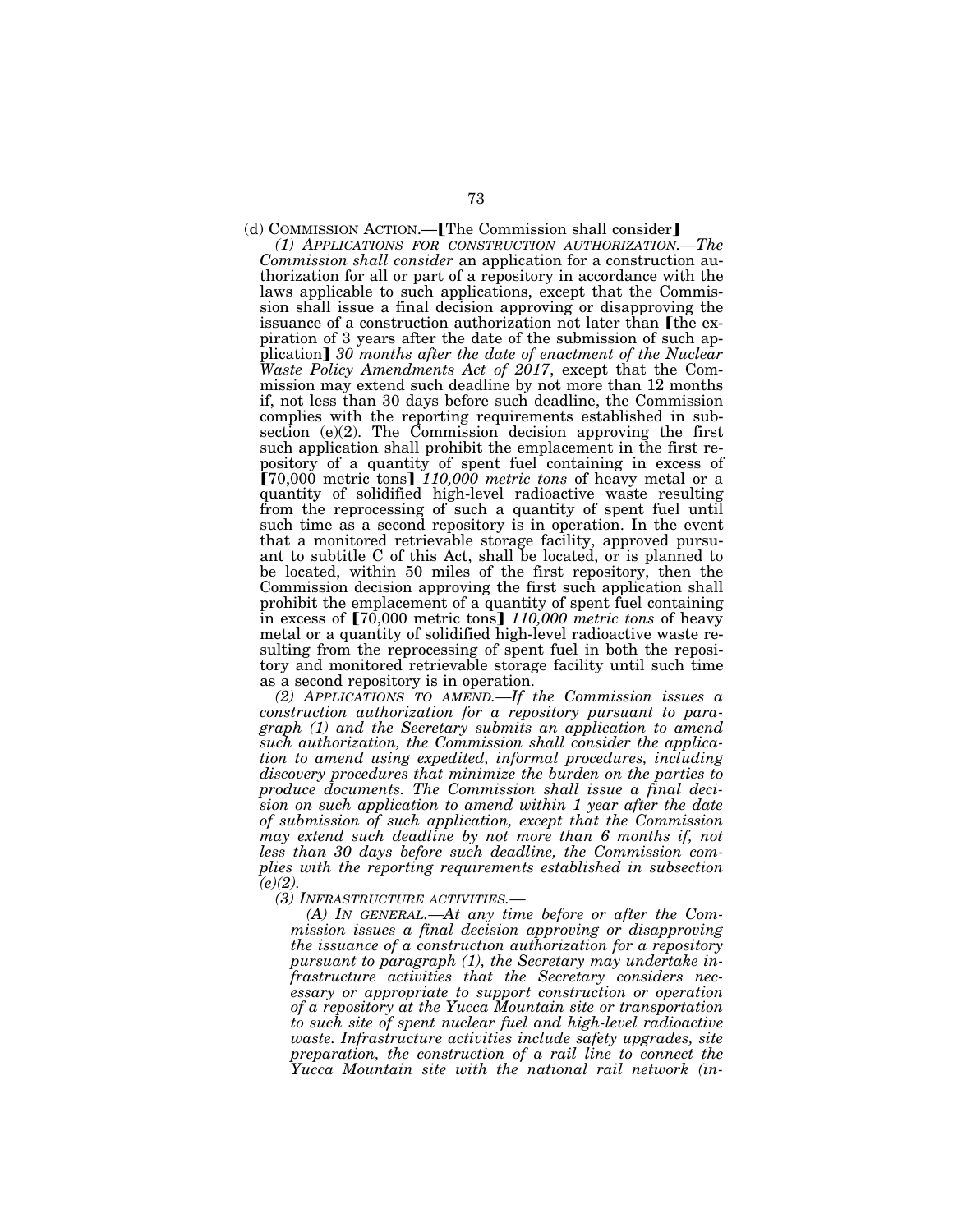(d) COMMISSION ACTION.—【The Commission shall consider】

*(1) APPLICATIONS FOR CONSTRUCTION AUTHORIZATION.—The Commission shall consider* an application for a construction authorization for all or part of a repository in accordance with the laws applicable to such applications, except that the Commission shall issue a final decision approving or disapproving the issuance of a construction authorization not later than 【the expiration of 3 years after the date of the submission of such application】 *30 months after the date of enactment of the Nuclear Waste Policy Amendments Act of 2017*, except that the Commission may extend such deadline by not more than 12 months if, not less than 30 days before such deadline, the Commission complies with the reporting requirements established in subsection (e)(2). The Commission decision approving the first such application shall prohibit the emplacement in the first repository of a quantity of spent fuel containing in excess of 【70,000 metric tons】 *110,000 metric tons* of heavy metal or a quantity of solidified high-level radioactive waste resulting from the reprocessing of such a quantity of spent fuel until such time as a second repository is in operation. In the event that a monitored retrievable storage facility, approved pursuant to subtitle C of this Act, shall be located, or is planned to be located, within 50 miles of the first repository, then the Commission decision approving the first such application shall prohibit the emplacement of a quantity of spent fuel containing in excess of 【70,000 metric tons】 *110,000 metric tons* of heavy metal or a quantity of solidified high-level radioactive waste resulting from the reprocessing of spent fuel in both the repository and monitored retrievable storage facility until such time as a second repository is in operation.

*(2) APPLICATIONS TO AMEND.—If the Commission issues a construction authorization for a repository pursuant to paragraph (1) and the Secretary submits an application to amend such authorization, the Commission shall consider the application to amend using expedited, informal procedures, including discovery procedures that minimize the burden on the parties to produce documents. The Commission shall issue a final decision on such application to amend within 1 year after the date of submission of such application, except that the Commission may extend such deadline by not more than 6 months if, not less than 30 days before such deadline, the Commission complies with the reporting requirements established in subsection (e)(2).*

*(3) INFRASTRUCTURE ACTIVITIES.—*

*(A) IN GENERAL.—At any time before or after the Commission issues a final decision approving or disapproving the issuance of a construction authorization for a repository pursuant to paragraph (1), the Secretary may undertake infrastructure activities that the Secretary considers necessary or appropriate to support construction or operation of a repository at the Yucca Mountain site or transportation to such site of spent nuclear fuel and high-level radioactive waste. Infrastructure activities include safety upgrades, site preparation, the construction of a rail line to connect the Yucca Mountain site with the national rail network (in-*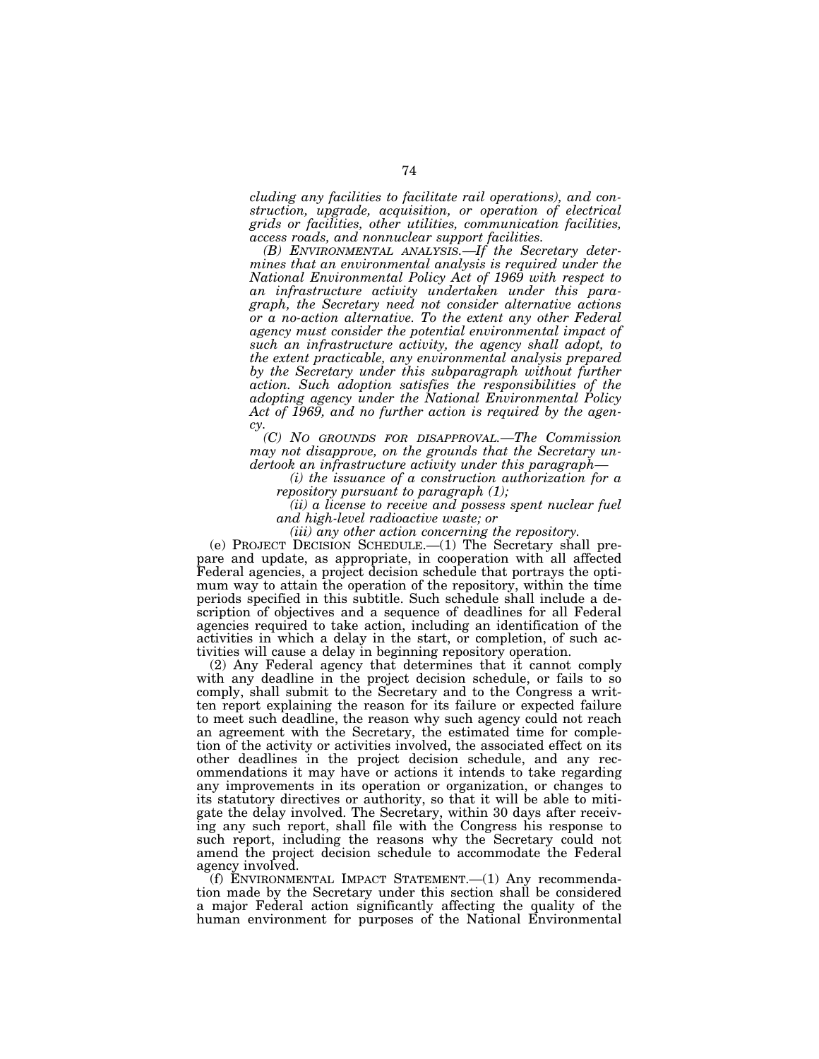*cluding any facilities to facilitate rail operations), and construction, upgrade, acquisition, or operation of electrical grids or facilities, other utilities, communication facilities, access roads, and nonnuclear support facilities.*

*(B) ENVIRONMENTAL ANALYSIS.—If the Secretary determines that an environmental analysis is required under the National Environmental Policy Act of 1969 with respect to an infrastructure activity undertaken under this paragraph, the Secretary need not consider alternative actions or a no-action alternative. To the extent any other Federal agency must consider the potential environmental impact of such an infrastructure activity, the agency shall adopt, to the extent practicable, any environmental analysis prepared by the Secretary under this subparagraph without further action. Such adoption satisfies the responsibilities of the adopting agency under the National Environmental Policy Act of 1969, and no further action is required by the agency.*

*(C) NO GROUNDS FOR DISAPPROVAL.—The Commission may not disapprove, on the grounds that the Secretary undertook an infrastructure activity under this paragraph—*

*(i) the issuance of a construction authorization for a repository pursuant to paragraph (1);*

*(ii) a license to receive and possess spent nuclear fuel and high-level radioactive waste; or*

*(iii) any other action concerning the repository.*

(e) PROJECT DECISION SCHEDULE.—(1) The Secretary shall prepare and update, as appropriate, in cooperation with all affected Federal agencies, a project decision schedule that portrays the optimum way to attain the operation of the repository, within the time periods specified in this subtitle. Such schedule shall include a description of objectives and a sequence of deadlines for all Federal agencies required to take action, including an identification of the activities in which a delay in the start, or completion, of such activities will cause a delay in beginning repository operation.

(2) Any Federal agency that determines that it cannot comply with any deadline in the project decision schedule, or fails to so comply, shall submit to the Secretary and to the Congress a written report explaining the reason for its failure or expected failure to meet such deadline, the reason why such agency could not reach an agreement with the Secretary, the estimated time for completion of the activity or activities involved, the associated effect on its other deadlines in the project decision schedule, and any recommendations it may have or actions it intends to take regarding any improvements in its operation or organization, or changes to its statutory directives or authority, so that it will be able to mitigate the delay involved. The Secretary, within 30 days after receiving any such report, shall file with the Congress his response to such report, including the reasons why the Secretary could not amend the project decision schedule to accommodate the Federal agency involved.

(f) ENVIRONMENTAL IMPACT STATEMENT.—(1) Any recommendation made by the Secretary under this section shall be considered a major Federal action significantly affecting the quality of the human environment for purposes of the National Environmental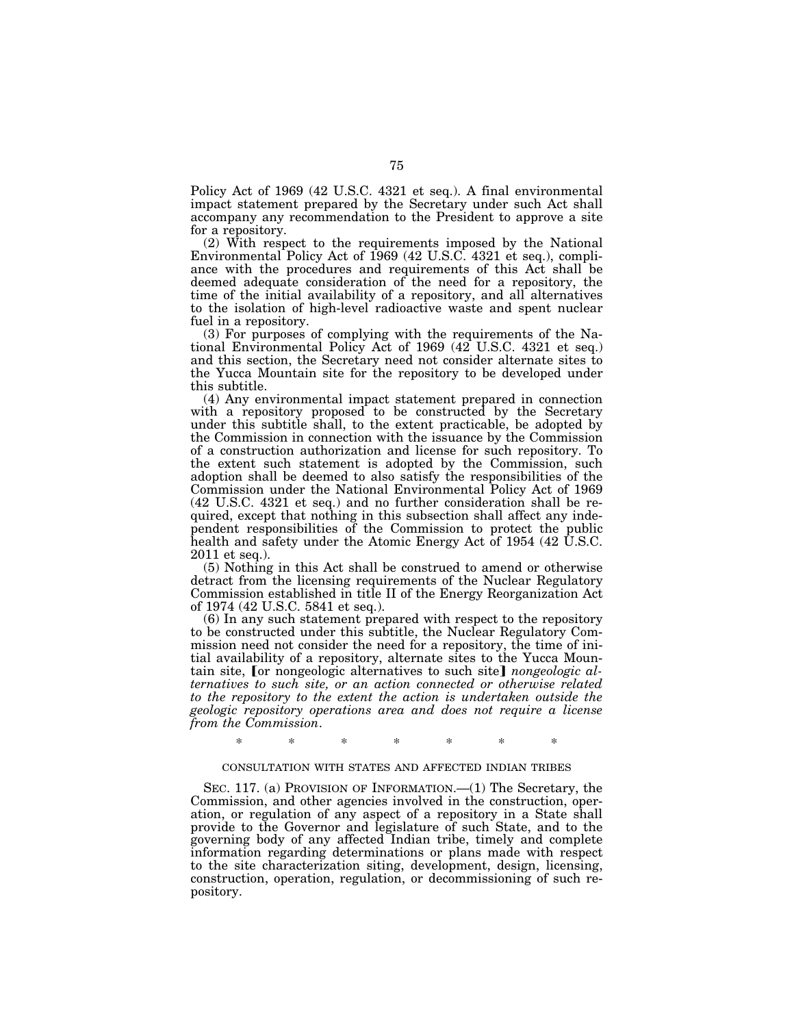Policy Act of 1969 (42 U.S.C. 4321 et seq.). A final environmental impact statement prepared by the Secretary under such Act shall accompany any recommendation to the President to approve a site for a repository.

(2) With respect to the requirements imposed by the National Environmental Policy Act of 1969 (42 U.S.C. 4321 et seq.), compliance with the procedures and requirements of this Act shall be deemed adequate consideration of the need for a repository, the time of the initial availability of a repository, and all alternatives to the isolation of high-level radioactive waste and spent nuclear fuel in a repository.

(3) For purposes of complying with the requirements of the National Environmental Policy Act of 1969 (42 U.S.C. 4321 et seq.) and this section, the Secretary need not consider alternate sites to the Yucca Mountain site for the repository to be developed under this subtitle.

(4) Any environmental impact statement prepared in connection with a repository proposed to be constructed by the Secretary under this subtitle shall, to the extent practicable, be adopted by the Commission in connection with the issuance by the Commission of a construction authorization and license for such repository. To the extent such statement is adopted by the Commission, such adoption shall be deemed to also satisfy the responsibilities of the Commission under the National Environmental Policy Act of 1969 (42 U.S.C. 4321 et seq.) and no further consideration shall be required, except that nothing in this subsection shall affect any independent responsibilities of the Commission to protect the public health and safety under the Atomic Energy Act of 1954 (42 U.S.C. 2011 et seq.).

(5) Nothing in this Act shall be construed to amend or otherwise detract from the licensing requirements of the Nuclear Regulatory Commission established in title II of the Energy Reorganization Act of 1974 (42 U.S.C. 5841 et seq.).

(6) In any such statement prepared with respect to the repository to be constructed under this subtitle, the Nuclear Regulatory Commission need not consider the need for a repository, the time of initial availability of a repository, alternate sites to the Yucca Mountain site, 【or nongeologic alternatives to such site】 *nongeologic alternatives to such site, or an action connected or otherwise related to the repository to the extent the action is undertaken outside the geologic repository operations area and does not require a license from the Commission*.

\* \* \* \* \* \* \*

CONSULTATION WITH STATES AND AFFECTED INDIAN TRIBES

SEC. 117. (a) PROVISION OF INFORMATION.—(1) The Secretary, the Commission, and other agencies involved in the construction, operation, or regulation of any aspect of a repository in a State shall provide to the Governor and legislature of such State, and to the governing body of any affected Indian tribe, timely and complete information regarding determinations or plans made with respect to the site characterization siting, development, design, licensing, construction, operation, regulation, or decommissioning of such repository.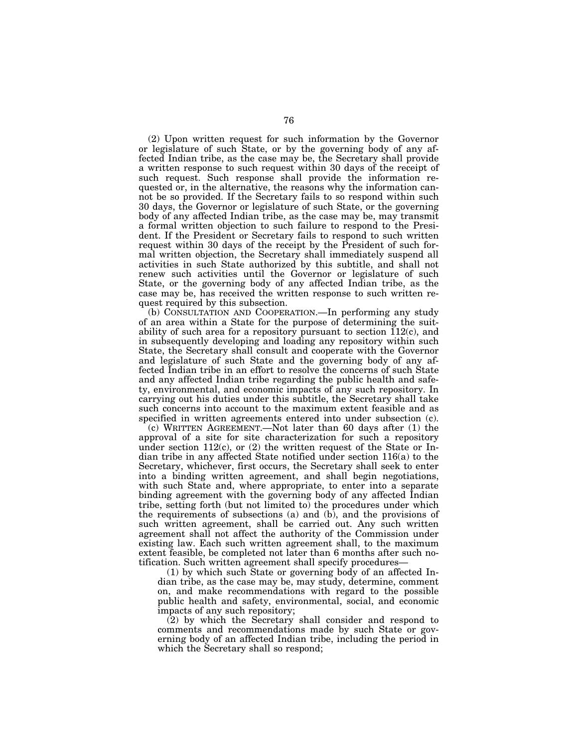(2) Upon written request for such information by the Governor or legislature of such State, or by the governing body of any affected Indian tribe, as the case may be, the Secretary shall provide a written response to such request within 30 days of the receipt of such request. Such response shall provide the information requested or, in the alternative, the reasons why the information cannot be so provided. If the Secretary fails to so respond within such 30 days, the Governor or legislature of such State, or the governing body of any affected Indian tribe, as the case may be, may transmit a formal written objection to such failure to respond to the President. If the President or Secretary fails to respond to such written request within 30 days of the receipt by the President of such formal written objection, the Secretary shall immediately suspend all activities in such State authorized by this subtitle, and shall not renew such activities until the Governor or legislature of such State, or the governing body of any affected Indian tribe, as the case may be, has received the written response to such written request required by this subsection.

(b) CONSULTATION AND COOPERATION.—In performing any study of an area within a State for the purpose of determining the suitability of such area for a repository pursuant to section 112(c), and in subsequently developing and loading any repository within such State, the Secretary shall consult and cooperate with the Governor and legislature of such State and the governing body of any affected Indian tribe in an effort to resolve the concerns of such State and any affected Indian tribe regarding the public health and safety, environmental, and economic impacts of any such repository. In carrying out his duties under this subtitle, the Secretary shall take such concerns into account to the maximum extent feasible and as specified in written agreements entered into under subsection (c).

(c) WRITTEN AGREEMENT.—Not later than 60 days after (1) the approval of a site for site characterization for such a repository under section 112(c), or (2) the written request of the State or Indian tribe in any affected State notified under section 116(a) to the Secretary, whichever, first occurs, the Secretary shall seek to enter into a binding written agreement, and shall begin negotiations, with such State and, where appropriate, to enter into a separate binding agreement with the governing body of any affected Indian tribe, setting forth (but not limited to) the procedures under which the requirements of subsections (a) and (b), and the provisions of such written agreement, shall be carried out. Any such written agreement shall not affect the authority of the Commission under existing law. Each such written agreement shall, to the maximum extent feasible, be completed not later than 6 months after such notification. Such written agreement shall specify procedures—

(1) by which such State or governing body of an affected Indian tribe, as the case may be, may study, determine, comment on, and make recommendations with regard to the possible public health and safety, environmental, social, and economic impacts of any such repository;

(2) by which the Secretary shall consider and respond to comments and recommendations made by such State or governing body of an affected Indian tribe, including the period in which the Secretary shall so respond;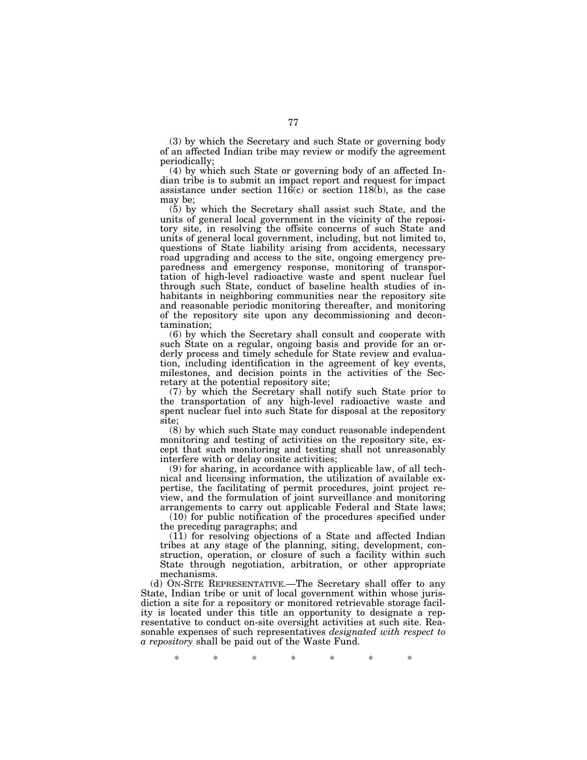(3) by which the Secretary and such State or governing body of an affected Indian tribe may review or modify the agreement periodically;

(4) by which such State or governing body of an affected Indian tribe is to submit an impact report and request for impact assistance under section 116(c) or section 118(b), as the case may be;

(5) by which the Secretary shall assist such State, and the units of general local government in the vicinity of the repository site, in resolving the offsite concerns of such State and units of general local government, including, but not limited to, questions of State liability arising from accidents, necessary road upgrading and access to the site, ongoing emergency preparedness and emergency response, monitoring of transportation of high-level radioactive waste and spent nuclear fuel through such State, conduct of baseline health studies of inhabitants in neighboring communities near the repository site and reasonable periodic monitoring thereafter, and monitoring of the repository site upon any decommissioning and decontamination;

(6) by which the Secretary shall consult and cooperate with such State on a regular, ongoing basis and provide for an orderly process and timely schedule for State review and evaluation, including identification in the agreement of key events, milestones, and decision points in the activities of the Secretary at the potential repository site;

(7) by which the Secretary shall notify such State prior to the transportation of any high-level radioactive waste and spent nuclear fuel into such State for disposal at the repository site;

(8) by which such State may conduct reasonable independent monitoring and testing of activities on the repository site, except that such monitoring and testing shall not unreasonably interfere with or delay onsite activities;

(9) for sharing, in accordance with applicable law, of all technical and licensing information, the utilization of available expertise, the facilitating of permit procedures, joint project review, and the formulation of joint surveillance and monitoring arrangements to carry out applicable Federal and State laws;

(10) for public notification of the procedures specified under the preceding paragraphs; and

(11) for resolving objections of a State and affected Indian tribes at any stage of the planning, siting, development, construction, operation, or closure of such a facility within such State through negotiation, arbitration, or other appropriate mechanisms.

(d) ON-SITE REPRESENTATIVE.—The Secretary shall offer to any State, Indian tribe or unit of local government within whose jurisdiction a site for a repository or monitored retrievable storage facility is located under this title an opportunity to designate a representative to conduct on-site oversight activities at such site. Reasonable expenses of such representatives *designated with respect to a repository* shall be paid out of the Waste Fund.

\* \* \* \* \* \* \*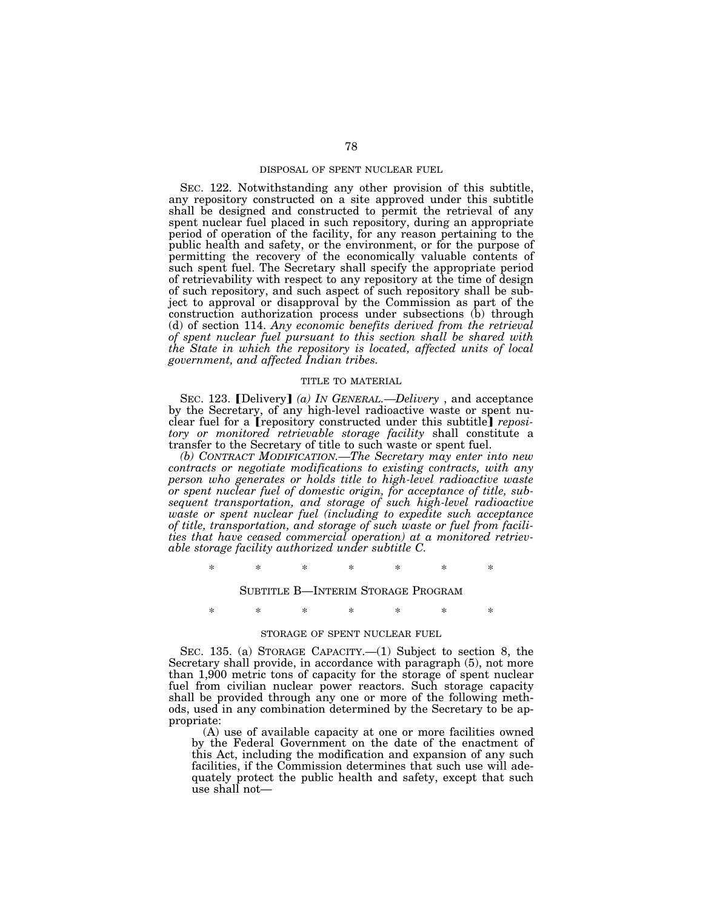DISPOSAL OF SPENT NUCLEAR FUEL

SEC. 122. Notwithstanding any other provision of this subtitle, any repository constructed on a site approved under this subtitle shall be designed and constructed to permit the retrieval of any spent nuclear fuel placed in such repository, during an appropriate period of operation of the facility, for any reason pertaining to the public health and safety, or the environment, or for the purpose of permitting the recovery of the economically valuable contents of such spent fuel. The Secretary shall specify the appropriate period of retrievability with respect to any repository at the time of design of such repository, and such aspect of such repository shall be subject to approval or disapproval by the Commission as part of the construction authorization process under subsections (b) through (d) of section 114. *Any economic benefits derived from the retrieval of spent nuclear fuel pursuant to this section shall be shared with the State in which the repository is located, affected units of local government, and affected Indian tribes.*

TITLE TO MATERIAL

SEC. 123. [Delivery] *(a) IN GENERAL.—Delivery* , and acceptance by the Secretary, of any high-level radioactive waste or spent nuclear fuel for a [repository constructed under this subtitle] *repository or monitored retrievable storage facility* shall constitute a transfer to the Secretary of title to such waste or spent fuel.

*(b) CONTRACT MODIFICATION.—The Secretary may enter into new contracts or negotiate modifications to existing contracts, with any person who generates or holds title to high-level radioactive waste or spent nuclear fuel of domestic origin, for acceptance of title, subsequent transportation, and storage of such high-level radioactive waste or spent nuclear fuel (including to expedite such acceptance of title, transportation, and storage of such waste or fuel from facilities that have ceased commercial operation) at a monitored retrievable storage facility authorized under subtitle C.*

\* \* \* \* \* \* \*

SUBTITLE B—INTERIM STORAGE PROGRAM

\* \* \* \* \* \* \*

STORAGE OF SPENT NUCLEAR FUEL

SEC. 135. (a) STORAGE CAPACITY.—(1) Subject to section 8, the Secretary shall provide, in accordance with paragraph (5), not more than 1,900 metric tons of capacity for the storage of spent nuclear fuel from civilian nuclear power reactors. Such storage capacity shall be provided through any one or more of the following methods, used in any combination determined by the Secretary to be appropriate:

(A) use of available capacity at one or more facilities owned by the Federal Government on the date of the enactment of this Act, including the modification and expansion of any such facilities, if the Commission determines that such use will adequately protect the public health and safety, except that such use shall not—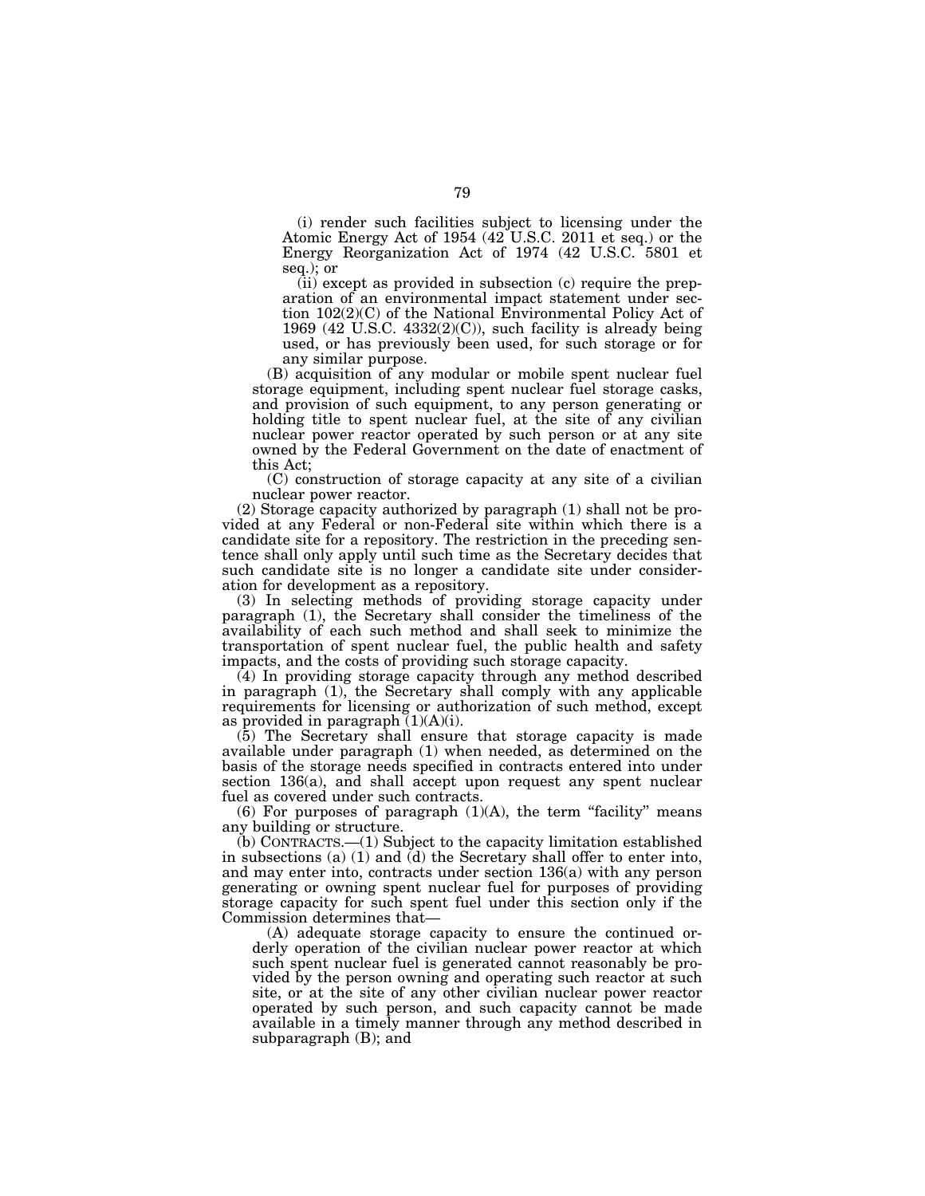(i) render such facilities subject to licensing under the Atomic Energy Act of 1954 (42 U.S.C. 2011 et seq.) or the Energy Reorganization Act of 1974 (42 U.S.C. 5801 et seq.); or

(ii) except as provided in subsection (c) require the preparation of an environmental impact statement under section 102(2)(C) of the National Environmental Policy Act of 1969 (42 U.S.C. 4332(2)(C)), such facility is already being used, or has previously been used, for such storage or for any similar purpose.

(B) acquisition of any modular or mobile spent nuclear fuel storage equipment, including spent nuclear fuel storage casks, and provision of such equipment, to any person generating or holding title to spent nuclear fuel, at the site of any civilian nuclear power reactor operated by such person or at any site owned by the Federal Government on the date of enactment of this Act;

(C) construction of storage capacity at any site of a civilian nuclear power reactor.

(2) Storage capacity authorized by paragraph (1) shall not be provided at any Federal or non-Federal site within which there is a candidate site for a repository. The restriction in the preceding sentence shall only apply until such time as the Secretary decides that such candidate site is no longer a candidate site under consideration for development as a repository.

(3) In selecting methods of providing storage capacity under paragraph (1), the Secretary shall consider the timeliness of the availability of each such method and shall seek to minimize the transportation of spent nuclear fuel, the public health and safety impacts, and the costs of providing such storage capacity.

(4) In providing storage capacity through any method described in paragraph (1), the Secretary shall comply with any applicable requirements for licensing or authorization of such method, except as provided in paragraph (1)(A)(i).

(5) The Secretary shall ensure that storage capacity is made available under paragraph (1) when needed, as determined on the basis of the storage needs specified in contracts entered into under section 136(a), and shall accept upon request any spent nuclear fuel as covered under such contracts.

(6) For purposes of paragraph (1)(A), the term "facility" means any building or structure.

(b) CONTRACTS.—(1) Subject to the capacity limitation established in subsections (a) (1) and (d) the Secretary shall offer to enter into, and may enter into, contracts under section 136(a) with any person generating or owning spent nuclear fuel for purposes of providing storage capacity for such spent fuel under this section only if the Commission determines that—

(A) adequate storage capacity to ensure the continued orderly operation of the civilian nuclear power reactor at which such spent nuclear fuel is generated cannot reasonably be provided by the person owning and operating such reactor at such site, or at the site of any other civilian nuclear power reactor operated by such person, and such capacity cannot be made available in a timely manner through any method described in subparagraph (B); and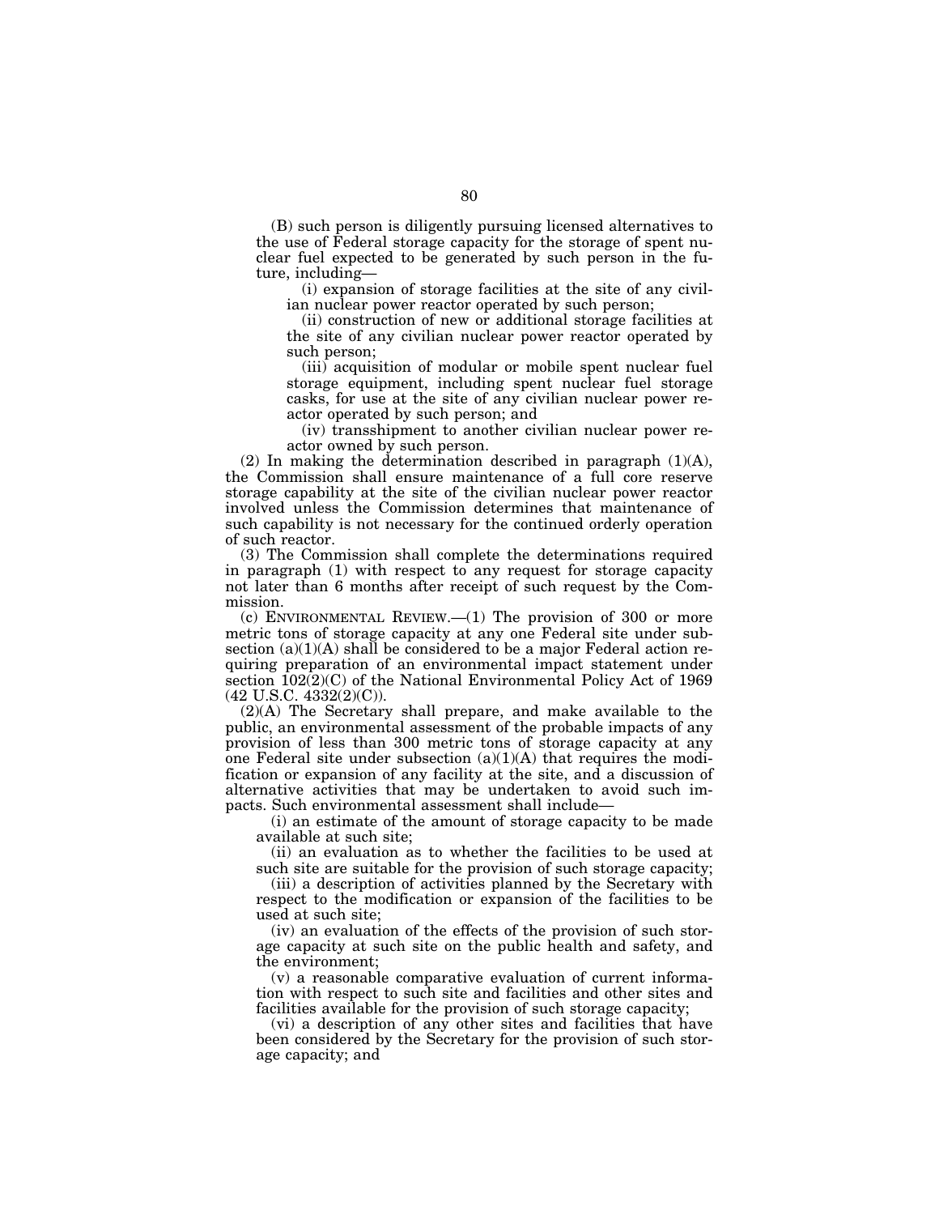(B) such person is diligently pursuing licensed alternatives to the use of Federal storage capacity for the storage of spent nuclear fuel expected to be generated by such person in the future, including—

(i) expansion of storage facilities at the site of any civilian nuclear power reactor operated by such person;

(ii) construction of new or additional storage facilities at the site of any civilian nuclear power reactor operated by such person;

(iii) acquisition of modular or mobile spent nuclear fuel storage equipment, including spent nuclear fuel storage casks, for use at the site of any civilian nuclear power reactor operated by such person; and

(iv) transshipment to another civilian nuclear power reactor owned by such person.

(2) In making the determination described in paragraph (1)(A), the Commission shall ensure maintenance of a full core reserve storage capability at the site of the civilian nuclear power reactor involved unless the Commission determines that maintenance of such capability is not necessary for the continued orderly operation of such reactor.

(3) The Commission shall complete the determinations required in paragraph (1) with respect to any request for storage capacity not later than 6 months after receipt of such request by the Commission.

(c) ENVIRONMENTAL REVIEW.—(1) The provision of 300 or more metric tons of storage capacity at any one Federal site under subsection (a)(1)(A) shall be considered to be a major Federal action requiring preparation of an environmental impact statement under section 102(2)(C) of the National Environmental Policy Act of 1969 (42 U.S.C. 4332(2)(C)).

(2)(A) The Secretary shall prepare, and make available to the public, an environmental assessment of the probable impacts of any provision of less than 300 metric tons of storage capacity at any one Federal site under subsection (a)(1)(A) that requires the modification or expansion of any facility at the site, and a discussion of alternative activities that may be undertaken to avoid such impacts. Such environmental assessment shall include—

(i) an estimate of the amount of storage capacity to be made available at such site;

(ii) an evaluation as to whether the facilities to be used at such site are suitable for the provision of such storage capacity;

(iii) a description of activities planned by the Secretary with respect to the modification or expansion of the facilities to be used at such site;

(iv) an evaluation of the effects of the provision of such storage capacity at such site on the public health and safety, and the environment;

(v) a reasonable comparative evaluation of current information with respect to such site and facilities and other sites and facilities available for the provision of such storage capacity;

(vi) a description of any other sites and facilities that have been considered by the Secretary for the provision of such storage capacity; and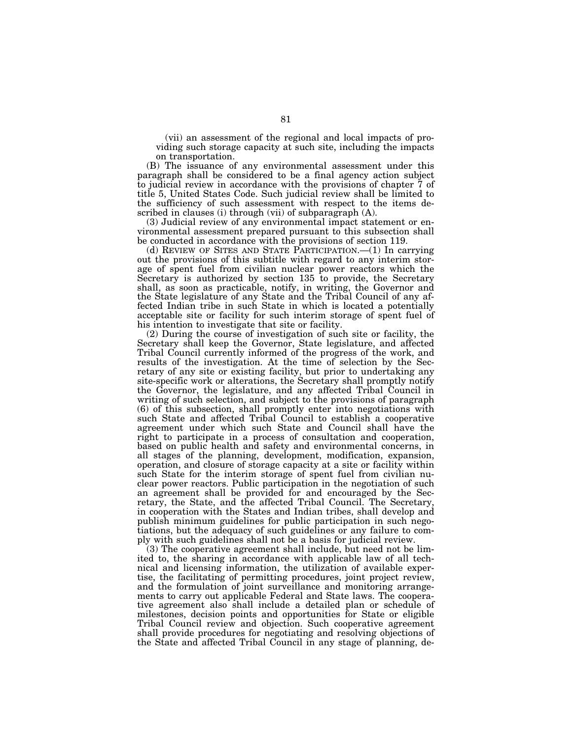(vii) an assessment of the regional and local impacts of providing such storage capacity at such site, including the impacts on transportation.

(B) The issuance of any environmental assessment under this paragraph shall be considered to be a final agency action subject to judicial review in accordance with the provisions of chapter 7 of title 5, United States Code. Such judicial review shall be limited to the sufficiency of such assessment with respect to the items described in clauses (i) through (vii) of subparagraph (A).

(3) Judicial review of any environmental impact statement or environmental assessment prepared pursuant to this subsection shall be conducted in accordance with the provisions of section 119.

(d) REVIEW OF SITES AND STATE PARTICIPATION.—(1) In carrying out the provisions of this subtitle with regard to any interim storage of spent fuel from civilian nuclear power reactors which the Secretary is authorized by section 135 to provide, the Secretary shall, as soon as practicable, notify, in writing, the Governor and the State legislature of any State and the Tribal Council of any affected Indian tribe in such State in which is located a potentially acceptable site or facility for such interim storage of spent fuel of his intention to investigate that site or facility.

(2) During the course of investigation of such site or facility, the Secretary shall keep the Governor, State legislature, and affected Tribal Council currently informed of the progress of the work, and results of the investigation. At the time of selection by the Secretary of any site or existing facility, but prior to undertaking any site-specific work or alterations, the Secretary shall promptly notify the Governor, the legislature, and any affected Tribal Council in writing of such selection, and subject to the provisions of paragraph (6) of this subsection, shall promptly enter into negotiations with such State and affected Tribal Council to establish a cooperative agreement under which such State and Council shall have the right to participate in a process of consultation and cooperation, based on public health and safety and environmental concerns, in all stages of the planning, development, modification, expansion, operation, and closure of storage capacity at a site or facility within such State for the interim storage of spent fuel from civilian nuclear power reactors. Public participation in the negotiation of such an agreement shall be provided for and encouraged by the Secretary, the State, and the affected Tribal Council. The Secretary, in cooperation with the States and Indian tribes, shall develop and publish minimum guidelines for public participation in such negotiations, but the adequacy of such guidelines or any failure to comply with such guidelines shall not be a basis for judicial review.

(3) The cooperative agreement shall include, but need not be limited to, the sharing in accordance with applicable law of all technical and licensing information, the utilization of available expertise, the facilitating of permitting procedures, joint project review, and the formulation of joint surveillance and monitoring arrangements to carry out applicable Federal and State laws. The cooperative agreement also shall include a detailed plan or schedule of milestones, decision points and opportunities for State or eligible Tribal Council review and objection. Such cooperative agreement shall provide procedures for negotiating and resolving objections of the State and affected Tribal Council in any stage of planning, de-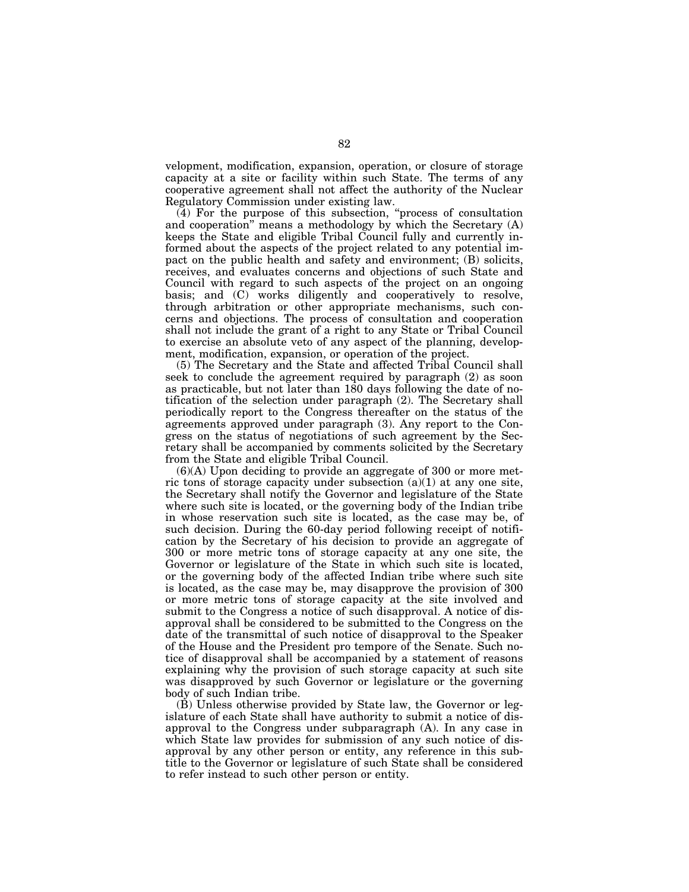velopment, modification, expansion, operation, or closure of storage capacity at a site or facility within such State. The terms of any cooperative agreement shall not affect the authority of the Nuclear Regulatory Commission under existing law.

(4) For the purpose of this subsection, "process of consultation and cooperation" means a methodology by which the Secretary (A) keeps the State and eligible Tribal Council fully and currently informed about the aspects of the project related to any potential impact on the public health and safety and environment; (B) solicits, receives, and evaluates concerns and objections of such State and Council with regard to such aspects of the project on an ongoing basis; and (C) works diligently and cooperatively to resolve, through arbitration or other appropriate mechanisms, such concerns and objections. The process of consultation and cooperation shall not include the grant of a right to any State or Tribal Council to exercise an absolute veto of any aspect of the planning, development, modification, expansion, or operation of the project.

(5) The Secretary and the State and affected Tribal Council shall seek to conclude the agreement required by paragraph (2) as soon as practicable, but not later than 180 days following the date of notification of the selection under paragraph (2). The Secretary shall periodically report to the Congress thereafter on the status of the agreements approved under paragraph (3). Any report to the Congress on the status of negotiations of such agreement by the Secretary shall be accompanied by comments solicited by the Secretary from the State and eligible Tribal Council.

(6)(A) Upon deciding to provide an aggregate of 300 or more metric tons of storage capacity under subsection (a)(1) at any one site, the Secretary shall notify the Governor and legislature of the State where such site is located, or the governing body of the Indian tribe in whose reservation such site is located, as the case may be, of such decision. During the 60-day period following receipt of notification by the Secretary of his decision to provide an aggregate of 300 or more metric tons of storage capacity at any one site, the Governor or legislature of the State in which such site is located, or the governing body of the affected Indian tribe where such site is located, as the case may be, may disapprove the provision of 300 or more metric tons of storage capacity at the site involved and submit to the Congress a notice of such disapproval. A notice of disapproval shall be considered to be submitted to the Congress on the date of the transmittal of such notice of disapproval to the Speaker of the House and the President pro tempore of the Senate. Such notice of disapproval shall be accompanied by a statement of reasons explaining why the provision of such storage capacity at such site was disapproved by such Governor or legislature or the governing body of such Indian tribe.

(B) Unless otherwise provided by State law, the Governor or legislature of each State shall have authority to submit a notice of disapproval to the Congress under subparagraph (A). In any case in which State law provides for submission of any such notice of disapproval by any other person or entity, any reference in this subtitle to the Governor or legislature of such State shall be considered to refer instead to such other person or entity.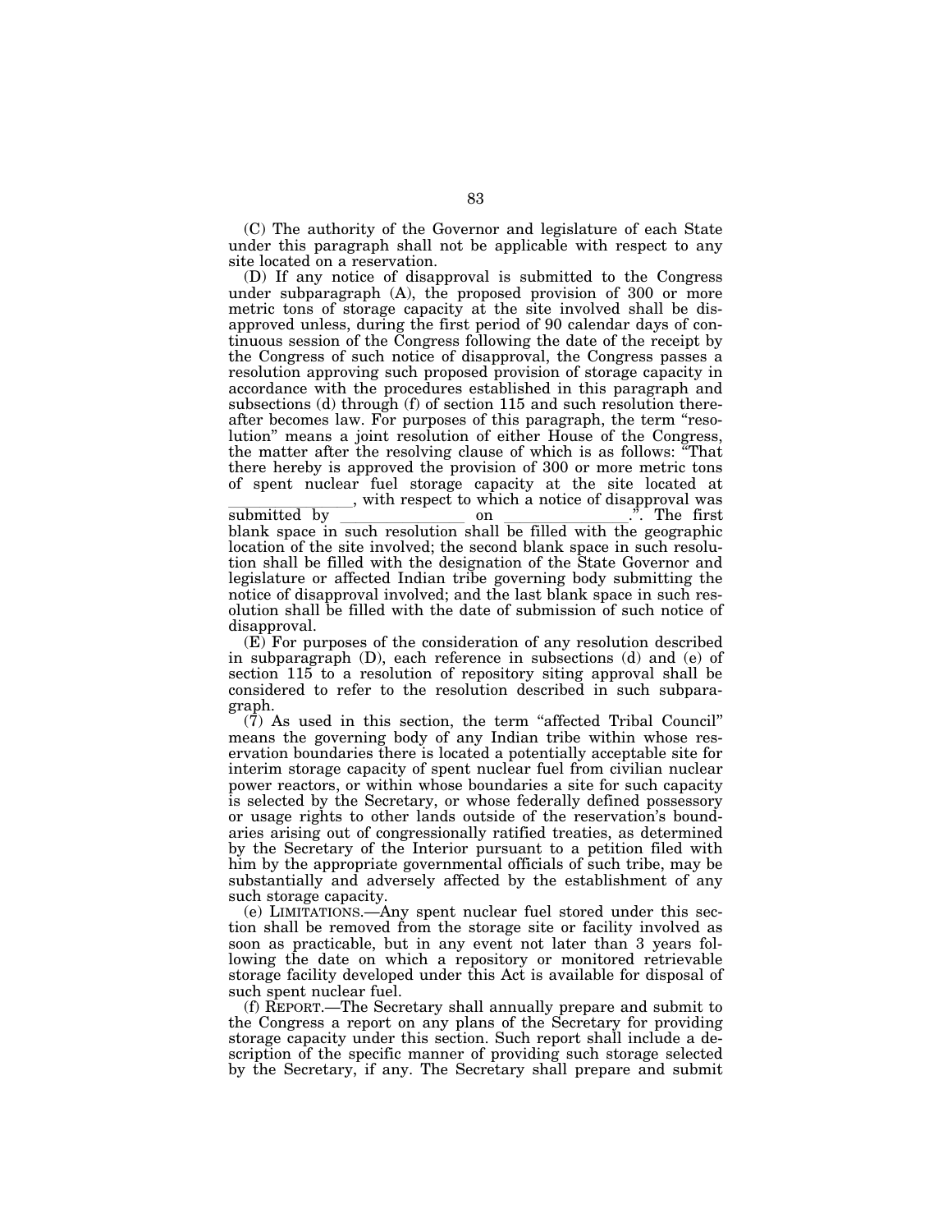(C) The authority of the Governor and legislature of each State under this paragraph shall not be applicable with respect to any site located on a reservation.

(D) If any notice of disapproval is submitted to the Congress under subparagraph (A), the proposed provision of 300 or more metric tons of storage capacity at the site involved shall be disapproved unless, during the first period of 90 calendar days of continuous session of the Congress following the date of the receipt by the Congress of such notice of disapproval, the Congress passes a resolution approving such proposed provision of storage capacity in accordance with the procedures established in this paragraph and subsections (d) through (f) of section 115 and such resolution thereafter becomes law. For purposes of this paragraph, the term "resolution" means a joint resolution of either House of the Congress, the matter after the resolving clause of which is as follows: "That there hereby is approved the provision of 300 or more metric tons of spent nuclear fuel storage capacity at the site located at \_\_\_\_\_\_\_\_\_\_\_\_\_\_\_\_, with respect to which a notice of disapproval was submitted by \_\_\_\_\_\_\_\_\_\_\_\_\_\_\_\_ on \_\_\_\_\_\_\_\_\_\_\_\_\_\_\_\_.". The first blank space in such resolution shall be filled with the geographic location of the site involved; the second blank space in such resolution shall be filled with the designation of the State Governor and legislature or affected Indian tribe governing body submitting the notice of disapproval involved; and the last blank space in such resolution shall be filled with the date of submission of such notice of disapproval.

(E) For purposes of the consideration of any resolution described in subparagraph (D), each reference in subsections (d) and (e) of section 115 to a resolution of repository siting approval shall be considered to refer to the resolution described in such subparagraph.

(7) As used in this section, the term "affected Tribal Council" means the governing body of any Indian tribe within whose reservation boundaries there is located a potentially acceptable site for interim storage capacity of spent nuclear fuel from civilian nuclear power reactors, or within whose boundaries a site for such capacity is selected by the Secretary, or whose federally defined possessory or usage rights to other lands outside of the reservation's boundaries arising out of congressionally ratified treaties, as determined by the Secretary of the Interior pursuant to a petition filed with him by the appropriate governmental officials of such tribe, may be substantially and adversely affected by the establishment of any such storage capacity.

(e) LIMITATIONS.—Any spent nuclear fuel stored under this section shall be removed from the storage site or facility involved as soon as practicable, but in any event not later than 3 years following the date on which a repository or monitored retrievable storage facility developed under this Act is available for disposal of such spent nuclear fuel.

(f) REPORT.—The Secretary shall annually prepare and submit to the Congress a report on any plans of the Secretary for providing storage capacity under this section. Such report shall include a description of the specific manner of providing such storage selected by the Secretary, if any. The Secretary shall prepare and submit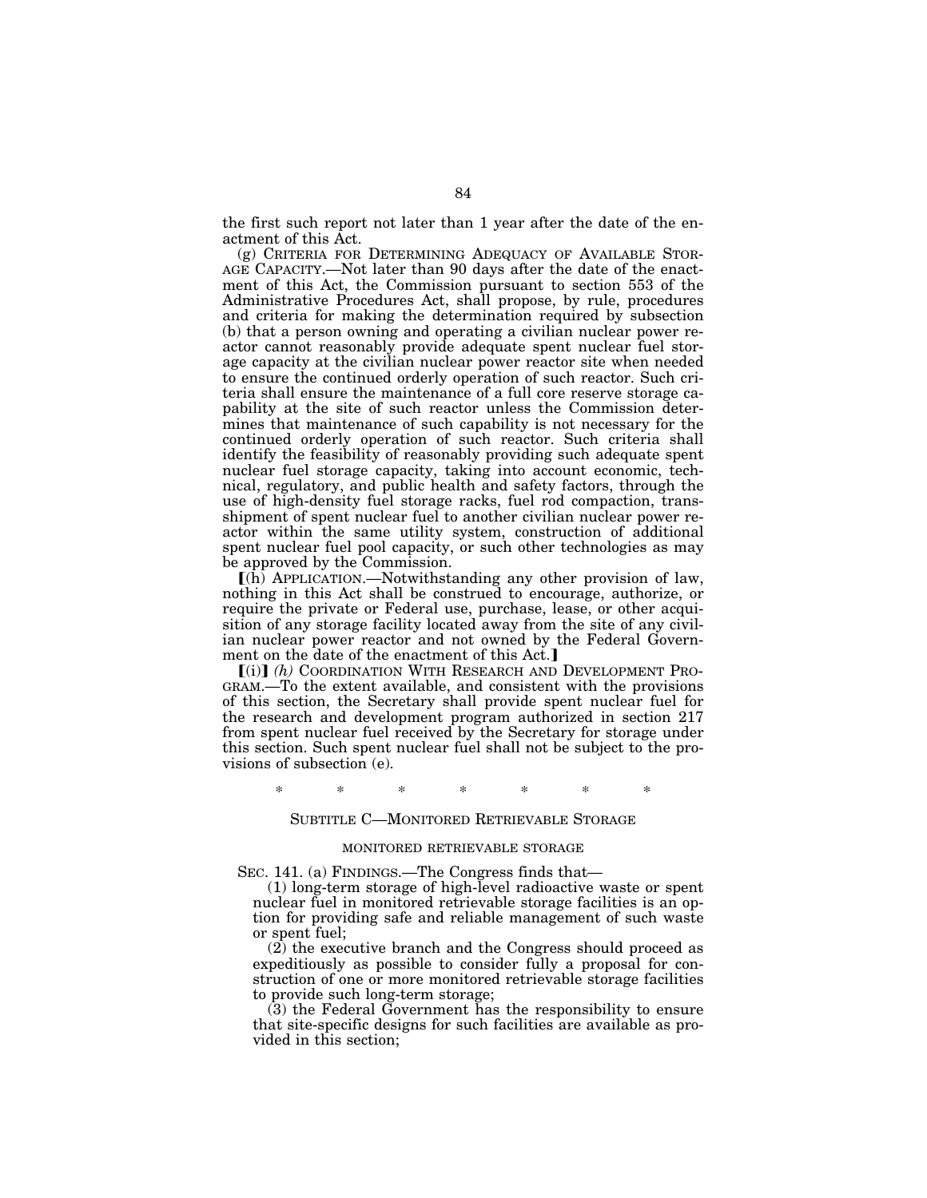the first such report not later than 1 year after the date of the enactment of this Act.

(g) CRITERIA FOR DETERMINING ADEQUACY OF AVAILABLE STORAGE CAPACITY.—Not later than 90 days after the date of the enactment of this Act, the Commission pursuant to section 553 of the Administrative Procedures Act, shall propose, by rule, procedures and criteria for making the determination required by subsection (b) that a person owning and operating a civilian nuclear power reactor cannot reasonably provide adequate spent nuclear fuel storage capacity at the civilian nuclear power reactor site when needed to ensure the continued orderly operation of such reactor. Such criteria shall ensure the maintenance of a full core reserve storage capability at the site of such reactor unless the Commission determines that maintenance of such capability is not necessary for the continued orderly operation of such reactor. Such criteria shall identify the feasibility of reasonably providing such adequate spent nuclear fuel storage capacity, taking into account economic, technical, regulatory, and public health and safety factors, through the use of high-density fuel storage racks, fuel rod compaction, transshipment of spent nuclear fuel to another civilian nuclear power reactor within the same utility system, construction of additional spent nuclear fuel pool capacity, or such other technologies as may be approved by the Commission.

⟦(h) APPLICATION.—Notwithstanding any other provision of law, nothing in this Act shall be construed to encourage, authorize, or require the private or Federal use, purchase, lease, or other acquisition of any storage facility located away from the site of any civilian nuclear power reactor and not owned by the Federal Government on the date of the enactment of this Act.⟧

⟦(i)⟧ *(h)* COORDINATION WITH RESEARCH AND DEVELOPMENT PROGRAM.—To the extent available, and consistent with the provisions of this section, the Secretary shall provide spent nuclear fuel for the research and development program authorized in section 217 from spent nuclear fuel received by the Secretary for storage under this section. Such spent nuclear fuel shall not be subject to the provisions of subsection (e).

\* \* \* \* \* \* \*

## SUBTITLE C—MONITORED RETRIEVABLE STORAGE

### MONITORED RETRIEVABLE STORAGE

SEC. 141. (a) FINDINGS.—The Congress finds that—

(1) long-term storage of high-level radioactive waste or spent nuclear fuel in monitored retrievable storage facilities is an option for providing safe and reliable management of such waste or spent fuel;

(2) the executive branch and the Congress should proceed as expeditiously as possible to consider fully a proposal for construction of one or more monitored retrievable storage facilities to provide such long-term storage;

(3) the Federal Government has the responsibility to ensure that site-specific designs for such facilities are available as provided in this section;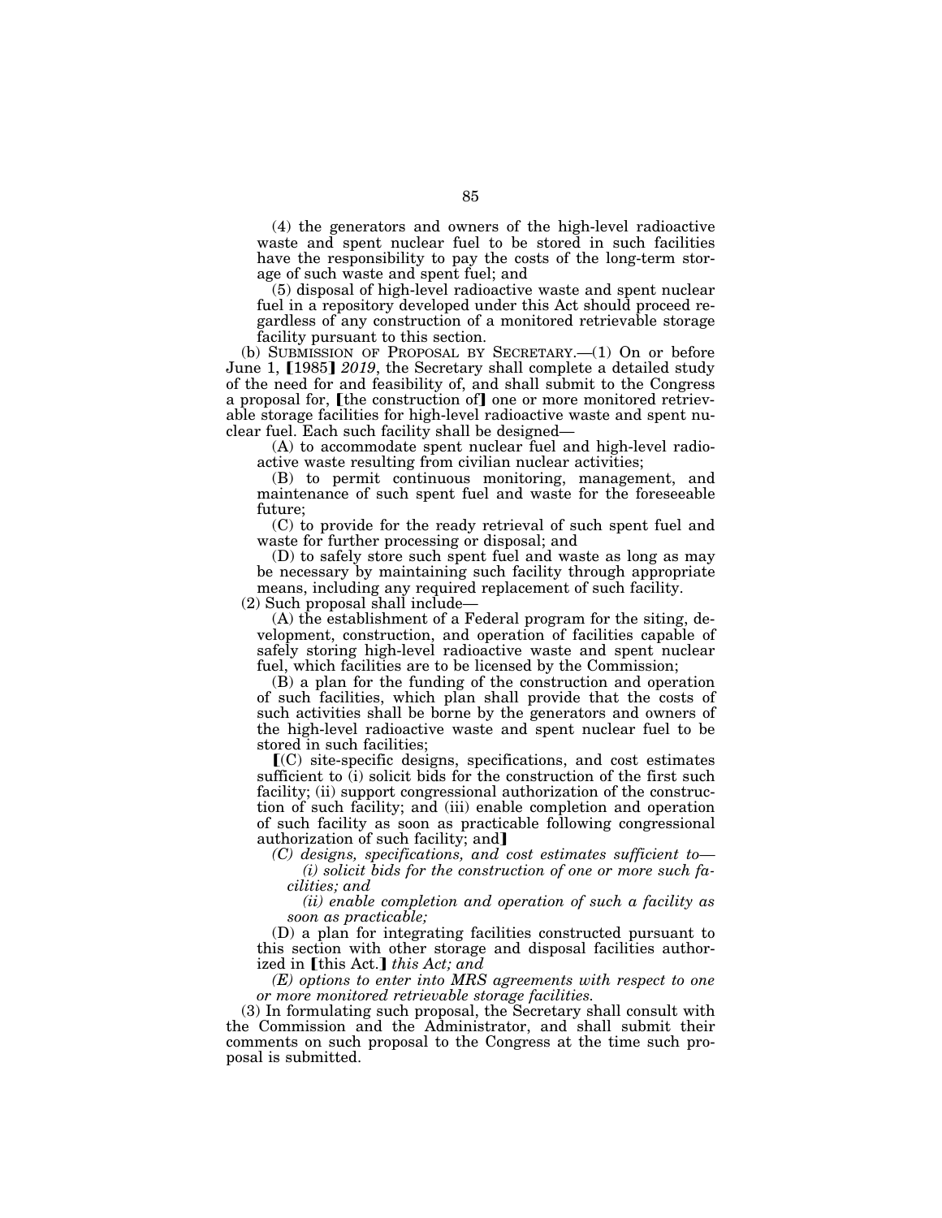(4) the generators and owners of the high-level radioactive waste and spent nuclear fuel to be stored in such facilities have the responsibility to pay the costs of the long-term storage of such waste and spent fuel; and

(5) disposal of high-level radioactive waste and spent nuclear fuel in a repository developed under this Act should proceed regardless of any construction of a monitored retrievable storage facility pursuant to this section.

(b) SUBMISSION OF PROPOSAL BY SECRETARY.—(1) On or before June 1, ⟦1985⟧ *2019*, the Secretary shall complete a detailed study of the need for and feasibility of, and shall submit to the Congress a proposal for, ⟦the construction of⟧ one or more monitored retrievable storage facilities for high-level radioactive waste and spent nuclear fuel. Each such facility shall be designed—

(A) to accommodate spent nuclear fuel and high-level radioactive waste resulting from civilian nuclear activities;

(B) to permit continuous monitoring, management, and maintenance of such spent fuel and waste for the foreseeable future;

(C) to provide for the ready retrieval of such spent fuel and waste for further processing or disposal; and

(D) to safely store such spent fuel and waste as long as may be necessary by maintaining such facility through appropriate means, including any required replacement of such facility.

(2) Such proposal shall include—

(A) the establishment of a Federal program for the siting, development, construction, and operation of facilities capable of safely storing high-level radioactive waste and spent nuclear fuel, which facilities are to be licensed by the Commission;

(B) a plan for the funding of the construction and operation of such facilities, which plan shall provide that the costs of such activities shall be borne by the generators and owners of the high-level radioactive waste and spent nuclear fuel to be stored in such facilities;

⟦(C) site-specific designs, specifications, and cost estimates sufficient to (i) solicit bids for the construction of the first such facility; (ii) support congressional authorization of the construction of such facility; and (iii) enable completion and operation of such facility as soon as practicable following congressional authorization of such facility; and⟧

*(C) designs, specifications, and cost estimates sufficient to—*

*(i) solicit bids for the construction of one or more such facilities; and*

*(ii) enable completion and operation of such a facility as soon as practicable;*

(D) a plan for integrating facilities constructed pursuant to this section with other storage and disposal facilities authorized in ⟦this Act.⟧ *this Act; and*

*(E) options to enter into MRS agreements with respect to one or more monitored retrievable storage facilities.*

(3) In formulating such proposal, the Secretary shall consult with the Commission and the Administrator, and shall submit their comments on such proposal to the Congress at the time such proposal is submitted.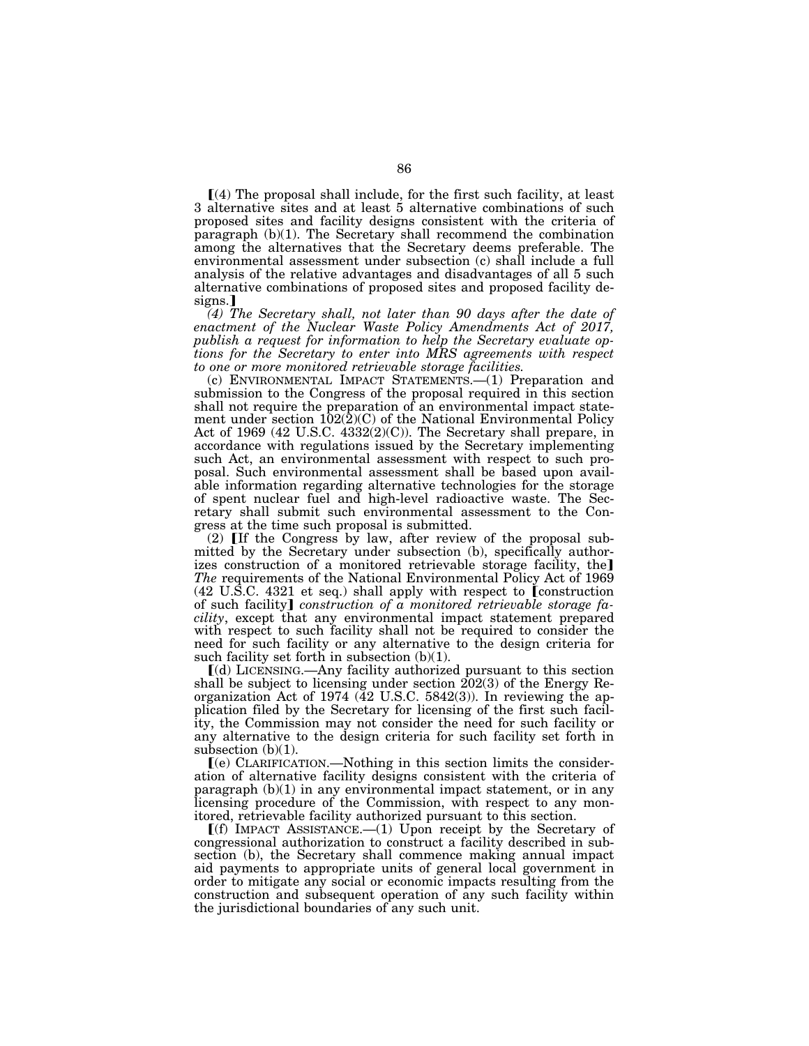⟦(4) The proposal shall include, for the first such facility, at least 3 alternative sites and at least 5 alternative combinations of such proposed sites and facility designs consistent with the criteria of paragraph (b)(1). The Secretary shall recommend the combination among the alternatives that the Secretary deems preferable. The environmental assessment under subsection (c) shall include a full analysis of the relative advantages and disadvantages of all 5 such alternative combinations of proposed sites and proposed facility designs.⟧

*(4) The Secretary shall, not later than 90 days after the date of enactment of the Nuclear Waste Policy Amendments Act of 2017, publish a request for information to help the Secretary evaluate options for the Secretary to enter into MRS agreements with respect to one or more monitored retrievable storage facilities.*

(c) ENVIRONMENTAL IMPACT STATEMENTS.—(1) Preparation and submission to the Congress of the proposal required in this section shall not require the preparation of an environmental impact statement under section 102(2)(C) of the National Environmental Policy Act of 1969 (42 U.S.C. 4332(2)(C)). The Secretary shall prepare, in accordance with regulations issued by the Secretary implementing such Act, an environmental assessment with respect to such proposal. Such environmental assessment shall be based upon available information regarding alternative technologies for the storage of spent nuclear fuel and high-level radioactive waste. The Secretary shall submit such environmental assessment to the Congress at the time such proposal is submitted.

(2) ⟦If the Congress by law, after review of the proposal submitted by the Secretary under subsection (b), specifically authorizes construction of a monitored retrievable storage facility, the⟧ *The* requirements of the National Environmental Policy Act of 1969 (42 U.S.C. 4321 et seq.) shall apply with respect to ⟦construction of such facility⟧ *construction of a monitored retrievable storage facility*, except that any environmental impact statement prepared with respect to such facility shall not be required to consider the need for such facility or any alternative to the design criteria for such facility set forth in subsection (b)(1).

⟦(d) LICENSING.—Any facility authorized pursuant to this section shall be subject to licensing under section 202(3) of the Energy Reorganization Act of 1974 (42 U.S.C. 5842(3)). In reviewing the application filed by the Secretary for licensing of the first such facility, the Commission may not consider the need for such facility or any alternative to the design criteria for such facility set forth in subsection (b)(1).

⟦(e) CLARIFICATION.—Nothing in this section limits the consideration of alternative facility designs consistent with the criteria of paragraph (b)(1) in any environmental impact statement, or in any licensing procedure of the Commission, with respect to any monitored, retrievable facility authorized pursuant to this section.

⟦(f) IMPACT ASSISTANCE.—(1) Upon receipt by the Secretary of congressional authorization to construct a facility described in subsection (b), the Secretary shall commence making annual impact aid payments to appropriate units of general local government in order to mitigate any social or economic impacts resulting from the construction and subsequent operation of any such facility within the jurisdictional boundaries of any such unit.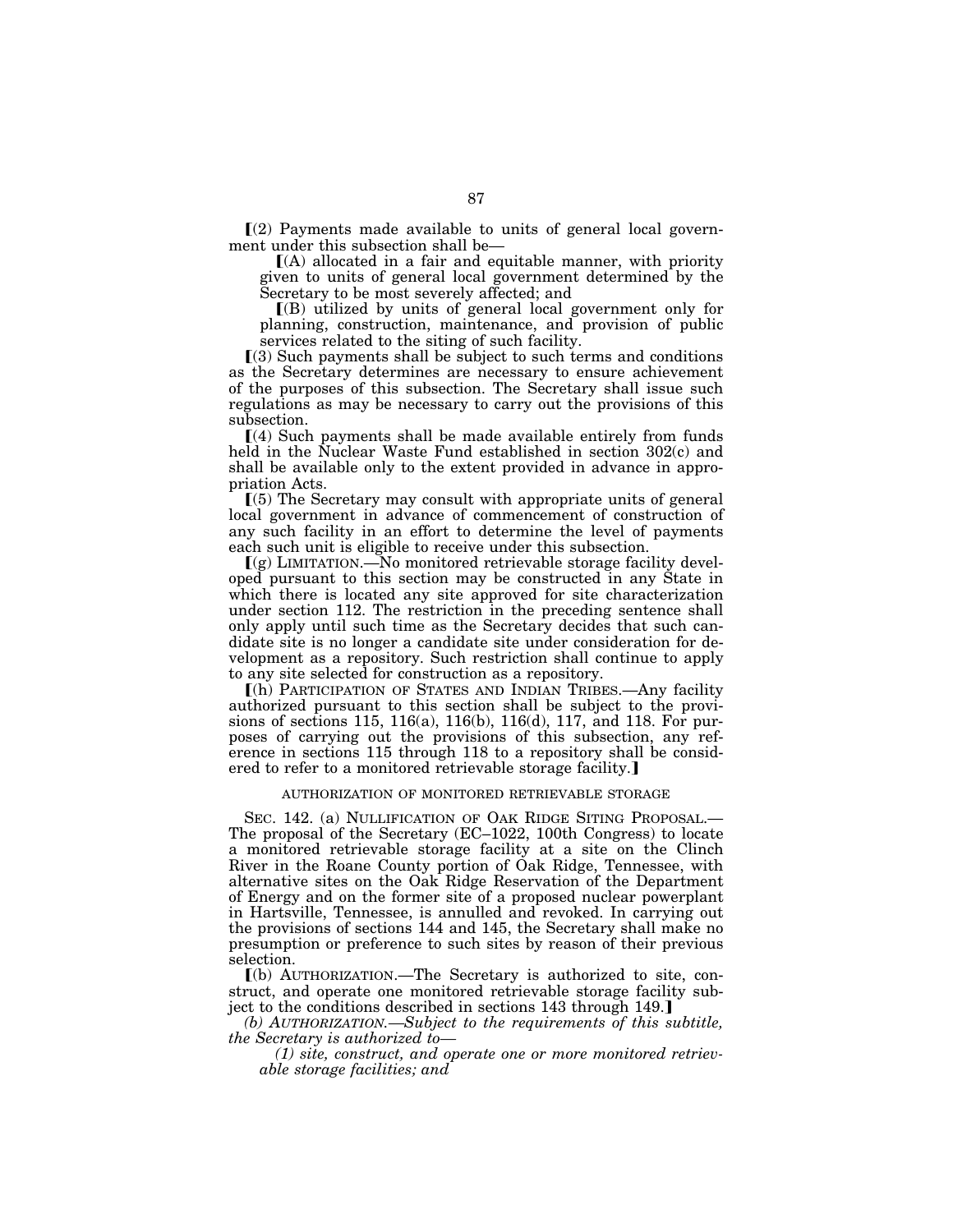⟦(2) Payments made available to units of general local government under this subsection shall be—

⟦(A) allocated in a fair and equitable manner, with priority given to units of general local government determined by the Secretary to be most severely affected; and

⟦(B) utilized by units of general local government only for planning, construction, maintenance, and provision of public services related to the siting of such facility.

⟦(3) Such payments shall be subject to such terms and conditions as the Secretary determines are necessary to ensure achievement of the purposes of this subsection. The Secretary shall issue such regulations as may be necessary to carry out the provisions of this subsection.

⟦(4) Such payments shall be made available entirely from funds held in the Nuclear Waste Fund established in section 302(c) and shall be available only to the extent provided in advance in appropriation Acts.

⟦(5) The Secretary may consult with appropriate units of general local government in advance of commencement of construction of any such facility in an effort to determine the level of payments each such unit is eligible to receive under this subsection.

⟦(g) LIMITATION.—No monitored retrievable storage facility developed pursuant to this section may be constructed in any State in which there is located any site approved for site characterization under section 112. The restriction in the preceding sentence shall only apply until such time as the Secretary decides that such candidate site is no longer a candidate site under consideration for development as a repository. Such restriction shall continue to apply to any site selected for construction as a repository.

⟦(h) PARTICIPATION OF STATES AND INDIAN TRIBES.—Any facility authorized pursuant to this section shall be subject to the provisions of sections 115, 116(a), 116(b), 116(d), 117, and 118. For purposes of carrying out the provisions of this subsection, any reference in sections 115 through 118 to a repository shall be considered to refer to a monitored retrievable storage facility.⟧

AUTHORIZATION OF MONITORED RETRIEVABLE STORAGE

SEC. 142. (a) NULLIFICATION OF OAK RIDGE SITING PROPOSAL.—The proposal of the Secretary (EC–1022, 100th Congress) to locate a monitored retrievable storage facility at a site on the Clinch River in the Roane County portion of Oak Ridge, Tennessee, with alternative sites on the Oak Ridge Reservation of the Department of Energy and on the former site of a proposed nuclear powerplant in Hartsville, Tennessee, is annulled and revoked. In carrying out the provisions of sections 144 and 145, the Secretary shall make no presumption or preference to such sites by reason of their previous selection.

⟦(b) AUTHORIZATION.—The Secretary is authorized to site, construct, and operate one monitored retrievable storage facility subject to the conditions described in sections 143 through 149.⟧

*(b) AUTHORIZATION.—Subject to the requirements of this subtitle, the Secretary is authorized to—*

*(1) site, construct, and operate one or more monitored retrievable storage facilities; and*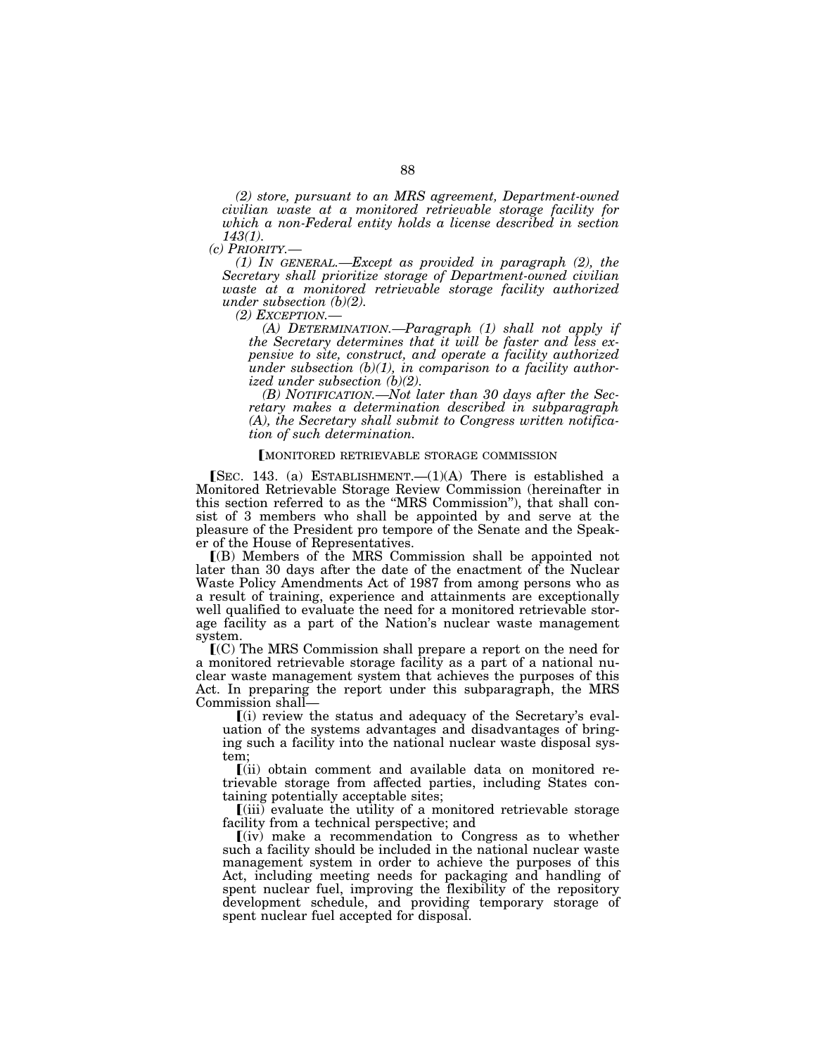*(2) store, pursuant to an MRS agreement, Department-owned civilian waste at a monitored retrievable storage facility for which a non-Federal entity holds a license described in section 143(1).*

*(c) PRIORITY.—*

*(1) IN GENERAL.—Except as provided in paragraph (2), the Secretary shall prioritize storage of Department-owned civilian waste at a monitored retrievable storage facility authorized under subsection (b)(2).*

*(2) EXCEPTION.—*

*(A) DETERMINATION.—Paragraph (1) shall not apply if the Secretary determines that it will be faster and less expensive to site, construct, and operate a facility authorized under subsection (b)(1), in comparison to a facility authorized under subsection (b)(2).*

*(B) NOTIFICATION.—Not later than 30 days after the Secretary makes a determination described in subparagraph (A), the Secretary shall submit to Congress written notification of such determination.*

[MONITORED RETRIEVABLE STORAGE COMMISSION

[SEC. 143. (a) ESTABLISHMENT.—(1)(A) There is established a Monitored Retrievable Storage Review Commission (hereinafter in this section referred to as the "MRS Commission"), that shall consist of 3 members who shall be appointed by and serve at the pleasure of the President pro tempore of the Senate and the Speaker of the House of Representatives.

[(B) Members of the MRS Commission shall be appointed not later than 30 days after the date of the enactment of the Nuclear Waste Policy Amendments Act of 1987 from among persons who as a result of training, experience and attainments are exceptionally well qualified to evaluate the need for a monitored retrievable storage facility as a part of the Nation's nuclear waste management system.

[(C) The MRS Commission shall prepare a report on the need for a monitored retrievable storage facility as a part of a national nuclear waste management system that achieves the purposes of this Act. In preparing the report under this subparagraph, the MRS Commission shall—

[(i) review the status and adequacy of the Secretary's evaluation of the systems advantages and disadvantages of bringing such a facility into the national nuclear waste disposal system;

[(ii) obtain comment and available data on monitored retrievable storage from affected parties, including States containing potentially acceptable sites;

[(iii) evaluate the utility of a monitored retrievable storage facility from a technical perspective; and

[(iv) make a recommendation to Congress as to whether such a facility should be included in the national nuclear waste management system in order to achieve the purposes of this Act, including meeting needs for packaging and handling of spent nuclear fuel, improving the flexibility of the repository development schedule, and providing temporary storage of spent nuclear fuel accepted for disposal.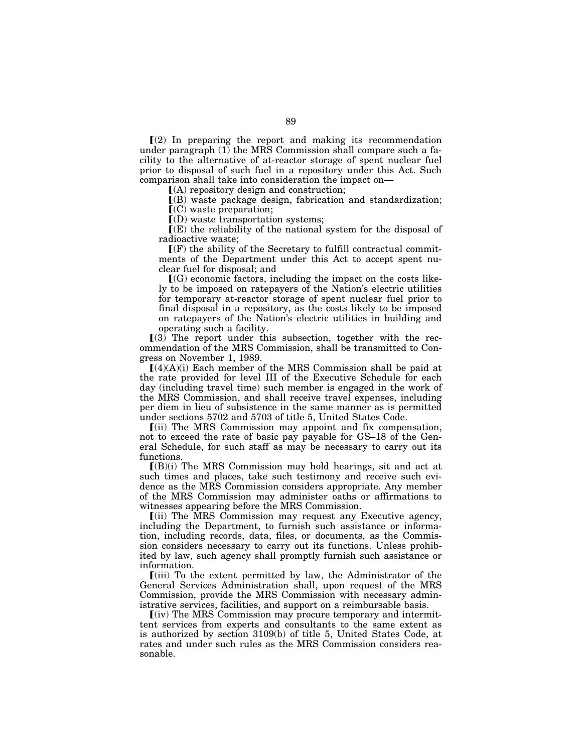⟦(2) In preparing the report and making its recommendation under paragraph (1) the MRS Commission shall compare such a facility to the alternative of at-reactor storage of spent nuclear fuel prior to disposal of such fuel in a repository under this Act. Such comparison shall take into consideration the impact on—

⟦(A) repository design and construction;

⟦(B) waste package design, fabrication and standardization;

⟦(C) waste preparation;

⟦(D) waste transportation systems;

⟦(E) the reliability of the national system for the disposal of radioactive waste;

⟦(F) the ability of the Secretary to fulfill contractual commitments of the Department under this Act to accept spent nuclear fuel for disposal; and

⟦(G) economic factors, including the impact on the costs likely to be imposed on ratepayers of the Nation's electric utilities for temporary at-reactor storage of spent nuclear fuel prior to final disposal in a repository, as the costs likely to be imposed on ratepayers of the Nation's electric utilities in building and operating such a facility.

⟦(3) The report under this subsection, together with the recommendation of the MRS Commission, shall be transmitted to Congress on November 1, 1989.

⟦(4)(A)(i) Each member of the MRS Commission shall be paid at the rate provided for level III of the Executive Schedule for each day (including travel time) such member is engaged in the work of the MRS Commission, and shall receive travel expenses, including per diem in lieu of subsistence in the same manner as is permitted under sections 5702 and 5703 of title 5, United States Code.

⟦(ii) The MRS Commission may appoint and fix compensation, not to exceed the rate of basic pay payable for GS–18 of the General Schedule, for such staff as may be necessary to carry out its functions.

⟦(B)(i) The MRS Commission may hold hearings, sit and act at such times and places, take such testimony and receive such evidence as the MRS Commission considers appropriate. Any member of the MRS Commission may administer oaths or affirmations to witnesses appearing before the MRS Commission.

⟦(ii) The MRS Commission may request any Executive agency, including the Department, to furnish such assistance or information, including records, data, files, or documents, as the Commission considers necessary to carry out its functions. Unless prohibited by law, such agency shall promptly furnish such assistance or information.

⟦(iii) To the extent permitted by law, the Administrator of the General Services Administration shall, upon request of the MRS Commission, provide the MRS Commission with necessary administrative services, facilities, and support on a reimbursable basis.

⟦(iv) The MRS Commission may procure temporary and intermittent services from experts and consultants to the same extent as is authorized by section 3109(b) of title 5, United States Code, at rates and under such rules as the MRS Commission considers reasonable.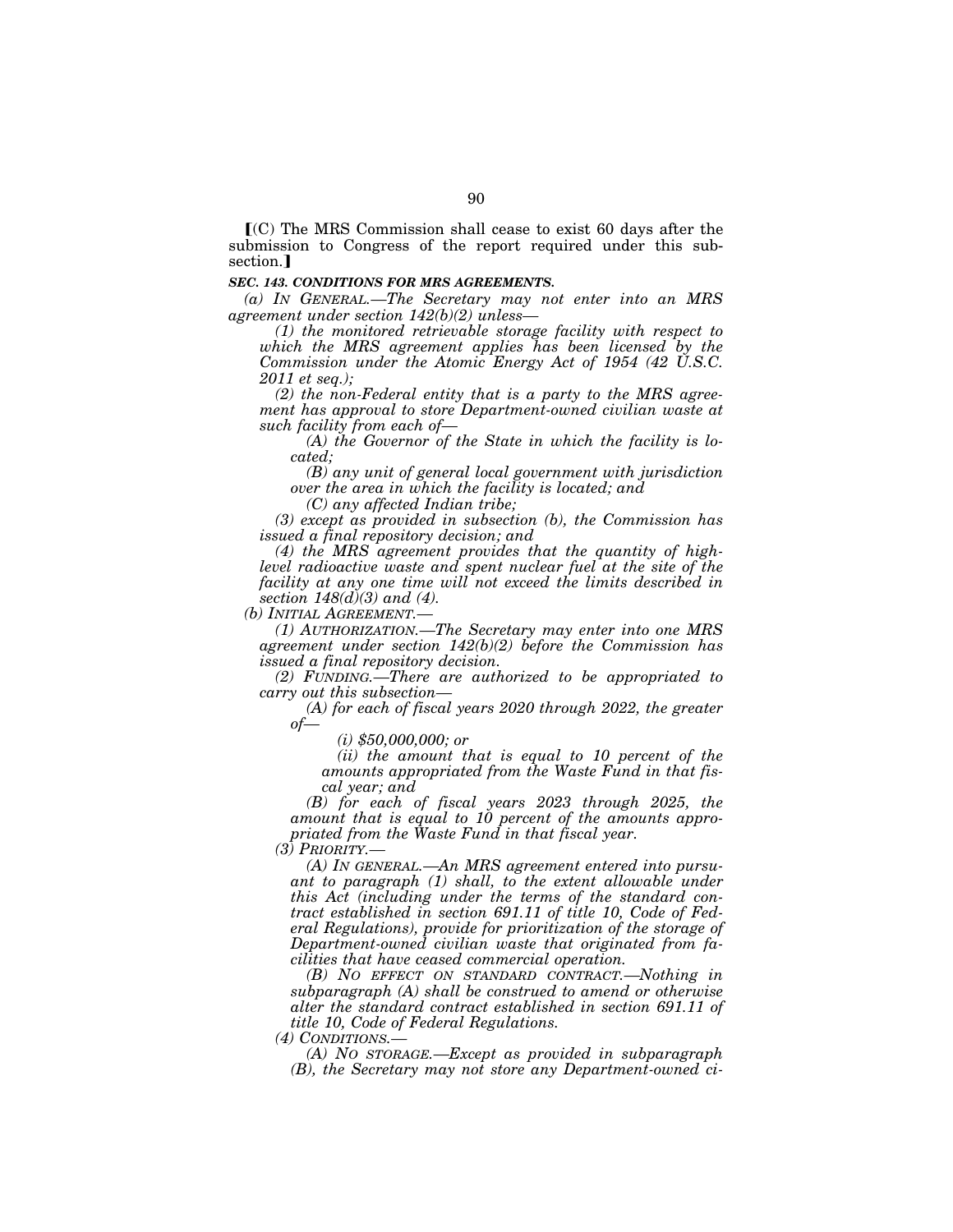⟦(C) The MRS Commission shall cease to exist 60 days after the submission to Congress of the report required under this subsection.⟧

***SEC. 143. CONDITIONS FOR MRS AGREEMENTS.***

*(a) IN GENERAL.—The Secretary may not enter into an MRS agreement under section 142(b)(2) unless—*

*(1) the monitored retrievable storage facility with respect to which the MRS agreement applies has been licensed by the Commission under the Atomic Energy Act of 1954 (42 U.S.C. 2011 et seq.);*

*(2) the non-Federal entity that is a party to the MRS agreement has approval to store Department-owned civilian waste at such facility from each of—*

*(A) the Governor of the State in which the facility is located;*

*(B) any unit of general local government with jurisdiction over the area in which the facility is located; and*

*(C) any affected Indian tribe;*

*(3) except as provided in subsection (b), the Commission has issued a final repository decision; and*

*(4) the MRS agreement provides that the quantity of high-level radioactive waste and spent nuclear fuel at the site of the facility at any one time will not exceed the limits described in section 148(d)(3) and (4).*

*(b) INITIAL AGREEMENT.—*

*(1) AUTHORIZATION.—The Secretary may enter into one MRS agreement under section 142(b)(2) before the Commission has issued a final repository decision.*

*(2) FUNDING.—There are authorized to be appropriated to carry out this subsection—*

*(A) for each of fiscal years 2020 through 2022, the greater of—*

*(i) $50,000,000; or*

*(ii) the amount that is equal to 10 percent of the amounts appropriated from the Waste Fund in that fiscal year; and*

*(B) for each of fiscal years 2023 through 2025, the amount that is equal to 10 percent of the amounts appropriated from the Waste Fund in that fiscal year.*

*(3) PRIORITY.—*

*(A) IN GENERAL.—An MRS agreement entered into pursuant to paragraph (1) shall, to the extent allowable under this Act (including under the terms of the standard contract established in section 691.11 of title 10, Code of Federal Regulations), provide for prioritization of the storage of Department-owned civilian waste that originated from facilities that have ceased commercial operation.*

*(B) NO EFFECT ON STANDARD CONTRACT.—Nothing in subparagraph (A) shall be construed to amend or otherwise alter the standard contract established in section 691.11 of title 10, Code of Federal Regulations.*

*(4) CONDITIONS.—*

*(A) NO STORAGE.—Except as provided in subparagraph (B), the Secretary may not store any Department-owned ci-*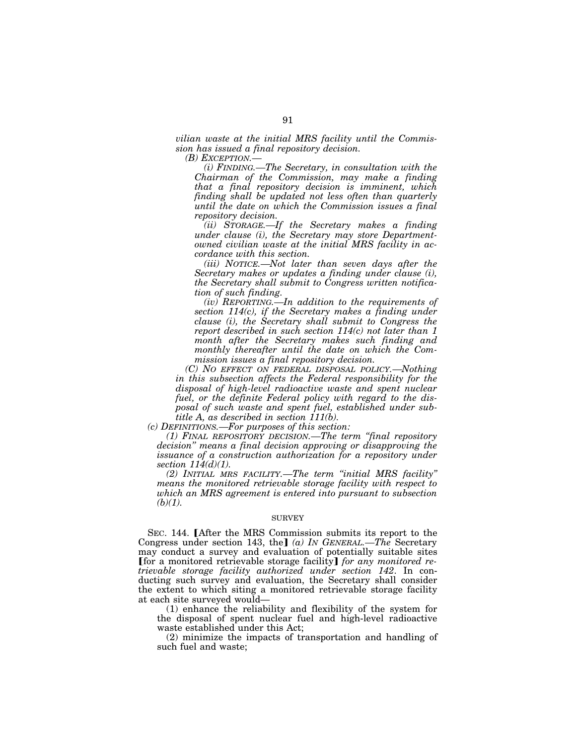*vilian waste at the initial MRS facility until the Commission has issued a final repository decision.*

*(B) EXCEPTION.—*

*(i) FINDING.—The Secretary, in consultation with the Chairman of the Commission, may make a finding that a final repository decision is imminent, which finding shall be updated not less often than quarterly until the date on which the Commission issues a final repository decision.*

*(ii) STORAGE.—If the Secretary makes a finding under clause (i), the Secretary may store Department-owned civilian waste at the initial MRS facility in accordance with this section.*

*(iii) NOTICE.—Not later than seven days after the Secretary makes or updates a finding under clause (i), the Secretary shall submit to Congress written notification of such finding.*

*(iv) REPORTING.—In addition to the requirements of section 114(c), if the Secretary makes a finding under clause (i), the Secretary shall submit to Congress the report described in such section 114(c) not later than 1 month after the Secretary makes such finding and monthly thereafter until the date on which the Commission issues a final repository decision.*

*(C) NO EFFECT ON FEDERAL DISPOSAL POLICY.—Nothing in this subsection affects the Federal responsibility for the disposal of high-level radioactive waste and spent nuclear fuel, or the definite Federal policy with regard to the disposal of such waste and spent fuel, established under subtitle A, as described in section 111(b).*

*(c) DEFINITIONS.—For purposes of this section:*

*(1) FINAL REPOSITORY DECISION.—The term "final repository decision" means a final decision approving or disapproving the issuance of a construction authorization for a repository under section 114(d)(1).*

*(2) INITIAL MRS FACILITY.—The term "initial MRS facility" means the monitored retrievable storage facility with respect to which an MRS agreement is entered into pursuant to subsection (b)(1).*

SURVEY

SEC. 144. [After the MRS Commission submits its report to the Congress under section 143, the] *(a) IN GENERAL.—The* Secretary may conduct a survey and evaluation of potentially suitable sites [for a monitored retrievable storage facility] *for any monitored retrievable storage facility authorized under section 142*. In conducting such survey and evaluation, the Secretary shall consider the extent to which siting a monitored retrievable storage facility at each site surveyed would—

(1) enhance the reliability and flexibility of the system for the disposal of spent nuclear fuel and high-level radioactive waste established under this Act;

(2) minimize the impacts of transportation and handling of such fuel and waste;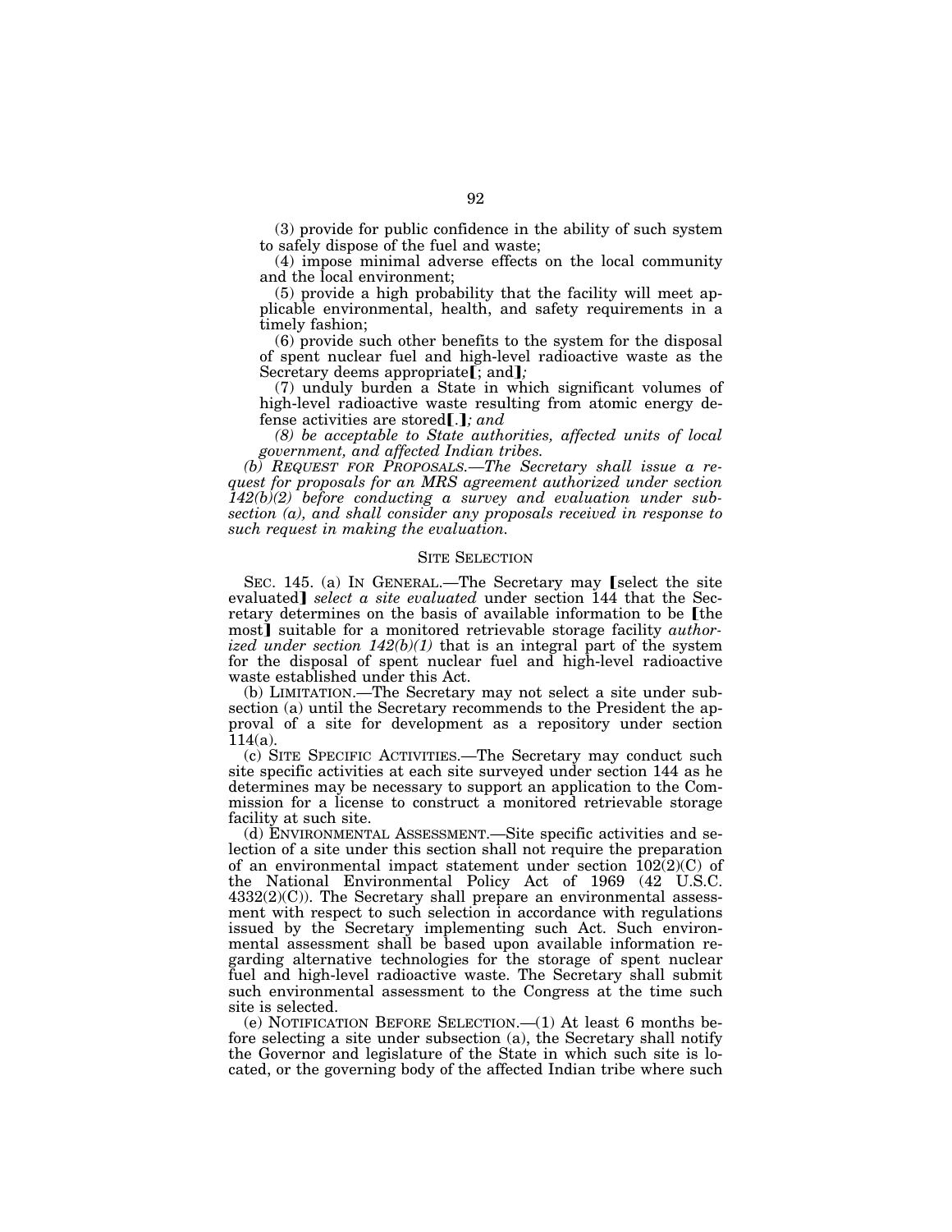(3) provide for public confidence in the ability of such system to safely dispose of the fuel and waste;

(4) impose minimal adverse effects on the local community and the local environment;

(5) provide a high probability that the facility will meet applicable environmental, health, and safety requirements in a timely fashion;

(6) provide such other benefits to the system for the disposal of spent nuclear fuel and high-level radioactive waste as the Secretary deems appropriate【; and】*;*

(7) unduly burden a State in which significant volumes of high-level radioactive waste resulting from atomic energy defense activities are stored【.】*; and*

*(8) be acceptable to State authorities, affected units of local government, and affected Indian tribes.*

*(b) REQUEST FOR PROPOSALS.—The Secretary shall issue a request for proposals for an MRS agreement authorized under section 142(b)(2) before conducting a survey and evaluation under subsection (a), and shall consider any proposals received in response to such request in making the evaluation.*

SITE SELECTION

SEC. 145. (a) IN GENERAL.—The Secretary may 【select the site evaluated】 *select a site evaluated* under section 144 that the Secretary determines on the basis of available information to be 【the most】 suitable for a monitored retrievable storage facility *authorized under section 142(b)(1)* that is an integral part of the system for the disposal of spent nuclear fuel and high-level radioactive waste established under this Act.

(b) LIMITATION.—The Secretary may not select a site under subsection (a) until the Secretary recommends to the President the approval of a site for development as a repository under section 114(a).

(c) SITE SPECIFIC ACTIVITIES.—The Secretary may conduct such site specific activities at each site surveyed under section 144 as he determines may be necessary to support an application to the Commission for a license to construct a monitored retrievable storage facility at such site.

(d) ENVIRONMENTAL ASSESSMENT.—Site specific activities and selection of a site under this section shall not require the preparation of an environmental impact statement under section 102(2)(C) of the National Environmental Policy Act of 1969 (42 U.S.C. 4332(2)(C)). The Secretary shall prepare an environmental assessment with respect to such selection in accordance with regulations issued by the Secretary implementing such Act. Such environmental assessment shall be based upon available information regarding alternative technologies for the storage of spent nuclear fuel and high-level radioactive waste. The Secretary shall submit such environmental assessment to the Congress at the time such site is selected.

(e) NOTIFICATION BEFORE SELECTION.—(1) At least 6 months before selecting a site under subsection (a), the Secretary shall notify the Governor and legislature of the State in which such site is located, or the governing body of the affected Indian tribe where such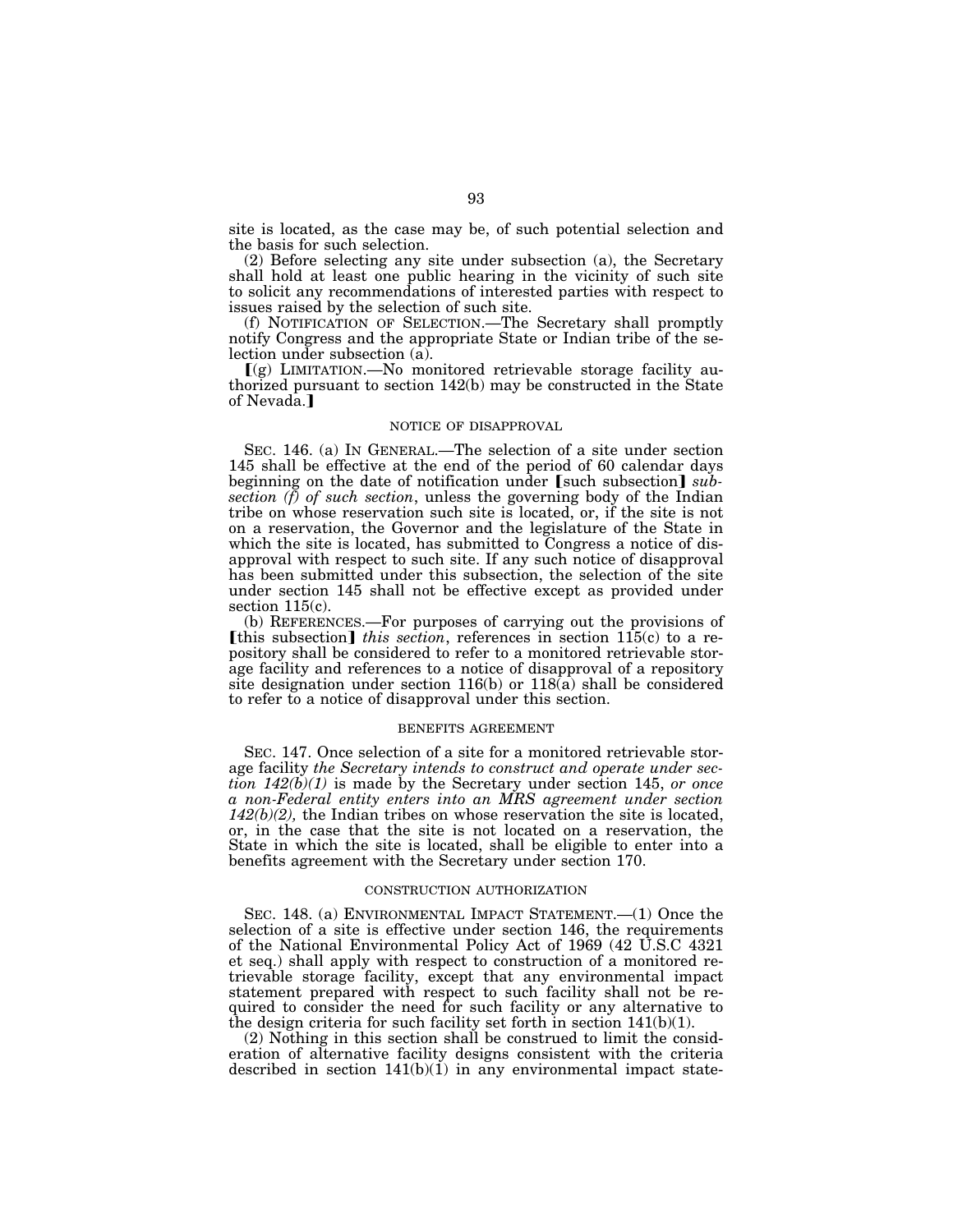site is located, as the case may be, of such potential selection and the basis for such selection.

(2) Before selecting any site under subsection (a), the Secretary shall hold at least one public hearing in the vicinity of such site to solicit any recommendations of interested parties with respect to issues raised by the selection of such site.

(f) NOTIFICATION OF SELECTION.—The Secretary shall promptly notify Congress and the appropriate State or Indian tribe of the selection under subsection (a).

⟦(g) LIMITATION.—No monitored retrievable storage facility authorized pursuant to section 142(b) may be constructed in the State of Nevada.⟧

NOTICE OF DISAPPROVAL

SEC. 146. (a) IN GENERAL.—The selection of a site under section 145 shall be effective at the end of the period of 60 calendar days beginning on the date of notification under ⟦such subsection⟧ *subsection (f) of such section*, unless the governing body of the Indian tribe on whose reservation such site is located, or, if the site is not on a reservation, the Governor and the legislature of the State in which the site is located, has submitted to Congress a notice of disapproval with respect to such site. If any such notice of disapproval has been submitted under this subsection, the selection of the site under section 145 shall not be effective except as provided under section 115(c).

(b) REFERENCES.—For purposes of carrying out the provisions of ⟦this subsection⟧ *this section*, references in section 115(c) to a repository shall be considered to refer to a monitored retrievable storage facility and references to a notice of disapproval of a repository site designation under section 116(b) or 118(a) shall be considered to refer to a notice of disapproval under this section.

BENEFITS AGREEMENT

SEC. 147. Once selection of a site for a monitored retrievable storage facility *the Secretary intends to construct and operate under section 142(b)(1)* is made by the Secretary under section 145, *or once a non-Federal entity enters into an MRS agreement under section 142(b)(2),* the Indian tribes on whose reservation the site is located, or, in the case that the site is not located on a reservation, the State in which the site is located, shall be eligible to enter into a benefits agreement with the Secretary under section 170.

CONSTRUCTION AUTHORIZATION

SEC. 148. (a) ENVIRONMENTAL IMPACT STATEMENT.—(1) Once the selection of a site is effective under section 146, the requirements of the National Environmental Policy Act of 1969 (42 U.S.C 4321 et seq.) shall apply with respect to construction of a monitored retrievable storage facility, except that any environmental impact statement prepared with respect to such facility shall not be required to consider the need for such facility or any alternative to the design criteria for such facility set forth in section 141(b)(1).

(2) Nothing in this section shall be construed to limit the consideration of alternative facility designs consistent with the criteria described in section 141(b)(1) in any environmental impact state-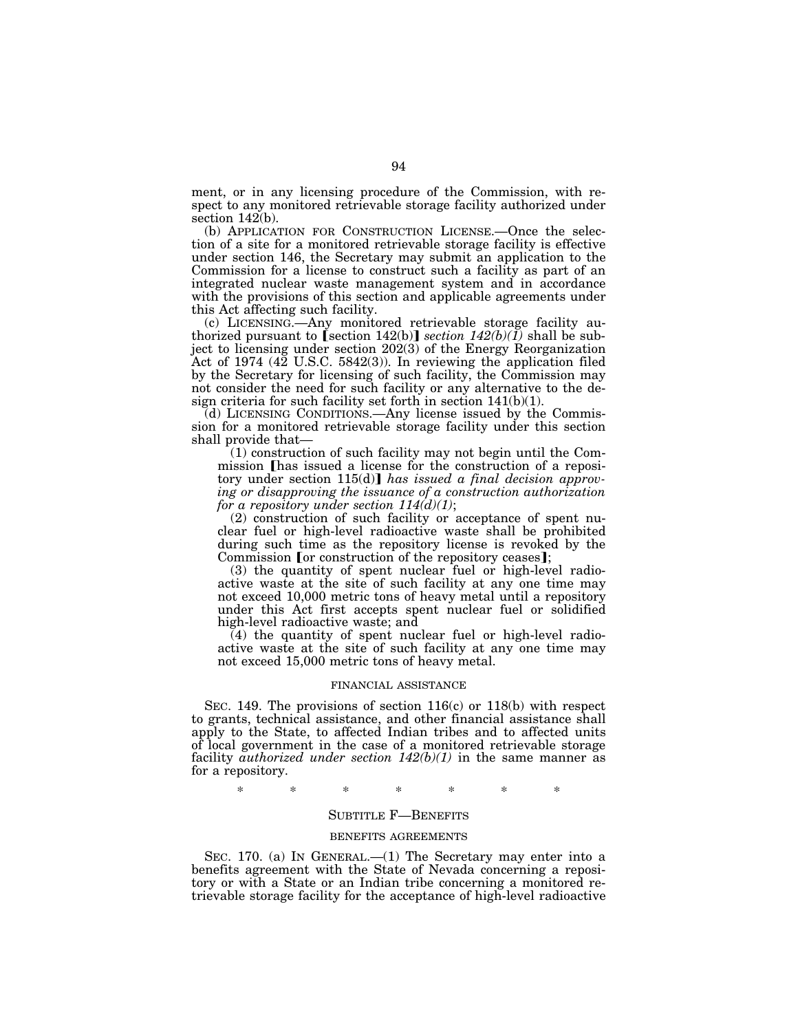ment, or in any licensing procedure of the Commission, with respect to any monitored retrievable storage facility authorized under section 142(b).

(b) APPLICATION FOR CONSTRUCTION LICENSE.—Once the selection of a site for a monitored retrievable storage facility is effective under section 146, the Secretary may submit an application to the Commission for a license to construct such a facility as part of an integrated nuclear waste management system and in accordance with the provisions of this section and applicable agreements under this Act affecting such facility.

(c) LICENSING.—Any monitored retrievable storage facility authorized pursuant to ⟦section 142(b)⟧ *section 142(b)(1)* shall be subject to licensing under section 202(3) of the Energy Reorganization Act of 1974 (42 U.S.C. 5842(3)). In reviewing the application filed by the Secretary for licensing of such facility, the Commission may not consider the need for such facility or any alternative to the design criteria for such facility set forth in section 141(b)(1).

(d) LICENSING CONDITIONS.—Any license issued by the Commission for a monitored retrievable storage facility under this section shall provide that—

(1) construction of such facility may not begin until the Commission ⟦has issued a license for the construction of a repository under section 115(d)⟧ *has issued a final decision approving or disapproving the issuance of a construction authorization for a repository under section 114(d)(1)*;

(2) construction of such facility or acceptance of spent nuclear fuel or high-level radioactive waste shall be prohibited during such time as the repository license is revoked by the Commission ⟦or construction of the repository ceases⟧;

(3) the quantity of spent nuclear fuel or high-level radioactive waste at the site of such facility at any one time may not exceed 10,000 metric tons of heavy metal until a repository under this Act first accepts spent nuclear fuel or solidified high-level radioactive waste; and

(4) the quantity of spent nuclear fuel or high-level radioactive waste at the site of such facility at any one time may not exceed 15,000 metric tons of heavy metal.

FINANCIAL ASSISTANCE

SEC. 149. The provisions of section 116(c) or 118(b) with respect to grants, technical assistance, and other financial assistance shall apply to the State, to affected Indian tribes and to affected units of local government in the case of a monitored retrievable storage facility *authorized under section 142(b)(1)* in the same manner as for a repository.

\* \* \* \* \* \* \*

SUBTITLE F—BENEFITS

BENEFITS AGREEMENTS

SEC. 170. (a) IN GENERAL.—(1) The Secretary may enter into a benefits agreement with the State of Nevada concerning a repository or with a State or an Indian tribe concerning a monitored retrievable storage facility for the acceptance of high-level radioactive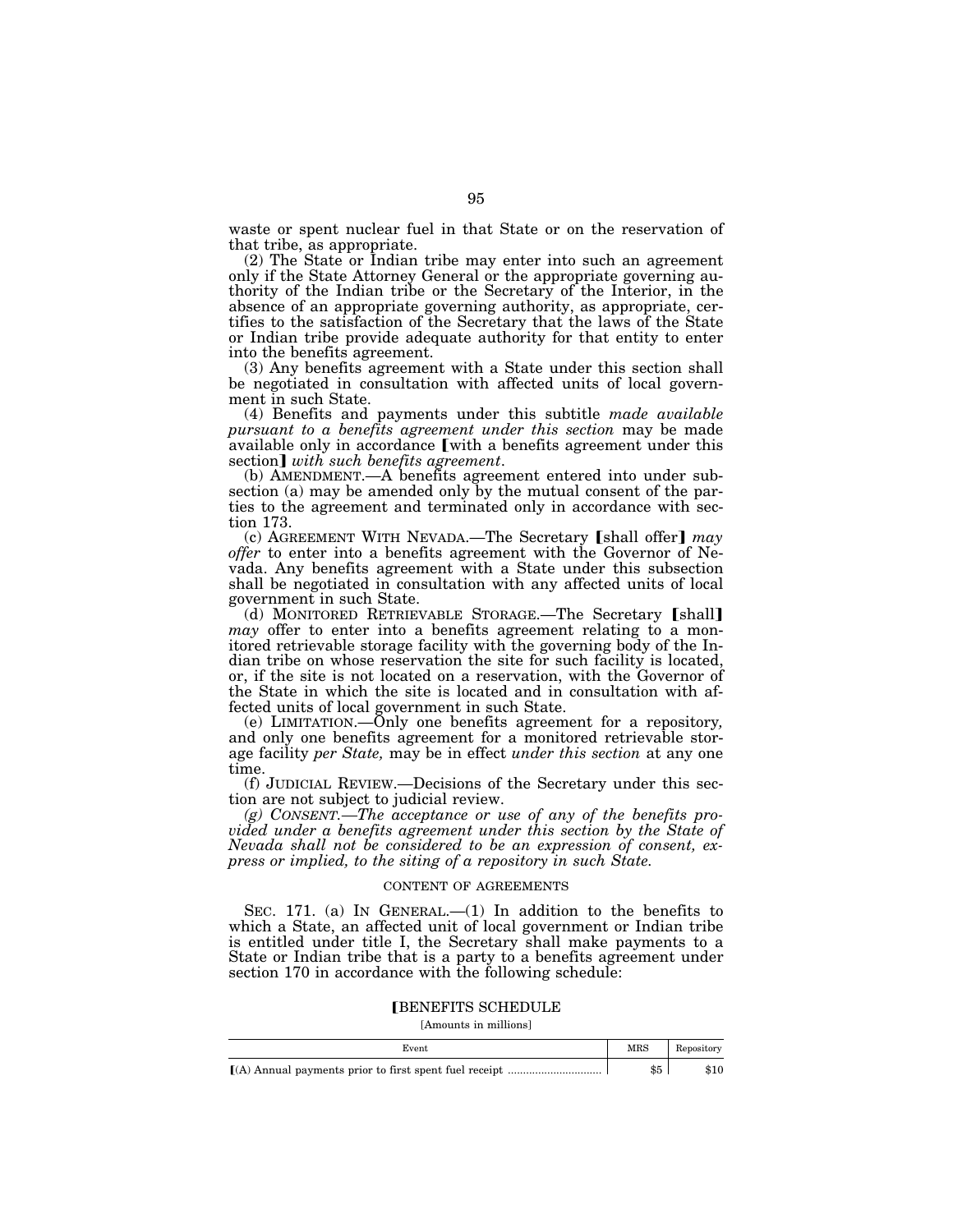waste or spent nuclear fuel in that State or on the reservation of that tribe, as appropriate.

(2) The State or Indian tribe may enter into such an agreement only if the State Attorney General or the appropriate governing authority of the Indian tribe or the Secretary of the Interior, in the absence of an appropriate governing authority, as appropriate, certifies to the satisfaction of the Secretary that the laws of the State or Indian tribe provide adequate authority for that entity to enter into the benefits agreement.

(3) Any benefits agreement with a State under this section shall be negotiated in consultation with affected units of local government in such State.

(4) Benefits and payments under this subtitle *made available pursuant to a benefits agreement under this section* may be made available only in accordance [with a benefits agreement under this section] *with such benefits agreement*.

(b) AMENDMENT.—A benefits agreement entered into under subsection (a) may be amended only by the mutual consent of the parties to the agreement and terminated only in accordance with section 173.

(c) AGREEMENT WITH NEVADA.—The Secretary [shall offer] *may offer* to enter into a benefits agreement with the Governor of Nevada. Any benefits agreement with a State under this subsection shall be negotiated in consultation with any affected units of local government in such State.

(d) MONITORED RETRIEVABLE STORAGE.—The Secretary [shall] *may* offer to enter into a benefits agreement relating to a monitored retrievable storage facility with the governing body of the Indian tribe on whose reservation the site for such facility is located, or, if the site is not located on a reservation, with the Governor of the State in which the site is located and in consultation with affected units of local government in such State.

(e) LIMITATION.—Only one benefits agreement for a repository*,* and only one benefits agreement for a monitored retrievable storage facility *per State,* may be in effect *under this section* at any one time.

(f) JUDICIAL REVIEW.—Decisions of the Secretary under this section are not subject to judicial review.

*(g) CONSENT.—The acceptance or use of any of the benefits provided under a benefits agreement under this section by the State of Nevada shall not be considered to be an expression of consent, express or implied, to the siting of a repository in such State.*

CONTENT OF AGREEMENTS

SEC. 171. (a) IN GENERAL.—(1) In addition to the benefits to which a State, an affected unit of local government or Indian tribe is entitled under title I, the Secretary shall make payments to a State or Indian tribe that is a party to a benefits agreement under section 170 in accordance with the following schedule:

[BENEFITS SCHEDULE

[Amounts in millions]

| Event | MRS | Repository |
|---|---|---|
| [(A) Annual payments prior to first spent fuel receipt | $5 | $10 |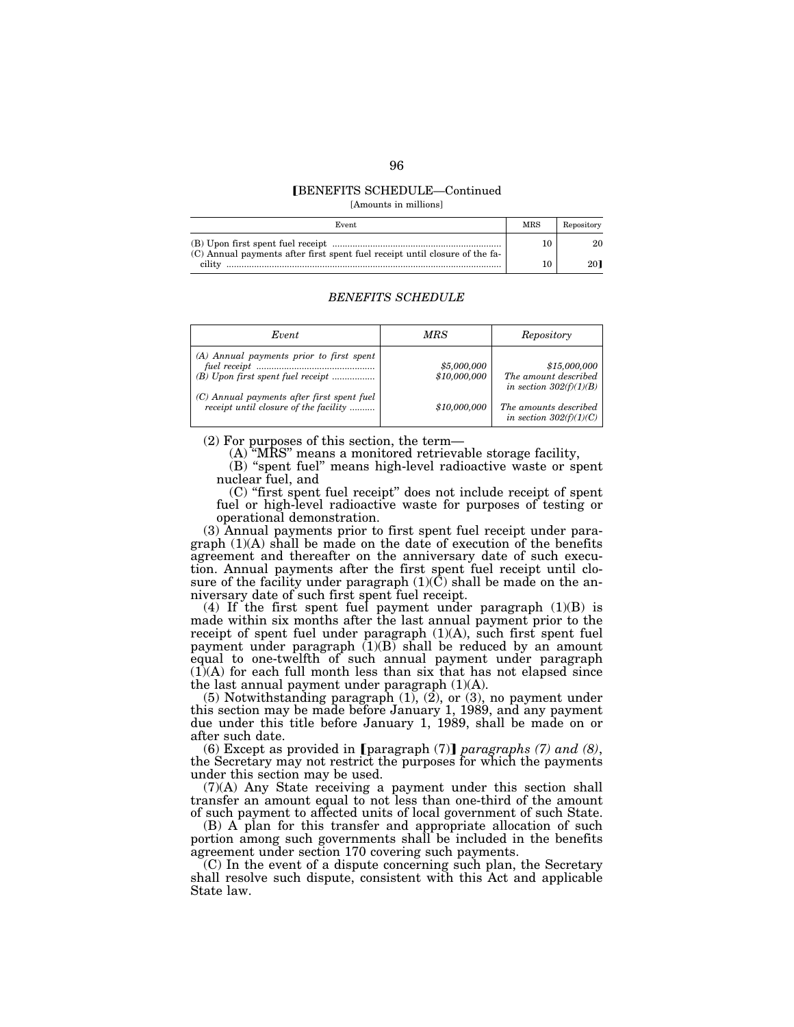**[BENEFITS SCHEDULE—Continued**

[Amounts in millions]

| Event | MRS | Repository |
| --- | --- | --- |
| (B) Upon first spent fuel receipt | 10 | 20 |
| (C) Annual payments after first spent fuel receipt until closure of the facility | 10 | 20] |

***BENEFITS SCHEDULE***

| *Event* | *MRS* | *Repository* |
| --- | --- | --- |
| *(A) Annual payments prior to first spent fuel receipt* | *$5,000,000* | *$15,000,000* |
| *(B) Upon first spent fuel receipt* | *$10,000,000* | *The amount described in section 302(f)(1)(B)* |
| *(C) Annual payments after first spent fuel receipt until closure of the facility* | *$10,000,000* | *The amounts described in section 302(f)(1)(C)* |

(2) For purposes of this section, the term—

(A) "MRS" means a monitored retrievable storage facility,

(B) "spent fuel" means high-level radioactive waste or spent nuclear fuel, and

(C) "first spent fuel receipt" does not include receipt of spent fuel or high-level radioactive waste for purposes of testing or operational demonstration.

(3) Annual payments prior to first spent fuel receipt under paragraph (1)(A) shall be made on the date of execution of the benefits agreement and thereafter on the anniversary date of such execution. Annual payments after the first spent fuel receipt until closure of the facility under paragraph (1)(C) shall be made on the anniversary date of such first spent fuel receipt.

(4) If the first spent fuel payment under paragraph (1)(B) is made within six months after the last annual payment prior to the receipt of spent fuel under paragraph (1)(A), such first spent fuel payment under paragraph (1)(B) shall be reduced by an amount equal to one-twelfth of such annual payment under paragraph (1)(A) for each full month less than six that has not elapsed since the last annual payment under paragraph (1)(A).

(5) Notwithstanding paragraph (1), (2), or (3), no payment under this section may be made before January 1, 1989, and any payment due under this title before January 1, 1989, shall be made on or after such date.

(6) Except as provided in [paragraph (7)] *paragraphs (7) and (8)*, the Secretary may not restrict the purposes for which the payments under this section may be used.

(7)(A) Any State receiving a payment under this section shall transfer an amount equal to not less than one-third of the amount of such payment to affected units of local government of such State.

(B) A plan for this transfer and appropriate allocation of such portion among such governments shall be included in the benefits agreement under section 170 covering such payments.

(C) In the event of a dispute concerning such plan, the Secretary shall resolve such dispute, consistent with this Act and applicable State law.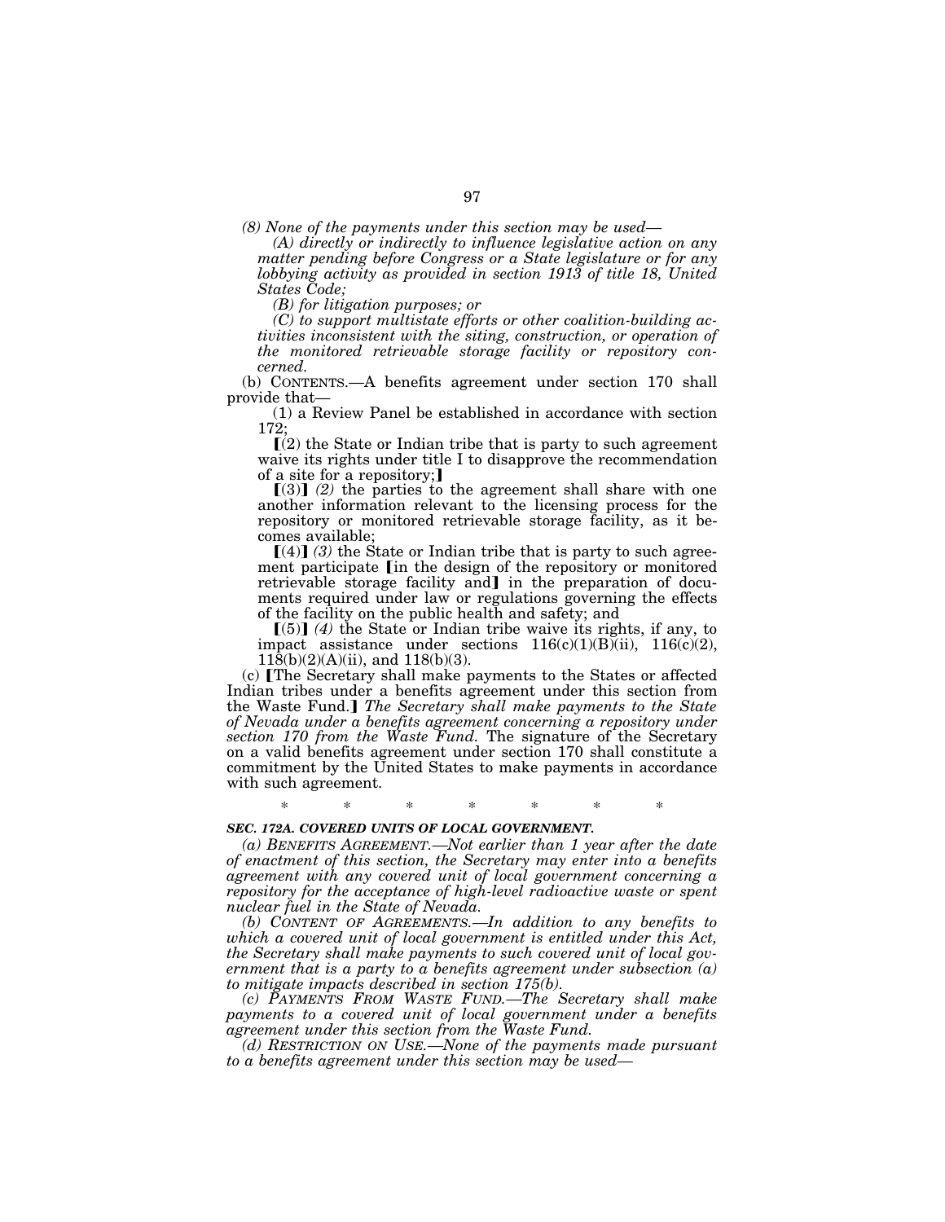*(8) None of the payments under this section may be used—*

*(A) directly or indirectly to influence legislative action on any matter pending before Congress or a State legislature or for any lobbying activity as provided in section 1913 of title 18, United States Code;*

*(B) for litigation purposes; or*

*(C) to support multistate efforts or other coalition-building activities inconsistent with the siting, construction, or operation of the monitored retrievable storage facility or repository concerned.*

(b) CONTENTS.—A benefits agreement under section 170 shall provide that—

(1) a Review Panel be established in accordance with section 172;

⟦(2) the State or Indian tribe that is party to such agreement waive its rights under title I to disapprove the recommendation of a site for a repository;⟧

⟦(3)⟧ *(2)* the parties to the agreement shall share with one another information relevant to the licensing process for the repository or monitored retrievable storage facility, as it becomes available;

⟦(4)⟧ *(3)* the State or Indian tribe that is party to such agreement participate ⟦in the design of the repository or monitored retrievable storage facility and⟧ in the preparation of documents required under law or regulations governing the effects of the facility on the public health and safety; and

⟦(5)⟧ *(4)* the State or Indian tribe waive its rights, if any, to impact assistance under sections 116(c)(1)(B)(ii), 116(c)(2), 118(b)(2)(A)(ii), and 118(b)(3).

(c) ⟦The Secretary shall make payments to the States or affected Indian tribes under a benefits agreement under this section from the Waste Fund.⟧ *The Secretary shall make payments to the State of Nevada under a benefits agreement concerning a repository under section 170 from the Waste Fund.* The signature of the Secretary on a valid benefits agreement under section 170 shall constitute a commitment by the United States to make payments in accordance with such agreement.

\* \* \* \* \* \* \*

***SEC. 172A. COVERED UNITS OF LOCAL GOVERNMENT.***

*(a) BENEFITS AGREEMENT.—Not earlier than 1 year after the date of enactment of this section, the Secretary may enter into a benefits agreement with any covered unit of local government concerning a repository for the acceptance of high-level radioactive waste or spent nuclear fuel in the State of Nevada.*

*(b) CONTENT OF AGREEMENTS.—In addition to any benefits to which a covered unit of local government is entitled under this Act, the Secretary shall make payments to such covered unit of local government that is a party to a benefits agreement under subsection (a) to mitigate impacts described in section 175(b).*

*(c) PAYMENTS FROM WASTE FUND.—The Secretary shall make payments to a covered unit of local government under a benefits agreement under this section from the Waste Fund.*

*(d) RESTRICTION ON USE.—None of the payments made pursuant to a benefits agreement under this section may be used—*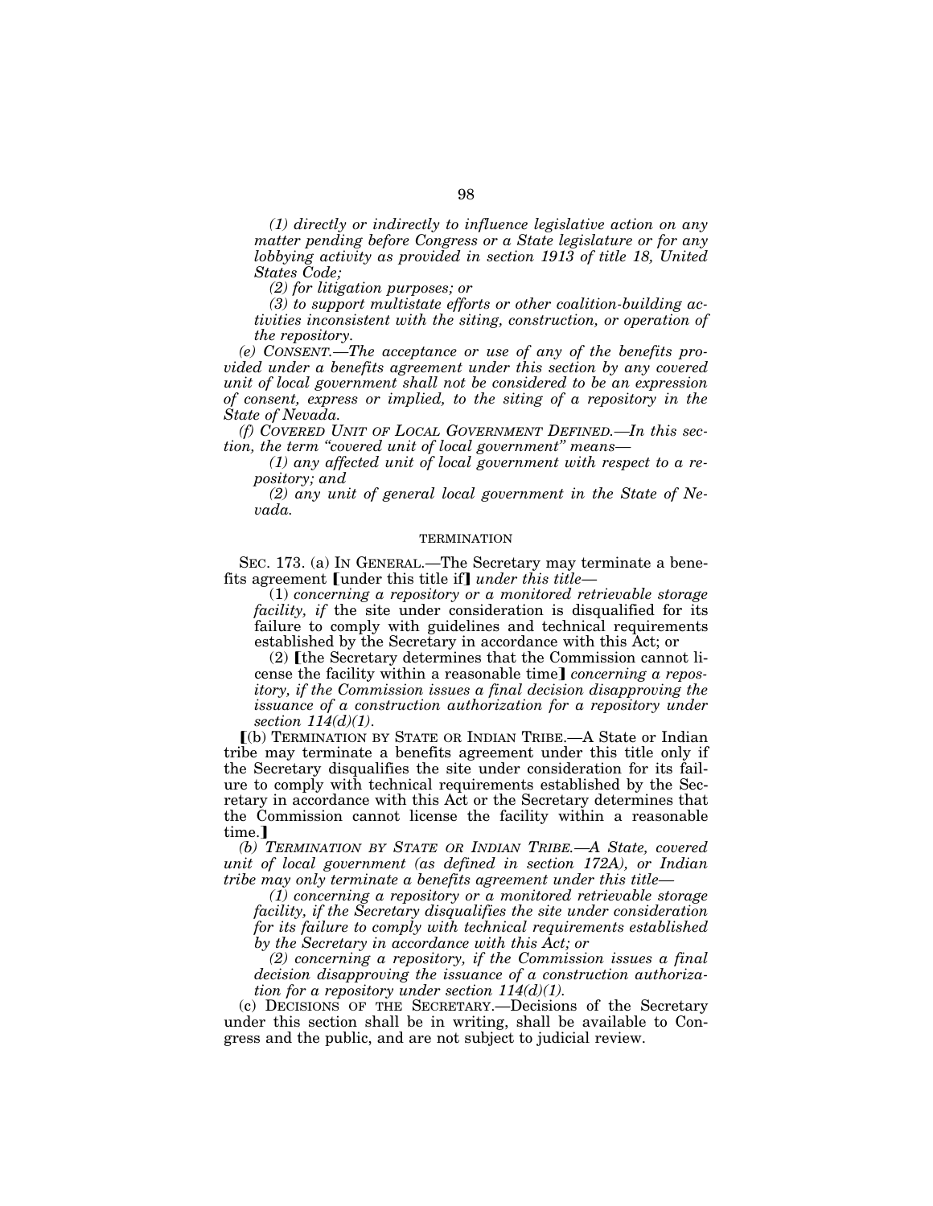*(1) directly or indirectly to influence legislative action on any matter pending before Congress or a State legislature or for any lobbying activity as provided in section 1913 of title 18, United States Code;*

*(2) for litigation purposes; or*

*(3) to support multistate efforts or other coalition-building activities inconsistent with the siting, construction, or operation of the repository.*

*(e) CONSENT.—The acceptance or use of any of the benefits provided under a benefits agreement under this section by any covered unit of local government shall not be considered to be an expression of consent, express or implied, to the siting of a repository in the State of Nevada.*

*(f) COVERED UNIT OF LOCAL GOVERNMENT DEFINED.—In this section, the term "covered unit of local government" means—*

*(1) any affected unit of local government with respect to a repository; and*

*(2) any unit of general local government in the State of Nevada.*

TERMINATION

SEC. 173. (a) IN GENERAL.—The Secretary may terminate a benefits agreement [under this title if] *under this title—*

(1) *concerning a repository or a monitored retrievable storage facility, if* the site under consideration is disqualified for its failure to comply with guidelines and technical requirements established by the Secretary in accordance with this Act; or

(2) [the Secretary determines that the Commission cannot license the facility within a reasonable time] *concerning a repository, if the Commission issues a final decision disapproving the issuance of a construction authorization for a repository under section 114(d)(1).*

[(b) TERMINATION BY STATE OR INDIAN TRIBE.—A State or Indian tribe may terminate a benefits agreement under this title only if the Secretary disqualifies the site under consideration for its failure to comply with technical requirements established by the Secretary in accordance with this Act or the Secretary determines that the Commission cannot license the facility within a reasonable time.]

*(b) TERMINATION BY STATE OR INDIAN TRIBE.—A State, covered unit of local government (as defined in section 172A), or Indian tribe may only terminate a benefits agreement under this title—*

*(1) concerning a repository or a monitored retrievable storage facility, if the Secretary disqualifies the site under consideration for its failure to comply with technical requirements established by the Secretary in accordance with this Act; or*

*(2) concerning a repository, if the Commission issues a final decision disapproving the issuance of a construction authorization for a repository under section 114(d)(1).*

(c) DECISIONS OF THE SECRETARY.—Decisions of the Secretary under this section shall be in writing, shall be available to Congress and the public, and are not subject to judicial review.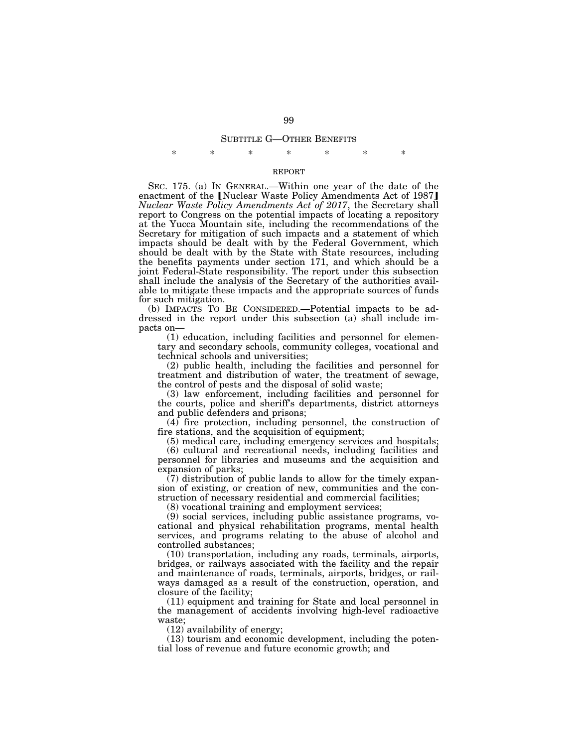SUBTITLE G—OTHER BENEFITS

\* \* \* \* \* \* \*

REPORT

SEC. 175. (a) IN GENERAL.—Within one year of the date of the enactment of the [Nuclear Waste Policy Amendments Act of 1987] *Nuclear Waste Policy Amendments Act of 2017*, the Secretary shall report to Congress on the potential impacts of locating a repository at the Yucca Mountain site, including the recommendations of the Secretary for mitigation of such impacts and a statement of which impacts should be dealt with by the Federal Government, which should be dealt with by the State with State resources, including the benefits payments under section 171, and which should be a joint Federal-State responsibility. The report under this subsection shall include the analysis of the Secretary of the authorities available to mitigate these impacts and the appropriate sources of funds for such mitigation.

(b) IMPACTS TO BE CONSIDERED.—Potential impacts to be addressed in the report under this subsection (a) shall include impacts on—

(1) education, including facilities and personnel for elementary and secondary schools, community colleges, vocational and technical schools and universities;

(2) public health, including the facilities and personnel for treatment and distribution of water, the treatment of sewage, the control of pests and the disposal of solid waste;

(3) law enforcement, including facilities and personnel for the courts, police and sheriff's departments, district attorneys and public defenders and prisons;

(4) fire protection, including personnel, the construction of fire stations, and the acquisition of equipment;

(5) medical care, including emergency services and hospitals;

(6) cultural and recreational needs, including facilities and personnel for libraries and museums and the acquisition and expansion of parks;

(7) distribution of public lands to allow for the timely expansion of existing, or creation of new, communities and the construction of necessary residential and commercial facilities;

(8) vocational training and employment services;

(9) social services, including public assistance programs, vocational and physical rehabilitation programs, mental health services, and programs relating to the abuse of alcohol and controlled substances;

(10) transportation, including any roads, terminals, airports, bridges, or railways associated with the facility and the repair and maintenance of roads, terminals, airports, bridges, or railways damaged as a result of the construction, operation, and closure of the facility;

(11) equipment and training for State and local personnel in the management of accidents involving high-level radioactive waste;

(12) availability of energy;

(13) tourism and economic development, including the potential loss of revenue and future economic growth; and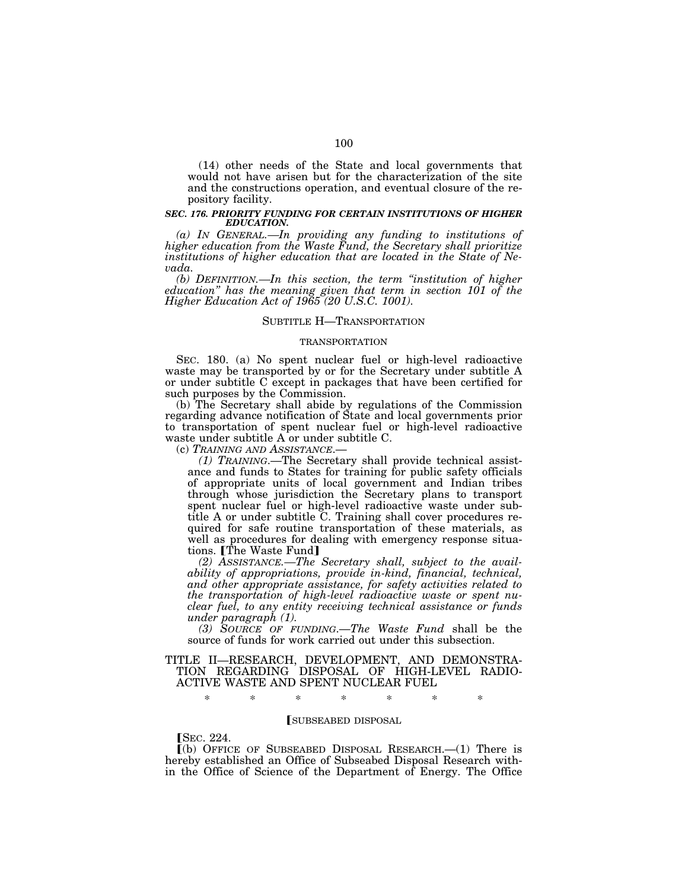(14) other needs of the State and local governments that would not have arisen but for the characterization of the site and the constructions operation, and eventual closure of the repository facility.

***SEC. 176. PRIORITY FUNDING FOR CERTAIN INSTITUTIONS OF HIGHER EDUCATION.***

*(a) IN GENERAL.—In providing any funding to institutions of higher education from the Waste Fund, the Secretary shall prioritize institutions of higher education that are located in the State of Nevada.*

*(b) DEFINITION.—In this section, the term "institution of higher education" has the meaning given that term in section 101 of the Higher Education Act of 1965 (20 U.S.C. 1001).*

SUBTITLE H—TRANSPORTATION

TRANSPORTATION

SEC. 180. (a) No spent nuclear fuel or high-level radioactive waste may be transported by or for the Secretary under subtitle A or under subtitle C except in packages that have been certified for such purposes by the Commission.

(b) The Secretary shall abide by regulations of the Commission regarding advance notification of State and local governments prior to transportation of spent nuclear fuel or high-level radioactive waste under subtitle A or under subtitle C.

(c) *TRAINING AND ASSISTANCE*.—

*(1) TRAINING*.—The Secretary shall provide technical assistance and funds to States for training for public safety officials of appropriate units of local government and Indian tribes through whose jurisdiction the Secretary plans to transport spent nuclear fuel or high-level radioactive waste under subtitle A or under subtitle C. Training shall cover procedures required for safe routine transportation of these materials, as well as procedures for dealing with emergency response situations. [The Waste Fund]

*(2) ASSISTANCE.—The Secretary shall, subject to the availability of appropriations, provide in-kind, financial, technical, and other appropriate assistance, for safety activities related to the transportation of high-level radioactive waste or spent nuclear fuel, to any entity receiving technical assistance or funds under paragraph (1).*

*(3) SOURCE OF FUNDING.—The Waste Fund* shall be the source of funds for work carried out under this subsection.

TITLE II—RESEARCH, DEVELOPMENT, AND DEMONSTRATION REGARDING DISPOSAL OF HIGH-LEVEL RADIOACTIVE WASTE AND SPENT NUCLEAR FUEL

\* \* \* \* \* \* \*

[SUBSEABED DISPOSAL

[SEC. 224.

[(b) OFFICE OF SUBSEABED DISPOSAL RESEARCH.—(1) There is hereby established an Office of Subseabed Disposal Research within the Office of Science of the Department of Energy. The Office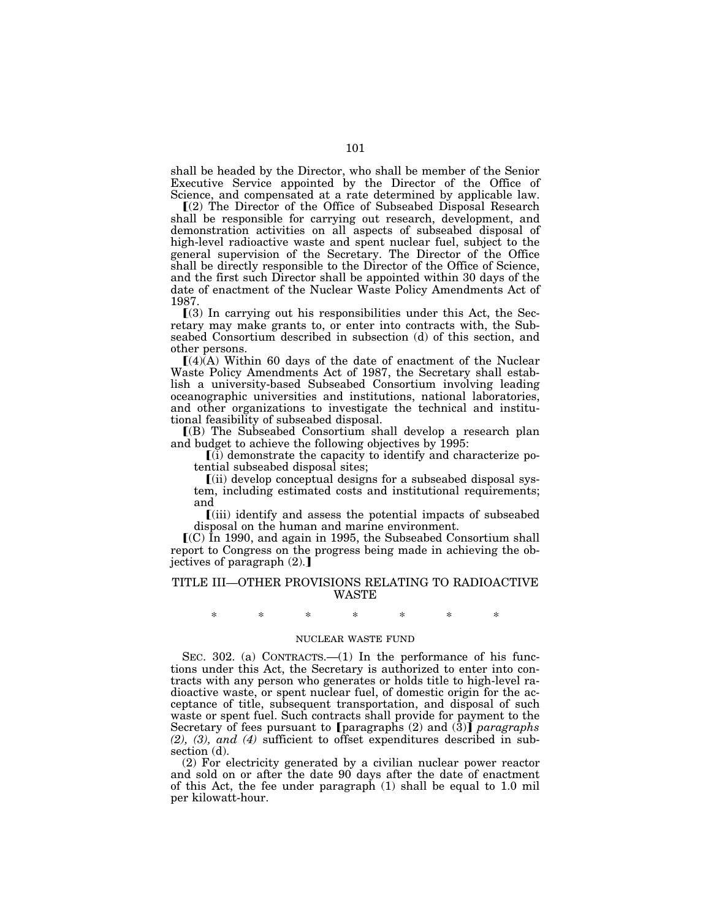shall be headed by the Director, who shall be member of the Senior Executive Service appointed by the Director of the Office of Science, and compensated at a rate determined by applicable law.

⟦(2) The Director of the Office of Subseabed Disposal Research shall be responsible for carrying out research, development, and demonstration activities on all aspects of subseabed disposal of high-level radioactive waste and spent nuclear fuel, subject to the general supervision of the Secretary. The Director of the Office shall be directly responsible to the Director of the Office of Science, and the first such Director shall be appointed within 30 days of the date of enactment of the Nuclear Waste Policy Amendments Act of 1987.

⟦(3) In carrying out his responsibilities under this Act, the Secretary may make grants to, or enter into contracts with, the Subseabed Consortium described in subsection (d) of this section, and other persons.

⟦(4)(A) Within 60 days of the date of enactment of the Nuclear Waste Policy Amendments Act of 1987, the Secretary shall establish a university-based Subseabed Consortium involving leading oceanographic universities and institutions, national laboratories, and other organizations to investigate the technical and institutional feasibility of subseabed disposal.

⟦(B) The Subseabed Consortium shall develop a research plan and budget to achieve the following objectives by 1995:

⟦(i) demonstrate the capacity to identify and characterize potential subseabed disposal sites;

⟦(ii) develop conceptual designs for a subseabed disposal system, including estimated costs and institutional requirements; and

⟦(iii) identify and assess the potential impacts of subseabed disposal on the human and marine environment.

⟦(C) In 1990, and again in 1995, the Subseabed Consortium shall report to Congress on the progress being made in achieving the objectives of paragraph (2).⟧

## TITLE III—OTHER PROVISIONS RELATING TO RADIOACTIVE WASTE

\* \* \* \* \* \* \*

### NUCLEAR WASTE FUND

SEC. 302. (a) CONTRACTS.—(1) In the performance of his functions under this Act, the Secretary is authorized to enter into contracts with any person who generates or holds title to high-level radioactive waste, or spent nuclear fuel, of domestic origin for the acceptance of title, subsequent transportation, and disposal of such waste or spent fuel. Such contracts shall provide for payment to the Secretary of fees pursuant to ⟦paragraphs (2) and (3)⟧ *paragraphs (2), (3), and (4)* sufficient to offset expenditures described in subsection (d).

(2) For electricity generated by a civilian nuclear power reactor and sold on or after the date 90 days after the date of enactment of this Act, the fee under paragraph (1) shall be equal to 1.0 mil per kilowatt-hour.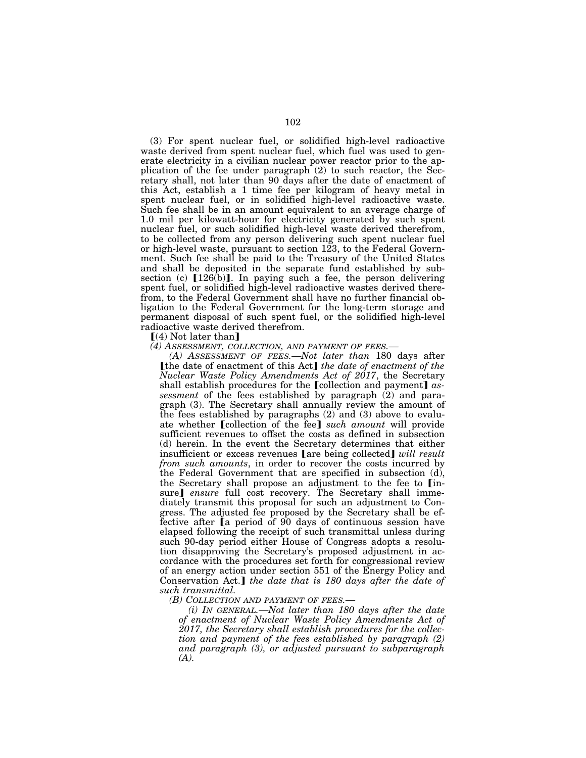(3) For spent nuclear fuel, or solidified high-level radioactive waste derived from spent nuclear fuel, which fuel was used to generate electricity in a civilian nuclear power reactor prior to the application of the fee under paragraph (2) to such reactor, the Secretary shall, not later than 90 days after the date of enactment of this Act, establish a 1 time fee per kilogram of heavy metal in spent nuclear fuel, or in solidified high-level radioactive waste. Such fee shall be in an amount equivalent to an average charge of 1.0 mil per kilowatt-hour for electricity generated by such spent nuclear fuel, or such solidified high-level waste derived therefrom, to be collected from any person delivering such spent nuclear fuel or high-level waste, pursuant to section 123, to the Federal Government. Such fee shall be paid to the Treasury of the United States and shall be deposited in the separate fund established by subsection (c) ⟦126(b)⟧. In paying such a fee, the person delivering spent fuel, or solidified high-level radioactive wastes derived therefrom, to the Federal Government shall have no further financial obligation to the Federal Government for the long-term storage and permanent disposal of such spent fuel, or the solidified high-level radioactive waste derived therefrom.

⟦(4) Not later than⟧

*(4) ASSESSMENT, COLLECTION, AND PAYMENT OF FEES.—*

*(A) ASSESSMENT OF FEES.—Not later than* 180 days after ⟦the date of enactment of this Act⟧ *the date of enactment of the Nuclear Waste Policy Amendments Act of 2017*, the Secretary shall establish procedures for the ⟦collection and payment⟧ *assessment* of the fees established by paragraph (2) and paragraph (3). The Secretary shall annually review the amount of the fees established by paragraphs (2) and (3) above to evaluate whether ⟦collection of the fee⟧ *such amount* will provide sufficient revenues to offset the costs as defined in subsection (d) herein. In the event the Secretary determines that either insufficient or excess revenues ⟦are being collected⟧ *will result from such amounts*, in order to recover the costs incurred by the Federal Government that are specified in subsection (d), the Secretary shall propose an adjustment to the fee to ⟦insure⟧ *ensure* full cost recovery. The Secretary shall immediately transmit this proposal for such an adjustment to Congress. The adjusted fee proposed by the Secretary shall be effective after ⟦a period of 90 days of continuous session have elapsed following the receipt of such transmittal unless during such 90-day period either House of Congress adopts a resolution disapproving the Secretary's proposed adjustment in accordance with the procedures set forth for congressional review of an energy action under section 551 of the Energy Policy and Conservation Act.⟧ *the date that is 180 days after the date of such transmittal.*

*(B) COLLECTION AND PAYMENT OF FEES.—*

*(i) IN GENERAL.—Not later than 180 days after the date of enactment of Nuclear Waste Policy Amendments Act of 2017, the Secretary shall establish procedures for the collection and payment of the fees established by paragraph (2) and paragraph (3), or adjusted pursuant to subparagraph (A).*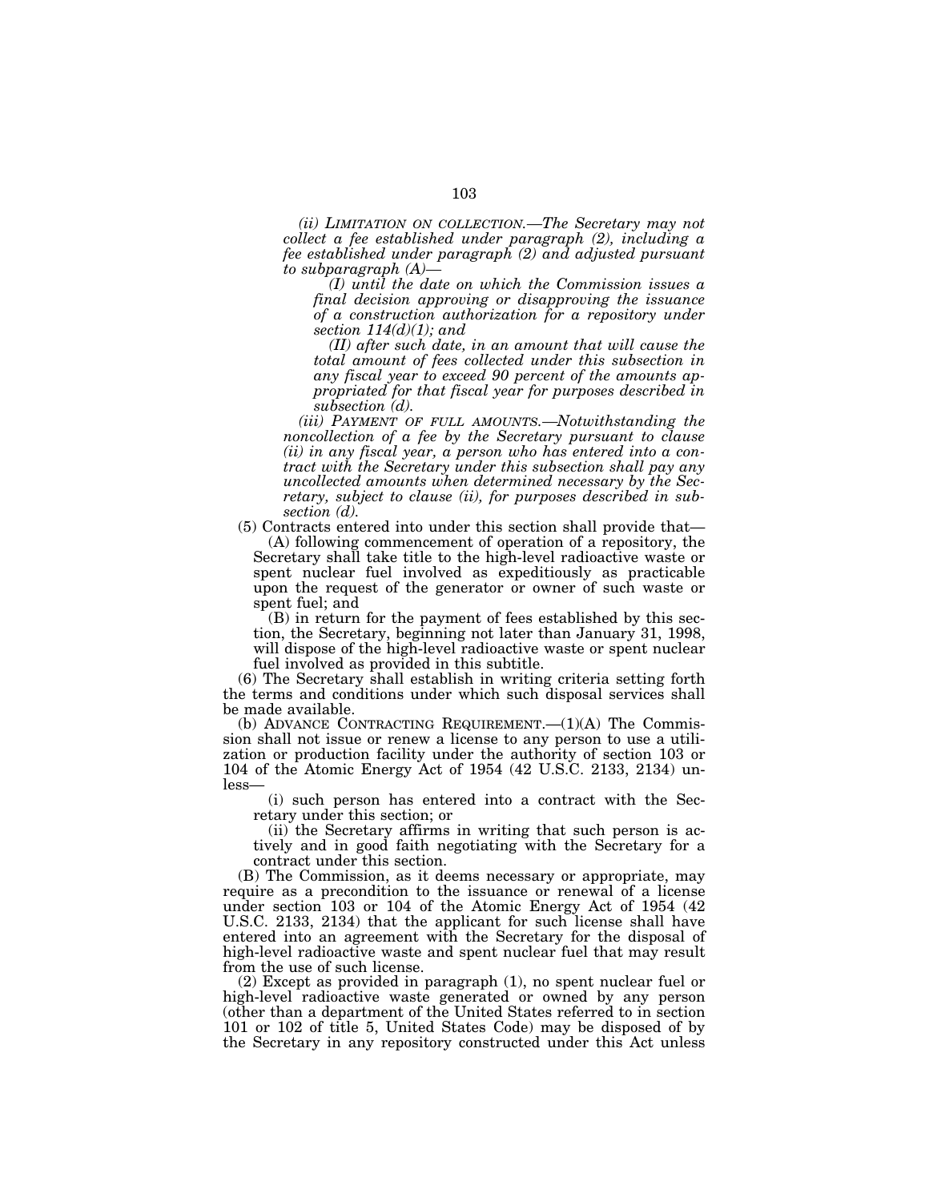*(ii) LIMITATION ON COLLECTION.—The Secretary may not collect a fee established under paragraph (2), including a fee established under paragraph (2) and adjusted pursuant to subparagraph (A)—*

*(I) until the date on which the Commission issues a final decision approving or disapproving the issuance of a construction authorization for a repository under section 114(d)(1); and*

*(II) after such date, in an amount that will cause the total amount of fees collected under this subsection in any fiscal year to exceed 90 percent of the amounts appropriated for that fiscal year for purposes described in subsection (d).*

*(iii) PAYMENT OF FULL AMOUNTS.—Notwithstanding the noncollection of a fee by the Secretary pursuant to clause (ii) in any fiscal year, a person who has entered into a contract with the Secretary under this subsection shall pay any uncollected amounts when determined necessary by the Secretary, subject to clause (ii), for purposes described in subsection (d).*

(5) Contracts entered into under this section shall provide that—

(A) following commencement of operation of a repository, the Secretary shall take title to the high-level radioactive waste or spent nuclear fuel involved as expeditiously as practicable upon the request of the generator or owner of such waste or spent fuel; and

(B) in return for the payment of fees established by this section, the Secretary, beginning not later than January 31, 1998, will dispose of the high-level radioactive waste or spent nuclear fuel involved as provided in this subtitle.

(6) The Secretary shall establish in writing criteria setting forth the terms and conditions under which such disposal services shall be made available.

(b) ADVANCE CONTRACTING REQUIREMENT.—(1)(A) The Commission shall not issue or renew a license to any person to use a utilization or production facility under the authority of section 103 or 104 of the Atomic Energy Act of 1954 (42 U.S.C. 2133, 2134) unless—

(i) such person has entered into a contract with the Secretary under this section; or

(ii) the Secretary affirms in writing that such person is actively and in good faith negotiating with the Secretary for a contract under this section.

(B) The Commission, as it deems necessary or appropriate, may require as a precondition to the issuance or renewal of a license under section 103 or 104 of the Atomic Energy Act of 1954 (42 U.S.C. 2133, 2134) that the applicant for such license shall have entered into an agreement with the Secretary for the disposal of high-level radioactive waste and spent nuclear fuel that may result from the use of such license.

(2) Except as provided in paragraph (1), no spent nuclear fuel or high-level radioactive waste generated or owned by any person (other than a department of the United States referred to in section 101 or 102 of title 5, United States Code) may be disposed of by the Secretary in any repository constructed under this Act unless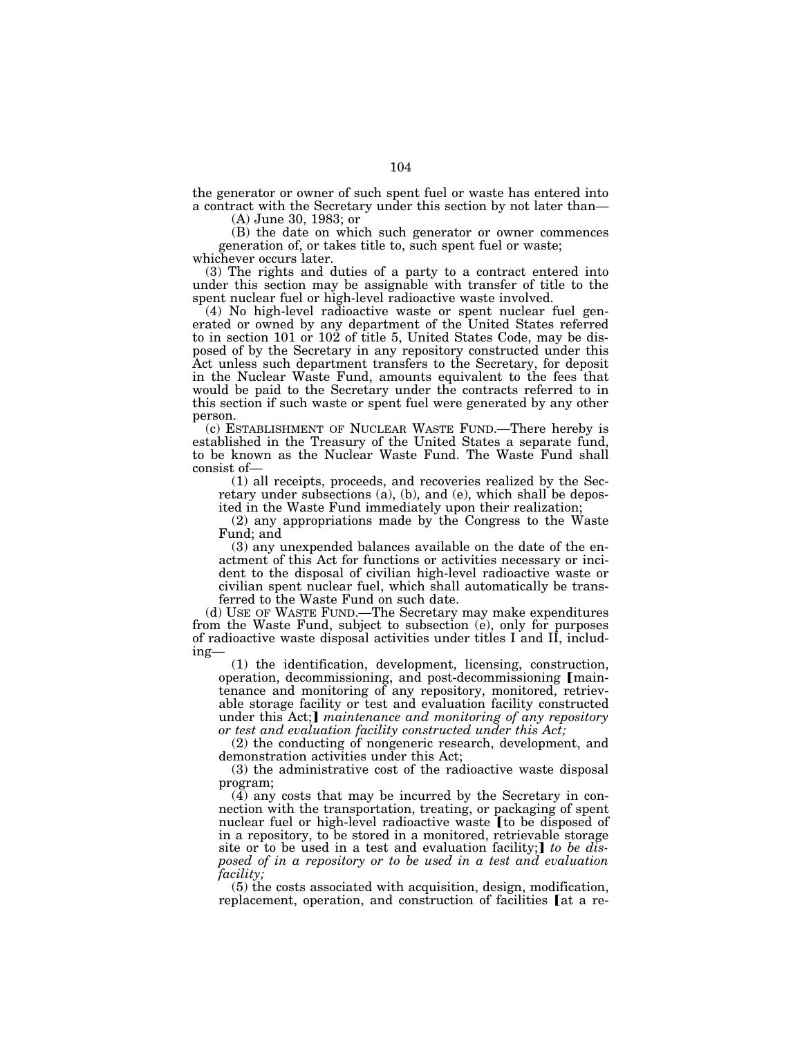the generator or owner of such spent fuel or waste has entered into a contract with the Secretary under this section by not later than—

(A) June 30, 1983; or

(B) the date on which such generator or owner commences generation of, or takes title to, such spent fuel or waste;

whichever occurs later.

(3) The rights and duties of a party to a contract entered into under this section may be assignable with transfer of title to the spent nuclear fuel or high-level radioactive waste involved.

(4) No high-level radioactive waste or spent nuclear fuel generated or owned by any department of the United States referred to in section 101 or 102 of title 5, United States Code, may be disposed of by the Secretary in any repository constructed under this Act unless such department transfers to the Secretary, for deposit in the Nuclear Waste Fund, amounts equivalent to the fees that would be paid to the Secretary under the contracts referred to in this section if such waste or spent fuel were generated by any other person.

(c) ESTABLISHMENT OF NUCLEAR WASTE FUND.—There hereby is established in the Treasury of the United States a separate fund, to be known as the Nuclear Waste Fund. The Waste Fund shall consist of—

(1) all receipts, proceeds, and recoveries realized by the Secretary under subsections (a), (b), and (e), which shall be deposited in the Waste Fund immediately upon their realization;

(2) any appropriations made by the Congress to the Waste Fund; and

(3) any unexpended balances available on the date of the enactment of this Act for functions or activities necessary or incident to the disposal of civilian high-level radioactive waste or civilian spent nuclear fuel, which shall automatically be transferred to the Waste Fund on such date.

(d) USE OF WASTE FUND.—The Secretary may make expenditures from the Waste Fund, subject to subsection (e), only for purposes of radioactive waste disposal activities under titles I and II, including—

(1) the identification, development, licensing, construction, operation, decommissioning, and post-decommissioning ⟦maintenance and monitoring of any repository, monitored, retrievable storage facility or test and evaluation facility constructed under this Act;⟧ *maintenance and monitoring of any repository or test and evaluation facility constructed under this Act;*

(2) the conducting of nongeneric research, development, and demonstration activities under this Act;

(3) the administrative cost of the radioactive waste disposal program;

(4) any costs that may be incurred by the Secretary in connection with the transportation, treating, or packaging of spent nuclear fuel or high-level radioactive waste ⟦to be disposed of in a repository, to be stored in a monitored, retrievable storage site or to be used in a test and evaluation facility;⟧ *to be disposed of in a repository or to be used in a test and evaluation facility;*

(5) the costs associated with acquisition, design, modification, replacement, operation, and construction of facilities ⟦at a re-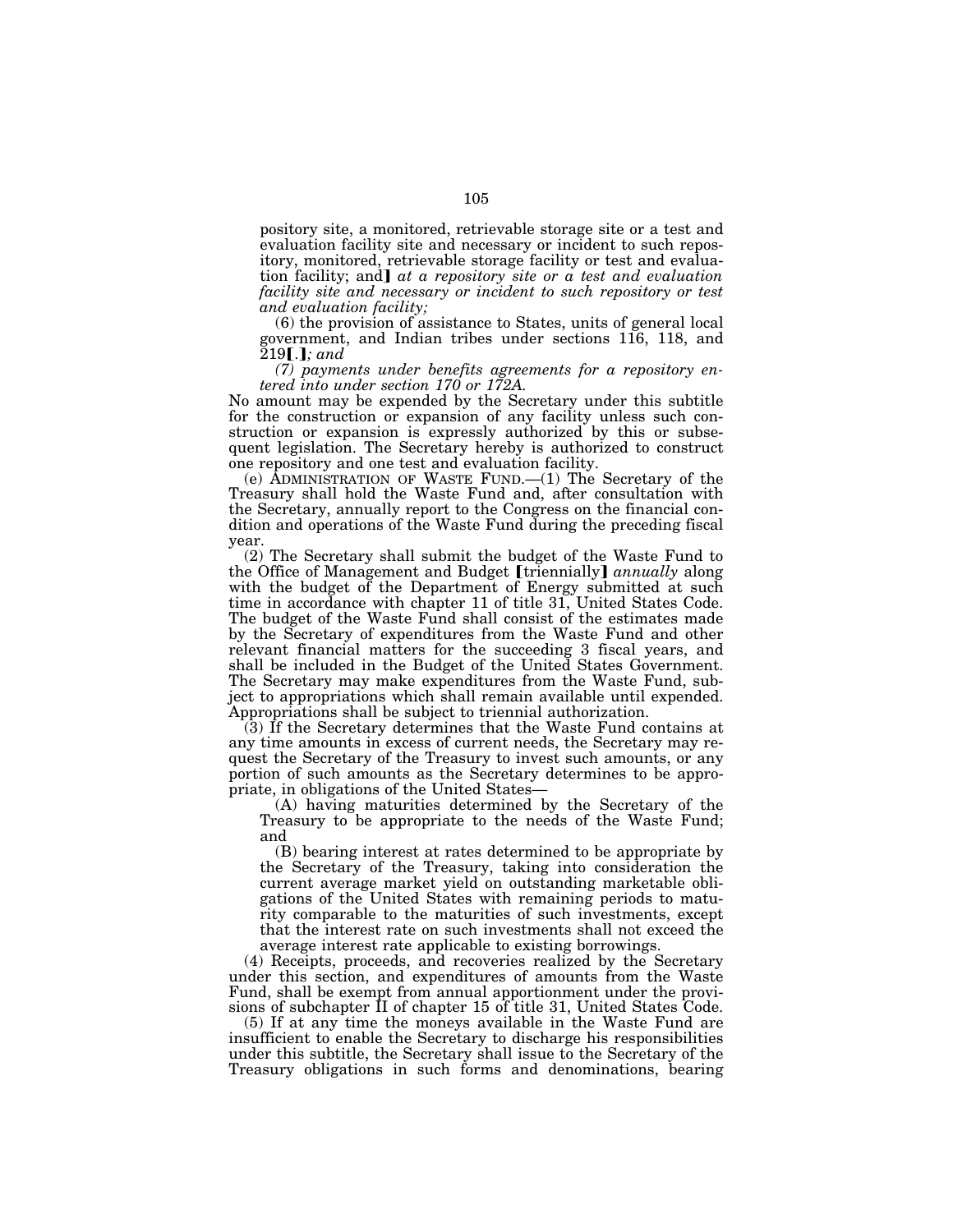pository site, a monitored, retrievable storage site or a test and evaluation facility site and necessary or incident to such repository, monitored, retrievable storage facility or test and evaluation facility; and】 *at a repository site or a test and evaluation facility site and necessary or incident to such repository or test and evaluation facility;*

(6) the provision of assistance to States, units of general local government, and Indian tribes under sections 116, 118, and 219【.】*; and*

*(7) payments under benefits agreements for a repository entered into under section 170 or 172A.*

No amount may be expended by the Secretary under this subtitle for the construction or expansion of any facility unless such construction or expansion is expressly authorized by this or subsequent legislation. The Secretary hereby is authorized to construct one repository and one test and evaluation facility.

(e) ADMINISTRATION OF WASTE FUND.—(1) The Secretary of the Treasury shall hold the Waste Fund and, after consultation with the Secretary, annually report to the Congress on the financial condition and operations of the Waste Fund during the preceding fiscal year.

(2) The Secretary shall submit the budget of the Waste Fund to the Office of Management and Budget 【triennially】 *annually* along with the budget of the Department of Energy submitted at such time in accordance with chapter 11 of title 31, United States Code. The budget of the Waste Fund shall consist of the estimates made by the Secretary of expenditures from the Waste Fund and other relevant financial matters for the succeeding 3 fiscal years, and shall be included in the Budget of the United States Government. The Secretary may make expenditures from the Waste Fund, subject to appropriations which shall remain available until expended. Appropriations shall be subject to triennial authorization.

(3) If the Secretary determines that the Waste Fund contains at any time amounts in excess of current needs, the Secretary may request the Secretary of the Treasury to invest such amounts, or any portion of such amounts as the Secretary determines to be appropriate, in obligations of the United States—

(A) having maturities determined by the Secretary of the Treasury to be appropriate to the needs of the Waste Fund; and

(B) bearing interest at rates determined to be appropriate by the Secretary of the Treasury, taking into consideration the current average market yield on outstanding marketable obligations of the United States with remaining periods to maturity comparable to the maturities of such investments, except that the interest rate on such investments shall not exceed the average interest rate applicable to existing borrowings.

(4) Receipts, proceeds, and recoveries realized by the Secretary under this section, and expenditures of amounts from the Waste Fund, shall be exempt from annual apportionment under the provisions of subchapter II of chapter 15 of title 31, United States Code.

(5) If at any time the moneys available in the Waste Fund are insufficient to enable the Secretary to discharge his responsibilities under this subtitle, the Secretary shall issue to the Secretary of the Treasury obligations in such forms and denominations, bearing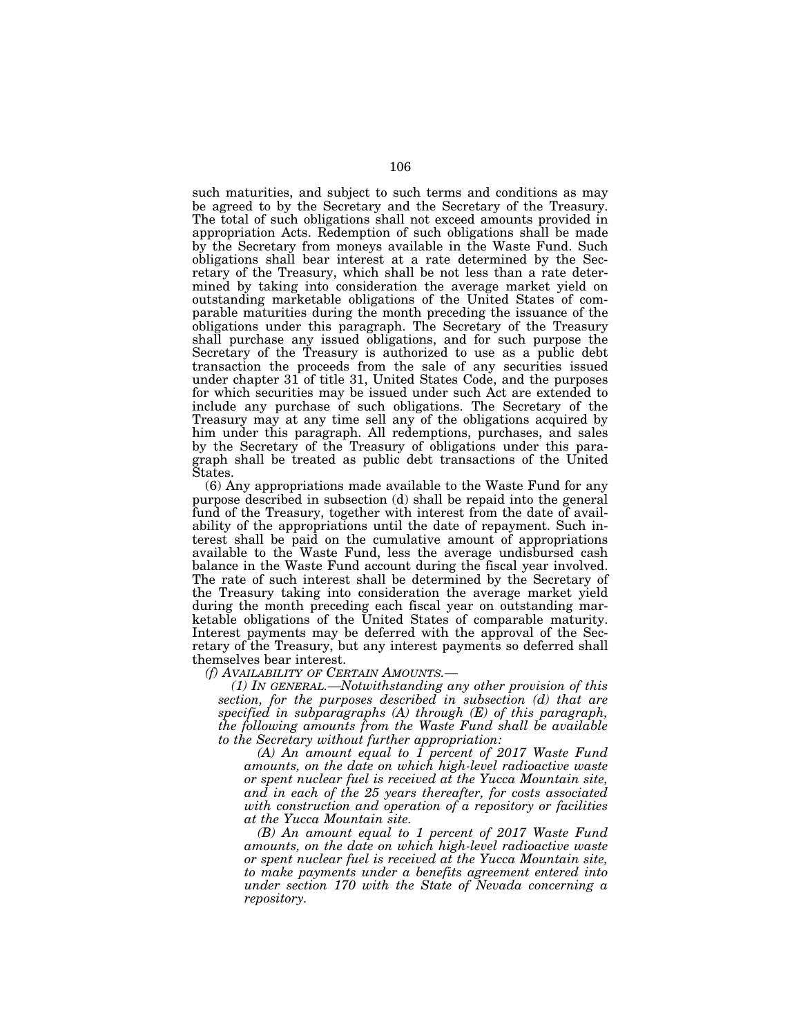such maturities, and subject to such terms and conditions as may be agreed to by the Secretary and the Secretary of the Treasury. The total of such obligations shall not exceed amounts provided in appropriation Acts. Redemption of such obligations shall be made by the Secretary from moneys available in the Waste Fund. Such obligations shall bear interest at a rate determined by the Secretary of the Treasury, which shall be not less than a rate determined by taking into consideration the average market yield on outstanding marketable obligations of the United States of comparable maturities during the month preceding the issuance of the obligations under this paragraph. The Secretary of the Treasury shall purchase any issued obligations, and for such purpose the Secretary of the Treasury is authorized to use as a public debt transaction the proceeds from the sale of any securities issued under chapter 31 of title 31, United States Code, and the purposes for which securities may be issued under such Act are extended to include any purchase of such obligations. The Secretary of the Treasury may at any time sell any of the obligations acquired by him under this paragraph. All redemptions, purchases, and sales by the Secretary of the Treasury of obligations under this paragraph shall be treated as public debt transactions of the United States.

(6) Any appropriations made available to the Waste Fund for any purpose described in subsection (d) shall be repaid into the general fund of the Treasury, together with interest from the date of availability of the appropriations until the date of repayment. Such interest shall be paid on the cumulative amount of appropriations available to the Waste Fund, less the average undisbursed cash balance in the Waste Fund account during the fiscal year involved. The rate of such interest shall be determined by the Secretary of the Treasury taking into consideration the average market yield during the month preceding each fiscal year on outstanding marketable obligations of the United States of comparable maturity. Interest payments may be deferred with the approval of the Secretary of the Treasury, but any interest payments so deferred shall themselves bear interest.

*(f) AVAILABILITY OF CERTAIN AMOUNTS.—*

*(1) IN GENERAL.—Notwithstanding any other provision of this section, for the purposes described in subsection (d) that are specified in subparagraphs (A) through (E) of this paragraph, the following amounts from the Waste Fund shall be available to the Secretary without further appropriation:*

*(A) An amount equal to 1 percent of 2017 Waste Fund amounts, on the date on which high-level radioactive waste or spent nuclear fuel is received at the Yucca Mountain site, and in each of the 25 years thereafter, for costs associated with construction and operation of a repository or facilities at the Yucca Mountain site.*

*(B) An amount equal to 1 percent of 2017 Waste Fund amounts, on the date on which high-level radioactive waste or spent nuclear fuel is received at the Yucca Mountain site, to make payments under a benefits agreement entered into under section 170 with the State of Nevada concerning a repository.*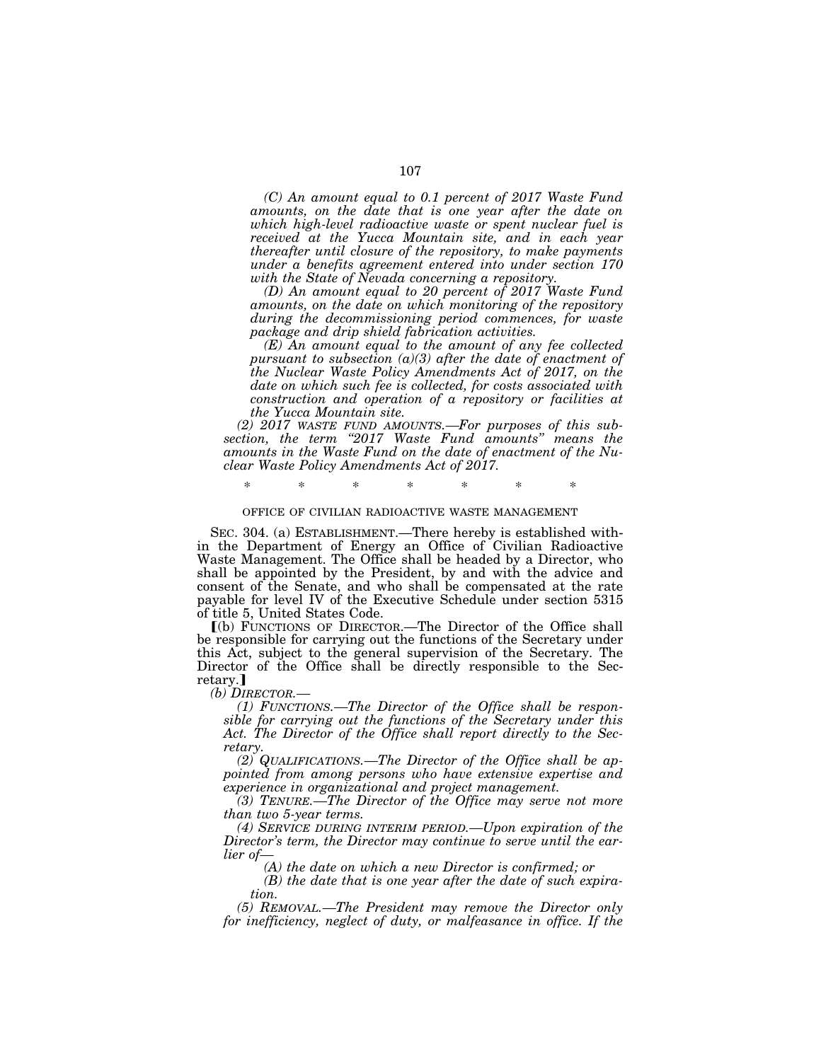*(C) An amount equal to 0.1 percent of 2017 Waste Fund amounts, on the date that is one year after the date on which high-level radioactive waste or spent nuclear fuel is received at the Yucca Mountain site, and in each year thereafter until closure of the repository, to make payments under a benefits agreement entered into under section 170 with the State of Nevada concerning a repository.*

*(D) An amount equal to 20 percent of 2017 Waste Fund amounts, on the date on which monitoring of the repository during the decommissioning period commences, for waste package and drip shield fabrication activities.*

*(E) An amount equal to the amount of any fee collected pursuant to subsection (a)(3) after the date of enactment of the Nuclear Waste Policy Amendments Act of 2017, on the date on which such fee is collected, for costs associated with construction and operation of a repository or facilities at the Yucca Mountain site.*

*(2) 2017 WASTE FUND AMOUNTS.—For purposes of this subsection, the term "2017 Waste Fund amounts" means the amounts in the Waste Fund on the date of enactment of the Nuclear Waste Policy Amendments Act of 2017.*

\* \* \* \* \* \* \*

OFFICE OF CIVILIAN RADIOACTIVE WASTE MANAGEMENT

SEC. 304. (a) ESTABLISHMENT.—There hereby is established within the Department of Energy an Office of Civilian Radioactive Waste Management. The Office shall be headed by a Director, who shall be appointed by the President, by and with the advice and consent of the Senate, and who shall be compensated at the rate payable for level IV of the Executive Schedule under section 5315 of title 5, United States Code.

⟦(b) FUNCTIONS OF DIRECTOR.—The Director of the Office shall be responsible for carrying out the functions of the Secretary under this Act, subject to the general supervision of the Secretary. The Director of the Office shall be directly responsible to the Secretary.⟧

*(b) DIRECTOR.—*

*(1) FUNCTIONS.—The Director of the Office shall be responsible for carrying out the functions of the Secretary under this Act. The Director of the Office shall report directly to the Secretary.*

*(2) QUALIFICATIONS.—The Director of the Office shall be appointed from among persons who have extensive expertise and experience in organizational and project management.*

*(3) TENURE.—The Director of the Office may serve not more than two 5-year terms.*

*(4) SERVICE DURING INTERIM PERIOD.—Upon expiration of the Director's term, the Director may continue to serve until the earlier of—*

*(A) the date on which a new Director is confirmed; or*

*(B) the date that is one year after the date of such expiration.*

*(5) REMOVAL.—The President may remove the Director only for inefficiency, neglect of duty, or malfeasance in office. If the*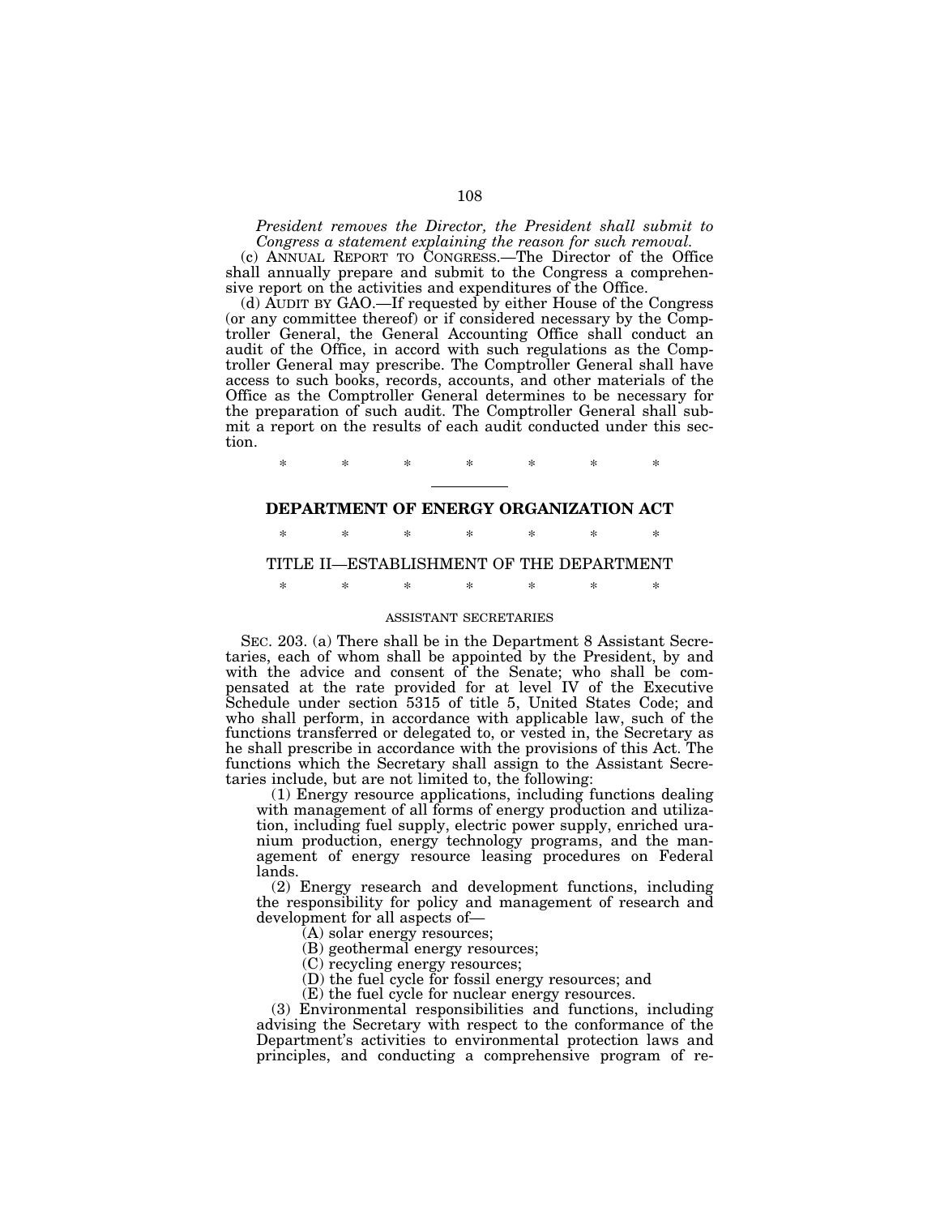*President removes the Director, the President shall submit to Congress a statement explaining the reason for such removal.*

(c) ANNUAL REPORT TO CONGRESS.—The Director of the Office shall annually prepare and submit to the Congress a comprehensive report on the activities and expenditures of the Office.

(d) AUDIT BY GAO.—If requested by either House of the Congress (or any committee thereof) or if considered necessary by the Comptroller General, the General Accounting Office shall conduct an audit of the Office, in accord with such regulations as the Comptroller General may prescribe. The Comptroller General shall have access to such books, records, accounts, and other materials of the Office as the Comptroller General determines to be necessary for the preparation of such audit. The Comptroller General shall submit a report on the results of each audit conducted under this section.

\* \* \* \* \* \* \*

---

## DEPARTMENT OF ENERGY ORGANIZATION ACT

\* \* \* \* \* \* \*

### TITLE II—ESTABLISHMENT OF THE DEPARTMENT

\* \* \* \* \* \* \*

#### ASSISTANT SECRETARIES

SEC. 203. (a) There shall be in the Department 8 Assistant Secretaries, each of whom shall be appointed by the President, by and with the advice and consent of the Senate; who shall be compensated at the rate provided for at level IV of the Executive Schedule under section 5315 of title 5, United States Code; and who shall perform, in accordance with applicable law, such of the functions transferred or delegated to, or vested in, the Secretary as he shall prescribe in accordance with the provisions of this Act. The functions which the Secretary shall assign to the Assistant Secretaries include, but are not limited to, the following:

(1) Energy resource applications, including functions dealing with management of all forms of energy production and utilization, including fuel supply, electric power supply, enriched uranium production, energy technology programs, and the management of energy resource leasing procedures on Federal lands.

(2) Energy research and development functions, including the responsibility for policy and management of research and development for all aspects of—

(A) solar energy resources;

(B) geothermal energy resources;

(C) recycling energy resources;

(D) the fuel cycle for fossil energy resources; and

(E) the fuel cycle for nuclear energy resources.

(3) Environmental responsibilities and functions, including advising the Secretary with respect to the conformance of the Department's activities to environmental protection laws and principles, and conducting a comprehensive program of re-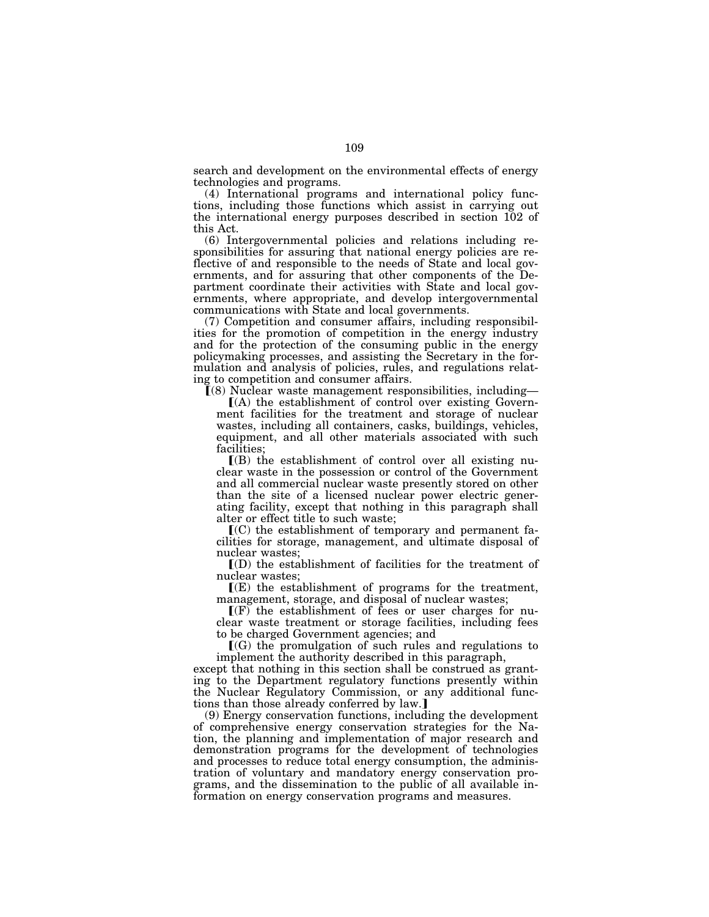search and development on the environmental effects of energy technologies and programs.

(4) International programs and international policy functions, including those functions which assist in carrying out the international energy purposes described in section 102 of this Act.

(6) Intergovernmental policies and relations including responsibilities for assuring that national energy policies are reflective of and responsible to the needs of State and local governments, and for assuring that other components of the Department coordinate their activities with State and local governments, where appropriate, and develop intergovernmental communications with State and local governments.

(7) Competition and consumer affairs, including responsibilities for the promotion of competition in the energy industry and for the protection of the consuming public in the energy policymaking processes, and assisting the Secretary in the formulation and analysis of policies, rules, and regulations relating to competition and consumer affairs.

【(8) Nuclear waste management responsibilities, including—

【(A) the establishment of control over existing Government facilities for the treatment and storage of nuclear wastes, including all containers, casks, buildings, vehicles, equipment, and all other materials associated with such facilities;

【(B) the establishment of control over all existing nuclear waste in the possession or control of the Government and all commercial nuclear waste presently stored on other than the site of a licensed nuclear power electric generating facility, except that nothing in this paragraph shall alter or effect title to such waste;

【(C) the establishment of temporary and permanent facilities for storage, management, and ultimate disposal of nuclear wastes;

【(D) the establishment of facilities for the treatment of nuclear wastes;

【(E) the establishment of programs for the treatment, management, storage, and disposal of nuclear wastes;

【(F) the establishment of fees or user charges for nuclear waste treatment or storage facilities, including fees to be charged Government agencies; and

【(G) the promulgation of such rules and regulations to implement the authority described in this paragraph,

except that nothing in this section shall be construed as granting to the Department regulatory functions presently within the Nuclear Regulatory Commission, or any additional functions than those already conferred by law.】

(9) Energy conservation functions, including the development of comprehensive energy conservation strategies for the Nation, the planning and implementation of major research and demonstration programs for the development of technologies and processes to reduce total energy consumption, the administration of voluntary and mandatory energy conservation programs, and the dissemination to the public of all available information on energy conservation programs and measures.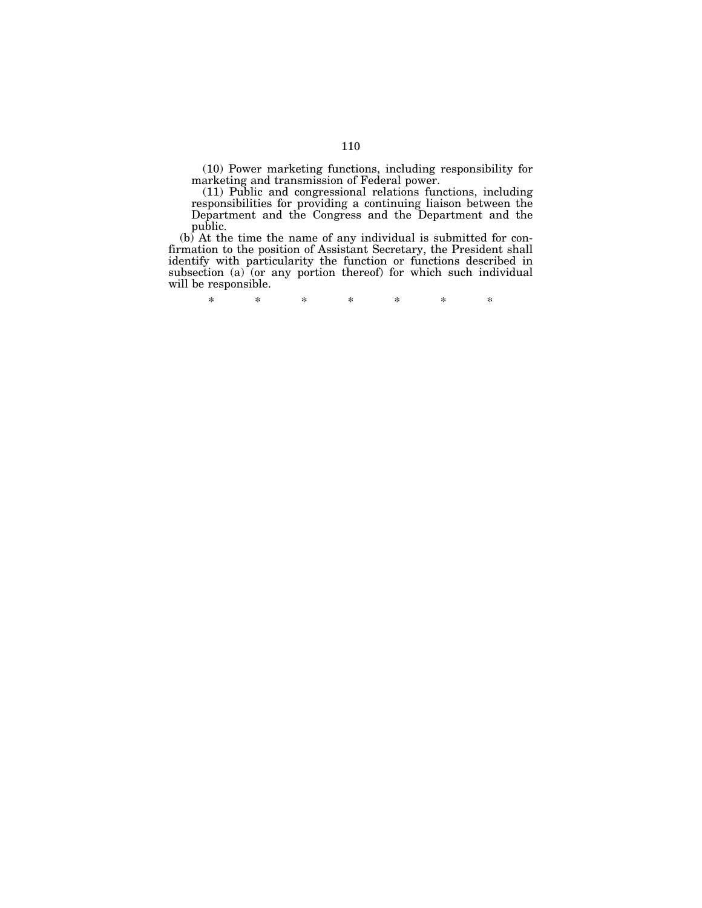(10) Power marketing functions, including responsibility for marketing and transmission of Federal power.

(11) Public and congressional relations functions, including responsibilities for providing a continuing liaison between the Department and the Congress and the Department and the public.

(b) At the time the name of any individual is submitted for confirmation to the position of Assistant Secretary, the President shall identify with particularity the function or functions described in subsection (a) (or any portion thereof) for which such individual will be responsible.

\* \* \* \* \* \* \*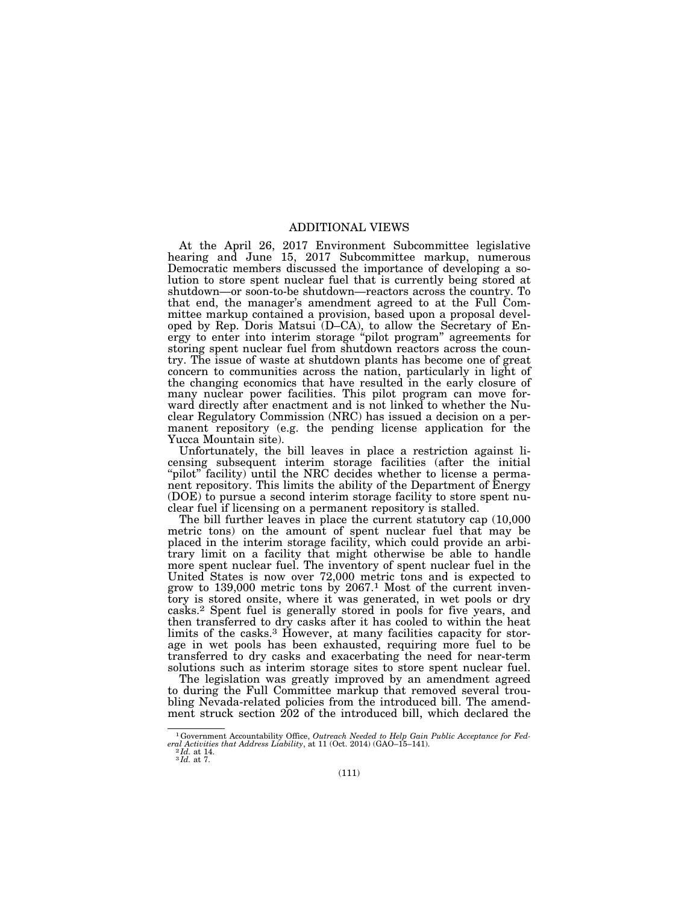## ADDITIONAL VIEWS

At the April 26, 2017 Environment Subcommittee legislative hearing and June 15, 2017 Subcommittee markup, numerous Democratic members discussed the importance of developing a solution to store spent nuclear fuel that is currently being stored at shutdown—or soon-to-be shutdown—reactors across the country. To that end, the manager's amendment agreed to at the Full Committee markup contained a provision, based upon a proposal developed by Rep. Doris Matsui (D–CA), to allow the Secretary of Energy to enter into interim storage "pilot program" agreements for storing spent nuclear fuel from shutdown reactors across the country. The issue of waste at shutdown plants has become one of great concern to communities across the nation, particularly in light of the changing economics that have resulted in the early closure of many nuclear power facilities. This pilot program can move forward directly after enactment and is not linked to whether the Nuclear Regulatory Commission (NRC) has issued a decision on a permanent repository (e.g. the pending license application for the Yucca Mountain site).

Unfortunately, the bill leaves in place a restriction against licensing subsequent interim storage facilities (after the initial "pilot" facility) until the NRC decides whether to license a permanent repository. This limits the ability of the Department of Energy (DOE) to pursue a second interim storage facility to store spent nuclear fuel if licensing on a permanent repository is stalled.

The bill further leaves in place the current statutory cap (10,000 metric tons) on the amount of spent nuclear fuel that may be placed in the interim storage facility, which could provide an arbitrary limit on a facility that might otherwise be able to handle more spent nuclear fuel. The inventory of spent nuclear fuel in the United States is now over 72,000 metric tons and is expected to grow to 139,000 metric tons by 2067.[1] Most of the current inventory is stored onsite, where it was generated, in wet pools or dry casks.[2] Spent fuel is generally stored in pools for five years, and then transferred to dry casks after it has cooled to within the heat limits of the casks.[3] However, at many facilities capacity for storage in wet pools has been exhausted, requiring more fuel to be transferred to dry casks and exacerbating the need for near-term solutions such as interim storage sites to store spent nuclear fuel.

The legislation was greatly improved by an amendment agreed to during the Full Committee markup that removed several troubling Nevada-related policies from the introduced bill. The amendment struck section 202 of the introduced bill, which declared the

---

[1] Government Accountability Office, *Outreach Needed to Help Gain Public Acceptance for Federal Activities that Address Liability*, at 11 (Oct. 2014) (GAO–15–141).

[2] *Id.* at 14.

[3] *Id.* at 7.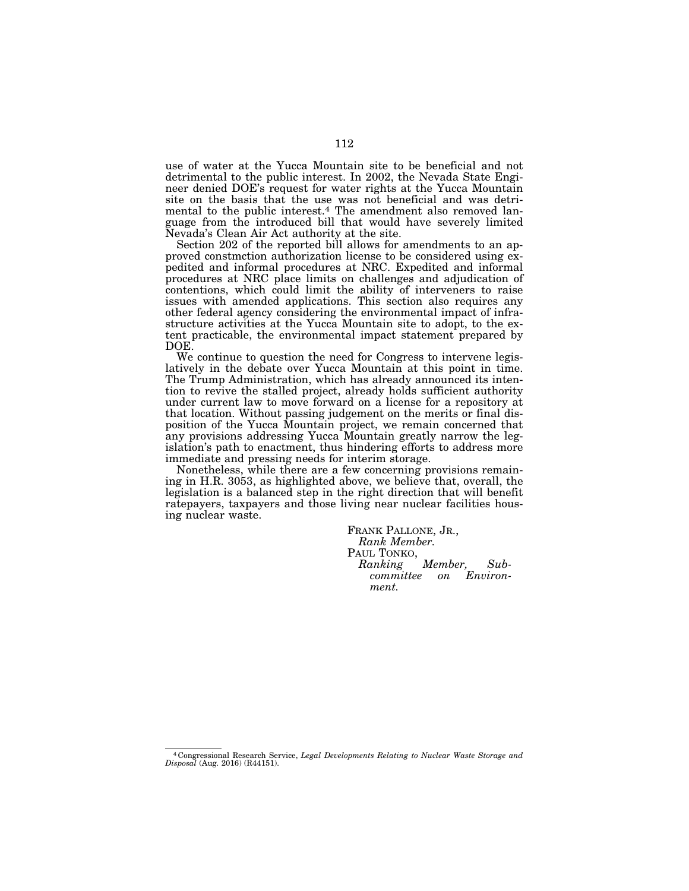use of water at the Yucca Mountain site to be beneficial and not detrimental to the public interest. In 2002, the Nevada State Engineer denied DOE's request for water rights at the Yucca Mountain site on the basis that the use was not beneficial and was detrimental to the public interest.[4] The amendment also removed language from the introduced bill that would have severely limited Nevada's Clean Air Act authority at the site.

Section 202 of the reported bill allows for amendments to an approved constmction authorization license to be considered using expedited and informal procedures at NRC. Expedited and informal procedures at NRC place limits on challenges and adjudication of contentions, which could limit the ability of interveners to raise issues with amended applications. This section also requires any other federal agency considering the environmental impact of infrastructure activities at the Yucca Mountain site to adopt, to the extent practicable, the environmental impact statement prepared by DOE.

We continue to question the need for Congress to intervene legislatively in the debate over Yucca Mountain at this point in time. The Trump Administration, which has already announced its intention to revive the stalled project, already holds sufficient authority under current law to move forward on a license for a repository at that location. Without passing judgement on the merits or final disposition of the Yucca Mountain project, we remain concerned that any provisions addressing Yucca Mountain greatly narrow the legislation's path to enactment, thus hindering efforts to address more immediate and pressing needs for interim storage.

Nonetheless, while there are a few concerning provisions remaining in H.R. 3053, as highlighted above, we believe that, overall, the legislation is a balanced step in the right direction that will benefit ratepayers, taxpayers and those living near nuclear facilities housing nuclear waste.

FRANK PALLONE, JR.,
*Rank Member.*
PAUL TONKO,
*Ranking Member, Subcommittee on Environment.*

---

[4] Congressional Research Service, *Legal Developments Relating to Nuclear Waste Storage and Disposal* (Aug. 2016) (R44151).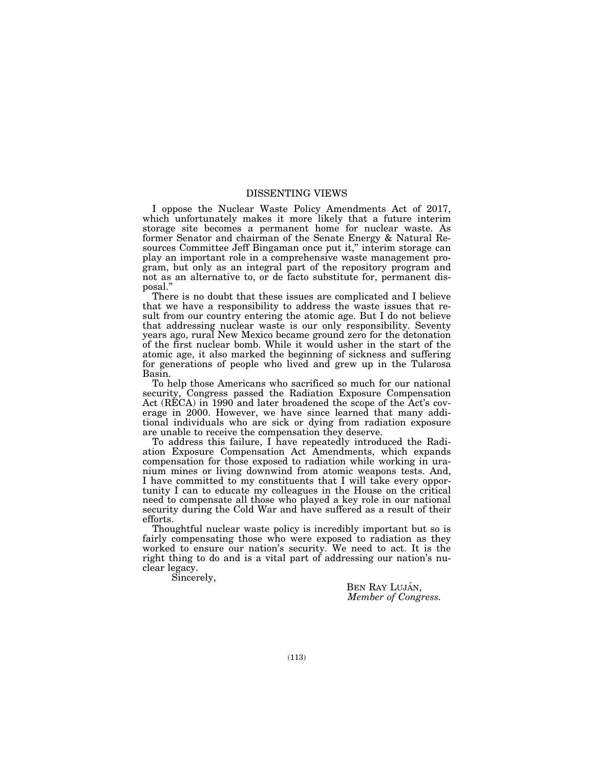## DISSENTING VIEWS

I oppose the Nuclear Waste Policy Amendments Act of 2017, which unfortunately makes it more likely that a future interim storage site becomes a permanent home for nuclear waste. As former Senator and chairman of the Senate Energy & Natural Resources Committee Jeff Bingaman once put it," interim storage can play an important role in a comprehensive waste management program, but only as an integral part of the repository program and not as an alternative to, or de facto substitute for, permanent disposal."

There is no doubt that these issues are complicated and I believe that we have a responsibility to address the waste issues that result from our country entering the atomic age. But I do not believe that addressing nuclear waste is our only responsibility. Seventy years ago, rural New Mexico became ground zero for the detonation of the first nuclear bomb. While it would usher in the start of the atomic age, it also marked the beginning of sickness and suffering for generations of people who lived and grew up in the Tularosa Basin.

To help those Americans who sacrificed so much for our national security, Congress passed the Radiation Exposure Compensation Act (RECA) in 1990 and later broadened the scope of the Act's coverage in 2000. However, we have since learned that many additional individuals who are sick or dying from radiation exposure are unable to receive the compensation they deserve.

To address this failure, I have repeatedly introduced the Radiation Exposure Compensation Act Amendments, which expands compensation for those exposed to radiation while working in uranium mines or living downwind from atomic weapons tests. And, I have committed to my constituents that I will take every opportunity I can to educate my colleagues in the House on the critical need to compensate all those who played a key role in our national security during the Cold War and have suffered as a result of their efforts.

Thoughtful nuclear waste policy is incredibly important but so is fairly compensating those who were exposed to radiation as they worked to ensure our nation's security. We need to act. It is the right thing to do and is a vital part of addressing our nation's nuclear legacy.

Sincerely,

BEN RAY LUJÁN,
*Member of Congress.*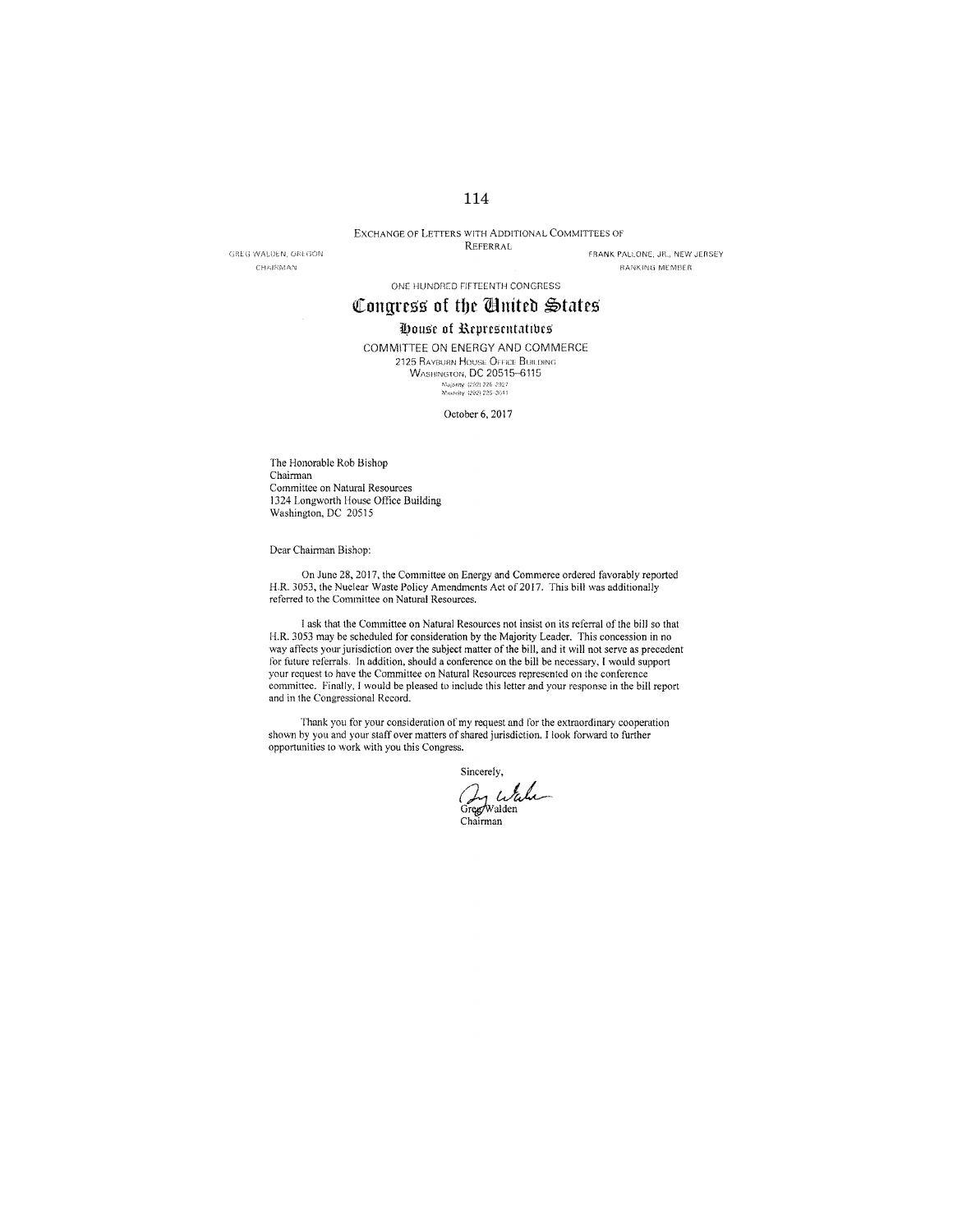EXCHANGE OF LETTERS WITH ADDITIONAL COMMITTEES OF REFERRAL

GREG WALDEN, OREGON
CHAIRMAN

FRANK PALLONE, JR., NEW JERSEY
RANKING MEMBER

ONE HUNDRED FIFTEENTH CONGRESS

# Congress of the United States

## House of Representatives

COMMITTEE ON ENERGY AND COMMERCE
2125 RAYBURN HOUSE OFFICE BUILDING
WASHINGTON, DC 20515–6115
Majority (202) 225-2927
Minority (202) 225-3641

October 6, 2017

The Honorable Rob Bishop
Chairman
Committee on Natural Resources
1324 Longworth House Office Building
Washington, DC 20515

Dear Chairman Bishop:

On June 28, 2017, the Committee on Energy and Commerce ordered favorably reported H.R. 3053, the Nuclear Waste Policy Amendments Act of 2017. This bill was additionally referred to the Committee on Natural Resources.

I ask that the Committee on Natural Resources not insist on its referral of the bill so that H.R. 3053 may be scheduled for consideration by the Majority Leader. This concession in no way affects your jurisdiction over the subject matter of the bill, and it will not serve as precedent for future referrals. In addition, should a conference on the bill be necessary, I would support your request to have the Committee on Natural Resources represented on the conference committee. Finally, I would be pleased to include this letter and your response in the bill report and in the Congressional Record.

Thank you for your consideration of my request and for the extraordinary cooperation shown by you and your staff over matters of shared jurisdiction. I look forward to further opportunities to work with you this Congress.

Sincerely,

Greg Walden
Chairman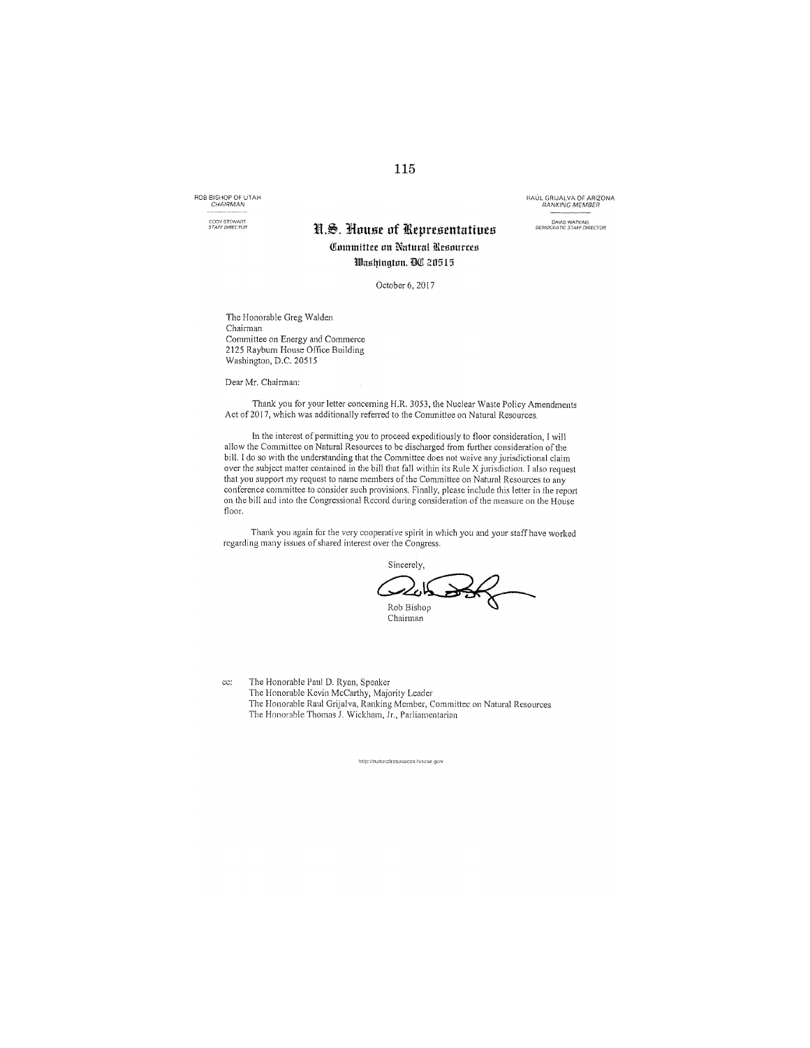ROB BISHOP OF UTAH
*CHAIRMAN*

CODY STEWART
*STAFF DIRECTOR*

RAÚL GRIJALVA OF ARIZONA
*RANKING MEMBER*

DAVID WATKINS
*DEMOCRATIC STAFF DIRECTOR*

# U.S. House of Representatives

## Committee on Natural Resources

### Washington, DC 20515

October 6, 2017

The Honorable Greg Walden
Chairman
Committee on Energy and Commerce
2125 Rayburn House Office Building
Washington, D.C. 20515

Dear Mr. Chairman:

Thank you for your letter concerning H.R. 3053, the Nuclear Waste Policy Amendments Act of 2017, which was additionally referred to the Committee on Natural Resources.

In the interest of permitting you to proceed expeditiously to floor consideration, I will allow the Committee on Natural Resources to be discharged from further consideration of the bill. I do so with the understanding that the Committee does not waive any jurisdictional claim over the subject matter contained in the bill that fall within its Rule X jurisdiction. I also request that you support my request to name members of the Committee on Natural Resources to any conference committee to consider such provisions. Finally, please include this letter in the report on the bill and into the Congressional Record during consideration of the measure on the House floor.

Thank you again for the very cooperative spirit in which you and your staff have worked regarding many issues of shared interest over the Congress.

Sincerely,

Rob Bishop
Chairman

cc: The Honorable Paul D. Ryan, Speaker
The Honorable Kevin McCarthy, Majority Leader
The Honorable Raul Grijalva, Ranking Member, Committee on Natural Resources
The Honorable Thomas J. Wickham, Jr., Parliamentarian

http://naturalresources.house.gov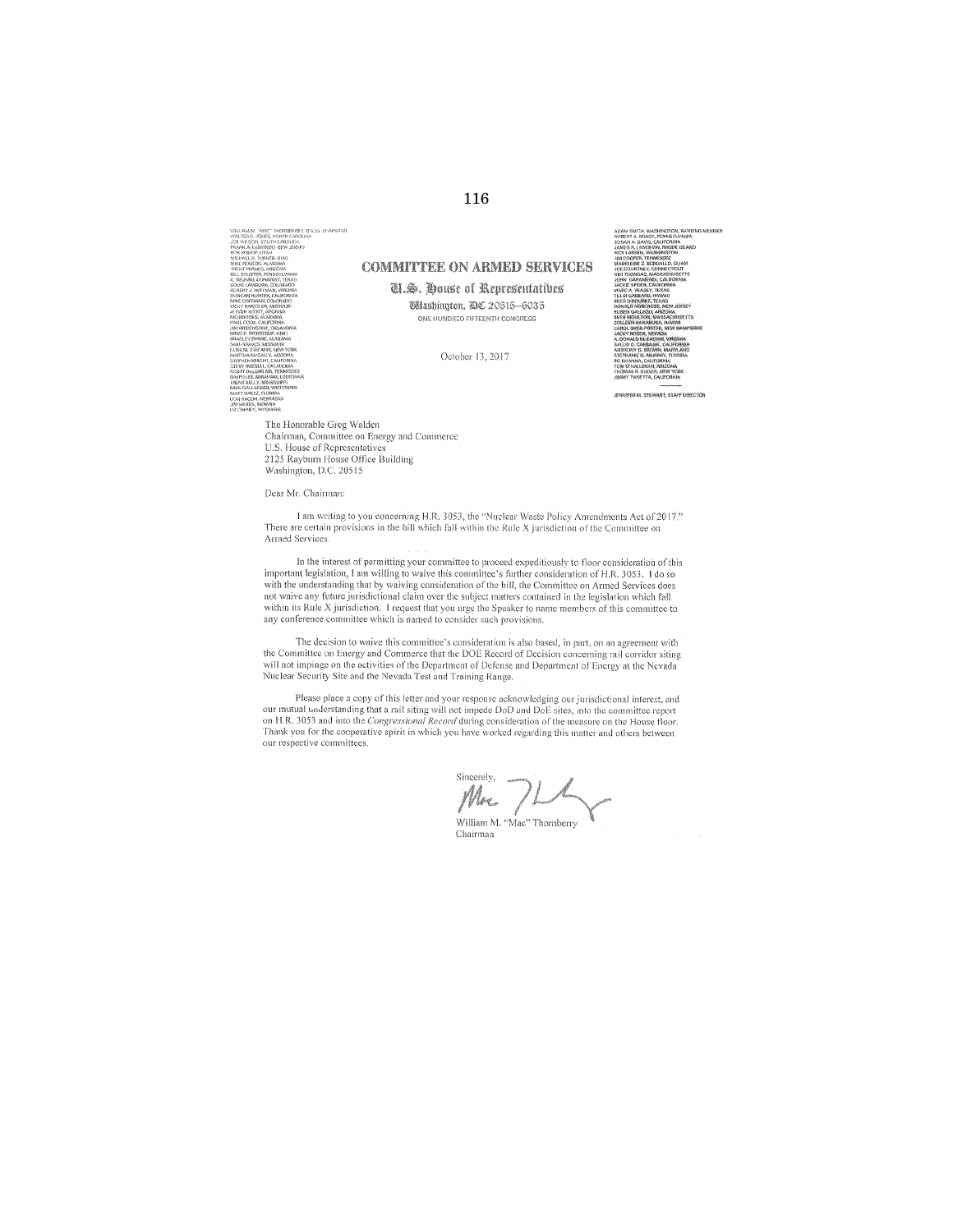# COMMITTEE ON ARMED SERVICES

**U.S. House of Representatives**

**Washington, DC 20515–6035**

ONE HUNDRED FIFTEENTH CONGRESS

October 13, 2017

The Honorable Greg Walden
Chairman, Committee on Energy and Commerce
U.S. House of Representatives
2125 Rayburn House Office Building
Washington, D.C. 20515

Dear Mr. Chairman:

I am writing to you concerning H.R. 3053, the "Nuclear Waste Policy Amendments Act of 2017." There are certain provisions in the bill which fall within the Rule X jurisdiction of the Committee on Armed Services.

In the interest of permitting your committee to proceed expeditiously to floor consideration of this important legislation, I am willing to waive this committee's further consideration of H.R. 3053. I do so with the understanding that by waiving consideration of the bill, the Committee on Armed Services does not waive any future jurisdictional claim over the subject matters contained in the legislation which fall within its Rule X jurisdiction. I request that you urge the Speaker to name members of this committee to any conference committee which is named to consider such provisions.

The decision to waive this committee's consideration is also based, in part, on an agreement with the Committee on Energy and Commerce that the DOE Record of Decision concerning rail corridor siting will not impinge on the activities of the Department of Defense and Department of Energy at the Nevada Nuclear Security Site and the Nevada Test and Training Range.

Please place a copy of this letter and your response acknowledging our jurisdictional interest, and our mutual understanding that a rail siting will not impede DoD and DoE sites, into the committee report on H.R. 3053 and into the *Congressional Record* during consideration of the measure on the House floor. Thank you for the cooperative spirit in which you have worked regarding this matter and others between our respective committees.

Sincerely,

William M. "Mac" Thornberry
Chairman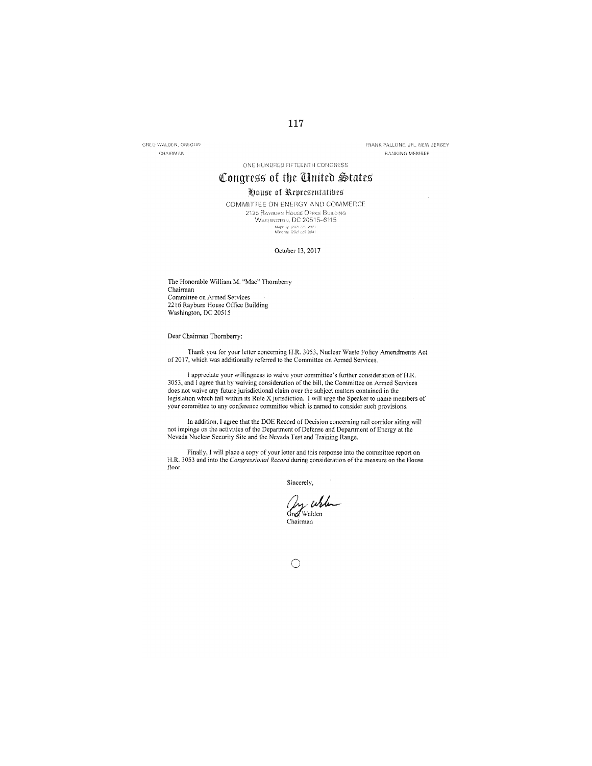GREG WALDEN, OREGON
CHAIRMAN

FRANK PALLONE, JR., NEW JERSEY
RANKING MEMBER

ONE HUNDRED FIFTEENTH CONGRESS

# Congress of the United States

## House of Representatives

COMMITTEE ON ENERGY AND COMMERCE
2125 RAYBURN HOUSE OFFICE BUILDING
WASHINGTON, DC 20515–6115
Majority (202) 225-2927
Minority (202) 225-3641

October 13, 2017

The Honorable William M. "Mac" Thornberry
Chairman
Committee on Armed Services
2216 Rayburn House Office Building
Washington, DC 20515

Dear Chairman Thornberry:

Thank you for your letter concerning H.R. 3053, Nuclear Waste Policy Amendments Act of 2017, which was additionally referred to the Committee on Armed Services.

I appreciate your willingness to waive your committee's further consideration of H.R. 3053, and I agree that by waiving consideration of the bill, the Committee on Armed Services does not waive any future jurisdictional claim over the subject matters contained in the legislation which fall within its Rule X jurisdiction. I will urge the Speaker to name members of your committee to any conference committee which is named to consider such provisions.

In addition, I agree that the DOE Record of Decision concerning rail corridor siting will not impinge on the activities of the Department of Defense and Department of Energy at the Nevada Nuclear Security Site and the Nevada Test and Training Range.

Finally, I will place a copy of your letter and this response into the committee report on H.R. 3053 and into the *Congressional Record* during consideration of the measure on the House floor.

Sincerely,

Greg Walden
Chairman